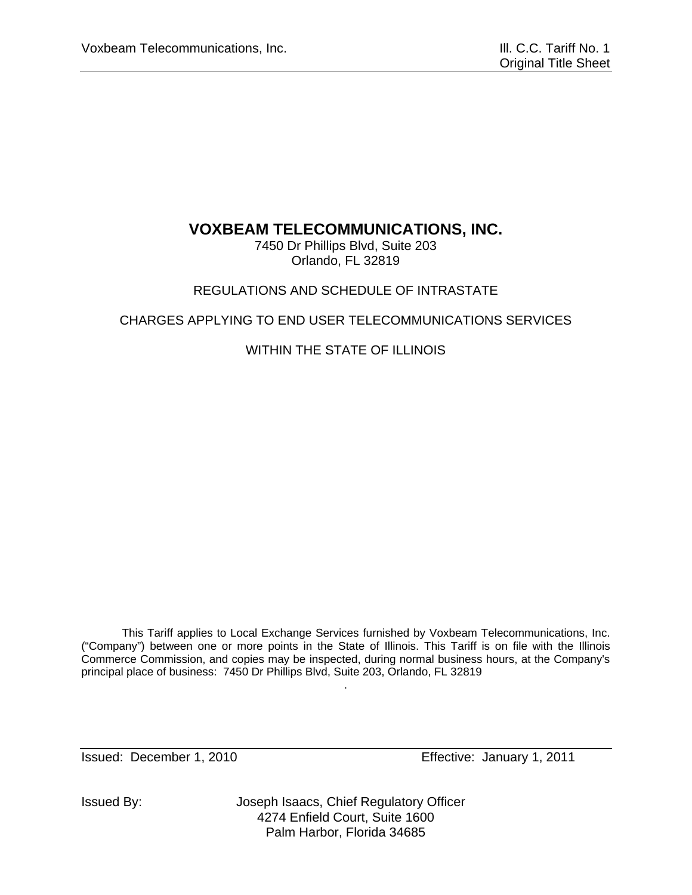# VOXBEAM TELECOMMUNICATIONS, INC.

7450 Dr Phillips Blvd, Suite 203
Orlando, FL 32819

REGULATIONS AND SCHEDULE OF INTRASTATE

CHARGES APPLYING TO END USER TELECOMMUNICATIONS SERVICES

WITHIN THE STATE OF ILLINOIS

This Tariff applies to Local Exchange Services furnished by Voxbeam Telecommunications, Inc. ("Company") between one or more points in the State of Illinois. This Tariff is on file with the Illinois Commerce Commission, and copies may be inspected, during normal business hours, at the Company's principal place of business: 7450 Dr Phillips Blvd, Suite 203, Orlando, FL 32819

Issued: December 1, 2010 Effective: January 1, 2011

Issued By: Joseph Isaacs, Chief Regulatory Officer
4274 Enfield Court, Suite 1600
Palm Harbor, Florida 34685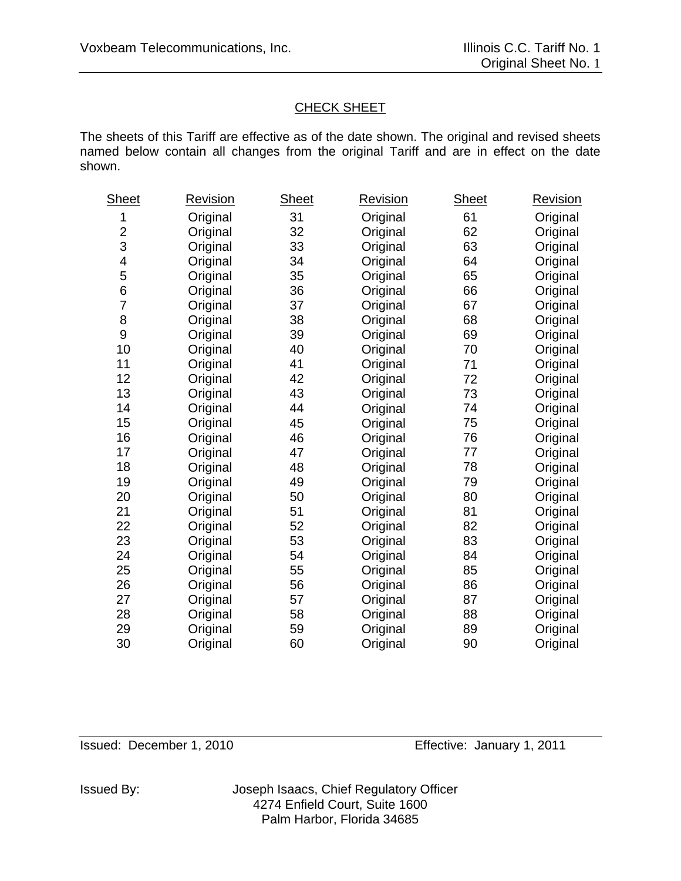## CHECK SHEET

The sheets of this Tariff are effective as of the date shown. The original and revised sheets named below contain all changes from the original Tariff and are in effect on the date shown.

| Sheet | Revision | Sheet | Revision | Sheet | Revision |
|---|---|---|---|---|---|
| 1 | Original | 31 | Original | 61 | Original |
| 2 | Original | 32 | Original | 62 | Original |
| 3 | Original | 33 | Original | 63 | Original |
| 4 | Original | 34 | Original | 64 | Original |
| 5 | Original | 35 | Original | 65 | Original |
| 6 | Original | 36 | Original | 66 | Original |
| 7 | Original | 37 | Original | 67 | Original |
| 8 | Original | 38 | Original | 68 | Original |
| 9 | Original | 39 | Original | 69 | Original |
| 10 | Original | 40 | Original | 70 | Original |
| 11 | Original | 41 | Original | 71 | Original |
| 12 | Original | 42 | Original | 72 | Original |
| 13 | Original | 43 | Original | 73 | Original |
| 14 | Original | 44 | Original | 74 | Original |
| 15 | Original | 45 | Original | 75 | Original |
| 16 | Original | 46 | Original | 76 | Original |
| 17 | Original | 47 | Original | 77 | Original |
| 18 | Original | 48 | Original | 78 | Original |
| 19 | Original | 49 | Original | 79 | Original |
| 20 | Original | 50 | Original | 80 | Original |
| 21 | Original | 51 | Original | 81 | Original |
| 22 | Original | 52 | Original | 82 | Original |
| 23 | Original | 53 | Original | 83 | Original |
| 24 | Original | 54 | Original | 84 | Original |
| 25 | Original | 55 | Original | 85 | Original |
| 26 | Original | 56 | Original | 86 | Original |
| 27 | Original | 57 | Original | 87 | Original |
| 28 | Original | 58 | Original | 88 | Original |
| 29 | Original | 59 | Original | 89 | Original |
| 30 | Original | 60 | Original | 90 | Original |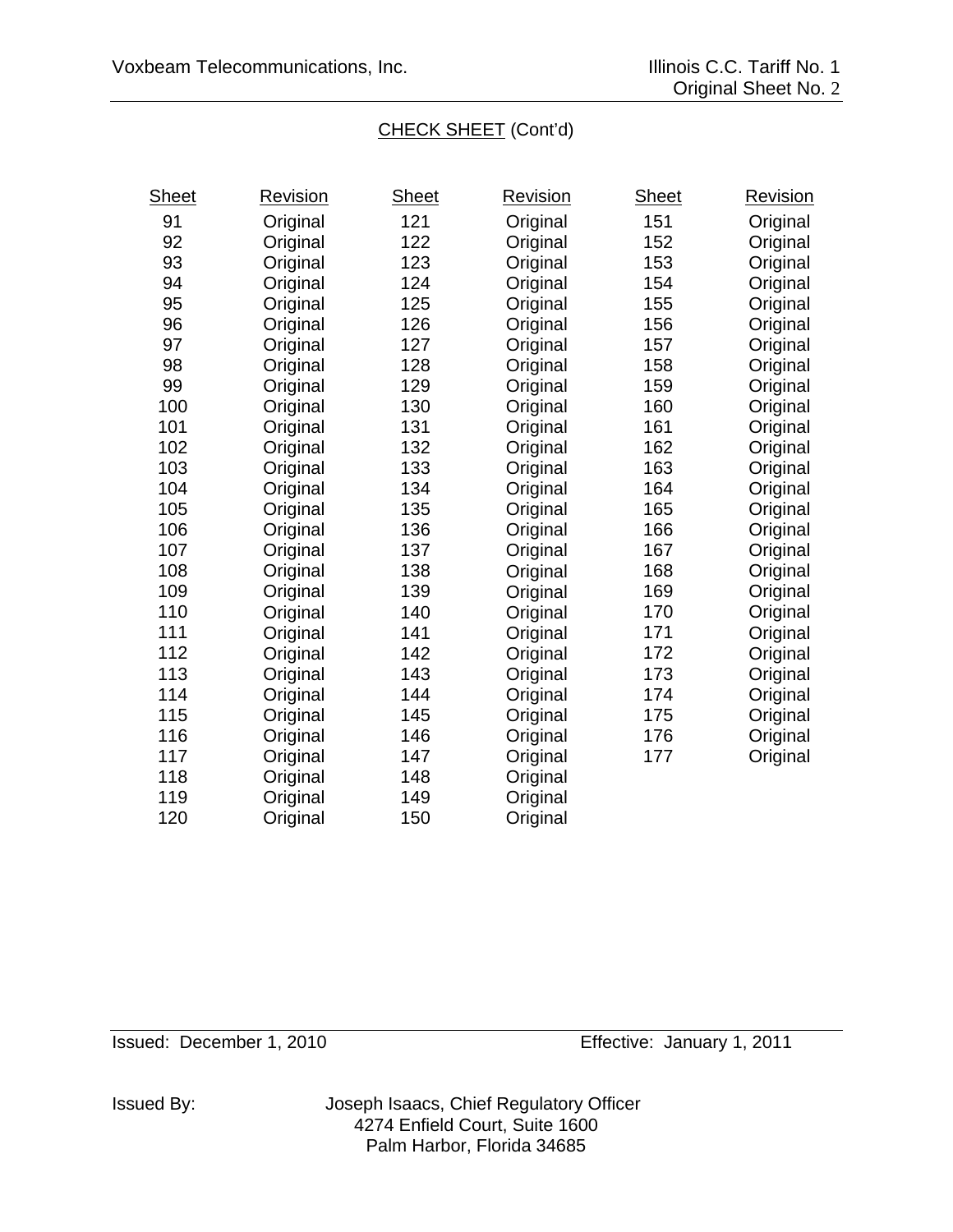## CHECK SHEET (Cont'd)

| Sheet | Revision | Sheet | Revision | Sheet | Revision |
|---|---|---|---|---|---|
| 91 | Original | 121 | Original | 151 | Original |
| 92 | Original | 122 | Original | 152 | Original |
| 93 | Original | 123 | Original | 153 | Original |
| 94 | Original | 124 | Original | 154 | Original |
| 95 | Original | 125 | Original | 155 | Original |
| 96 | Original | 126 | Original | 156 | Original |
| 97 | Original | 127 | Original | 157 | Original |
| 98 | Original | 128 | Original | 158 | Original |
| 99 | Original | 129 | Original | 159 | Original |
| 100 | Original | 130 | Original | 160 | Original |
| 101 | Original | 131 | Original | 161 | Original |
| 102 | Original | 132 | Original | 162 | Original |
| 103 | Original | 133 | Original | 163 | Original |
| 104 | Original | 134 | Original | 164 | Original |
| 105 | Original | 135 | Original | 165 | Original |
| 106 | Original | 136 | Original | 166 | Original |
| 107 | Original | 137 | Original | 167 | Original |
| 108 | Original | 138 | Original | 168 | Original |
| 109 | Original | 139 | Original | 169 | Original |
| 110 | Original | 140 | Original | 170 | Original |
| 111 | Original | 141 | Original | 171 | Original |
| 112 | Original | 142 | Original | 172 | Original |
| 113 | Original | 143 | Original | 173 | Original |
| 114 | Original | 144 | Original | 174 | Original |
| 115 | Original | 145 | Original | 175 | Original |
| 116 | Original | 146 | Original | 176 | Original |
| 117 | Original | 147 | Original | 177 | Original |
| 118 | Original | 148 | Original | | |
| 119 | Original | 149 | Original | | |
| 120 | Original | 150 | Original | | |

Issued: December 1, 2010 Effective: January 1, 2011

Issued By: Joseph Isaacs, Chief Regulatory Officer
4274 Enfield Court, Suite 1600
Palm Harbor, Florida 34685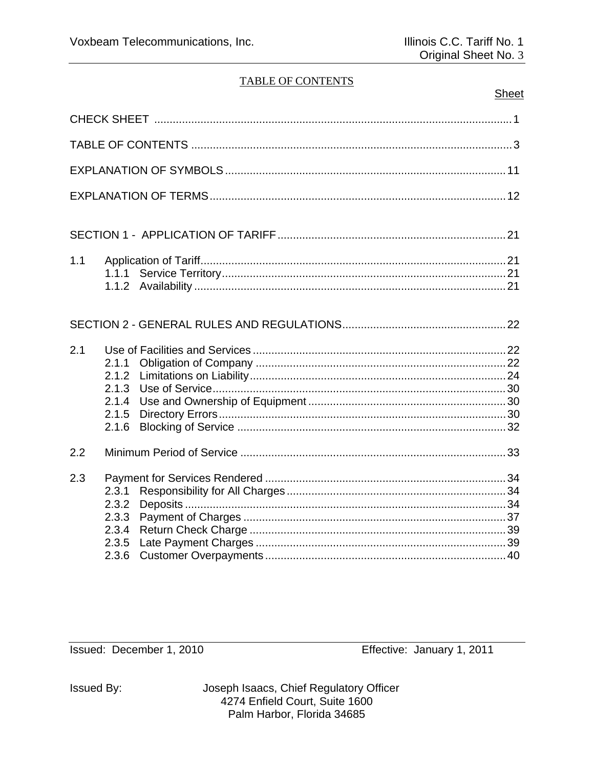TABLE OF CONTENTS

| | | Sheet |
|---|---|---|
| CHECK SHEET | | 1 |
| TABLE OF CONTENTS | | 3 |
| EXPLANATION OF SYMBOLS | | 11 |
| EXPLANATION OF TERMS | | 12 |
| SECTION 1 - APPLICATION OF TARIFF | | 21 |
| 1.1 | Application of Tariff | 21 |
| | 1.1.1 Service Territory | 21 |
| | 1.1.2 Availability | 21 |
| SECTION 2 - GENERAL RULES AND REGULATIONS | | 22 |
| 2.1 | Use of Facilities and Services | 22 |
| | 2.1.1 Obligation of Company | 22 |
| | 2.1.2 Limitations on Liability | 24 |
| | 2.1.3 Use of Service | 30 |
| | 2.1.4 Use and Ownership of Equipment | 30 |
| | 2.1.5 Directory Errors | 30 |
| | 2.1.6 Blocking of Service | 32 |
| 2.2 | Minimum Period of Service | 33 |
| 2.3 | Payment for Services Rendered | 34 |
| | 2.3.1 Responsibility for All Charges | 34 |
| | 2.3.2 Deposits | 34 |
| | 2.3.3 Payment of Charges | 37 |
| | 2.3.4 Return Check Charge | 39 |
| | 2.3.5 Late Payment Charges | 39 |
| | 2.3.6 Customer Overpayments | 40 |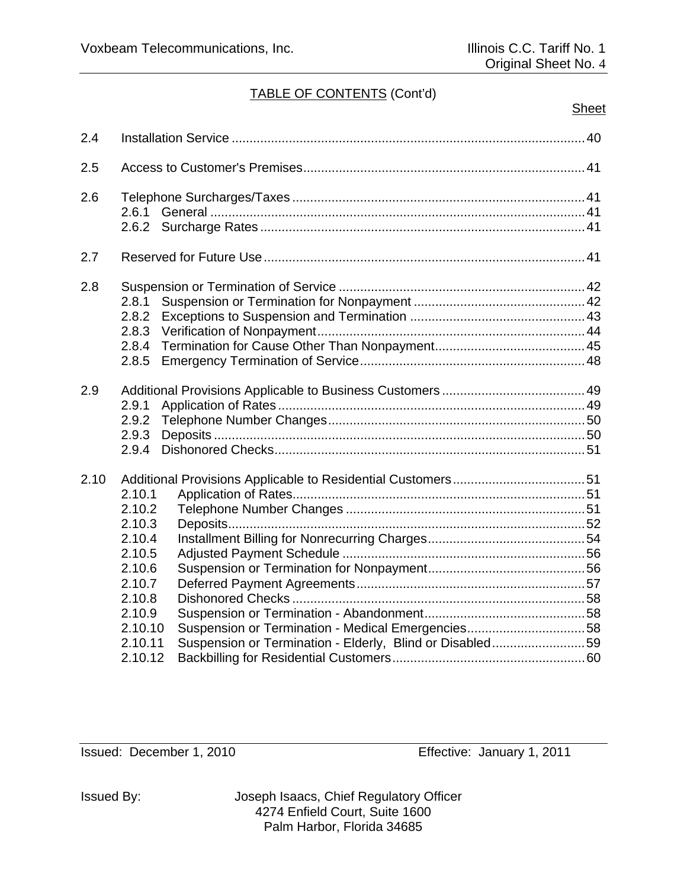## TABLE OF CONTENTS (Cont'd)

| | | Sheet |
|---|---|---|
| 2.4 | Installation Service | 40 |
| 2.5 | Access to Customer's Premises | 41 |
| 2.6 | Telephone Surcharges/Taxes | 41 |
| | 2.6.1 General | 41 |
| | 2.6.2 Surcharge Rates | 41 |
| 2.7 | Reserved for Future Use | 41 |
| 2.8 | Suspension or Termination of Service | 42 |
| | 2.8.1 Suspension or Termination for Nonpayment | 42 |
| | 2.8.2 Exceptions to Suspension and Termination | 43 |
| | 2.8.3 Verification of Nonpayment | 44 |
| | 2.8.4 Termination for Cause Other Than Nonpayment | 45 |
| | 2.8.5 Emergency Termination of Service | 48 |
| 2.9 | Additional Provisions Applicable to Business Customers | 49 |
| | 2.9.1 Application of Rates | 49 |
| | 2.9.2 Telephone Number Changes | 50 |
| | 2.9.3 Deposits | 50 |
| | 2.9.4 Dishonored Checks | 51 |
| 2.10 | Additional Provisions Applicable to Residential Customers | 51 |
| | 2.10.1 Application of Rates | 51 |
| | 2.10.2 Telephone Number Changes | 51 |
| | 2.10.3 Deposits | 52 |
| | 2.10.4 Installment Billing for Nonrecurring Charges | 54 |
| | 2.10.5 Adjusted Payment Schedule | 56 |
| | 2.10.6 Suspension or Termination for Nonpayment | 56 |
| | 2.10.7 Deferred Payment Agreements | 57 |
| | 2.10.8 Dishonored Checks | 58 |
| | 2.10.9 Suspension or Termination - Abandonment | 58 |
| | 2.10.10 Suspension or Termination - Medical Emergencies | 58 |
| | 2.10.11 Suspension or Termination - Elderly, Blind or Disabled | 59 |
| | 2.10.12 Backbilling for Residential Customers | 60 |

Issued: December 1, 2010 Effective: January 1, 2011

Issued By: Joseph Isaacs, Chief Regulatory Officer
4274 Enfield Court, Suite 1600
Palm Harbor, Florida 34685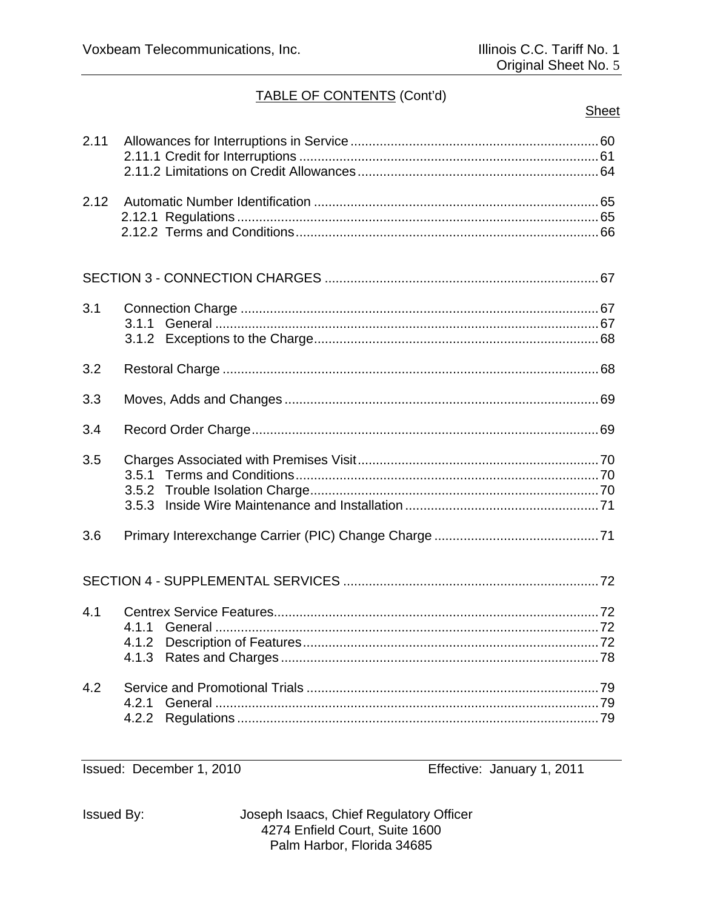## TABLE OF CONTENTS (Cont'd)

| | | Sheet |
|---|---|---|
| 2.11 | Allowances for Interruptions in Service | 60 |
| | 2.11.1 Credit for Interruptions | 61 |
| | 2.11.2 Limitations on Credit Allowances | 64 |
| 2.12 | Automatic Number Identification | 65 |
| | 2.12.1 Regulations | 65 |
| | 2.12.2 Terms and Conditions | 66 |
| SECTION 3 - CONNECTION CHARGES | | 67 |
| 3.1 | Connection Charge | 67 |
| | 3.1.1 General | 67 |
| | 3.1.2 Exceptions to the Charge | 68 |
| 3.2 | Restoral Charge | 68 |
| 3.3 | Moves, Adds and Changes | 69 |
| 3.4 | Record Order Charge | 69 |
| 3.5 | Charges Associated with Premises Visit | 70 |
| | 3.5.1 Terms and Conditions | 70 |
| | 3.5.2 Trouble Isolation Charge | 70 |
| | 3.5.3 Inside Wire Maintenance and Installation | 71 |
| 3.6 | Primary Interexchange Carrier (PIC) Change Charge | 71 |
| SECTION 4 - SUPPLEMENTAL SERVICES | | 72 |
| 4.1 | Centrex Service Features | 72 |
| | 4.1.1 General | 72 |
| | 4.1.2 Description of Features | 72 |
| | 4.1.3 Rates and Charges | 78 |
| 4.2 | Service and Promotional Trials | 79 |
| | 4.2.1 General | 79 |
| | 4.2.2 Regulations | 79 |

Issued: December 1, 2010 Effective: January 1, 2011

Issued By: Joseph Isaacs, Chief Regulatory Officer
4274 Enfield Court, Suite 1600
Palm Harbor, Florida 34685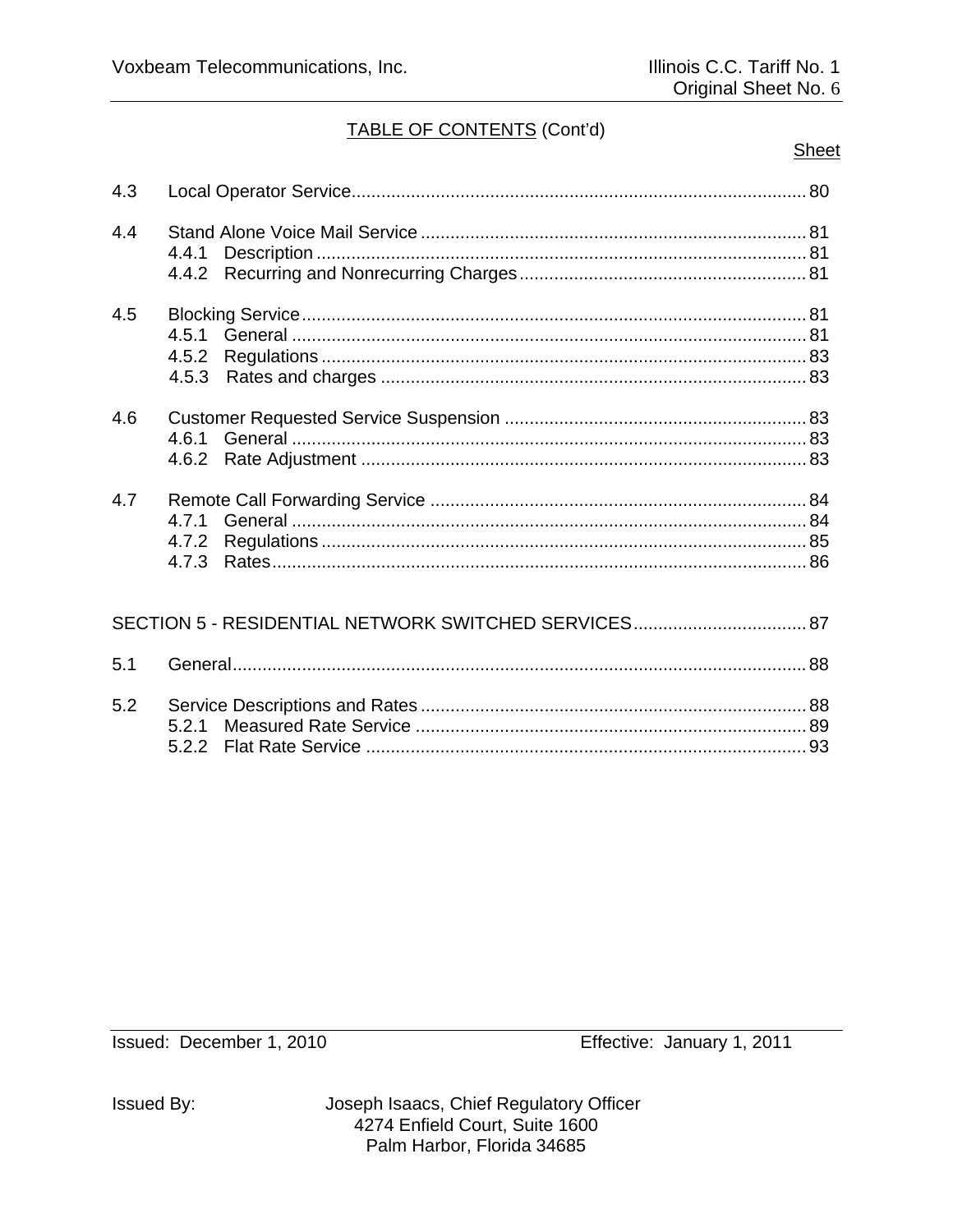## TABLE OF CONTENTS (Cont'd)

| | | Sheet |
|---|---|---|
| 4.3 | Local Operator Service | 80 |
| 4.4 | Stand Alone Voice Mail Service | 81 |
| | 4.4.1 Description | 81 |
| | 4.4.2 Recurring and Nonrecurring Charges | 81 |
| 4.5 | Blocking Service | 81 |
| | 4.5.1 General | 81 |
| | 4.5.2 Regulations | 83 |
| | 4.5.3 Rates and charges | 83 |
| 4.6 | Customer Requested Service Suspension | 83 |
| | 4.6.1 General | 83 |
| | 4.6.2 Rate Adjustment | 83 |
| 4.7 | Remote Call Forwarding Service | 84 |
| | 4.7.1 General | 84 |
| | 4.7.2 Regulations | 85 |
| | 4.7.3 Rates | 86 |
| SECTION 5 - RESIDENTIAL NETWORK SWITCHED SERVICES | | 87 |
| 5.1 | General | 88 |
| 5.2 | Service Descriptions and Rates | 88 |
| | 5.2.1 Measured Rate Service | 89 |
| | 5.2.2 Flat Rate Service | 93 |

Issued: December 1, 2010 Effective: January 1, 2011

Issued By: Joseph Isaacs, Chief Regulatory Officer
4274 Enfield Court, Suite 1600
Palm Harbor, Florida 34685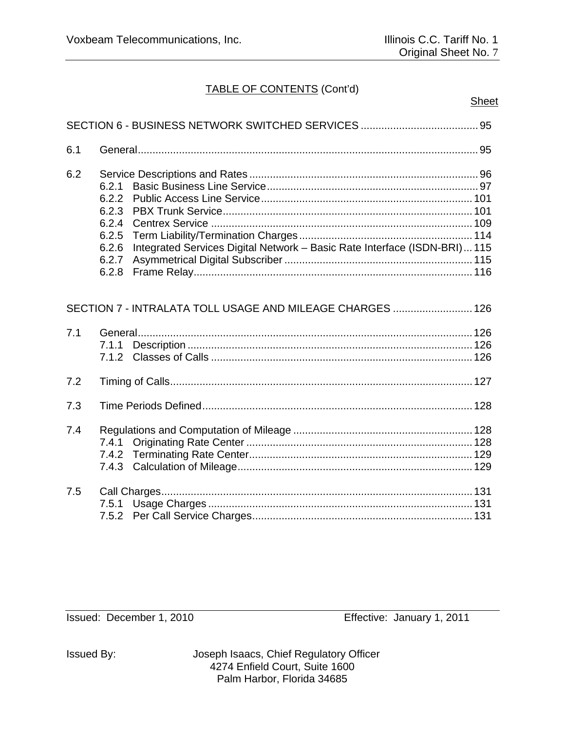## TABLE OF CONTENTS (Cont'd)

| | | Sheet |
|---|---|---|
| SECTION 6 - BUSINESS NETWORK SWITCHED SERVICES | | 95 |
| 6.1 | General | 95 |
| 6.2 | Service Descriptions and Rates | 96 |
| | 6.2.1 Basic Business Line Service | 97 |
| | 6.2.2 Public Access Line Service | 101 |
| | 6.2.3 PBX Trunk Service | 101 |
| | 6.2.4 Centrex Service | 109 |
| | 6.2.5 Term Liability/Termination Charges | 114 |
| | 6.2.6 Integrated Services Digital Network – Basic Rate Interface (ISDN-BRI) | 115 |
| | 6.2.7 Asymmetrical Digital Subscriber | 115 |
| | 6.2.8 Frame Relay | 116 |
| SECTION 7 - INTRALATA TOLL USAGE AND MILEAGE CHARGES | | 126 |
| 7.1 | General | 126 |
| | 7.1.1 Description | 126 |
| | 7.1.2 Classes of Calls | 126 |
| 7.2 | Timing of Calls | 127 |
| 7.3 | Time Periods Defined | 128 |
| 7.4 | Regulations and Computation of Mileage | 128 |
| | 7.4.1 Originating Rate Center | 128 |
| | 7.4.2 Terminating Rate Center | 129 |
| | 7.4.3 Calculation of Mileage | 129 |
| 7.5 | Call Charges | 131 |
| | 7.5.1 Usage Charges | 131 |
| | 7.5.2 Per Call Service Charges | 131 |

Issued: December 1, 2010 Effective: January 1, 2011

Issued By: Joseph Isaacs, Chief Regulatory Officer
4274 Enfield Court, Suite 1600
Palm Harbor, Florida 34685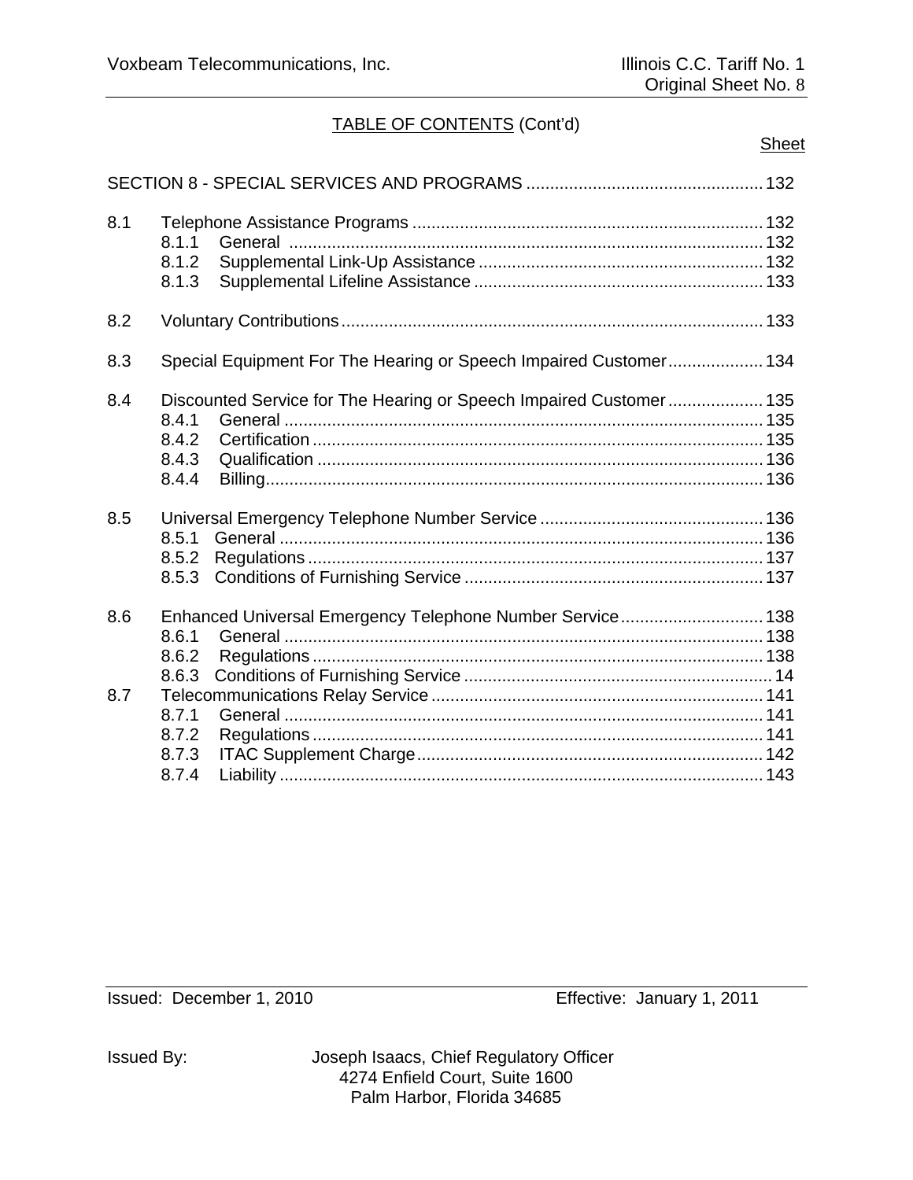## TABLE OF CONTENTS (Cont'd)

| | | Sheet |
|---|---|---|
| SECTION 8 - SPECIAL SERVICES AND PROGRAMS | | 132 |
| 8.1 | Telephone Assistance Programs | 132 |
| | 8.1.1 General | 132 |
| | 8.1.2 Supplemental Link-Up Assistance | 132 |
| | 8.1.3 Supplemental Lifeline Assistance | 133 |
| 8.2 | Voluntary Contributions | 133 |
| 8.3 | Special Equipment For The Hearing or Speech Impaired Customer | 134 |
| 8.4 | Discounted Service for The Hearing or Speech Impaired Customer | 135 |
| | 8.4.1 General | 135 |
| | 8.4.2 Certification | 135 |
| | 8.4.3 Qualification | 136 |
| | 8.4.4 Billing | 136 |
| 8.5 | Universal Emergency Telephone Number Service | 136 |
| | 8.5.1 General | 136 |
| | 8.5.2 Regulations | 137 |
| | 8.5.3 Conditions of Furnishing Service | 137 |
| 8.6 | Enhanced Universal Emergency Telephone Number Service | 138 |
| | 8.6.1 General | 138 |
| | 8.6.2 Regulations | 138 |
| | 8.6.3 Conditions of Furnishing Service | 14 |
| 8.7 | Telecommunications Relay Service | 141 |
| | 8.7.1 General | 141 |
| | 8.7.2 Regulations | 141 |
| | 8.7.3 ITAC Supplement Charge | 142 |
| | 8.7.4 Liability | 143 |

Issued: December 1, 2010 Effective: January 1, 2011

Issued By: Joseph Isaacs, Chief Regulatory Officer
4274 Enfield Court, Suite 1600
Palm Harbor, Florida 34685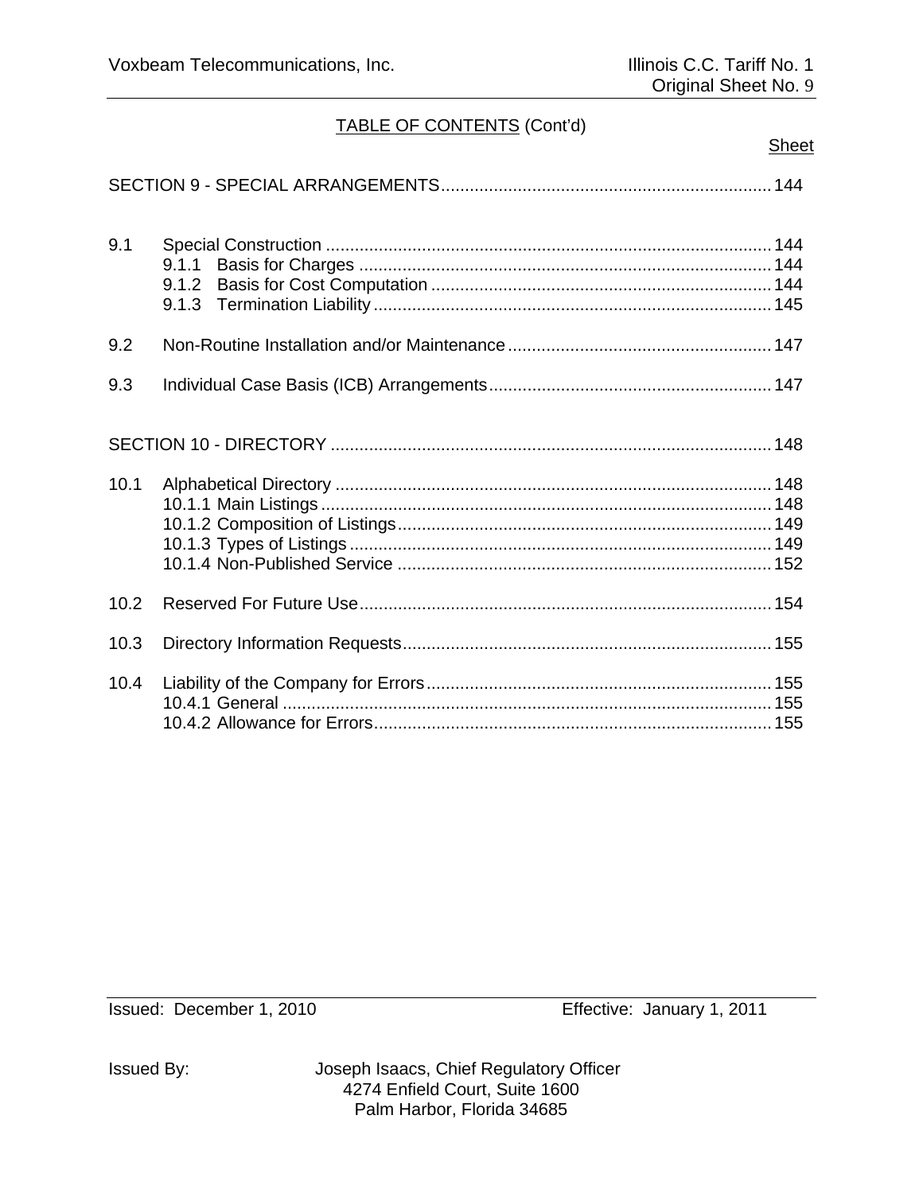TABLE OF CONTENTS (Cont'd)

| | | Sheet |
|---|---|---|
| SECTION 9 - SPECIAL ARRANGEMENTS | | 144 |
| 9.1 | Special Construction | 144 |
| | 9.1.1 Basis for Charges | 144 |
| | 9.1.2 Basis for Cost Computation | 144 |
| | 9.1.3 Termination Liability | 145 |
| 9.2 | Non-Routine Installation and/or Maintenance | 147 |
| 9.3 | Individual Case Basis (ICB) Arrangements | 147 |
| SECTION 10 - DIRECTORY | | 148 |
| 10.1 | Alphabetical Directory | 148 |
| | 10.1.1 Main Listings | 148 |
| | 10.1.2 Composition of Listings | 149 |
| | 10.1.3 Types of Listings | 149 |
| | 10.1.4 Non-Published Service | 152 |
| 10.2 | Reserved For Future Use | 154 |
| 10.3 | Directory Information Requests | 155 |
| 10.4 | Liability of the Company for Errors | 155 |
| | 10.4.1 General | 155 |
| | 10.4.2 Allowance for Errors | 155 |

Issued: December 1, 2010 Effective: January 1, 2011

Issued By: Joseph Isaacs, Chief Regulatory Officer
4274 Enfield Court, Suite 1600
Palm Harbor, Florida 34685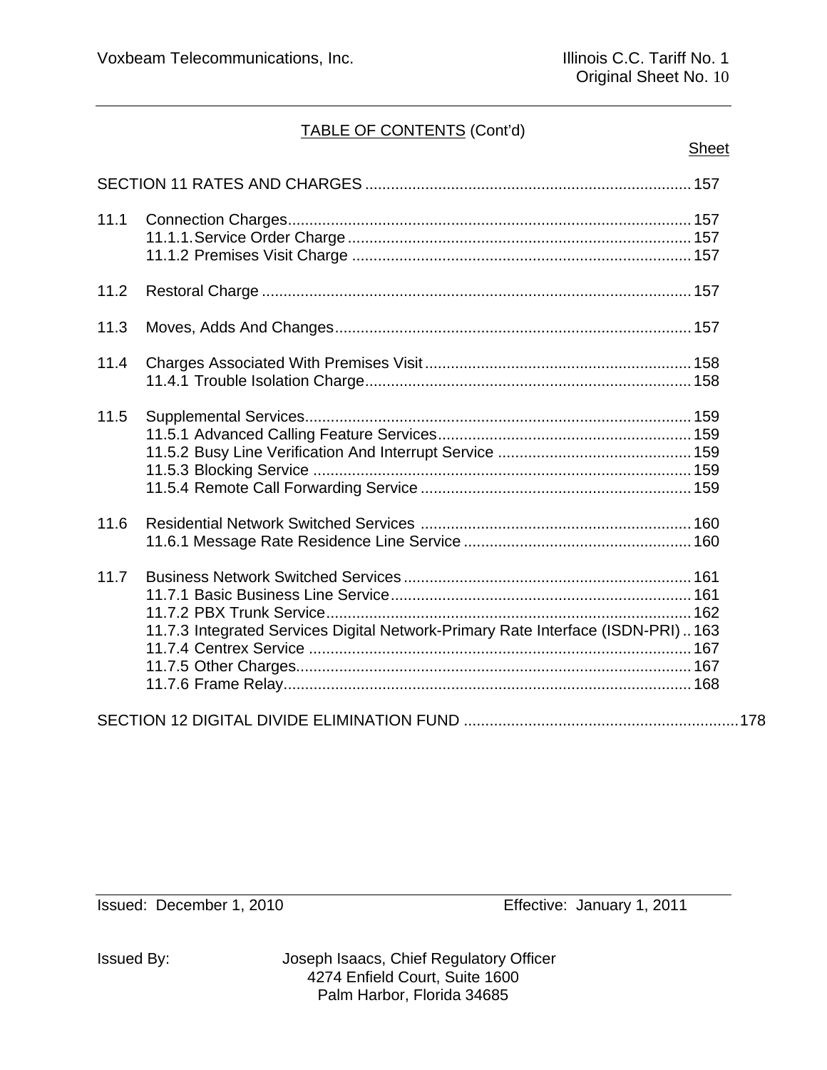## TABLE OF CONTENTS (Cont'd)

| | | Sheet |
|---|---|---|
| SECTION 11 RATES AND CHARGES | | 157 |
| 11.1 | Connection Charges | 157 |
| | 11.1.1. Service Order Charge | 157 |
| | 11.1.2 Premises Visit Charge | 157 |
| 11.2 | Restoral Charge | 157 |
| 11.3 | Moves, Adds And Changes | 157 |
| 11.4 | Charges Associated With Premises Visit | 158 |
| | 11.4.1 Trouble Isolation Charge | 158 |
| 11.5 | Supplemental Services | 159 |
| | 11.5.1 Advanced Calling Feature Services | 159 |
| | 11.5.2 Busy Line Verification And Interrupt Service | 159 |
| | 11.5.3 Blocking Service | 159 |
| | 11.5.4 Remote Call Forwarding Service | 159 |
| 11.6 | Residential Network Switched Services | 160 |
| | 11.6.1 Message Rate Residence Line Service | 160 |
| 11.7 | Business Network Switched Services | 161 |
| | 11.7.1 Basic Business Line Service | 161 |
| | 11.7.2 PBX Trunk Service | 162 |
| | 11.7.3 Integrated Services Digital Network-Primary Rate Interface (ISDN-PRI) | 163 |
| | 11.7.4 Centrex Service | 167 |
| | 11.7.5 Other Charges | 167 |
| | 11.7.6 Frame Relay | 168 |
| SECTION 12 DIGITAL DIVIDE ELIMINATION FUND | | 178 |

Issued: December 1, 2010 Effective: January 1, 2011

Issued By: Joseph Isaacs, Chief Regulatory Officer
4274 Enfield Court, Suite 1600
Palm Harbor, Florida 34685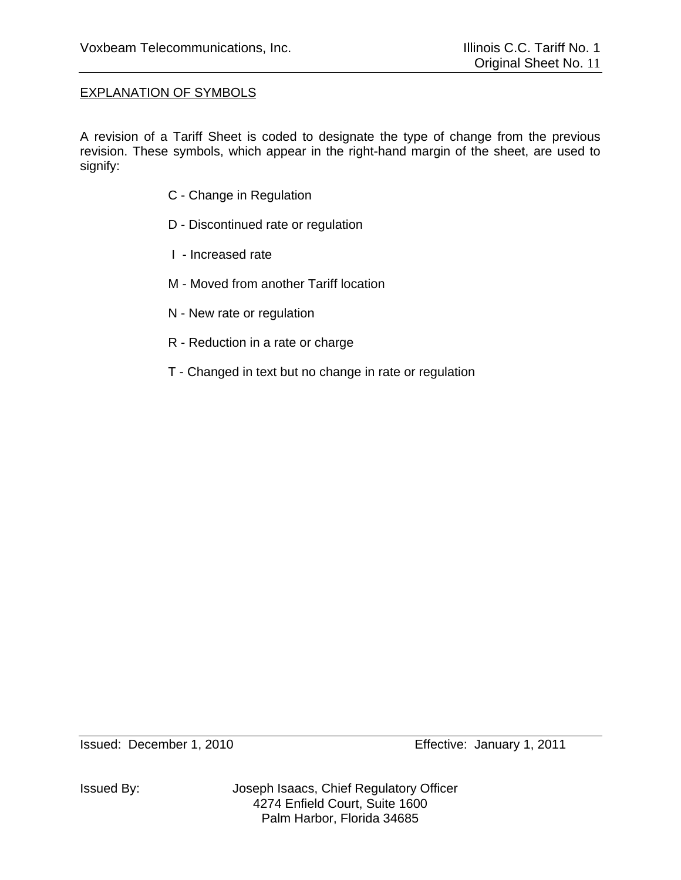## EXPLANATION OF SYMBOLS

A revision of a Tariff Sheet is coded to designate the type of change from the previous revision. These symbols, which appear in the right-hand margin of the sheet, are used to signify:

C - Change in Regulation

D - Discontinued rate or regulation

I - Increased rate

M - Moved from another Tariff location

N - New rate or regulation

R - Reduction in a rate or charge

T - Changed in text but no change in rate or regulation

Issued: December 1, 2010 Effective: January 1, 2011

Issued By: Joseph Isaacs, Chief Regulatory Officer
4274 Enfield Court, Suite 1600
Palm Harbor, Florida 34685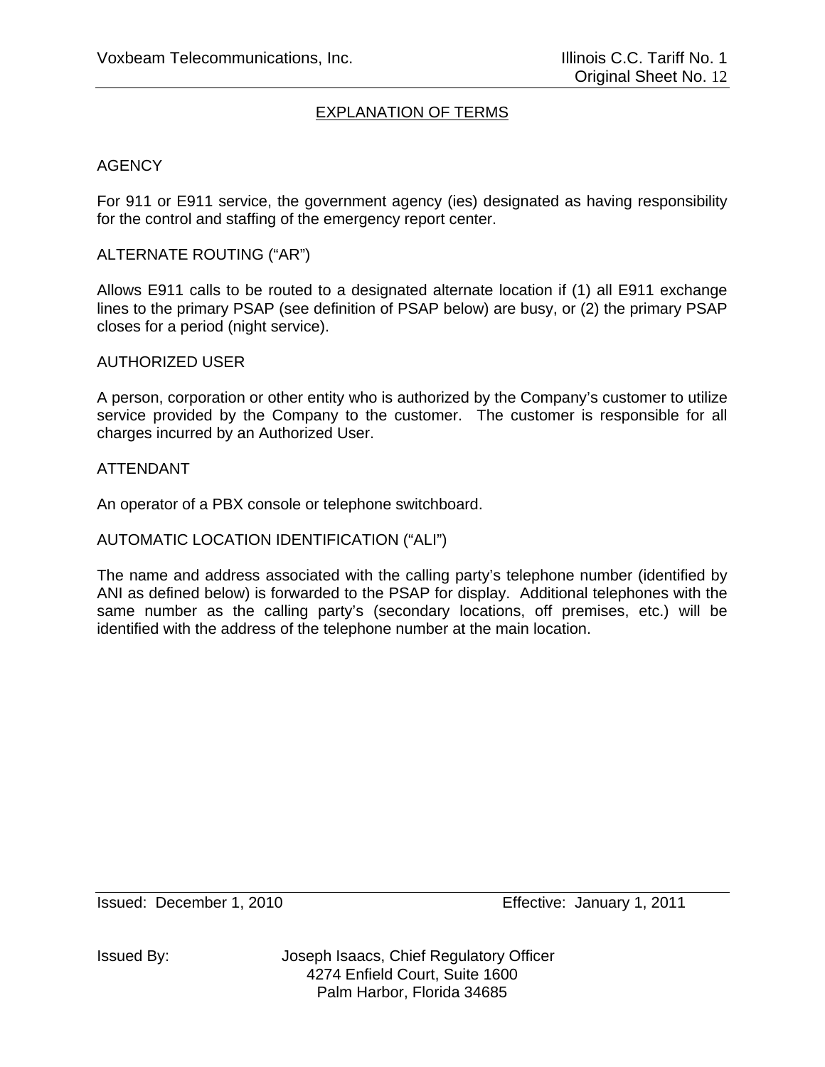## EXPLANATION OF TERMS

AGENCY

For 911 or E911 service, the government agency (ies) designated as having responsibility for the control and staffing of the emergency report center.

ALTERNATE ROUTING ("AR")

Allows E911 calls to be routed to a designated alternate location if (1) all E911 exchange lines to the primary PSAP (see definition of PSAP below) are busy, or (2) the primary PSAP closes for a period (night service).

AUTHORIZED USER

A person, corporation or other entity who is authorized by the Company's customer to utilize service provided by the Company to the customer. The customer is responsible for all charges incurred by an Authorized User.

ATTENDANT

An operator of a PBX console or telephone switchboard.

AUTOMATIC LOCATION IDENTIFICATION ("ALI")

The name and address associated with the calling party's telephone number (identified by ANI as defined below) is forwarded to the PSAP for display. Additional telephones with the same number as the calling party's (secondary locations, off premises, etc.) will be identified with the address of the telephone number at the main location.

Issued: December 1, 2010 Effective: January 1, 2011

Issued By: Joseph Isaacs, Chief Regulatory Officer
4274 Enfield Court, Suite 1600
Palm Harbor, Florida 34685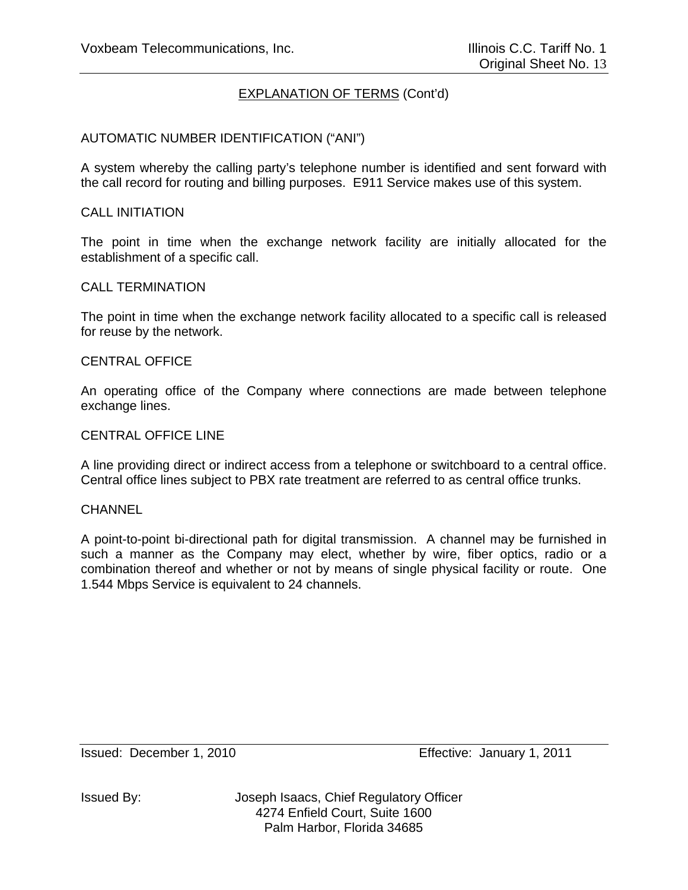## EXPLANATION OF TERMS (Cont'd)

AUTOMATIC NUMBER IDENTIFICATION ("ANI")

A system whereby the calling party's telephone number is identified and sent forward with the call record for routing and billing purposes. E911 Service makes use of this system.

CALL INITIATION

The point in time when the exchange network facility are initially allocated for the establishment of a specific call.

CALL TERMINATION

The point in time when the exchange network facility allocated to a specific call is released for reuse by the network.

CENTRAL OFFICE

An operating office of the Company where connections are made between telephone exchange lines.

CENTRAL OFFICE LINE

A line providing direct or indirect access from a telephone or switchboard to a central office. Central office lines subject to PBX rate treatment are referred to as central office trunks.

CHANNEL

A point-to-point bi-directional path for digital transmission. A channel may be furnished in such a manner as the Company may elect, whether by wire, fiber optics, radio or a combination thereof and whether or not by means of single physical facility or route. One 1.544 Mbps Service is equivalent to 24 channels.

Issued: December 1, 2010 Effective: January 1, 2011

Issued By: Joseph Isaacs, Chief Regulatory Officer
4274 Enfield Court, Suite 1600
Palm Harbor, Florida 34685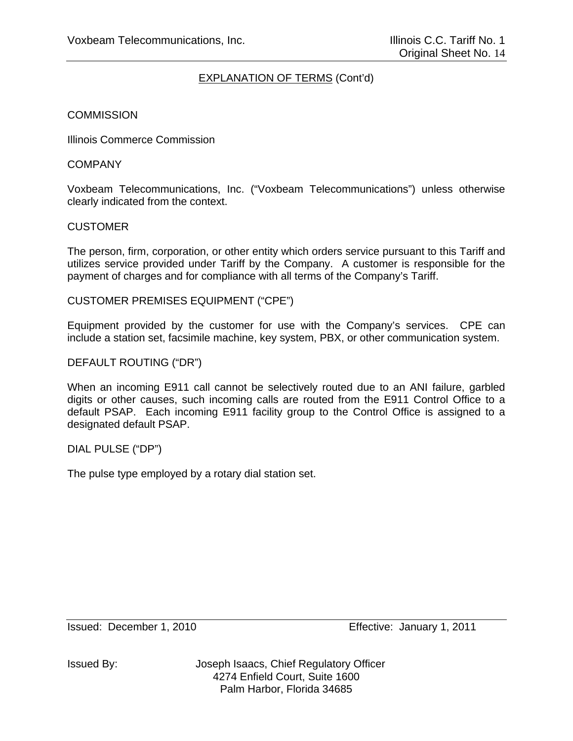## EXPLANATION OF TERMS (Cont'd)

COMMISSION

Illinois Commerce Commission

COMPANY

Voxbeam Telecommunications, Inc. ("Voxbeam Telecommunications") unless otherwise clearly indicated from the context.

CUSTOMER

The person, firm, corporation, or other entity which orders service pursuant to this Tariff and utilizes service provided under Tariff by the Company. A customer is responsible for the payment of charges and for compliance with all terms of the Company's Tariff.

CUSTOMER PREMISES EQUIPMENT ("CPE")

Equipment provided by the customer for use with the Company's services. CPE can include a station set, facsimile machine, key system, PBX, or other communication system.

DEFAULT ROUTING ("DR")

When an incoming E911 call cannot be selectively routed due to an ANI failure, garbled digits or other causes, such incoming calls are routed from the E911 Control Office to a default PSAP. Each incoming E911 facility group to the Control Office is assigned to a designated default PSAP.

DIAL PULSE ("DP")

The pulse type employed by a rotary dial station set.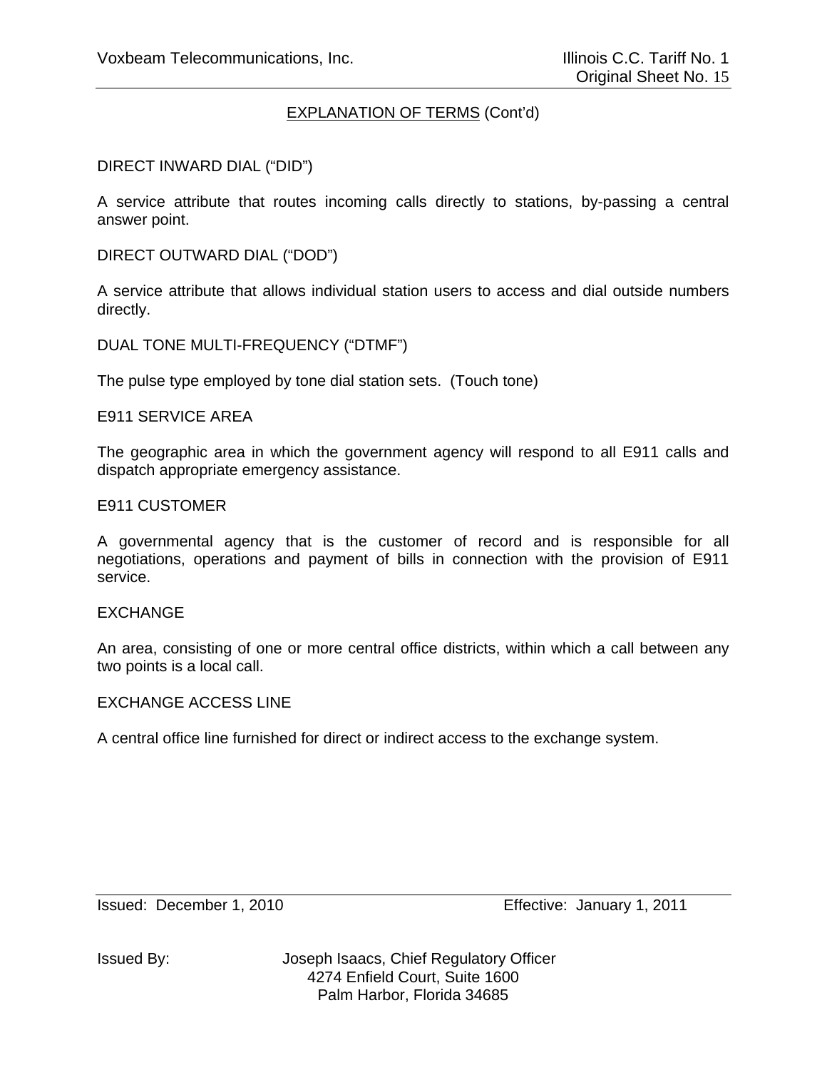## EXPLANATION OF TERMS (Cont'd)

DIRECT INWARD DIAL ("DID")

A service attribute that routes incoming calls directly to stations, by-passing a central answer point.

DIRECT OUTWARD DIAL ("DOD")

A service attribute that allows individual station users to access and dial outside numbers directly.

DUAL TONE MULTI-FREQUENCY ("DTMF")

The pulse type employed by tone dial station sets. (Touch tone)

E911 SERVICE AREA

The geographic area in which the government agency will respond to all E911 calls and dispatch appropriate emergency assistance.

E911 CUSTOMER

A governmental agency that is the customer of record and is responsible for all negotiations, operations and payment of bills in connection with the provision of E911 service.

EXCHANGE

An area, consisting of one or more central office districts, within which a call between any two points is a local call.

EXCHANGE ACCESS LINE

A central office line furnished for direct or indirect access to the exchange system.

Issued: December 1, 2010 Effective: January 1, 2011

Issued By: Joseph Isaacs, Chief Regulatory Officer
4274 Enfield Court, Suite 1600
Palm Harbor, Florida 34685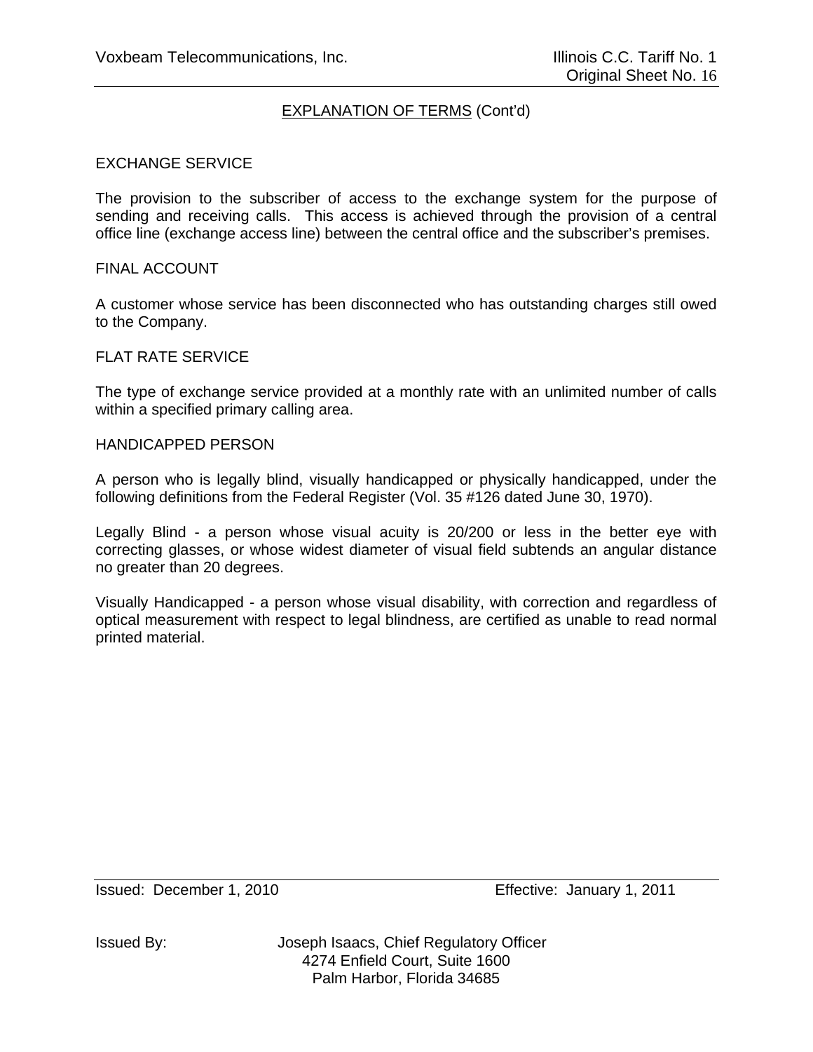## EXPLANATION OF TERMS (Cont'd)

EXCHANGE SERVICE

The provision to the subscriber of access to the exchange system for the purpose of sending and receiving calls. This access is achieved through the provision of a central office line (exchange access line) between the central office and the subscriber's premises.

FINAL ACCOUNT

A customer whose service has been disconnected who has outstanding charges still owed to the Company.

FLAT RATE SERVICE

The type of exchange service provided at a monthly rate with an unlimited number of calls within a specified primary calling area.

HANDICAPPED PERSON

A person who is legally blind, visually handicapped or physically handicapped, under the following definitions from the Federal Register (Vol. 35 #126 dated June 30, 1970).

Legally Blind - a person whose visual acuity is 20/200 or less in the better eye with correcting glasses, or whose widest diameter of visual field subtends an angular distance no greater than 20 degrees.

Visually Handicapped - a person whose visual disability, with correction and regardless of optical measurement with respect to legal blindness, are certified as unable to read normal printed material.

Issued: December 1, 2010 Effective: January 1, 2011

Issued By: Joseph Isaacs, Chief Regulatory Officer
4274 Enfield Court, Suite 1600
Palm Harbor, Florida 34685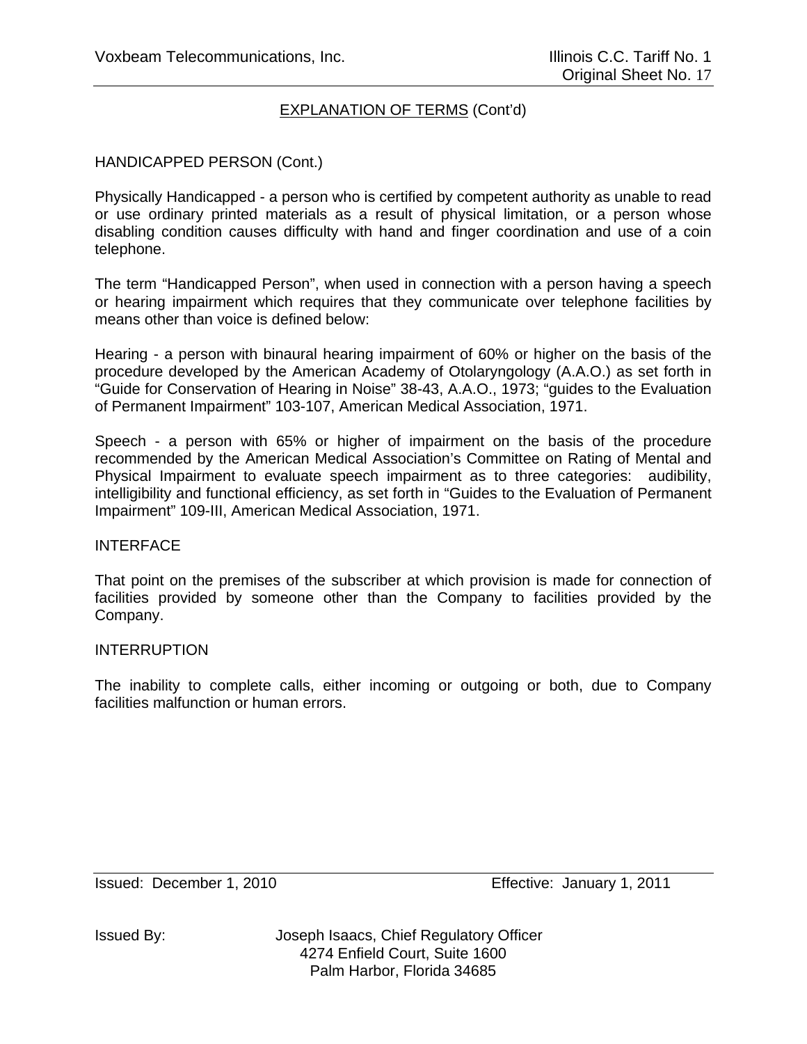## EXPLANATION OF TERMS (Cont'd)

HANDICAPPED PERSON (Cont.)

Physically Handicapped - a person who is certified by competent authority as unable to read or use ordinary printed materials as a result of physical limitation, or a person whose disabling condition causes difficulty with hand and finger coordination and use of a coin telephone.

The term "Handicapped Person", when used in connection with a person having a speech or hearing impairment which requires that they communicate over telephone facilities by means other than voice is defined below:

Hearing - a person with binaural hearing impairment of 60% or higher on the basis of the procedure developed by the American Academy of Otolaryngology (A.A.O.) as set forth in "Guide for Conservation of Hearing in Noise" 38-43, A.A.O., 1973; "guides to the Evaluation of Permanent Impairment" 103-107, American Medical Association, 1971.

Speech - a person with 65% or higher of impairment on the basis of the procedure recommended by the American Medical Association's Committee on Rating of Mental and Physical Impairment to evaluate speech impairment as to three categories: audibility, intelligibility and functional efficiency, as set forth in "Guides to the Evaluation of Permanent Impairment" 109-III, American Medical Association, 1971.

INTERFACE

That point on the premises of the subscriber at which provision is made for connection of facilities provided by someone other than the Company to facilities provided by the Company.

INTERRUPTION

The inability to complete calls, either incoming or outgoing or both, due to Company facilities malfunction or human errors.

Issued: December 1, 2010 Effective: January 1, 2011

Issued By: Joseph Isaacs, Chief Regulatory Officer
4274 Enfield Court, Suite 1600
Palm Harbor, Florida 34685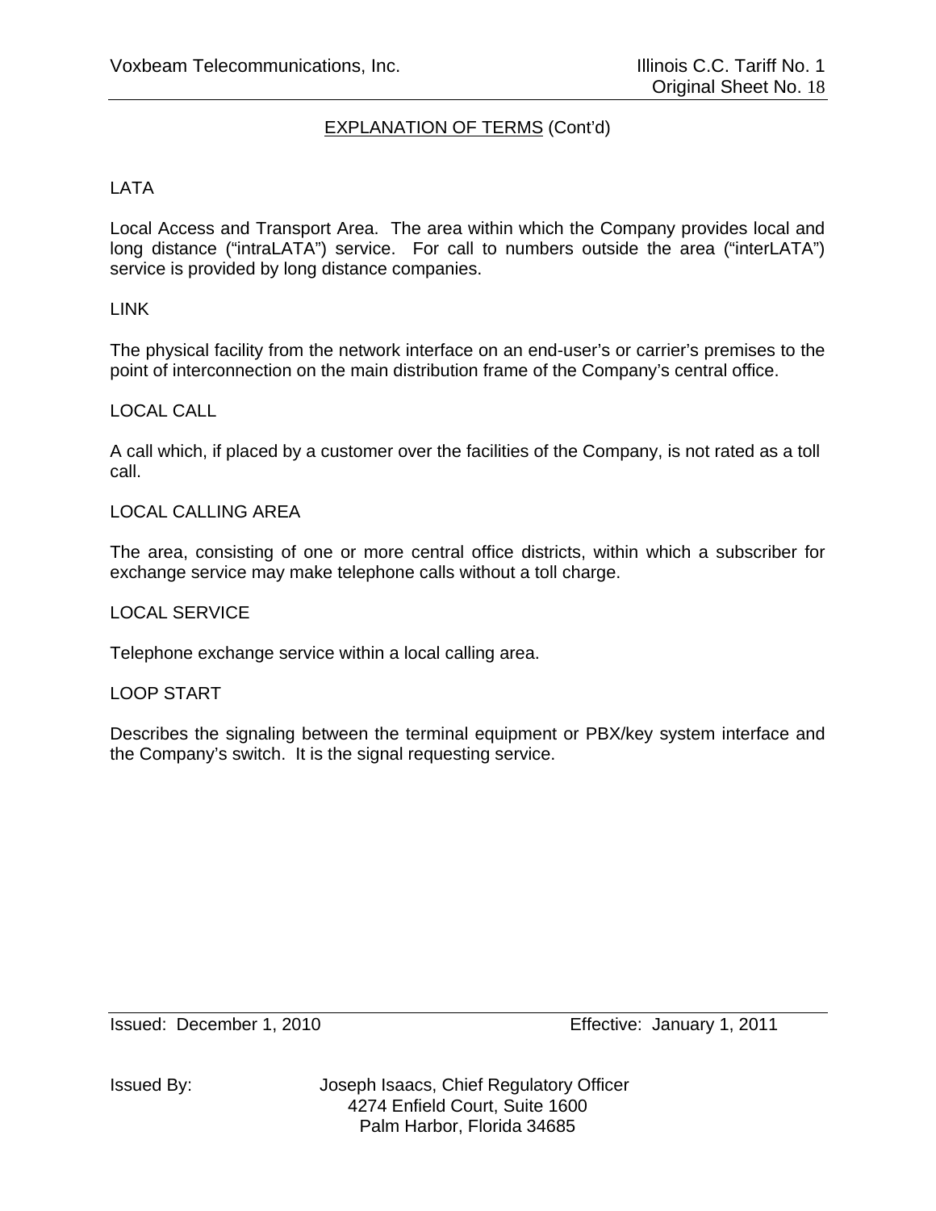## EXPLANATION OF TERMS (Cont'd)

LATA

Local Access and Transport Area. The area within which the Company provides local and long distance ("intraLATA") service. For call to numbers outside the area ("interLATA") service is provided by long distance companies.

LINK

The physical facility from the network interface on an end-user's or carrier's premises to the point of interconnection on the main distribution frame of the Company's central office.

LOCAL CALL

A call which, if placed by a customer over the facilities of the Company, is not rated as a toll call.

LOCAL CALLING AREA

The area, consisting of one or more central office districts, within which a subscriber for exchange service may make telephone calls without a toll charge.

LOCAL SERVICE

Telephone exchange service within a local calling area.

LOOP START

Describes the signaling between the terminal equipment or PBX/key system interface and the Company's switch. It is the signal requesting service.

Issued: December 1, 2010 Effective: January 1, 2011

Issued By: Joseph Isaacs, Chief Regulatory Officer
4274 Enfield Court, Suite 1600
Palm Harbor, Florida 34685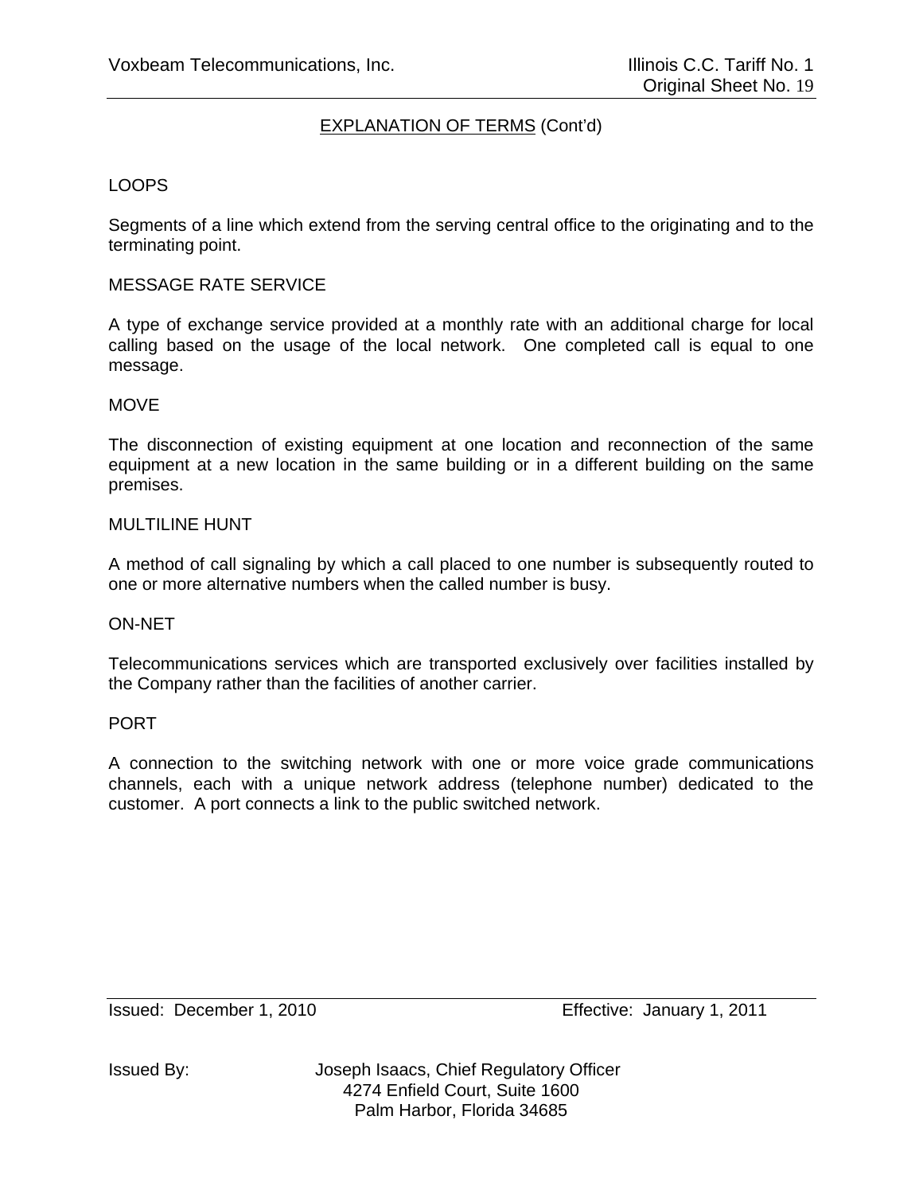## <u>EXPLANATION OF TERMS</u> (Cont'd)

LOOPS

Segments of a line which extend from the serving central office to the originating and to the terminating point.

MESSAGE RATE SERVICE

A type of exchange service provided at a monthly rate with an additional charge for local calling based on the usage of the local network. One completed call is equal to one message.

MOVE

The disconnection of existing equipment at one location and reconnection of the same equipment at a new location in the same building or in a different building on the same premises.

MULTILINE HUNT

A method of call signaling by which a call placed to one number is subsequently routed to one or more alternative numbers when the called number is busy.

ON-NET

Telecommunications services which are transported exclusively over facilities installed by the Company rather than the facilities of another carrier.

PORT

A connection to the switching network with one or more voice grade communications channels, each with a unique network address (telephone number) dedicated to the customer. A port connects a link to the public switched network.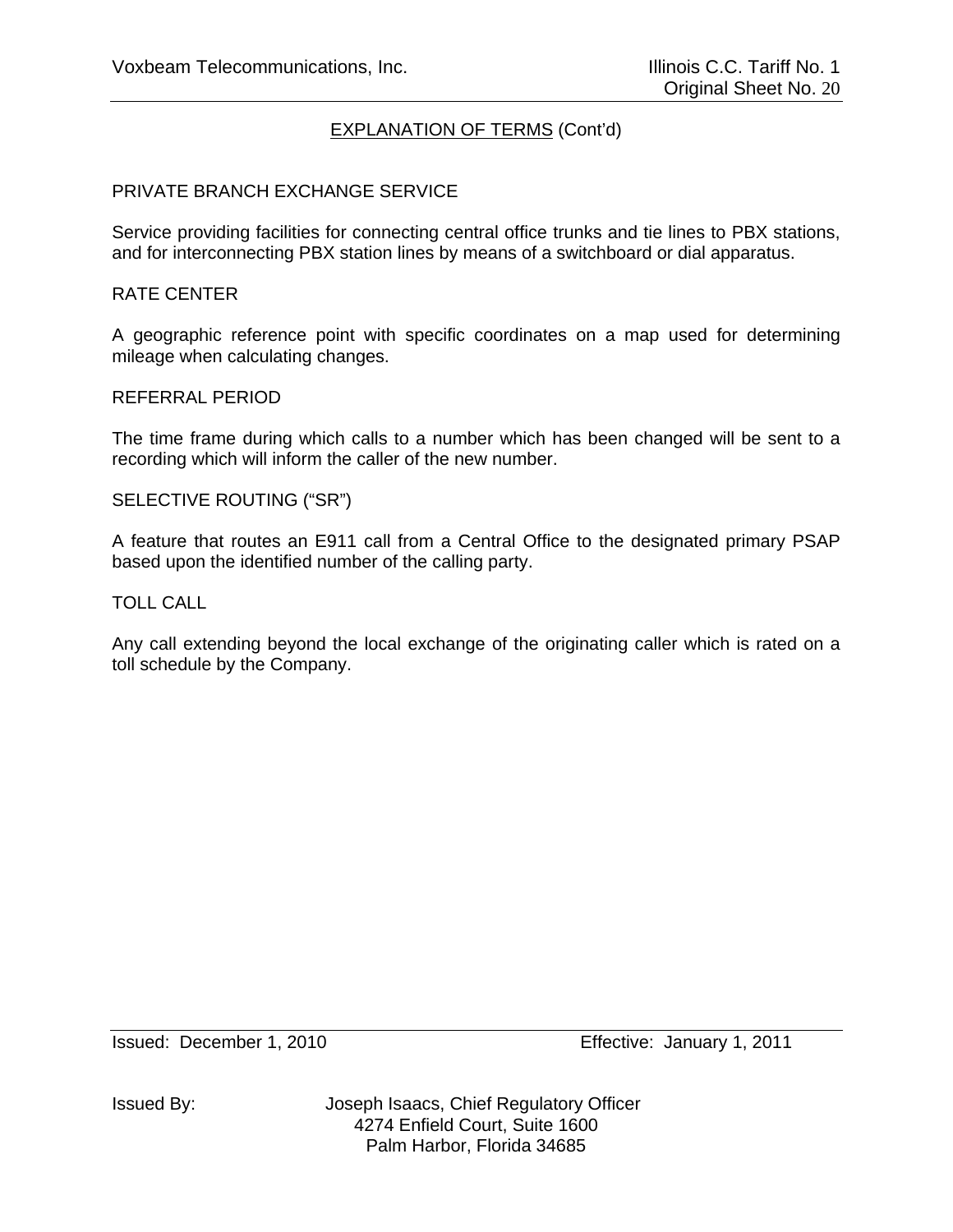## EXPLANATION OF TERMS (Cont'd)

PRIVATE BRANCH EXCHANGE SERVICE

Service providing facilities for connecting central office trunks and tie lines to PBX stations, and for interconnecting PBX station lines by means of a switchboard or dial apparatus.

RATE CENTER

A geographic reference point with specific coordinates on a map used for determining mileage when calculating changes.

REFERRAL PERIOD

The time frame during which calls to a number which has been changed will be sent to a recording which will inform the caller of the new number.

SELECTIVE ROUTING ("SR")

A feature that routes an E911 call from a Central Office to the designated primary PSAP based upon the identified number of the calling party.

TOLL CALL

Any call extending beyond the local exchange of the originating caller which is rated on a toll schedule by the Company.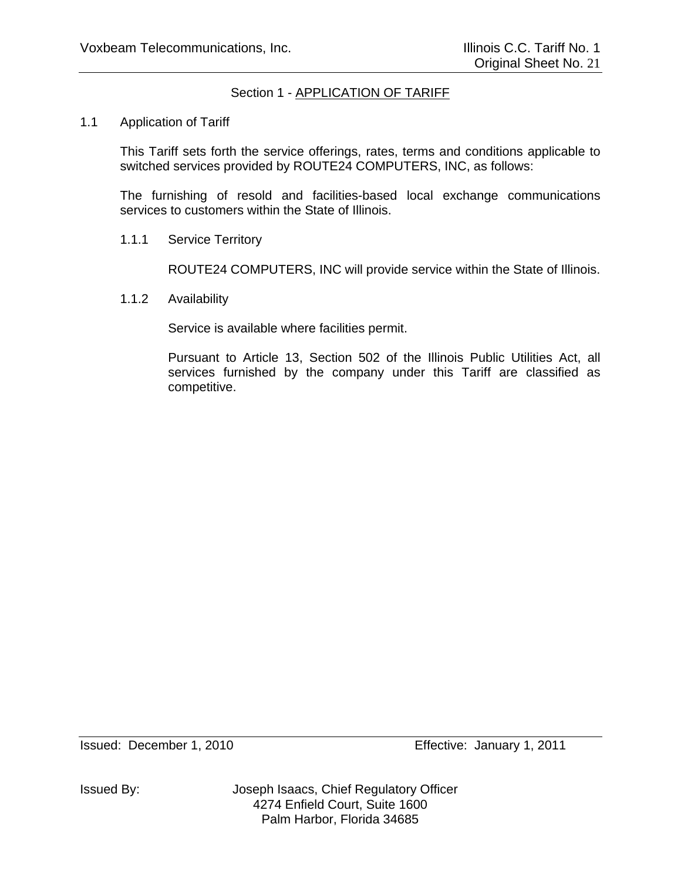Section 1 - APPLICATION OF TARIFF

1.1 Application of Tariff

This Tariff sets forth the service offerings, rates, terms and conditions applicable to switched services provided by ROUTE24 COMPUTERS, INC, as follows:

The furnishing of resold and facilities-based local exchange communications services to customers within the State of Illinois.

1.1.1 Service Territory

ROUTE24 COMPUTERS, INC will provide service within the State of Illinois.

1.1.2 Availability

Service is available where facilities permit.

Pursuant to Article 13, Section 502 of the Illinois Public Utilities Act, all services furnished by the company under this Tariff are classified as competitive.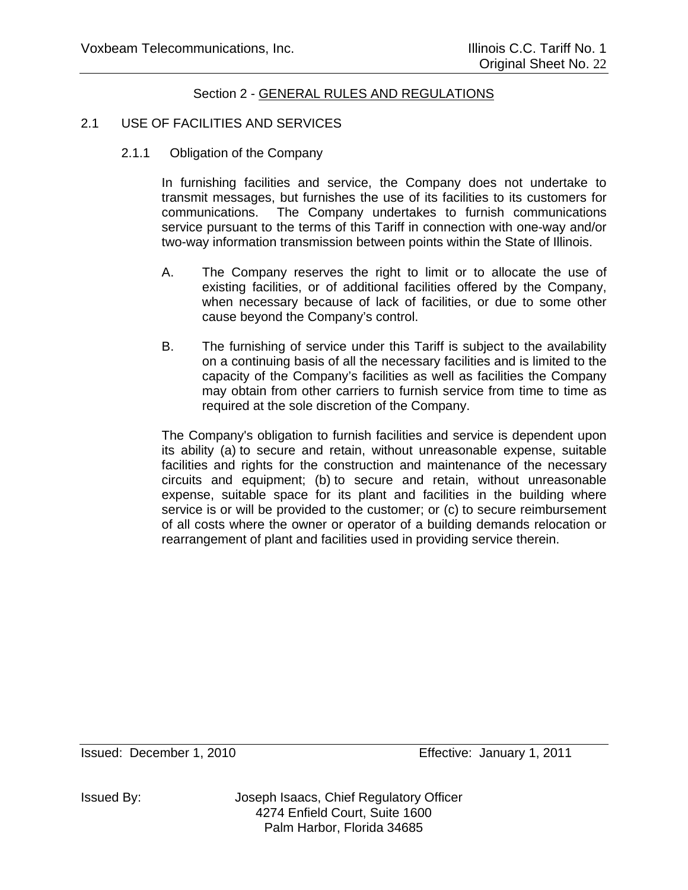## Section 2 - GENERAL RULES AND REGULATIONS

### 2.1 USE OF FACILITIES AND SERVICES

#### 2.1.1 Obligation of the Company

In furnishing facilities and service, the Company does not undertake to transmit messages, but furnishes the use of its facilities to its customers for communications. The Company undertakes to furnish communications service pursuant to the terms of this Tariff in connection with one-way and/or two-way information transmission between points within the State of Illinois.

A. The Company reserves the right to limit or to allocate the use of existing facilities, or of additional facilities offered by the Company, when necessary because of lack of facilities, or due to some other cause beyond the Company's control.

B. The furnishing of service under this Tariff is subject to the availability on a continuing basis of all the necessary facilities and is limited to the capacity of the Company's facilities as well as facilities the Company may obtain from other carriers to furnish service from time to time as required at the sole discretion of the Company.

The Company's obligation to furnish facilities and service is dependent upon its ability (a) to secure and retain, without unreasonable expense, suitable facilities and rights for the construction and maintenance of the necessary circuits and equipment; (b) to secure and retain, without unreasonable expense, suitable space for its plant and facilities in the building where service is or will be provided to the customer; or (c) to secure reimbursement of all costs where the owner or operator of a building demands relocation or rearrangement of plant and facilities used in providing service therein.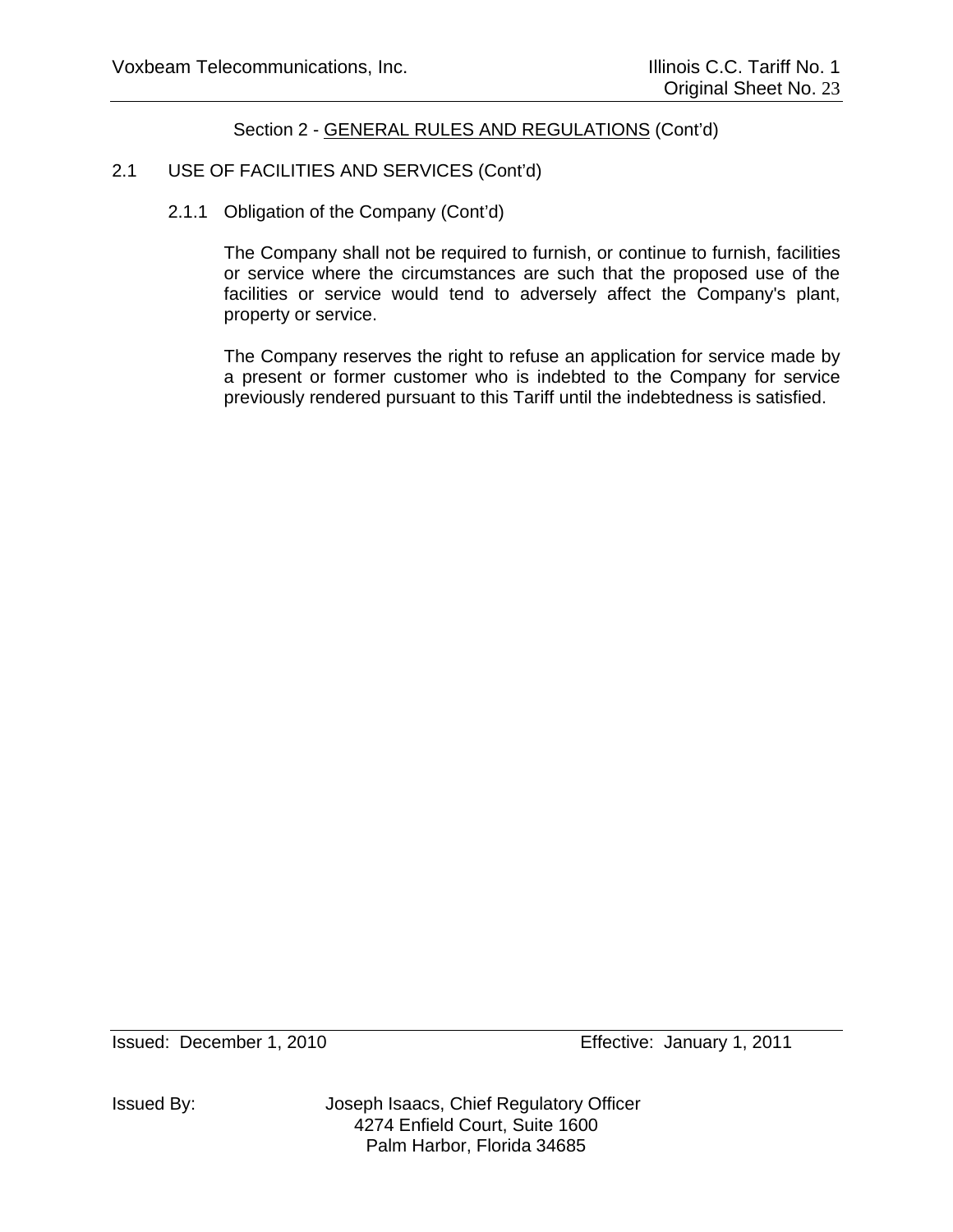Section 2 - GENERAL RULES AND REGULATIONS (Cont'd)

## 2.1 USE OF FACILITIES AND SERVICES (Cont'd)

### 2.1.1 Obligation of the Company (Cont'd)

The Company shall not be required to furnish, or continue to furnish, facilities or service where the circumstances are such that the proposed use of the facilities or service would tend to adversely affect the Company's plant, property or service.

The Company reserves the right to refuse an application for service made by a present or former customer who is indebted to the Company for service previously rendered pursuant to this Tariff until the indebtedness is satisfied.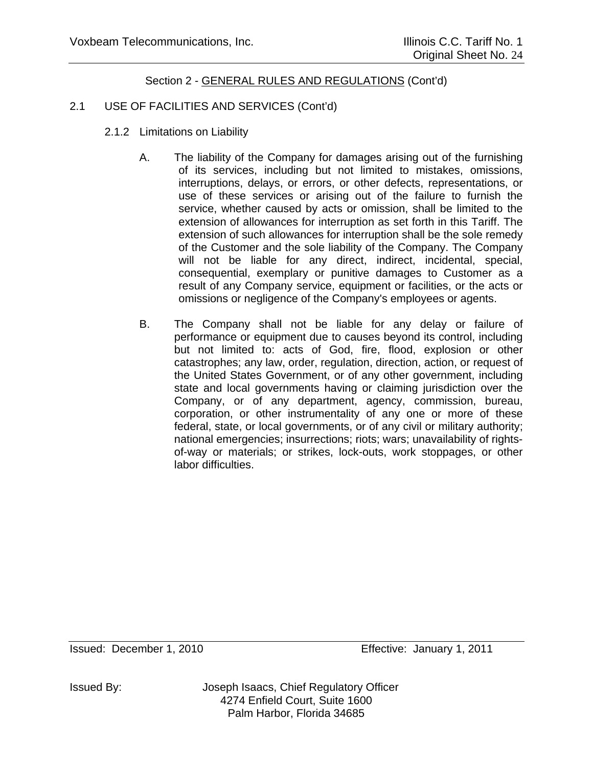Section 2 - GENERAL RULES AND REGULATIONS (Cont'd)

2.1 USE OF FACILITIES AND SERVICES (Cont'd)

2.1.2 Limitations on Liability

A. The liability of the Company for damages arising out of the furnishing of its services, including but not limited to mistakes, omissions, interruptions, delays, or errors, or other defects, representations, or use of these services or arising out of the failure to furnish the service, whether caused by acts or omission, shall be limited to the extension of allowances for interruption as set forth in this Tariff. The extension of such allowances for interruption shall be the sole remedy of the Customer and the sole liability of the Company. The Company will not be liable for any direct, indirect, incidental, special, consequential, exemplary or punitive damages to Customer as a result of any Company service, equipment or facilities, or the acts or omissions or negligence of the Company's employees or agents.

B. The Company shall not be liable for any delay or failure of performance or equipment due to causes beyond its control, including but not limited to: acts of God, fire, flood, explosion or other catastrophes; any law, order, regulation, direction, action, or request of the United States Government, or of any other government, including state and local governments having or claiming jurisdiction over the Company, or of any department, agency, commission, bureau, corporation, or other instrumentality of any one or more of these federal, state, or local governments, or of any civil or military authority; national emergencies; insurrections; riots; wars; unavailability of rights-of-way or materials; or strikes, lock-outs, work stoppages, or other labor difficulties.

Issued: December 1, 2010 Effective: January 1, 2011

Issued By: Joseph Isaacs, Chief Regulatory Officer
4274 Enfield Court, Suite 1600
Palm Harbor, Florida 34685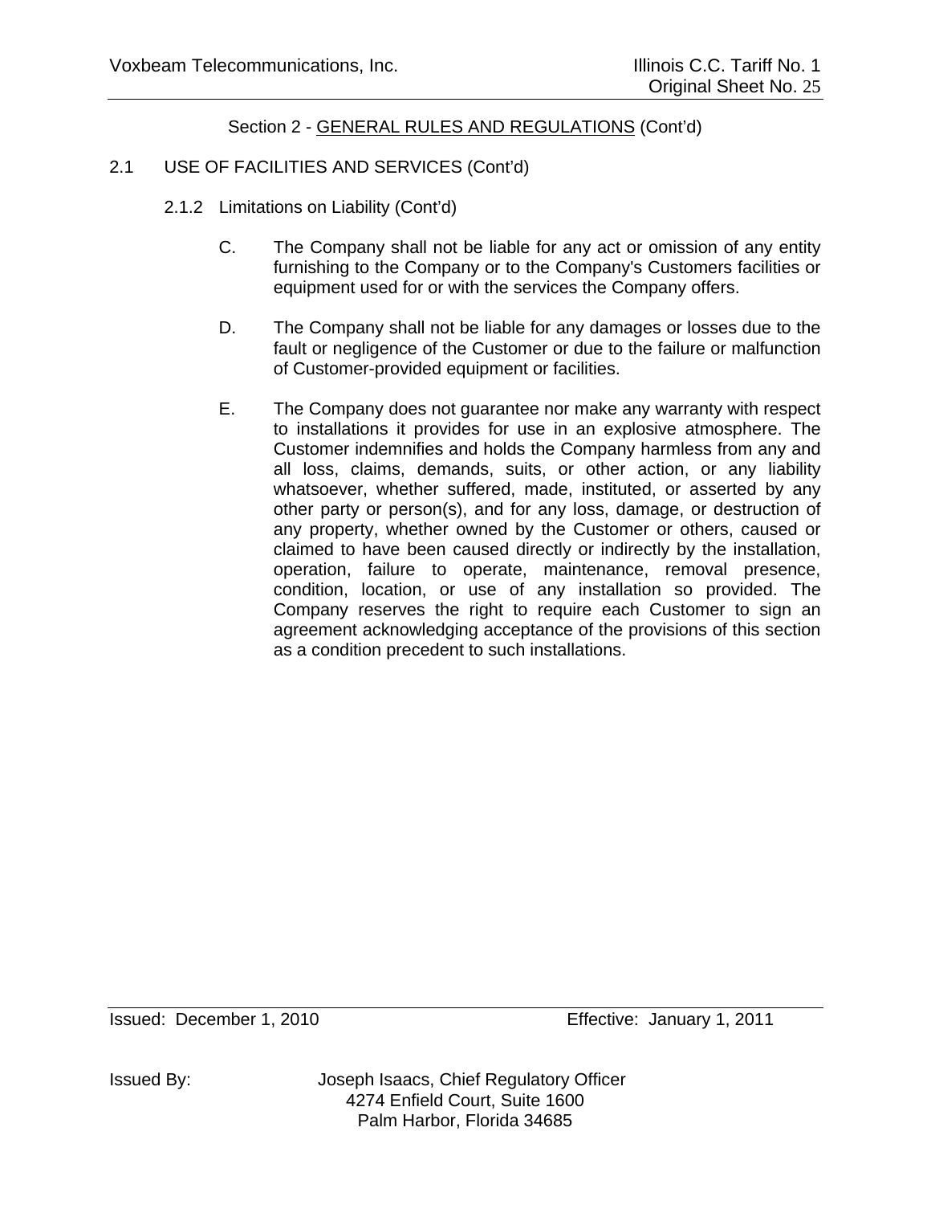Section 2 - GENERAL RULES AND REGULATIONS (Cont'd)

2.1 USE OF FACILITIES AND SERVICES (Cont'd)

2.1.2 Limitations on Liability (Cont'd)

C. The Company shall not be liable for any act or omission of any entity furnishing to the Company or to the Company's Customers facilities or equipment used for or with the services the Company offers.

D. The Company shall not be liable for any damages or losses due to the fault or negligence of the Customer or due to the failure or malfunction of Customer-provided equipment or facilities.

E. The Company does not guarantee nor make any warranty with respect to installations it provides for use in an explosive atmosphere. The Customer indemnifies and holds the Company harmless from any and all loss, claims, demands, suits, or other action, or any liability whatsoever, whether suffered, made, instituted, or asserted by any other party or person(s), and for any loss, damage, or destruction of any property, whether owned by the Customer or others, caused or claimed to have been caused directly or indirectly by the installation, operation, failure to operate, maintenance, removal presence, condition, location, or use of any installation so provided. The Company reserves the right to require each Customer to sign an agreement acknowledging acceptance of the provisions of this section as a condition precedent to such installations.

Issued: December 1, 2010 Effective: January 1, 2011

Issued By: Joseph Isaacs, Chief Regulatory Officer
4274 Enfield Court, Suite 1600
Palm Harbor, Florida 34685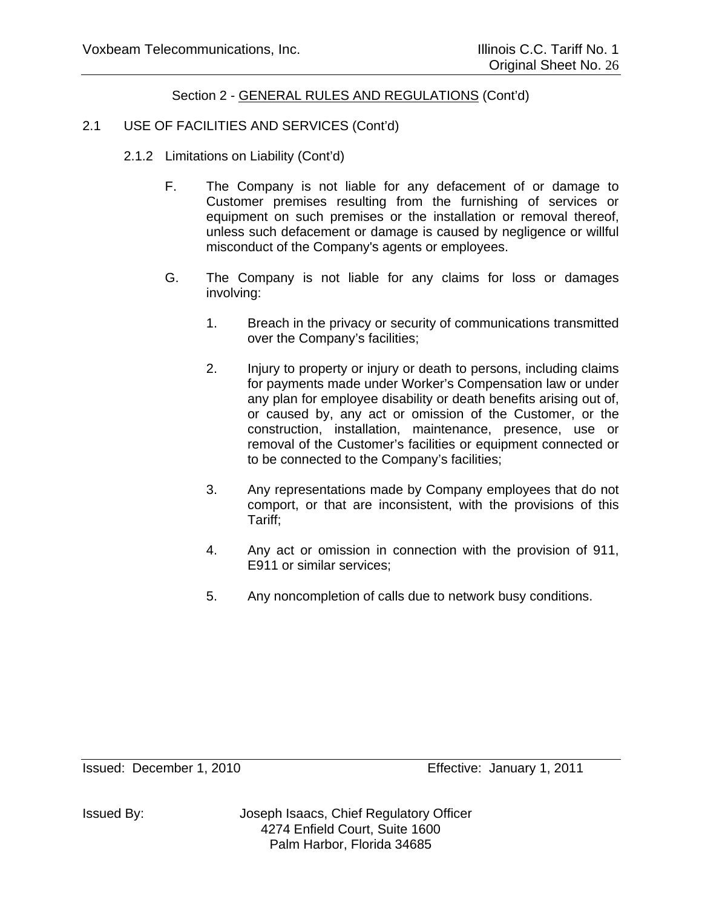Section 2 - GENERAL RULES AND REGULATIONS (Cont'd)

2.1 USE OF FACILITIES AND SERVICES (Cont'd)

2.1.2 Limitations on Liability (Cont'd)

F. The Company is not liable for any defacement of or damage to Customer premises resulting from the furnishing of services or equipment on such premises or the installation or removal thereof, unless such defacement or damage is caused by negligence or willful misconduct of the Company's agents or employees.

G. The Company is not liable for any claims for loss or damages involving:

1. Breach in the privacy or security of communications transmitted over the Company's facilities;

2. Injury to property or injury or death to persons, including claims for payments made under Worker's Compensation law or under any plan for employee disability or death benefits arising out of, or caused by, any act or omission of the Customer, or the construction, installation, maintenance, presence, use or removal of the Customer's facilities or equipment connected or to be connected to the Company's facilities;

3. Any representations made by Company employees that do not comport, or that are inconsistent, with the provisions of this Tariff;

4. Any act or omission in connection with the provision of 911, E911 or similar services;

5. Any noncompletion of calls due to network busy conditions.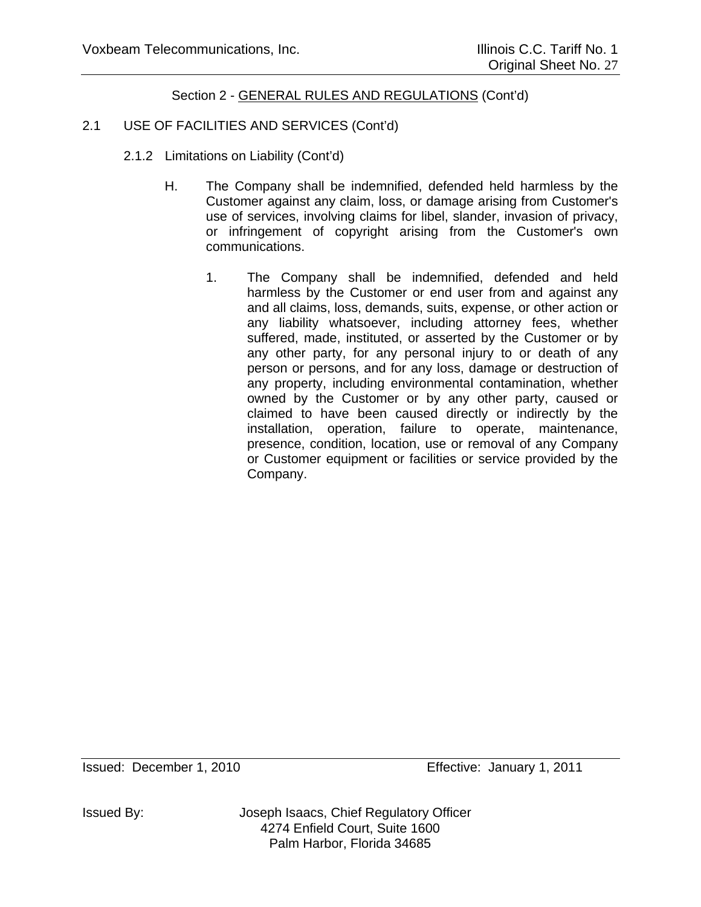Section 2 - GENERAL RULES AND REGULATIONS (Cont'd)

2.1 USE OF FACILITIES AND SERVICES (Cont'd)

2.1.2 Limitations on Liability (Cont'd)

H. The Company shall be indemnified, defended held harmless by the Customer against any claim, loss, or damage arising from Customer's use of services, involving claims for libel, slander, invasion of privacy, or infringement of copyright arising from the Customer's own communications.

1. The Company shall be indemnified, defended and held harmless by the Customer or end user from and against any and all claims, loss, demands, suits, expense, or other action or any liability whatsoever, including attorney fees, whether suffered, made, instituted, or asserted by the Customer or by any other party, for any personal injury to or death of any person or persons, and for any loss, damage or destruction of any property, including environmental contamination, whether owned by the Customer or by any other party, caused or claimed to have been caused directly or indirectly by the installation, operation, failure to operate, maintenance, presence, condition, location, use or removal of any Company or Customer equipment or facilities or service provided by the Company.

Issued: December 1, 2010 Effective: January 1, 2011

Issued By: Joseph Isaacs, Chief Regulatory Officer
4274 Enfield Court, Suite 1600
Palm Harbor, Florida 34685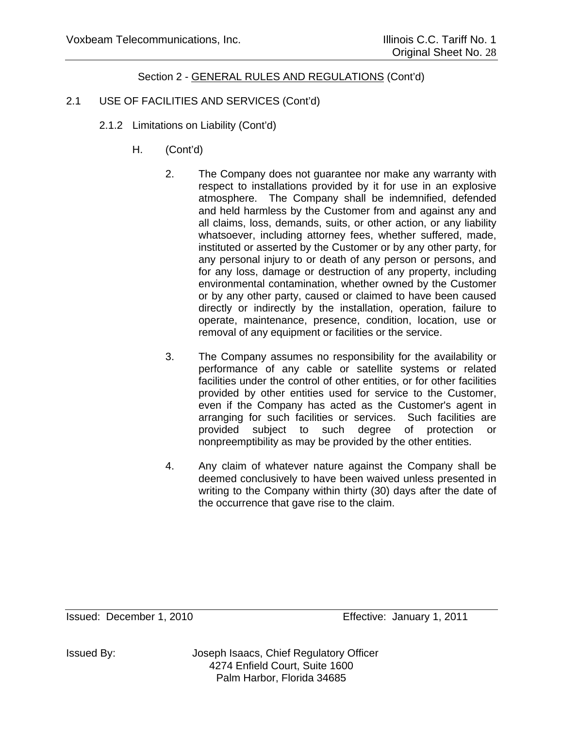Section 2 - GENERAL RULES AND REGULATIONS (Cont'd)

2.1 USE OF FACILITIES AND SERVICES (Cont'd)

2.1.2 Limitations on Liability (Cont'd)

H. (Cont'd)

2. The Company does not guarantee nor make any warranty with respect to installations provided by it for use in an explosive atmosphere. The Company shall be indemnified, defended and held harmless by the Customer from and against any and all claims, loss, demands, suits, or other action, or any liability whatsoever, including attorney fees, whether suffered, made, instituted or asserted by the Customer or by any other party, for any personal injury to or death of any person or persons, and for any loss, damage or destruction of any property, including environmental contamination, whether owned by the Customer or by any other party, caused or claimed to have been caused directly or indirectly by the installation, operation, failure to operate, maintenance, presence, condition, location, use or removal of any equipment or facilities or the service.

3. The Company assumes no responsibility for the availability or performance of any cable or satellite systems or related facilities under the control of other entities, or for other facilities provided by other entities used for service to the Customer, even if the Company has acted as the Customer's agent in arranging for such facilities or services. Such facilities are provided subject to such degree of protection or nonpreemptibility as may be provided by the other entities.

4. Any claim of whatever nature against the Company shall be deemed conclusively to have been waived unless presented in writing to the Company within thirty (30) days after the date of the occurrence that gave rise to the claim.

Issued: December 1, 2010 Effective: January 1, 2011

Issued By: Joseph Isaacs, Chief Regulatory Officer
4274 Enfield Court, Suite 1600
Palm Harbor, Florida 34685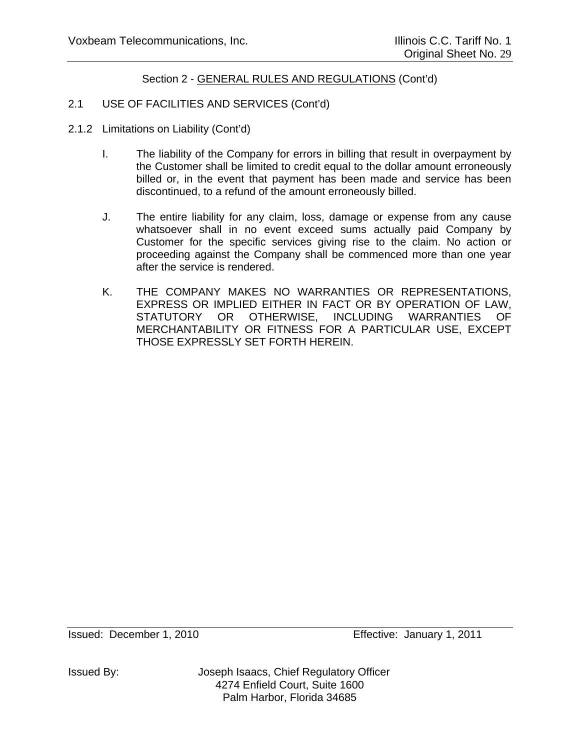Section 2 - GENERAL RULES AND REGULATIONS (Cont'd)

2.1 USE OF FACILITIES AND SERVICES (Cont'd)

2.1.2 Limitations on Liability (Cont'd)

I. The liability of the Company for errors in billing that result in overpayment by the Customer shall be limited to credit equal to the dollar amount erroneously billed or, in the event that payment has been made and service has been discontinued, to a refund of the amount erroneously billed.

J. The entire liability for any claim, loss, damage or expense from any cause whatsoever shall in no event exceed sums actually paid Company by Customer for the specific services giving rise to the claim. No action or proceeding against the Company shall be commenced more than one year after the service is rendered.

K. THE COMPANY MAKES NO WARRANTIES OR REPRESENTATIONS, EXPRESS OR IMPLIED EITHER IN FACT OR BY OPERATION OF LAW, STATUTORY OR OTHERWISE, INCLUDING WARRANTIES OF MERCHANTABILITY OR FITNESS FOR A PARTICULAR USE, EXCEPT THOSE EXPRESSLY SET FORTH HEREIN.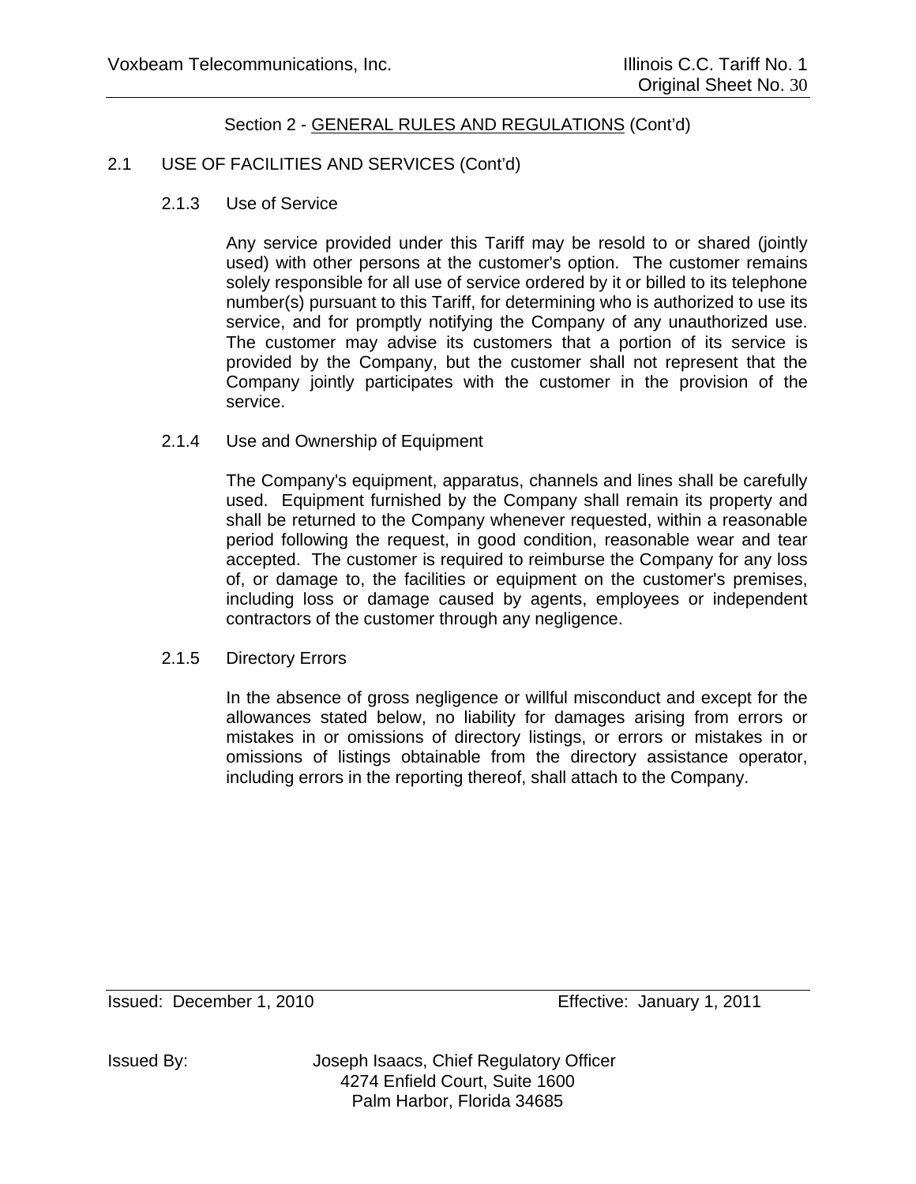Section 2 - GENERAL RULES AND REGULATIONS (Cont'd)

## 2.1 USE OF FACILITIES AND SERVICES (Cont'd)

### 2.1.3 Use of Service

Any service provided under this Tariff may be resold to or shared (jointly used) with other persons at the customer's option. The customer remains solely responsible for all use of service ordered by it or billed to its telephone number(s) pursuant to this Tariff, for determining who is authorized to use its service, and for promptly notifying the Company of any unauthorized use. The customer may advise its customers that a portion of its service is provided by the Company, but the customer shall not represent that the Company jointly participates with the customer in the provision of the service.

### 2.1.4 Use and Ownership of Equipment

The Company's equipment, apparatus, channels and lines shall be carefully used. Equipment furnished by the Company shall remain its property and shall be returned to the Company whenever requested, within a reasonable period following the request, in good condition, reasonable wear and tear accepted. The customer is required to reimburse the Company for any loss of, or damage to, the facilities or equipment on the customer's premises, including loss or damage caused by agents, employees or independent contractors of the customer through any negligence.

### 2.1.5 Directory Errors

In the absence of gross negligence or willful misconduct and except for the allowances stated below, no liability for damages arising from errors or mistakes in or omissions of directory listings, or errors or mistakes in or omissions of listings obtainable from the directory assistance operator, including errors in the reporting thereof, shall attach to the Company.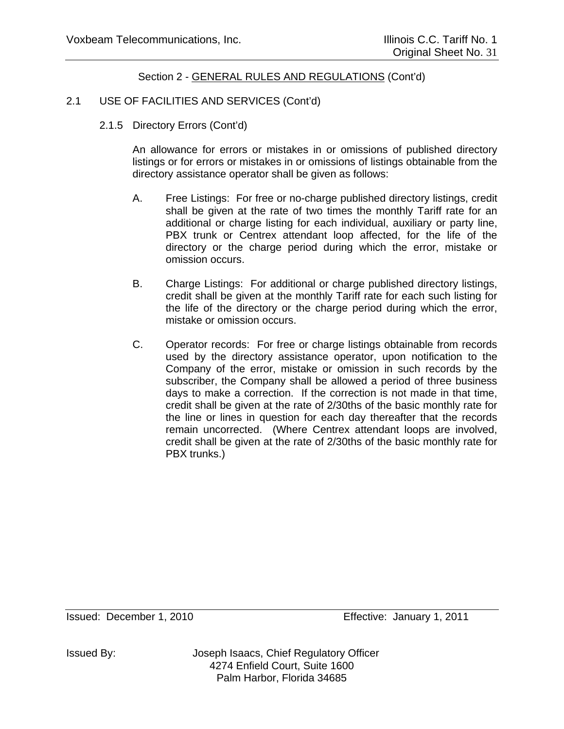## Section 2 - GENERAL RULES AND REGULATIONS (Cont'd)

### 2.1 USE OF FACILITIES AND SERVICES (Cont'd)

#### 2.1.5 Directory Errors (Cont'd)

An allowance for errors or mistakes in or omissions of published directory listings or for errors or mistakes in or omissions of listings obtainable from the directory assistance operator shall be given as follows:

A. Free Listings: For free or no-charge published directory listings, credit shall be given at the rate of two times the monthly Tariff rate for an additional or charge listing for each individual, auxiliary or party line, PBX trunk or Centrex attendant loop affected, for the life of the directory or the charge period during which the error, mistake or omission occurs.

B. Charge Listings: For additional or charge published directory listings, credit shall be given at the monthly Tariff rate for each such listing for the life of the directory or the charge period during which the error, mistake or omission occurs.

C. Operator records: For free or charge listings obtainable from records used by the directory assistance operator, upon notification to the Company of the error, mistake or omission in such records by the subscriber, the Company shall be allowed a period of three business days to make a correction. If the correction is not made in that time, credit shall be given at the rate of 2/30ths of the basic monthly rate for the line or lines in question for each day thereafter that the records remain uncorrected. (Where Centrex attendant loops are involved, credit shall be given at the rate of 2/30ths of the basic monthly rate for PBX trunks.)

Issued: December 1, 2010 Effective: January 1, 2011

Issued By: Joseph Isaacs, Chief Regulatory Officer
4274 Enfield Court, Suite 1600
Palm Harbor, Florida 34685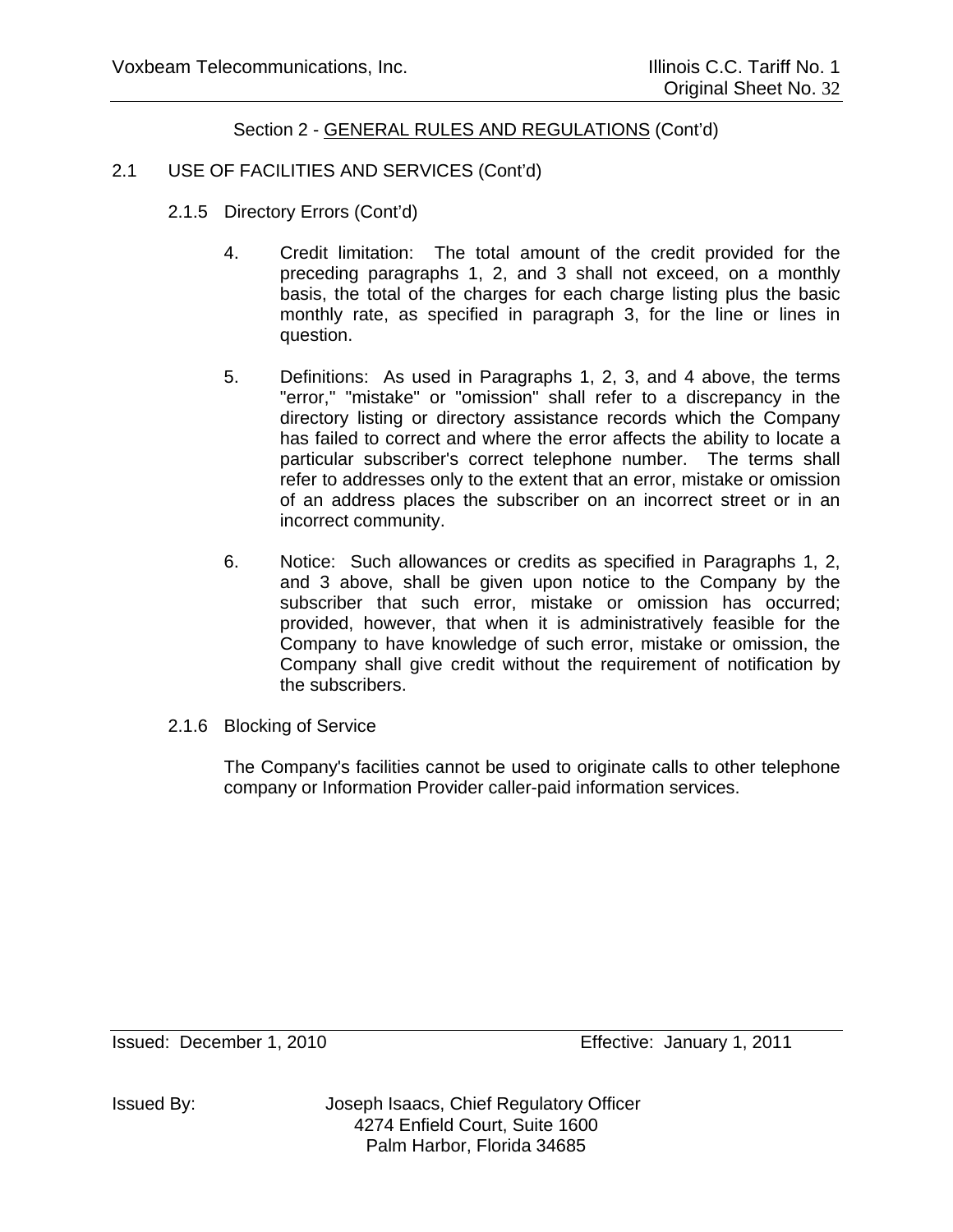Section 2 - GENERAL RULES AND REGULATIONS (Cont'd)

2.1 USE OF FACILITIES AND SERVICES (Cont'd)

2.1.5 Directory Errors (Cont'd)

4. Credit limitation: The total amount of the credit provided for the preceding paragraphs 1, 2, and 3 shall not exceed, on a monthly basis, the total of the charges for each charge listing plus the basic monthly rate, as specified in paragraph 3, for the line or lines in question.

5. Definitions: As used in Paragraphs 1, 2, 3, and 4 above, the terms "error," "mistake" or "omission" shall refer to a discrepancy in the directory listing or directory assistance records which the Company has failed to correct and where the error affects the ability to locate a particular subscriber's correct telephone number. The terms shall refer to addresses only to the extent that an error, mistake or omission of an address places the subscriber on an incorrect street or in an incorrect community.

6. Notice: Such allowances or credits as specified in Paragraphs 1, 2, and 3 above, shall be given upon notice to the Company by the subscriber that such error, mistake or omission has occurred; provided, however, that when it is administratively feasible for the Company to have knowledge of such error, mistake or omission, the Company shall give credit without the requirement of notification by the subscribers.

2.1.6 Blocking of Service

The Company's facilities cannot be used to originate calls to other telephone company or Information Provider caller-paid information services.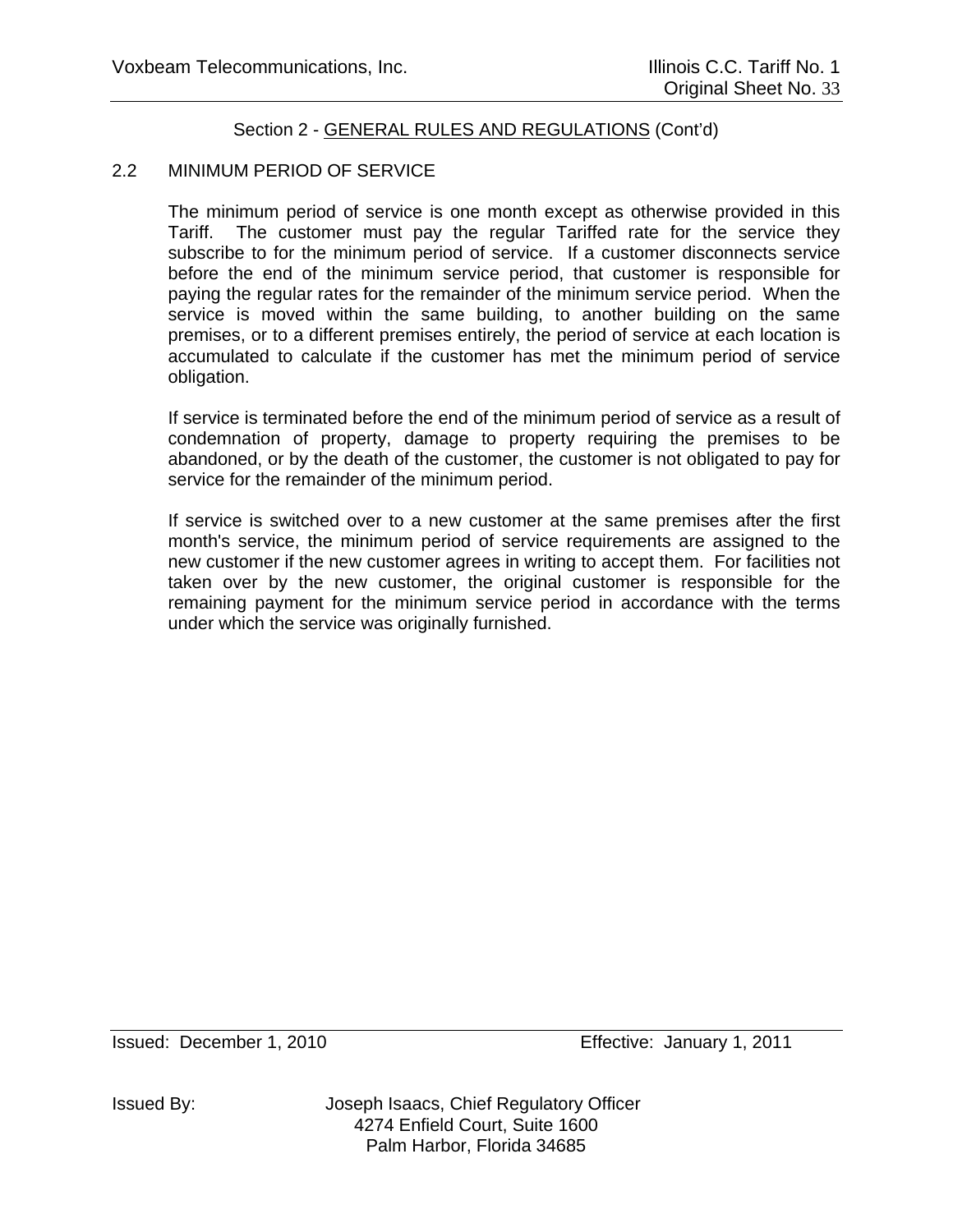Section 2 - GENERAL RULES AND REGULATIONS (Cont'd)

## 2.2 MINIMUM PERIOD OF SERVICE

The minimum period of service is one month except as otherwise provided in this Tariff. The customer must pay the regular Tariffed rate for the service they subscribe to for the minimum period of service. If a customer disconnects service before the end of the minimum service period, that customer is responsible for paying the regular rates for the remainder of the minimum service period. When the service is moved within the same building, to another building on the same premises, or to a different premises entirely, the period of service at each location is accumulated to calculate if the customer has met the minimum period of service obligation.

If service is terminated before the end of the minimum period of service as a result of condemnation of property, damage to property requiring the premises to be abandoned, or by the death of the customer, the customer is not obligated to pay for service for the remainder of the minimum period.

If service is switched over to a new customer at the same premises after the first month's service, the minimum period of service requirements are assigned to the new customer if the new customer agrees in writing to accept them. For facilities not taken over by the new customer, the original customer is responsible for the remaining payment for the minimum service period in accordance with the terms under which the service was originally furnished.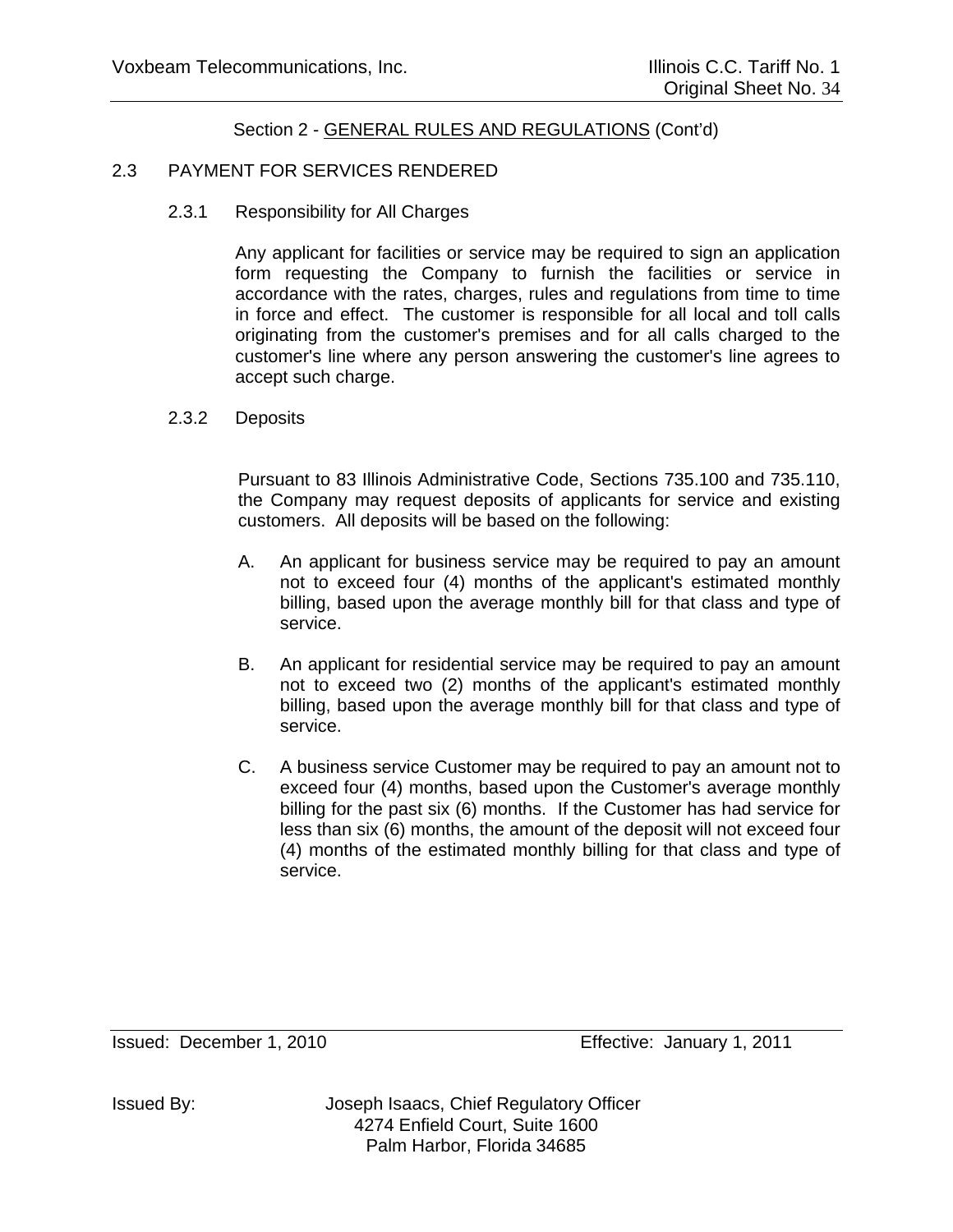Section 2 - GENERAL RULES AND REGULATIONS (Cont'd)

## 2.3 PAYMENT FOR SERVICES RENDERED

### 2.3.1 Responsibility for All Charges

Any applicant for facilities or service may be required to sign an application form requesting the Company to furnish the facilities or service in accordance with the rates, charges, rules and regulations from time to time in force and effect. The customer is responsible for all local and toll calls originating from the customer's premises and for all calls charged to the customer's line where any person answering the customer's line agrees to accept such charge.

### 2.3.2 Deposits

Pursuant to 83 Illinois Administrative Code, Sections 735.100 and 735.110, the Company may request deposits of applicants for service and existing customers. All deposits will be based on the following:

A. An applicant for business service may be required to pay an amount not to exceed four (4) months of the applicant's estimated monthly billing, based upon the average monthly bill for that class and type of service.

B. An applicant for residential service may be required to pay an amount not to exceed two (2) months of the applicant's estimated monthly billing, based upon the average monthly bill for that class and type of service.

C. A business service Customer may be required to pay an amount not to exceed four (4) months, based upon the Customer's average monthly billing for the past six (6) months. If the Customer has had service for less than six (6) months, the amount of the deposit will not exceed four (4) months of the estimated monthly billing for that class and type of service.

Issued: December 1, 2010 Effective: January 1, 2011

Issued By: Joseph Isaacs, Chief Regulatory Officer
4274 Enfield Court, Suite 1600
Palm Harbor, Florida 34685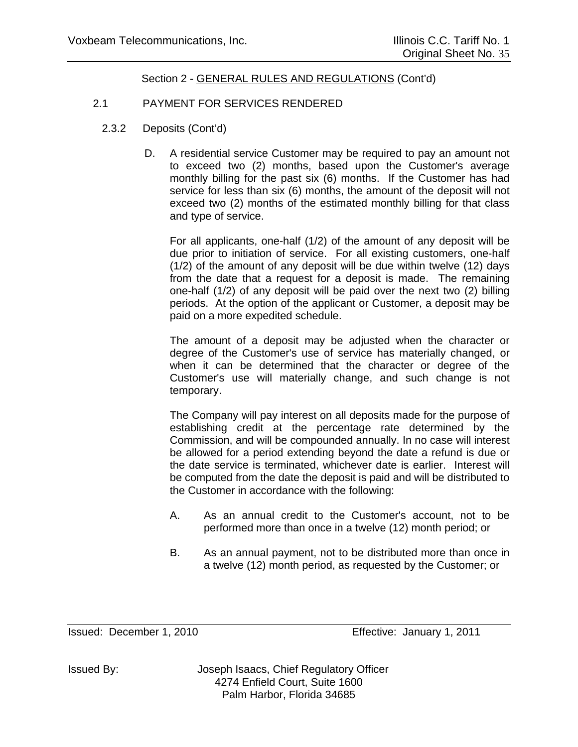Section 2 - GENERAL RULES AND REGULATIONS (Cont'd)

2.1 PAYMENT FOR SERVICES RENDERED

2.3.2 Deposits (Cont'd)

D. A residential service Customer may be required to pay an amount not to exceed two (2) months, based upon the Customer's average monthly billing for the past six (6) months. If the Customer has had service for less than six (6) months, the amount of the deposit will not exceed two (2) months of the estimated monthly billing for that class and type of service.

For all applicants, one-half (1/2) of the amount of any deposit will be due prior to initiation of service. For all existing customers, one-half (1/2) of the amount of any deposit will be due within twelve (12) days from the date that a request for a deposit is made. The remaining one-half (1/2) of any deposit will be paid over the next two (2) billing periods. At the option of the applicant or Customer, a deposit may be paid on a more expedited schedule.

The amount of a deposit may be adjusted when the character or degree of the Customer's use of service has materially changed, or when it can be determined that the character or degree of the Customer's use will materially change, and such change is not temporary.

The Company will pay interest on all deposits made for the purpose of establishing credit at the percentage rate determined by the Commission, and will be compounded annually. In no case will interest be allowed for a period extending beyond the date a refund is due or the date service is terminated, whichever date is earlier. Interest will be computed from the date the deposit is paid and will be distributed to the Customer in accordance with the following:

A. As an annual credit to the Customer's account, not to be performed more than once in a twelve (12) month period; or

B. As an annual payment, not to be distributed more than once in a twelve (12) month period, as requested by the Customer; or

Issued: December 1, 2010 Effective: January 1, 2011

Issued By: Joseph Isaacs, Chief Regulatory Officer
4274 Enfield Court, Suite 1600
Palm Harbor, Florida 34685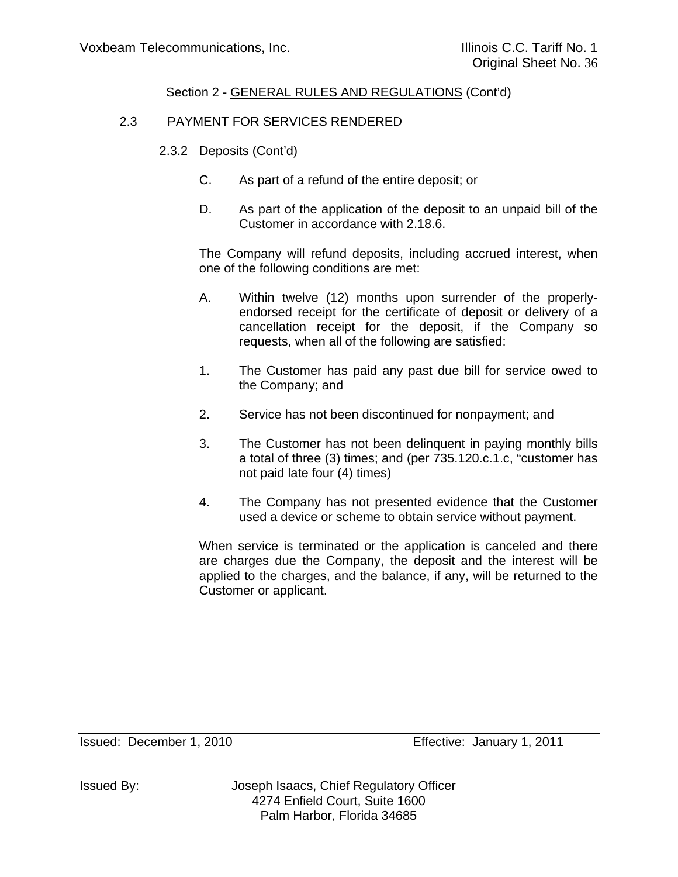Section 2 - GENERAL RULES AND REGULATIONS (Cont'd)

2.3 PAYMENT FOR SERVICES RENDERED

2.3.2 Deposits (Cont'd)

C. As part of a refund of the entire deposit; or

D. As part of the application of the deposit to an unpaid bill of the Customer in accordance with 2.18.6.

The Company will refund deposits, including accrued interest, when one of the following conditions are met:

A. Within twelve (12) months upon surrender of the properly-endorsed receipt for the certificate of deposit or delivery of a cancellation receipt for the deposit, if the Company so requests, when all of the following are satisfied:

1. The Customer has paid any past due bill for service owed to the Company; and

2. Service has not been discontinued for nonpayment; and

3. The Customer has not been delinquent in paying monthly bills a total of three (3) times; and (per 735.120.c.1.c, "customer has not paid late four (4) times)

4. The Company has not presented evidence that the Customer used a device or scheme to obtain service without payment.

When service is terminated or the application is canceled and there are charges due the Company, the deposit and the interest will be applied to the charges, and the balance, if any, will be returned to the Customer or applicant.

Issued: December 1, 2010 Effective: January 1, 2011

Issued By: Joseph Isaacs, Chief Regulatory Officer
4274 Enfield Court, Suite 1600
Palm Harbor, Florida 34685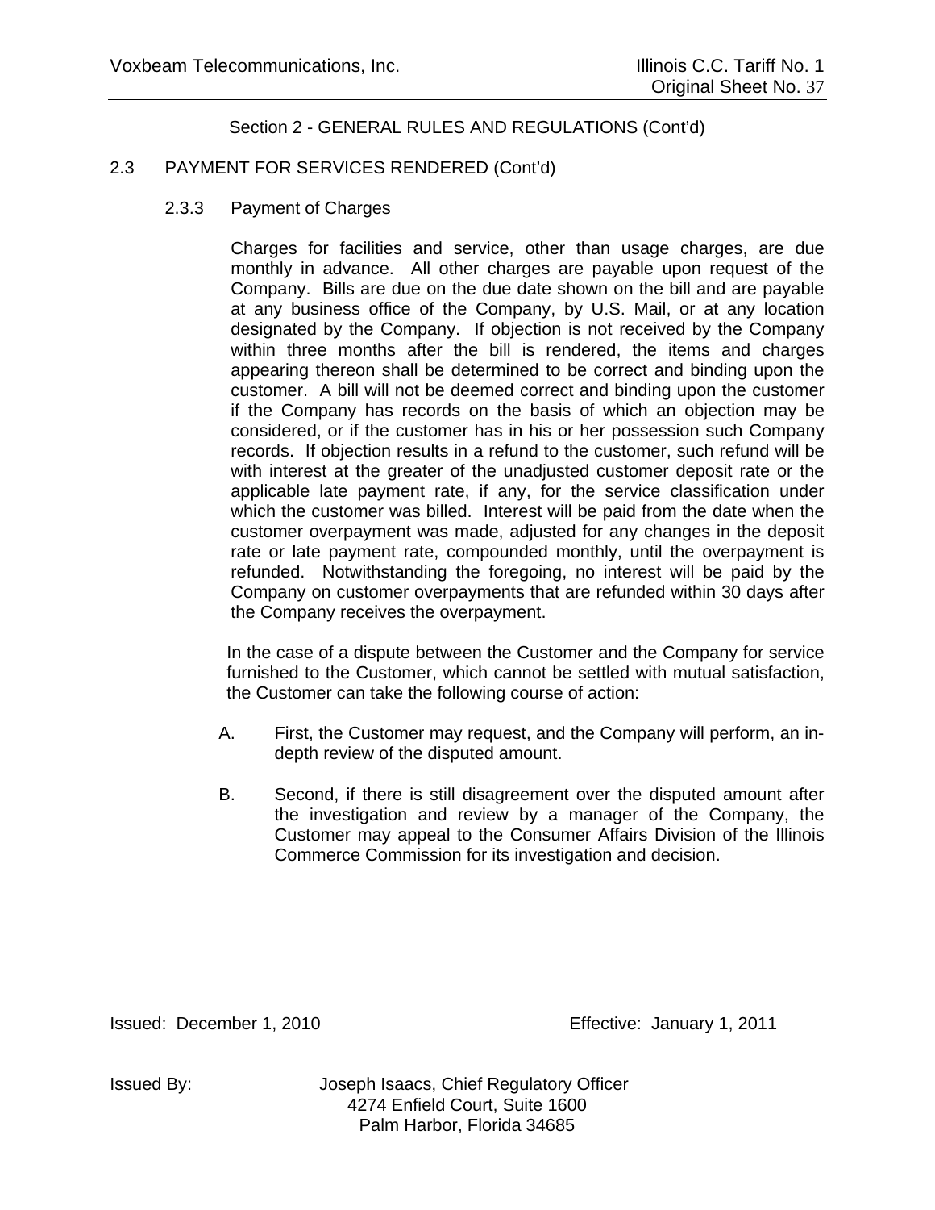Section 2 - GENERAL RULES AND REGULATIONS (Cont'd)

## 2.3 PAYMENT FOR SERVICES RENDERED (Cont'd)

### 2.3.3 Payment of Charges

Charges for facilities and service, other than usage charges, are due monthly in advance. All other charges are payable upon request of the Company. Bills are due on the due date shown on the bill and are payable at any business office of the Company, by U.S. Mail, or at any location designated by the Company. If objection is not received by the Company within three months after the bill is rendered, the items and charges appearing thereon shall be determined to be correct and binding upon the customer. A bill will not be deemed correct and binding upon the customer if the Company has records on the basis of which an objection may be considered, or if the customer has in his or her possession such Company records. If objection results in a refund to the customer, such refund will be with interest at the greater of the unadjusted customer deposit rate or the applicable late payment rate, if any, for the service classification under which the customer was billed. Interest will be paid from the date when the customer overpayment was made, adjusted for any changes in the deposit rate or late payment rate, compounded monthly, until the overpayment is refunded. Notwithstanding the foregoing, no interest will be paid by the Company on customer overpayments that are refunded within 30 days after the Company receives the overpayment.

In the case of a dispute between the Customer and the Company for service furnished to the Customer, which cannot be settled with mutual satisfaction, the Customer can take the following course of action:

A. First, the Customer may request, and the Company will perform, an in-depth review of the disputed amount.

B. Second, if there is still disagreement over the disputed amount after the investigation and review by a manager of the Company, the Customer may appeal to the Consumer Affairs Division of the Illinois Commerce Commission for its investigation and decision.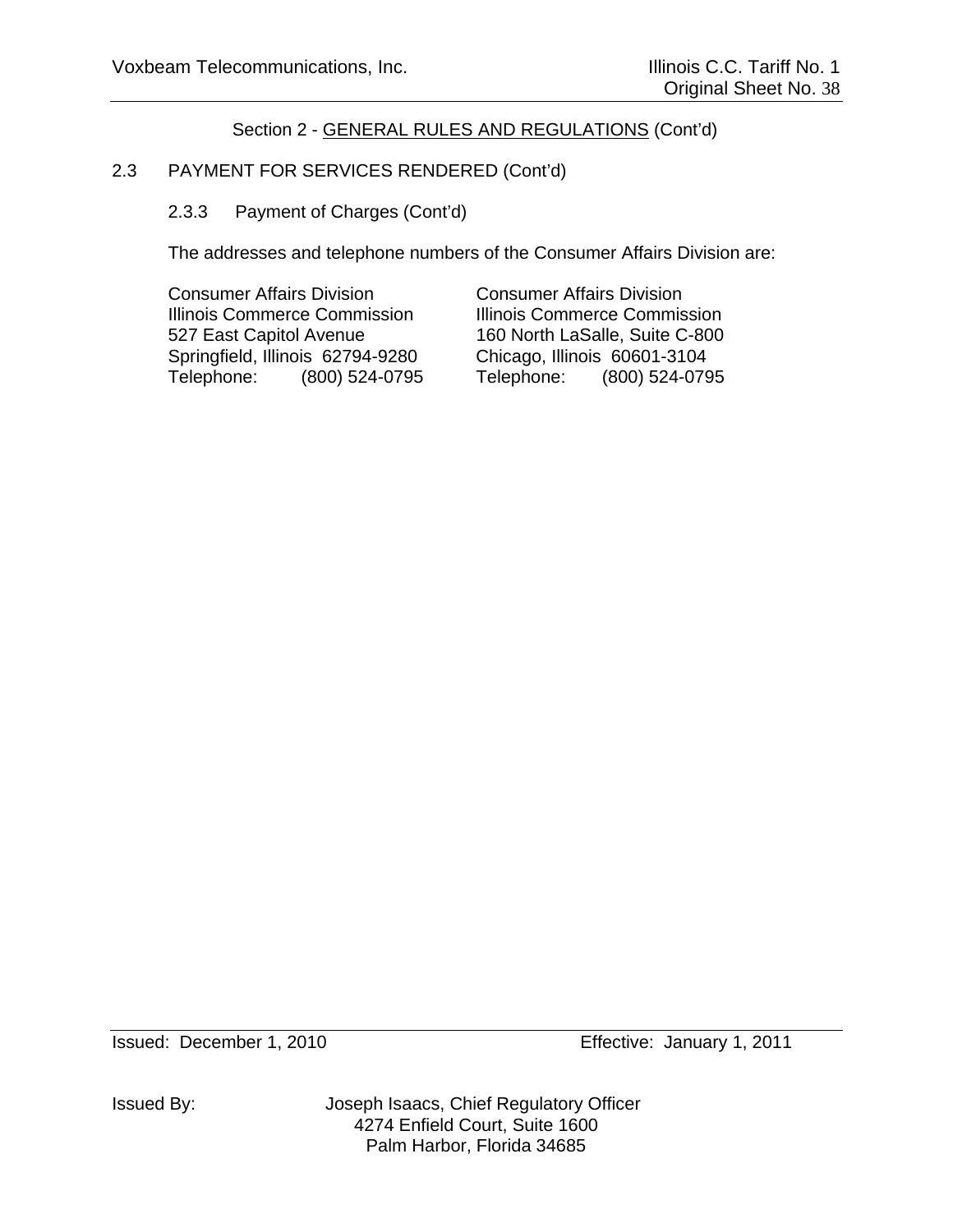Section 2 - GENERAL RULES AND REGULATIONS (Cont'd)

2.3 PAYMENT FOR SERVICES RENDERED (Cont'd)

2.3.3 Payment of Charges (Cont'd)

The addresses and telephone numbers of the Consumer Affairs Division are:

Consumer Affairs Division
Illinois Commerce Commission
527 East Capitol Avenue
Springfield, Illinois 62794-9280
Telephone: (800) 524-0795

Consumer Affairs Division
Illinois Commerce Commission
160 North LaSalle, Suite C-800
Chicago, Illinois 60601-3104
Telephone: (800) 524-0795

Issued: December 1, 2010 Effective: January 1, 2011

Issued By: Joseph Isaacs, Chief Regulatory Officer
4274 Enfield Court, Suite 1600
Palm Harbor, Florida 34685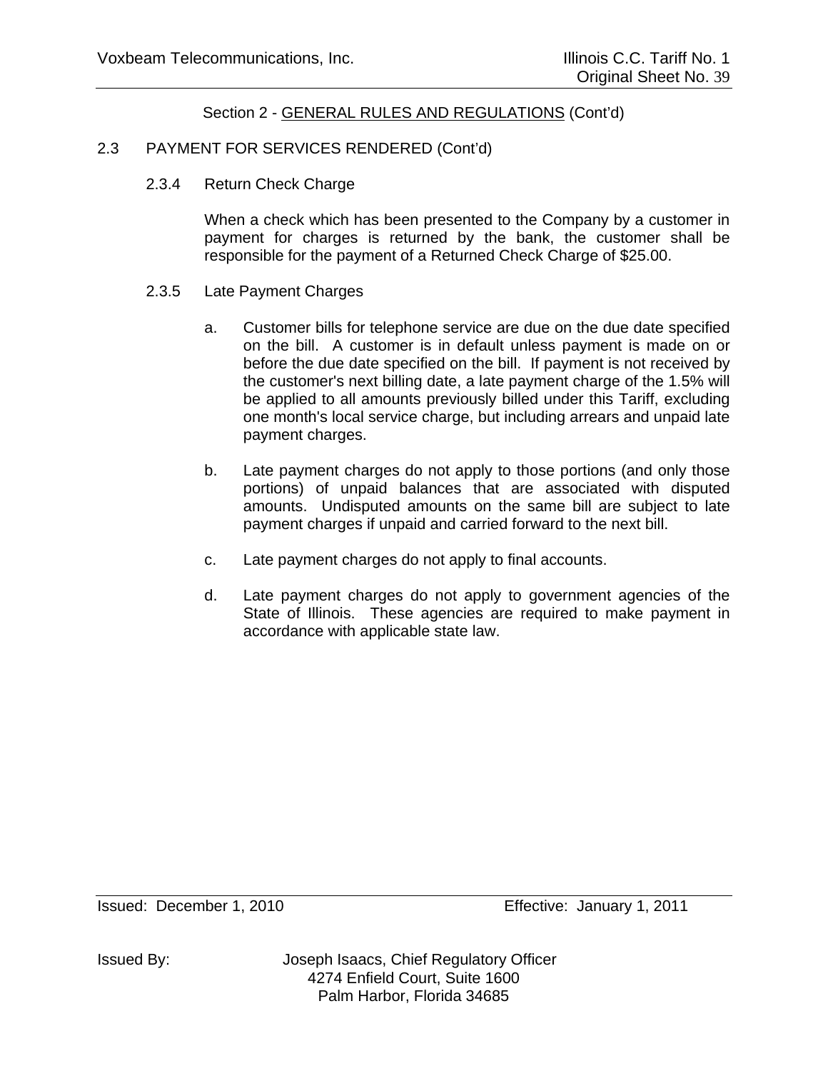Section 2 - GENERAL RULES AND REGULATIONS (Cont'd)

2.3 PAYMENT FOR SERVICES RENDERED (Cont'd)

2.3.4 Return Check Charge

When a check which has been presented to the Company by a customer in payment for charges is returned by the bank, the customer shall be responsible for the payment of a Returned Check Charge of $25.00.

2.3.5 Late Payment Charges

a. Customer bills for telephone service are due on the due date specified on the bill. A customer is in default unless payment is made on or before the due date specified on the bill. If payment is not received by the customer's next billing date, a late payment charge of the 1.5% will be applied to all amounts previously billed under this Tariff, excluding one month's local service charge, but including arrears and unpaid late payment charges.

b. Late payment charges do not apply to those portions (and only those portions) of unpaid balances that are associated with disputed amounts. Undisputed amounts on the same bill are subject to late payment charges if unpaid and carried forward to the next bill.

c. Late payment charges do not apply to final accounts.

d. Late payment charges do not apply to government agencies of the State of Illinois. These agencies are required to make payment in accordance with applicable state law.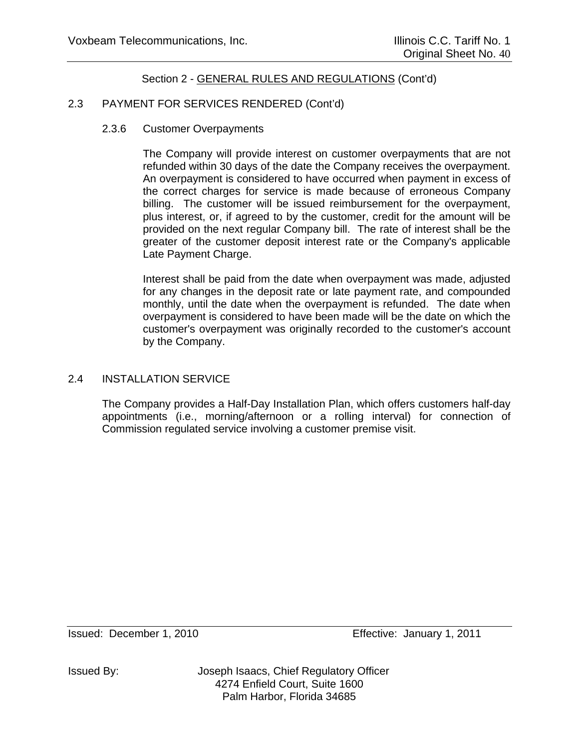Section 2 - GENERAL RULES AND REGULATIONS (Cont'd)

## 2.3 PAYMENT FOR SERVICES RENDERED (Cont'd)

### 2.3.6 Customer Overpayments

The Company will provide interest on customer overpayments that are not refunded within 30 days of the date the Company receives the overpayment. An overpayment is considered to have occurred when payment in excess of the correct charges for service is made because of erroneous Company billing. The customer will be issued reimbursement for the overpayment, plus interest, or, if agreed to by the customer, credit for the amount will be provided on the next regular Company bill. The rate of interest shall be the greater of the customer deposit interest rate or the Company's applicable Late Payment Charge.

Interest shall be paid from the date when overpayment was made, adjusted for any changes in the deposit rate or late payment rate, and compounded monthly, until the date when the overpayment is refunded. The date when overpayment is considered to have been made will be the date on which the customer's overpayment was originally recorded to the customer's account by the Company.

## 2.4 INSTALLATION SERVICE

The Company provides a Half-Day Installation Plan, which offers customers half-day appointments (i.e., morning/afternoon or a rolling interval) for connection of Commission regulated service involving a customer premise visit.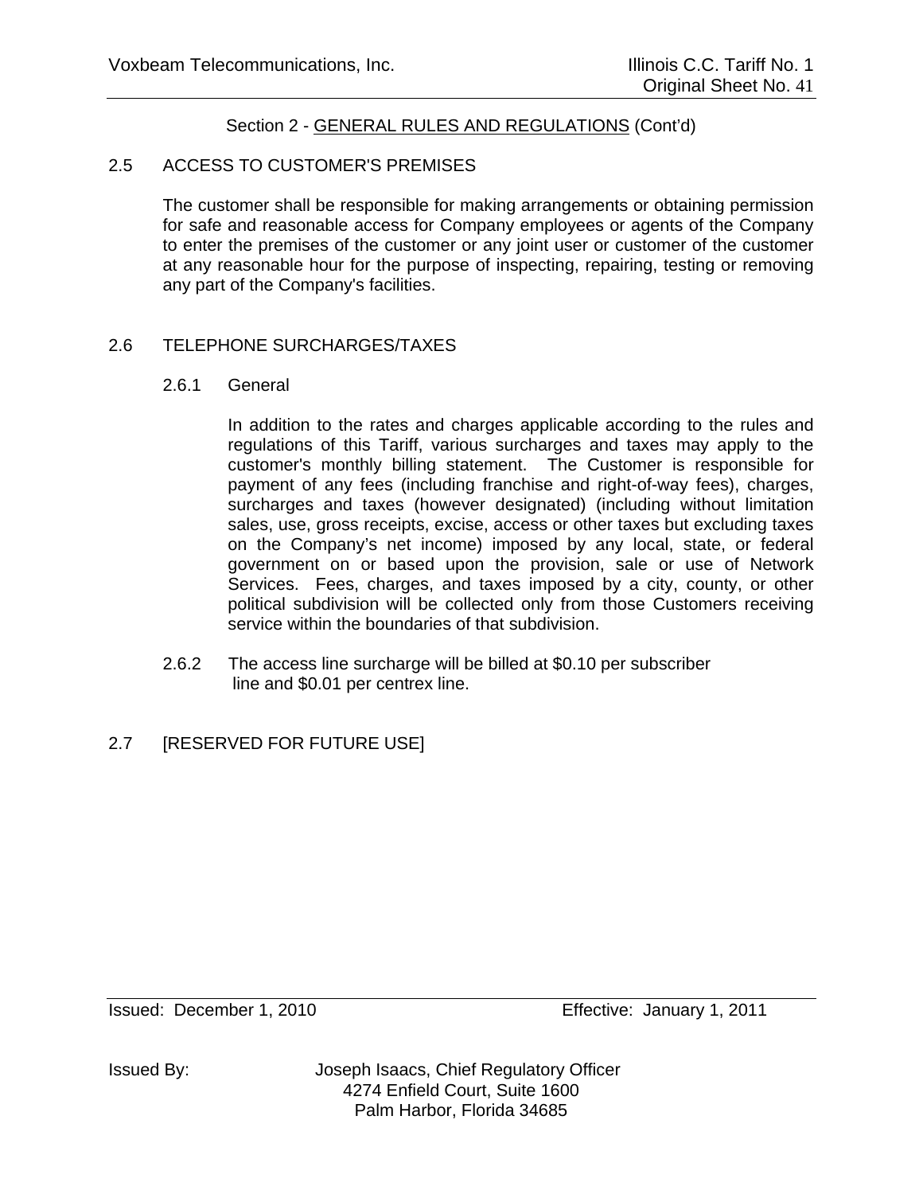Section 2 - GENERAL RULES AND REGULATIONS (Cont'd)

## 2.5 ACCESS TO CUSTOMER'S PREMISES

The customer shall be responsible for making arrangements or obtaining permission for safe and reasonable access for Company employees or agents of the Company to enter the premises of the customer or any joint user or customer of the customer at any reasonable hour for the purpose of inspecting, repairing, testing or removing any part of the Company's facilities.

## 2.6 TELEPHONE SURCHARGES/TAXES

### 2.6.1 General

In addition to the rates and charges applicable according to the rules and regulations of this Tariff, various surcharges and taxes may apply to the customer's monthly billing statement. The Customer is responsible for payment of any fees (including franchise and right-of-way fees), charges, surcharges and taxes (however designated) (including without limitation sales, use, gross receipts, excise, access or other taxes but excluding taxes on the Company's net income) imposed by any local, state, or federal government on or based upon the provision, sale or use of Network Services. Fees, charges, and taxes imposed by a city, county, or other political subdivision will be collected only from those Customers receiving service within the boundaries of that subdivision.

2.6.2 The access line surcharge will be billed at $0.10 per subscriber line and $0.01 per centrex line.

## 2.7 [RESERVED FOR FUTURE USE]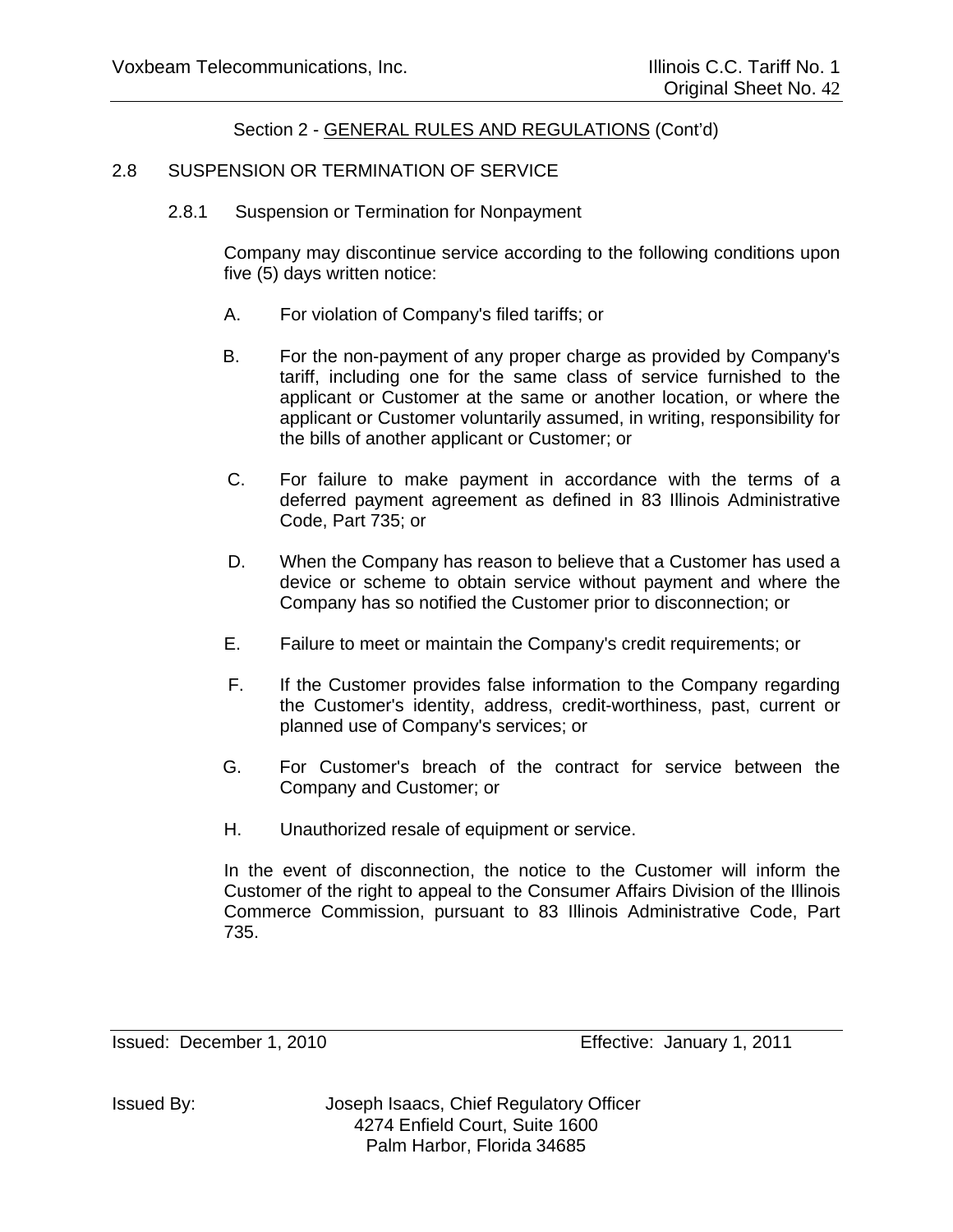Section 2 - GENERAL RULES AND REGULATIONS (Cont'd)

## 2.8 SUSPENSION OR TERMINATION OF SERVICE

### 2.8.1 Suspension or Termination for Nonpayment

Company may discontinue service according to the following conditions upon five (5) days written notice:

A. For violation of Company's filed tariffs; or

B. For the non-payment of any proper charge as provided by Company's tariff, including one for the same class of service furnished to the applicant or Customer at the same or another location, or where the applicant or Customer voluntarily assumed, in writing, responsibility for the bills of another applicant or Customer; or

C. For failure to make payment in accordance with the terms of a deferred payment agreement as defined in 83 Illinois Administrative Code, Part 735; or

D. When the Company has reason to believe that a Customer has used a device or scheme to obtain service without payment and where the Company has so notified the Customer prior to disconnection; or

E. Failure to meet or maintain the Company's credit requirements; or

F. If the Customer provides false information to the Company regarding the Customer's identity, address, credit-worthiness, past, current or planned use of Company's services; or

G. For Customer's breach of the contract for service between the Company and Customer; or

H. Unauthorized resale of equipment or service.

In the event of disconnection, the notice to the Customer will inform the Customer of the right to appeal to the Consumer Affairs Division of the Illinois Commerce Commission, pursuant to 83 Illinois Administrative Code, Part 735.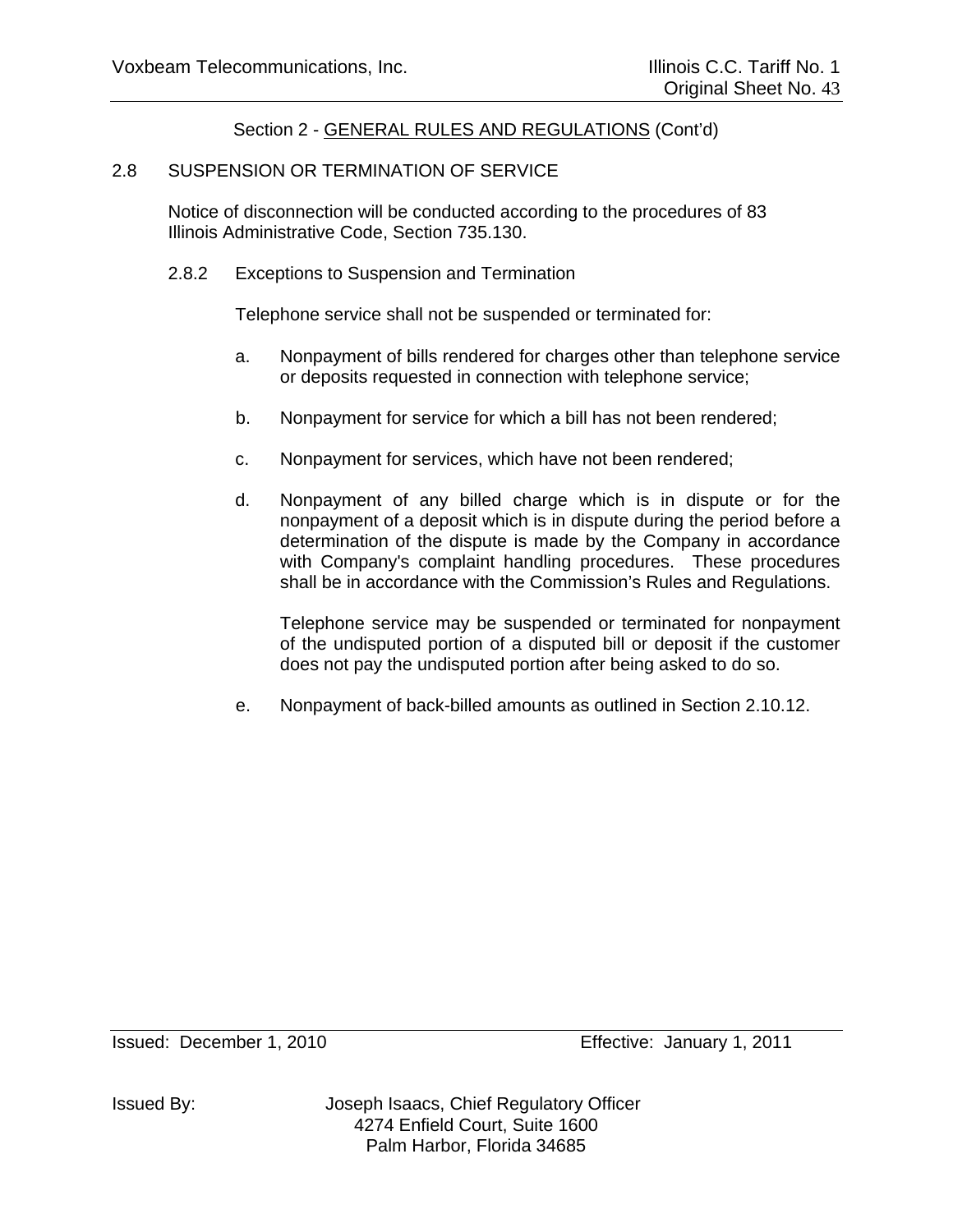Section 2 - GENERAL RULES AND REGULATIONS (Cont'd)

## 2.8 SUSPENSION OR TERMINATION OF SERVICE

Notice of disconnection will be conducted according to the procedures of 83 Illinois Administrative Code, Section 735.130.

### 2.8.2 Exceptions to Suspension and Termination

Telephone service shall not be suspended or terminated for:

a. Nonpayment of bills rendered for charges other than telephone service or deposits requested in connection with telephone service;

b. Nonpayment for service for which a bill has not been rendered;

c. Nonpayment for services, which have not been rendered;

d. Nonpayment of any billed charge which is in dispute or for the nonpayment of a deposit which is in dispute during the period before a determination of the dispute is made by the Company in accordance with Company's complaint handling procedures. These procedures shall be in accordance with the Commission's Rules and Regulations.

   Telephone service may be suspended or terminated for nonpayment of the undisputed portion of a disputed bill or deposit if the customer does not pay the undisputed portion after being asked to do so.

e. Nonpayment of back-billed amounts as outlined in Section 2.10.12.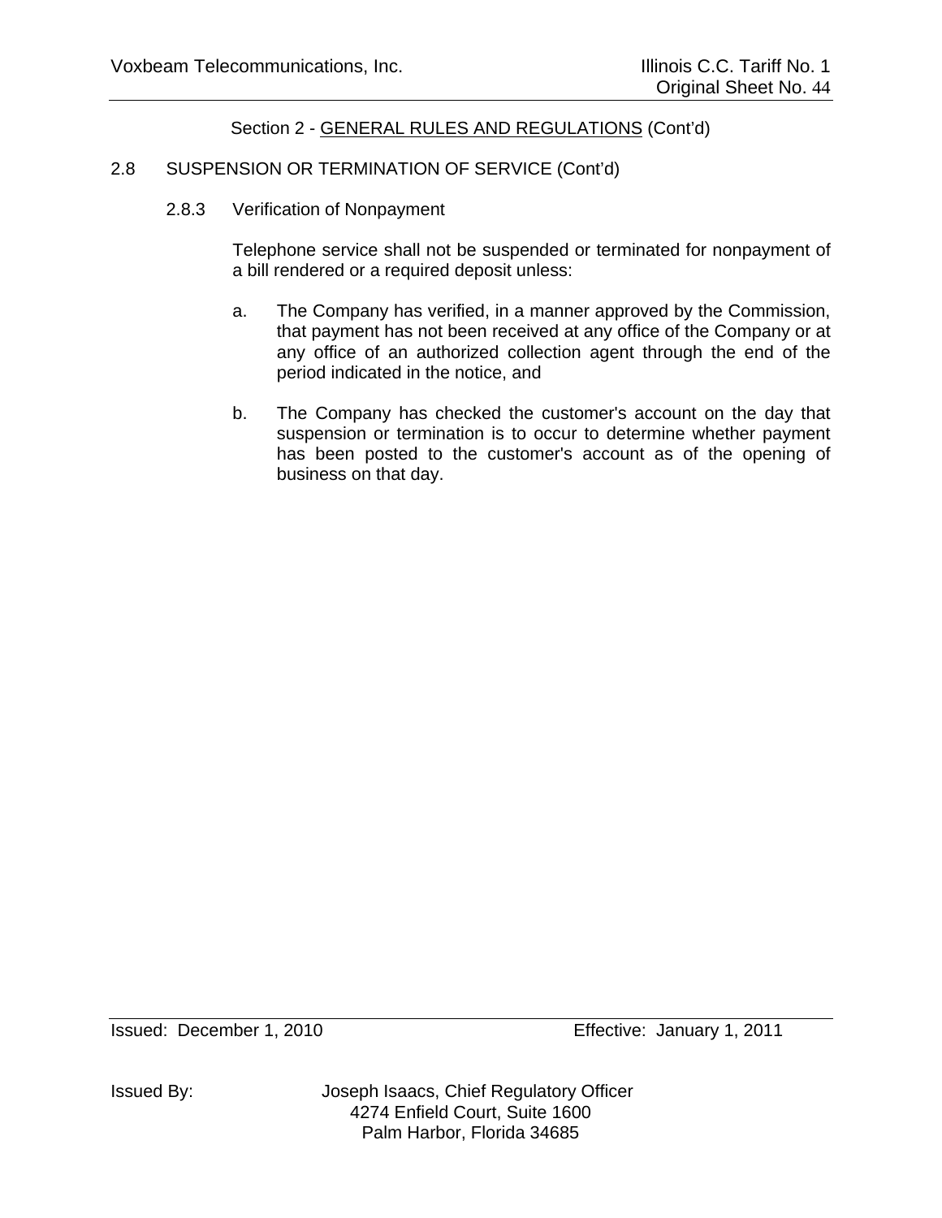Section 2 - GENERAL RULES AND REGULATIONS (Cont'd)

2.8 SUSPENSION OR TERMINATION OF SERVICE (Cont'd)

2.8.3 Verification of Nonpayment

Telephone service shall not be suspended or terminated for nonpayment of a bill rendered or a required deposit unless:

a. The Company has verified, in a manner approved by the Commission, that payment has not been received at any office of the Company or at any office of an authorized collection agent through the end of the period indicated in the notice, and

b. The Company has checked the customer's account on the day that suspension or termination is to occur to determine whether payment has been posted to the customer's account as of the opening of business on that day.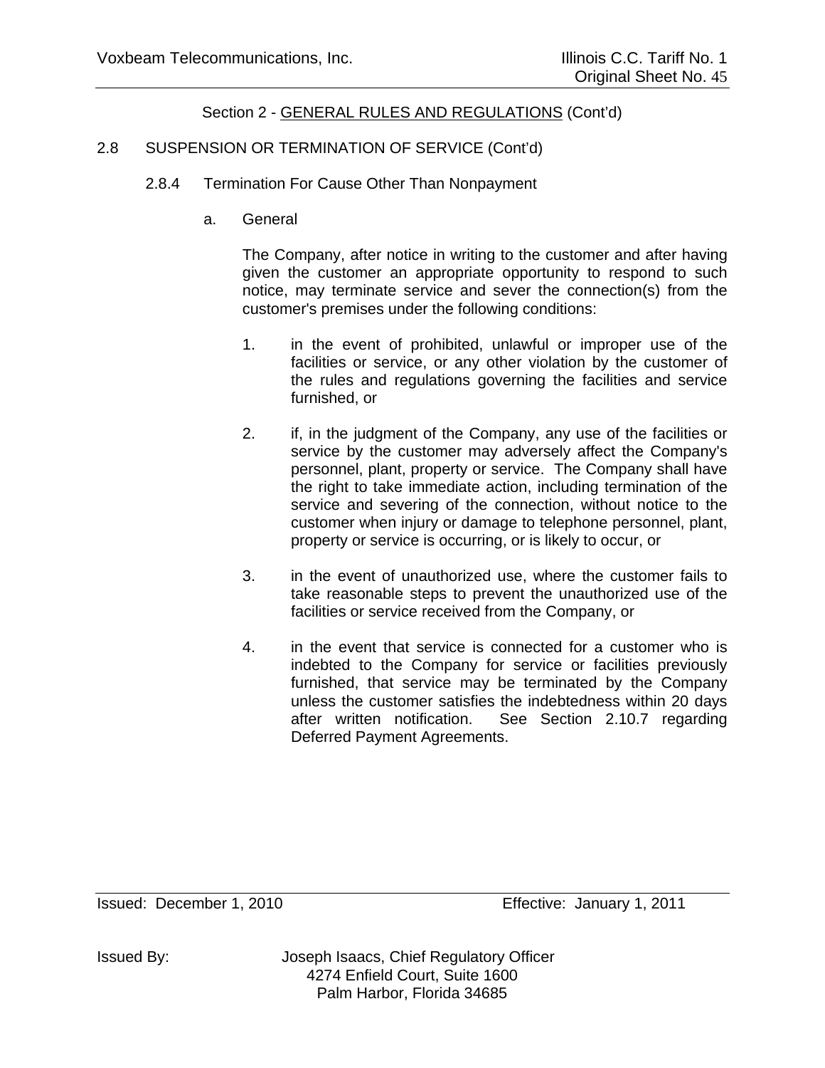Section 2 - GENERAL RULES AND REGULATIONS (Cont'd)

2.8 SUSPENSION OR TERMINATION OF SERVICE (Cont'd)

2.8.4 Termination For Cause Other Than Nonpayment

a. General

The Company, after notice in writing to the customer and after having given the customer an appropriate opportunity to respond to such notice, may terminate service and sever the connection(s) from the customer's premises under the following conditions:

1. in the event of prohibited, unlawful or improper use of the facilities or service, or any other violation by the customer of the rules and regulations governing the facilities and service furnished, or

2. if, in the judgment of the Company, any use of the facilities or service by the customer may adversely affect the Company's personnel, plant, property or service. The Company shall have the right to take immediate action, including termination of the service and severing of the connection, without notice to the customer when injury or damage to telephone personnel, plant, property or service is occurring, or is likely to occur, or

3. in the event of unauthorized use, where the customer fails to take reasonable steps to prevent the unauthorized use of the facilities or service received from the Company, or

4. in the event that service is connected for a customer who is indebted to the Company for service or facilities previously furnished, that service may be terminated by the Company unless the customer satisfies the indebtedness within 20 days after written notification. See Section 2.10.7 regarding Deferred Payment Agreements.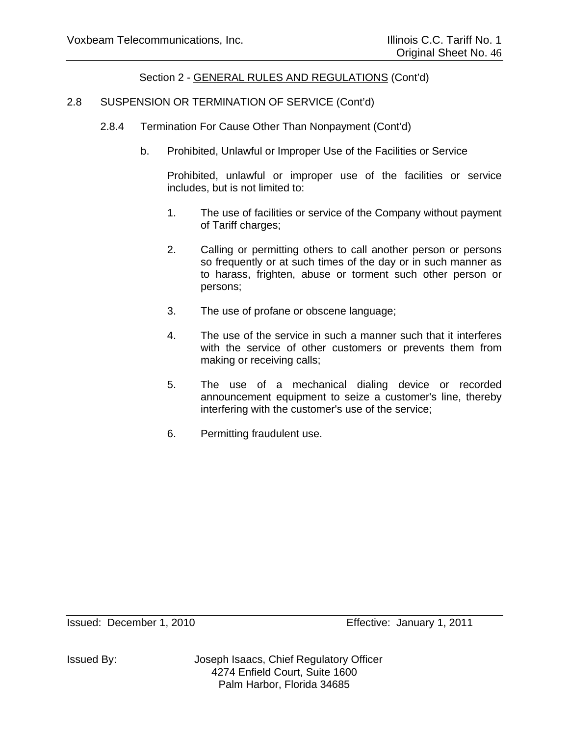Section 2 - GENERAL RULES AND REGULATIONS (Cont'd)

2.8 SUSPENSION OR TERMINATION OF SERVICE (Cont'd)

2.8.4 Termination For Cause Other Than Nonpayment (Cont'd)

b. Prohibited, Unlawful or Improper Use of the Facilities or Service

Prohibited, unlawful or improper use of the facilities or service includes, but is not limited to:

1. The use of facilities or service of the Company without payment of Tariff charges;

2. Calling or permitting others to call another person or persons so frequently or at such times of the day or in such manner as to harass, frighten, abuse or torment such other person or persons;

3. The use of profane or obscene language;

4. The use of the service in such a manner such that it interferes with the service of other customers or prevents them from making or receiving calls;

5. The use of a mechanical dialing device or recorded announcement equipment to seize a customer's line, thereby interfering with the customer's use of the service;

6. Permitting fraudulent use.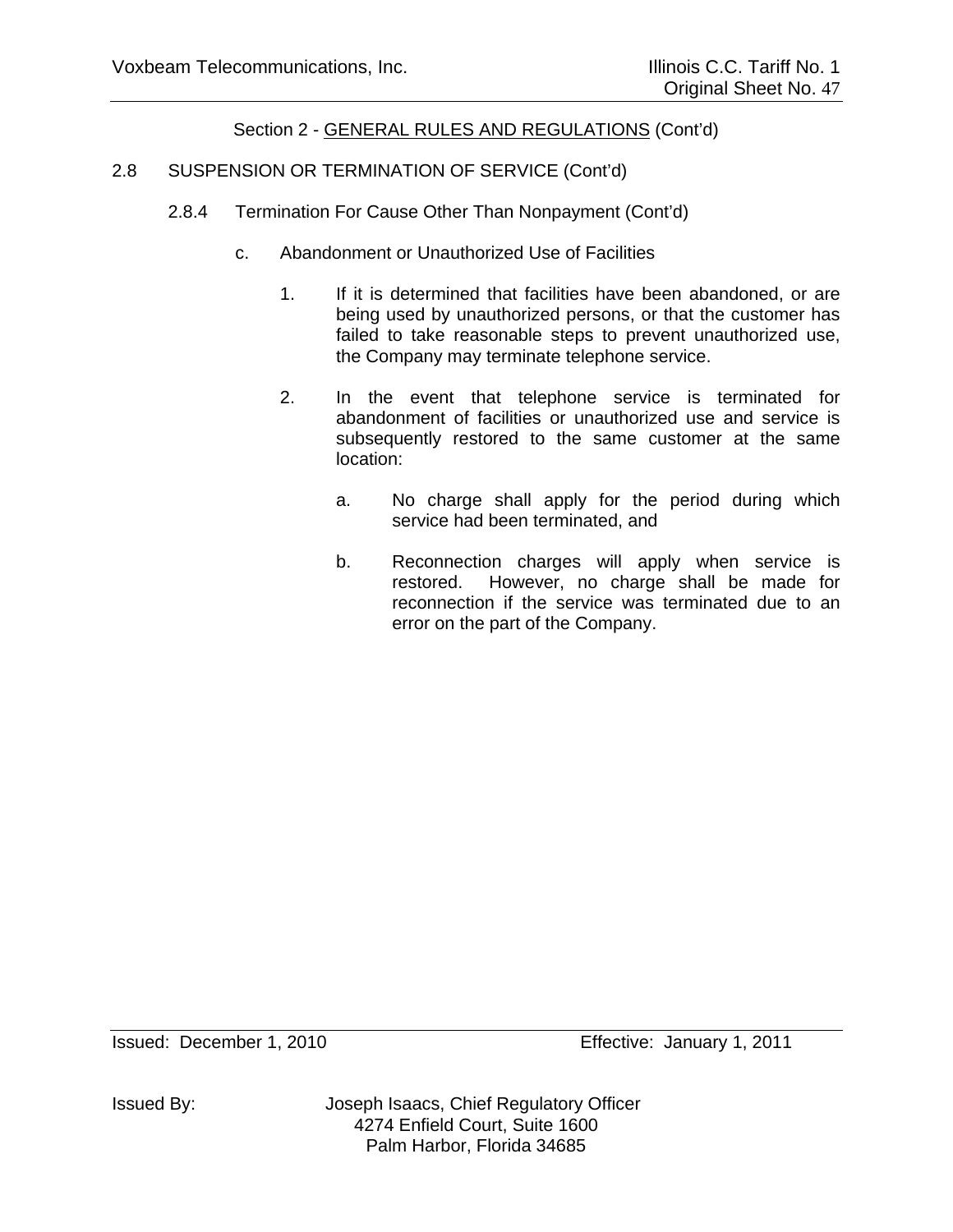Section 2 - GENERAL RULES AND REGULATIONS (Cont'd)

2.8 SUSPENSION OR TERMINATION OF SERVICE (Cont'd)

2.8.4 Termination For Cause Other Than Nonpayment (Cont'd)

c. Abandonment or Unauthorized Use of Facilities

1. If it is determined that facilities have been abandoned, or are being used by unauthorized persons, or that the customer has failed to take reasonable steps to prevent unauthorized use, the Company may terminate telephone service.

2. In the event that telephone service is terminated for abandonment of facilities or unauthorized use and service is subsequently restored to the same customer at the same location:

   a. No charge shall apply for the period during which service had been terminated, and

   b. Reconnection charges will apply when service is restored. However, no charge shall be made for reconnection if the service was terminated due to an error on the part of the Company.

Issued: December 1, 2010 Effective: January 1, 2011

Issued By: Joseph Isaacs, Chief Regulatory Officer
4274 Enfield Court, Suite 1600
Palm Harbor, Florida 34685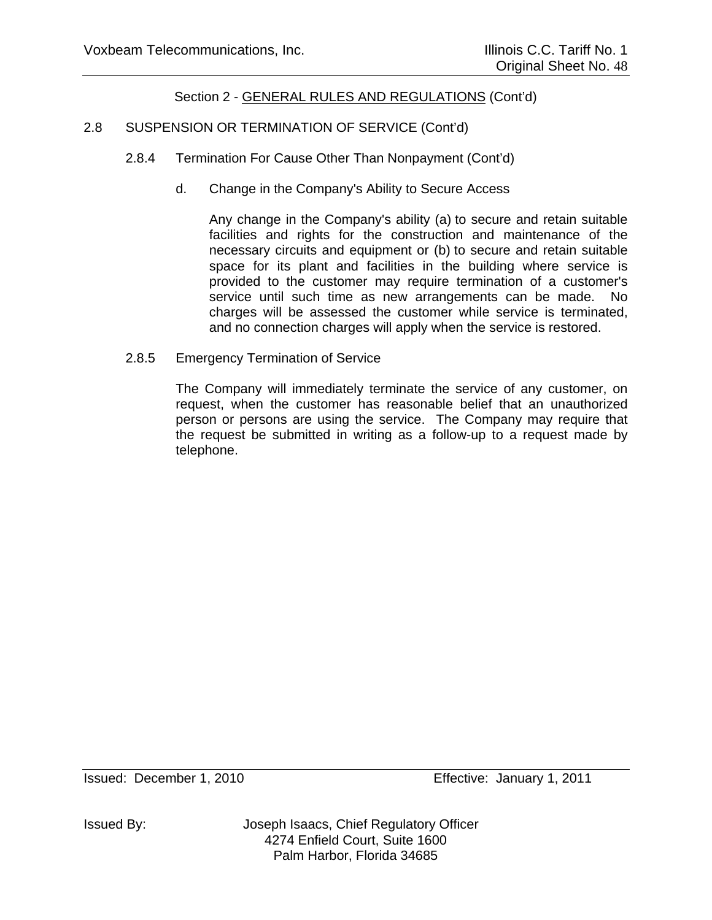Section 2 - GENERAL RULES AND REGULATIONS (Cont'd)

## 2.8 SUSPENSION OR TERMINATION OF SERVICE (Cont'd)

### 2.8.4 Termination For Cause Other Than Nonpayment (Cont'd)

d. Change in the Company's Ability to Secure Access

Any change in the Company's ability (a) to secure and retain suitable facilities and rights for the construction and maintenance of the necessary circuits and equipment or (b) to secure and retain suitable space for its plant and facilities in the building where service is provided to the customer may require termination of a customer's service until such time as new arrangements can be made. No charges will be assessed the customer while service is terminated, and no connection charges will apply when the service is restored.

### 2.8.5 Emergency Termination of Service

The Company will immediately terminate the service of any customer, on request, when the customer has reasonable belief that an unauthorized person or persons are using the service. The Company may require that the request be submitted in writing as a follow-up to a request made by telephone.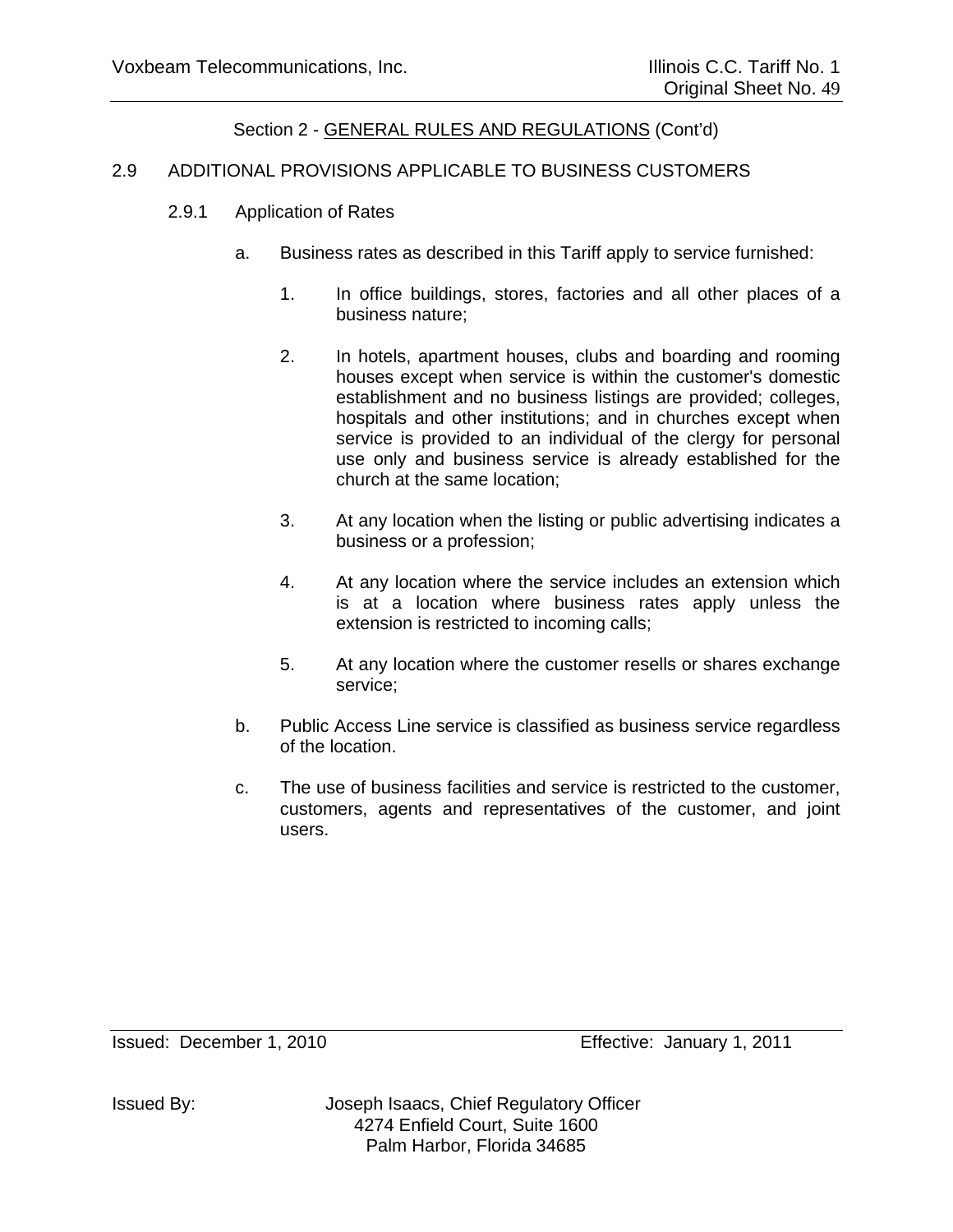Section 2 - GENERAL RULES AND REGULATIONS (Cont'd)

## 2.9 ADDITIONAL PROVISIONS APPLICABLE TO BUSINESS CUSTOMERS

### 2.9.1 Application of Rates

a. Business rates as described in this Tariff apply to service furnished:

1. In office buildings, stores, factories and all other places of a business nature;

2. In hotels, apartment houses, clubs and boarding and rooming houses except when service is within the customer's domestic establishment and no business listings are provided; colleges, hospitals and other institutions; and in churches except when service is provided to an individual of the clergy for personal use only and business service is already established for the church at the same location;

3. At any location when the listing or public advertising indicates a business or a profession;

4. At any location where the service includes an extension which is at a location where business rates apply unless the extension is restricted to incoming calls;

5. At any location where the customer resells or shares exchange service;

b. Public Access Line service is classified as business service regardless of the location.

c. The use of business facilities and service is restricted to the customer, customers, agents and representatives of the customer, and joint users.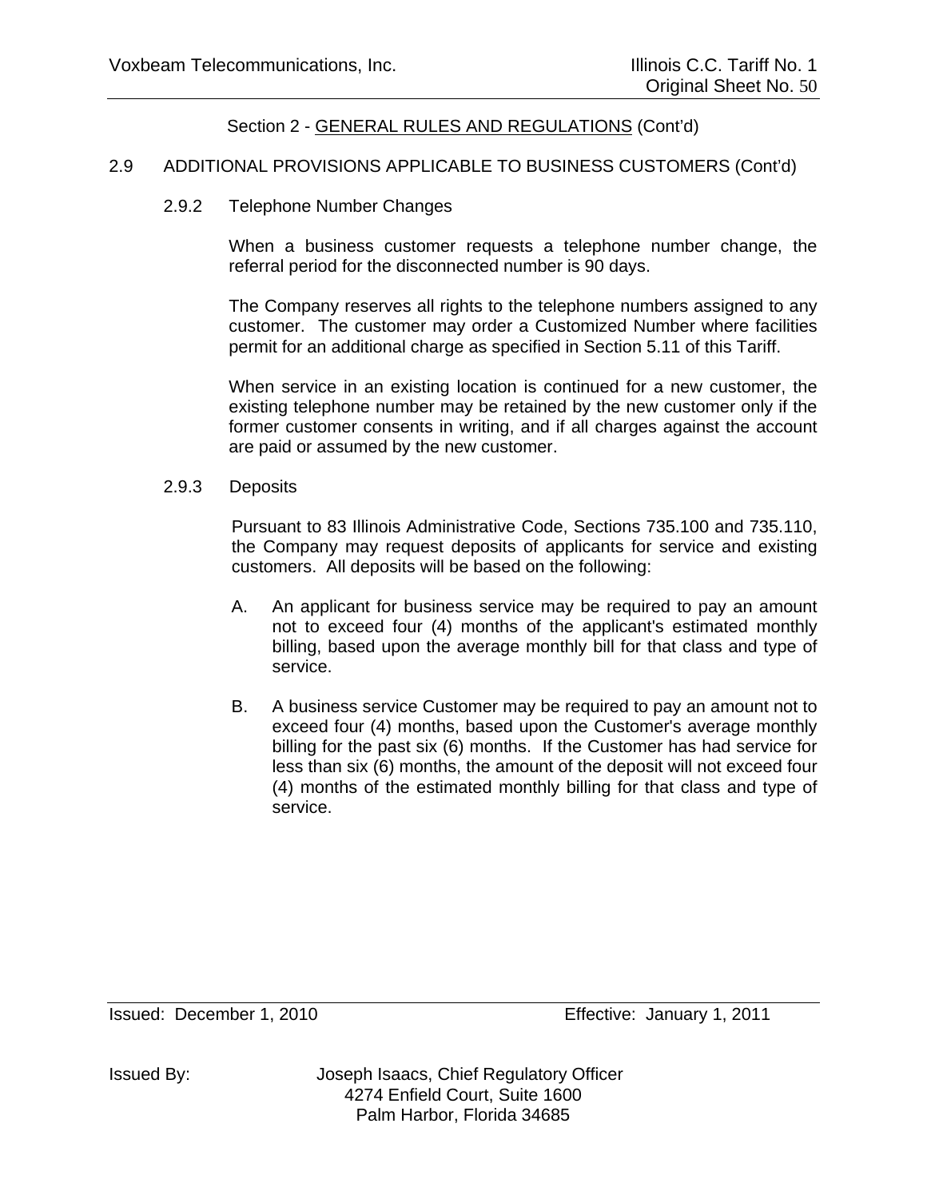Section 2 - GENERAL RULES AND REGULATIONS (Cont'd)

## 2.9 ADDITIONAL PROVISIONS APPLICABLE TO BUSINESS CUSTOMERS (Cont'd)

### 2.9.2 Telephone Number Changes

When a business customer requests a telephone number change, the referral period for the disconnected number is 90 days.

The Company reserves all rights to the telephone numbers assigned to any customer. The customer may order a Customized Number where facilities permit for an additional charge as specified in Section 5.11 of this Tariff.

When service in an existing location is continued for a new customer, the existing telephone number may be retained by the new customer only if the former customer consents in writing, and if all charges against the account are paid or assumed by the new customer.

### 2.9.3 Deposits

Pursuant to 83 Illinois Administrative Code, Sections 735.100 and 735.110, the Company may request deposits of applicants for service and existing customers. All deposits will be based on the following:

A. An applicant for business service may be required to pay an amount not to exceed four (4) months of the applicant's estimated monthly billing, based upon the average monthly bill for that class and type of service.

B. A business service Customer may be required to pay an amount not to exceed four (4) months, based upon the Customer's average monthly billing for the past six (6) months. If the Customer has had service for less than six (6) months, the amount of the deposit will not exceed four (4) months of the estimated monthly billing for that class and type of service.

Issued: December 1, 2010 Effective: January 1, 2011

Issued By: Joseph Isaacs, Chief Regulatory Officer
4274 Enfield Court, Suite 1600
Palm Harbor, Florida 34685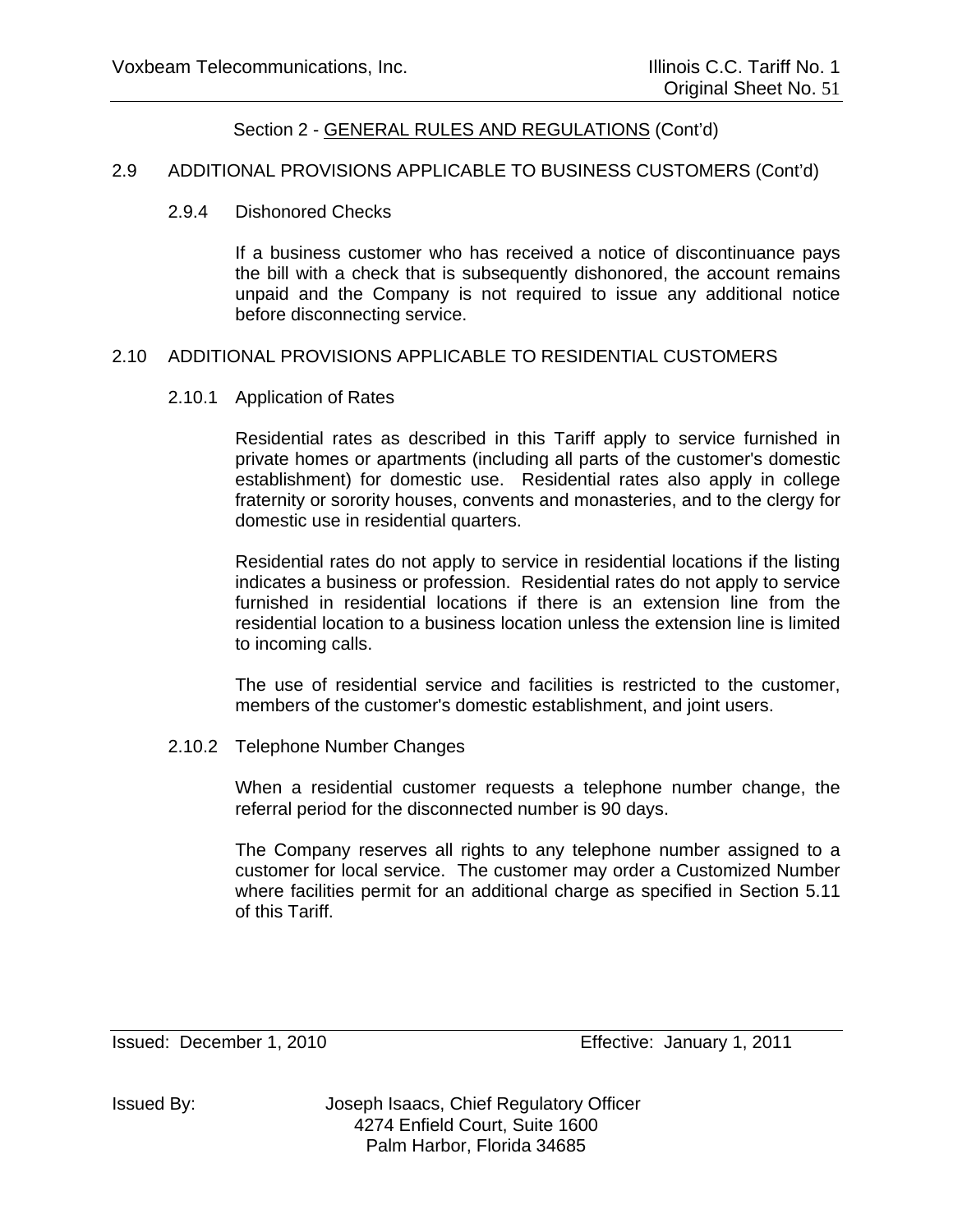Section 2 - GENERAL RULES AND REGULATIONS (Cont'd)

## 2.9 ADDITIONAL PROVISIONS APPLICABLE TO BUSINESS CUSTOMERS (Cont'd)

### 2.9.4 Dishonored Checks

If a business customer who has received a notice of discontinuance pays the bill with a check that is subsequently dishonored, the account remains unpaid and the Company is not required to issue any additional notice before disconnecting service.

## 2.10 ADDITIONAL PROVISIONS APPLICABLE TO RESIDENTIAL CUSTOMERS

### 2.10.1 Application of Rates

Residential rates as described in this Tariff apply to service furnished in private homes or apartments (including all parts of the customer's domestic establishment) for domestic use. Residential rates also apply in college fraternity or sorority houses, convents and monasteries, and to the clergy for domestic use in residential quarters.

Residential rates do not apply to service in residential locations if the listing indicates a business or profession. Residential rates do not apply to service furnished in residential locations if there is an extension line from the residential location to a business location unless the extension line is limited to incoming calls.

The use of residential service and facilities is restricted to the customer, members of the customer's domestic establishment, and joint users.

### 2.10.2 Telephone Number Changes

When a residential customer requests a telephone number change, the referral period for the disconnected number is 90 days.

The Company reserves all rights to any telephone number assigned to a customer for local service. The customer may order a Customized Number where facilities permit for an additional charge as specified in Section 5.11 of this Tariff.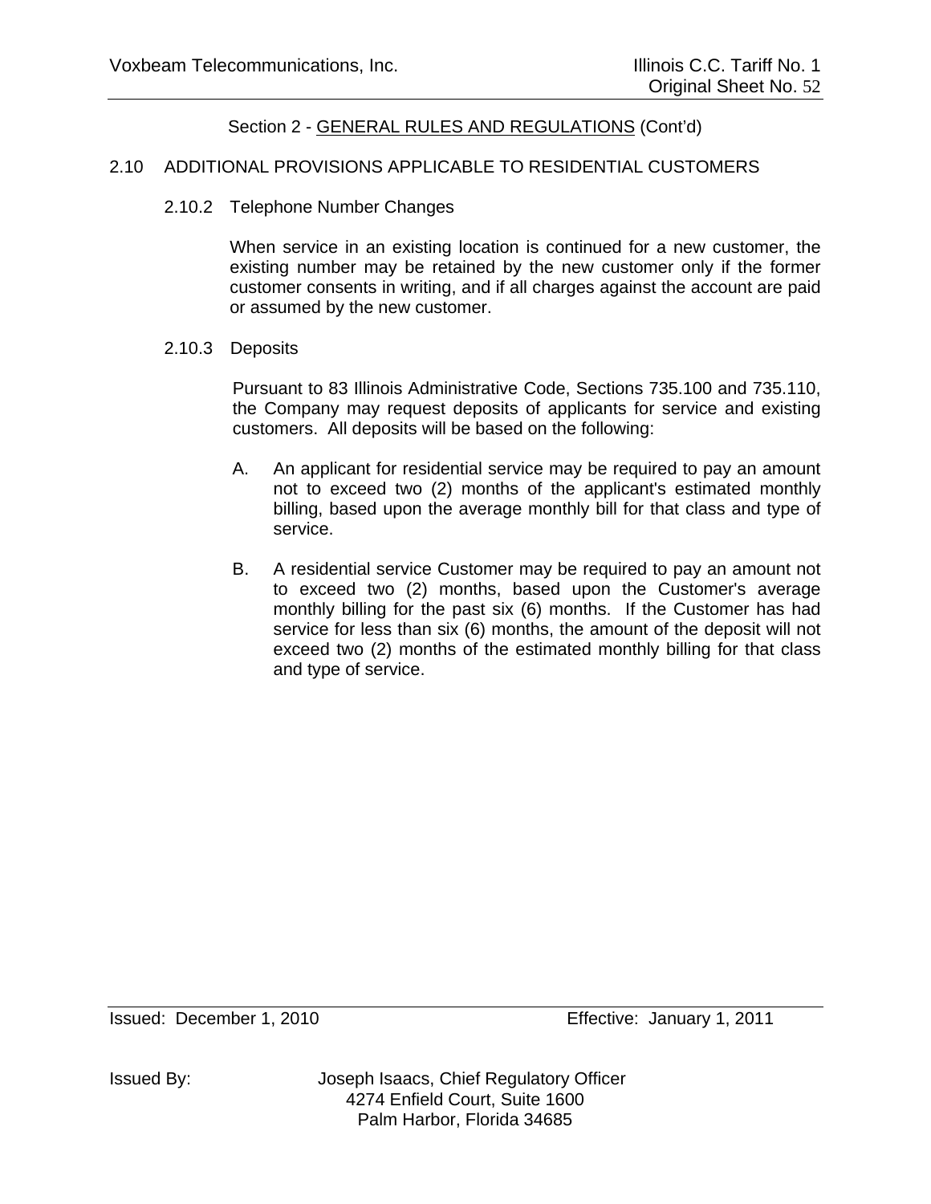Section 2 - GENERAL RULES AND REGULATIONS (Cont'd)

## 2.10 ADDITIONAL PROVISIONS APPLICABLE TO RESIDENTIAL CUSTOMERS

### 2.10.2 Telephone Number Changes

When service in an existing location is continued for a new customer, the existing number may be retained by the new customer only if the former customer consents in writing, and if all charges against the account are paid or assumed by the new customer.

### 2.10.3 Deposits

Pursuant to 83 Illinois Administrative Code, Sections 735.100 and 735.110, the Company may request deposits of applicants for service and existing customers. All deposits will be based on the following:

A. An applicant for residential service may be required to pay an amount not to exceed two (2) months of the applicant's estimated monthly billing, based upon the average monthly bill for that class and type of service.

B. A residential service Customer may be required to pay an amount not to exceed two (2) months, based upon the Customer's average monthly billing for the past six (6) months. If the Customer has had service for less than six (6) months, the amount of the deposit will not exceed two (2) months of the estimated monthly billing for that class and type of service.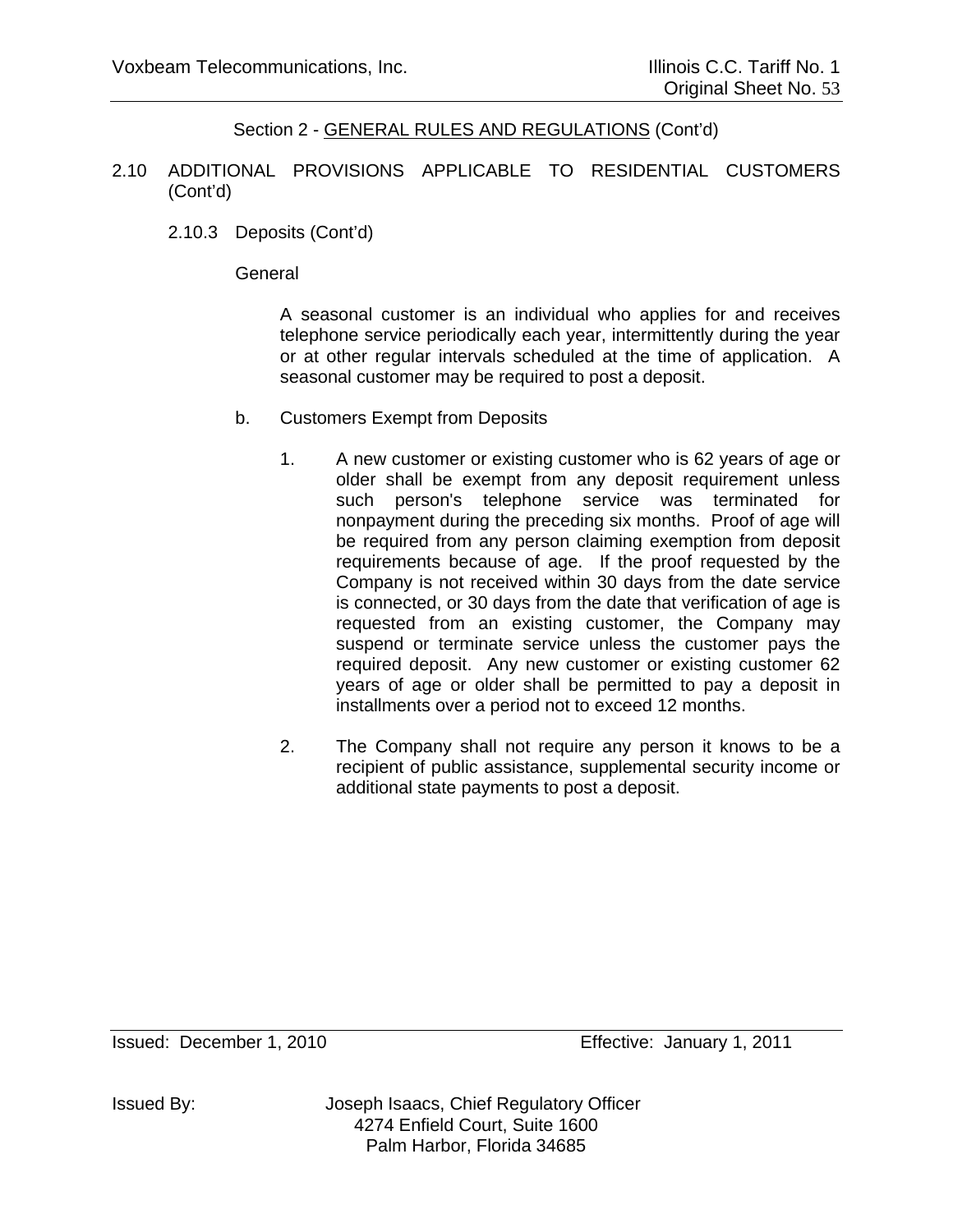Section 2 - GENERAL RULES AND REGULATIONS (Cont'd)

2.10 ADDITIONAL PROVISIONS APPLICABLE TO RESIDENTIAL CUSTOMERS (Cont'd)

2.10.3 Deposits (Cont'd)

General

A seasonal customer is an individual who applies for and receives telephone service periodically each year, intermittently during the year or at other regular intervals scheduled at the time of application. A seasonal customer may be required to post a deposit.

b. Customers Exempt from Deposits

1. A new customer or existing customer who is 62 years of age or older shall be exempt from any deposit requirement unless such person's telephone service was terminated for nonpayment during the preceding six months. Proof of age will be required from any person claiming exemption from deposit requirements because of age. If the proof requested by the Company is not received within 30 days from the date service is connected, or 30 days from the date that verification of age is requested from an existing customer, the Company may suspend or terminate service unless the customer pays the required deposit. Any new customer or existing customer 62 years of age or older shall be permitted to pay a deposit in installments over a period not to exceed 12 months.

2. The Company shall not require any person it knows to be a recipient of public assistance, supplemental security income or additional state payments to post a deposit.

Issued: December 1, 2010 Effective: January 1, 2011

Issued By: Joseph Isaacs, Chief Regulatory Officer
4274 Enfield Court, Suite 1600
Palm Harbor, Florida 34685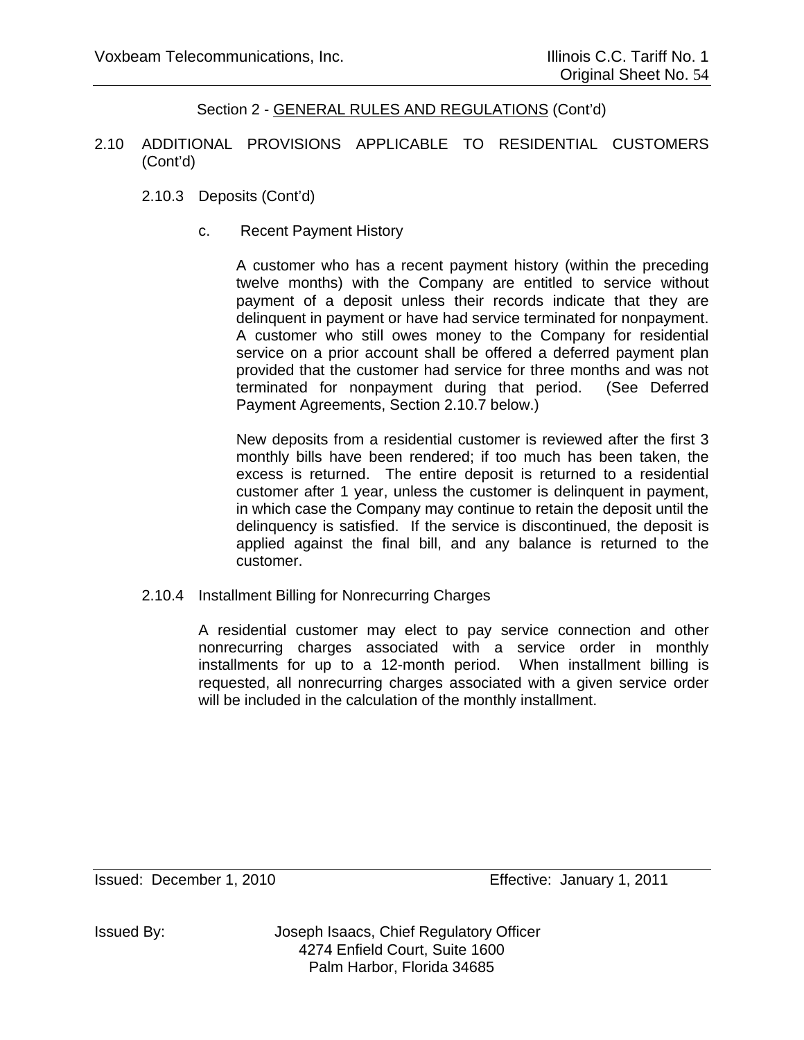Section 2 - GENERAL RULES AND REGULATIONS (Cont'd)

2.10 ADDITIONAL PROVISIONS APPLICABLE TO RESIDENTIAL CUSTOMERS (Cont'd)

2.10.3 Deposits (Cont'd)

c. Recent Payment History

A customer who has a recent payment history (within the preceding twelve months) with the Company are entitled to service without payment of a deposit unless their records indicate that they are delinquent in payment or have had service terminated for nonpayment. A customer who still owes money to the Company for residential service on a prior account shall be offered a deferred payment plan provided that the customer had service for three months and was not terminated for nonpayment during that period. (See Deferred Payment Agreements, Section 2.10.7 below.)

New deposits from a residential customer is reviewed after the first 3 monthly bills have been rendered; if too much has been taken, the excess is returned. The entire deposit is returned to a residential customer after 1 year, unless the customer is delinquent in payment, in which case the Company may continue to retain the deposit until the delinquency is satisfied. If the service is discontinued, the deposit is applied against the final bill, and any balance is returned to the customer.

2.10.4 Installment Billing for Nonrecurring Charges

A residential customer may elect to pay service connection and other nonrecurring charges associated with a service order in monthly installments for up to a 12-month period. When installment billing is requested, all nonrecurring charges associated with a given service order will be included in the calculation of the monthly installment.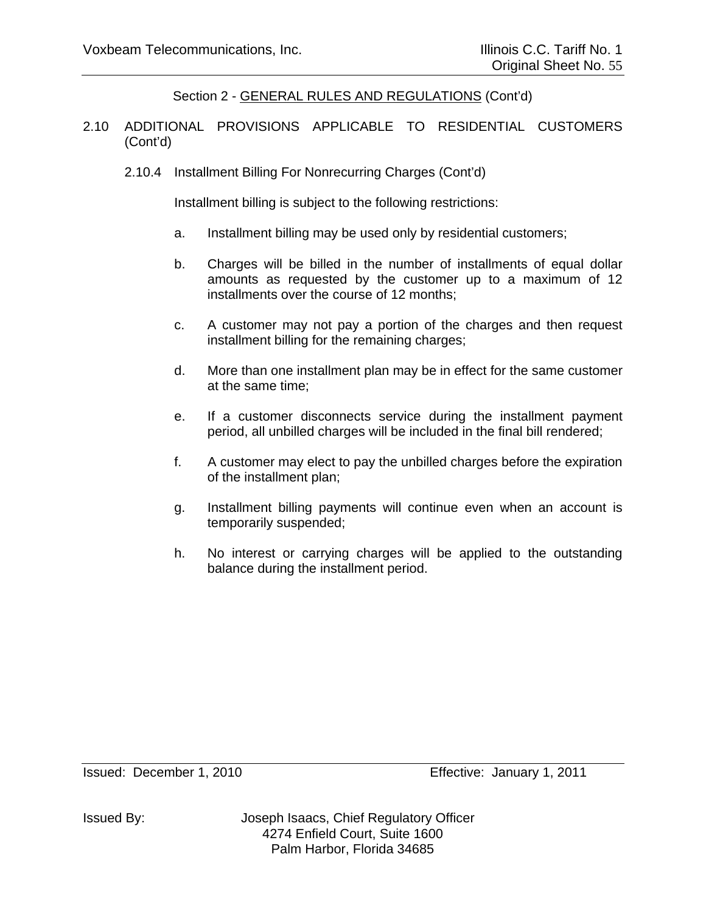Section 2 - GENERAL RULES AND REGULATIONS (Cont'd)

2.10 ADDITIONAL PROVISIONS APPLICABLE TO RESIDENTIAL CUSTOMERS (Cont'd)

2.10.4 Installment Billing For Nonrecurring Charges (Cont'd)

Installment billing is subject to the following restrictions:

a. Installment billing may be used only by residential customers;

b. Charges will be billed in the number of installments of equal dollar amounts as requested by the customer up to a maximum of 12 installments over the course of 12 months;

c. A customer may not pay a portion of the charges and then request installment billing for the remaining charges;

d. More than one installment plan may be in effect for the same customer at the same time;

e. If a customer disconnects service during the installment payment period, all unbilled charges will be included in the final bill rendered;

f. A customer may elect to pay the unbilled charges before the expiration of the installment plan;

g. Installment billing payments will continue even when an account is temporarily suspended;

h. No interest or carrying charges will be applied to the outstanding balance during the installment period.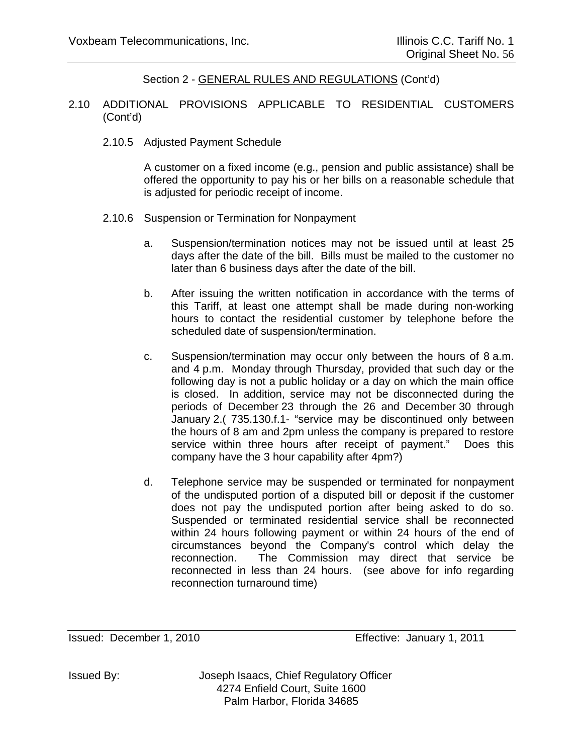Section 2 - GENERAL RULES AND REGULATIONS (Cont'd)

2.10 ADDITIONAL PROVISIONS APPLICABLE TO RESIDENTIAL CUSTOMERS (Cont'd)

2.10.5 Adjusted Payment Schedule

A customer on a fixed income (e.g., pension and public assistance) shall be offered the opportunity to pay his or her bills on a reasonable schedule that is adjusted for periodic receipt of income.

2.10.6 Suspension or Termination for Nonpayment

a. Suspension/termination notices may not be issued until at least 25 days after the date of the bill. Bills must be mailed to the customer no later than 6 business days after the date of the bill.

b. After issuing the written notification in accordance with the terms of this Tariff, at least one attempt shall be made during non-working hours to contact the residential customer by telephone before the scheduled date of suspension/termination.

c. Suspension/termination may occur only between the hours of 8 a.m. and 4 p.m. Monday through Thursday, provided that such day or the following day is not a public holiday or a day on which the main office is closed. In addition, service may not be disconnected during the periods of December 23 through the 26 and December 30 through January 2.( 735.130.f.1- "service may be discontinued only between the hours of 8 am and 2pm unless the company is prepared to restore service within three hours after receipt of payment." Does this company have the 3 hour capability after 4pm?)

d. Telephone service may be suspended or terminated for nonpayment of the undisputed portion of a disputed bill or deposit if the customer does not pay the undisputed portion after being asked to do so. Suspended or terminated residential service shall be reconnected within 24 hours following payment or within 24 hours of the end of circumstances beyond the Company's control which delay the reconnection. The Commission may direct that service be reconnected in less than 24 hours. (see above for info regarding reconnection turnaround time)

Issued: December 1, 2010 Effective: January 1, 2011

Issued By: Joseph Isaacs, Chief Regulatory Officer
4274 Enfield Court, Suite 1600
Palm Harbor, Florida 34685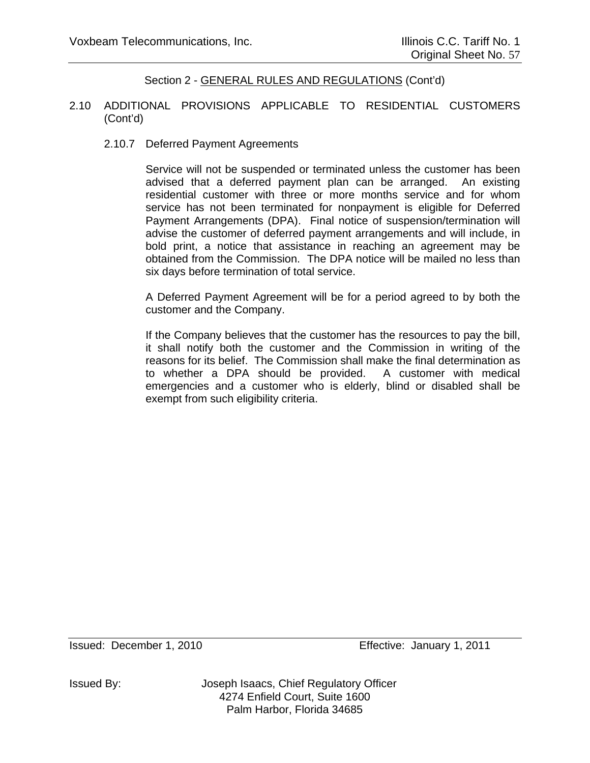Section 2 - GENERAL RULES AND REGULATIONS (Cont'd)

2.10 ADDITIONAL PROVISIONS APPLICABLE TO RESIDENTIAL CUSTOMERS (Cont'd)

2.10.7 Deferred Payment Agreements

Service will not be suspended or terminated unless the customer has been advised that a deferred payment plan can be arranged. An existing residential customer with three or more months service and for whom service has not been terminated for nonpayment is eligible for Deferred Payment Arrangements (DPA). Final notice of suspension/termination will advise the customer of deferred payment arrangements and will include, in bold print, a notice that assistance in reaching an agreement may be obtained from the Commission. The DPA notice will be mailed no less than six days before termination of total service.

A Deferred Payment Agreement will be for a period agreed to by both the customer and the Company.

If the Company believes that the customer has the resources to pay the bill, it shall notify both the customer and the Commission in writing of the reasons for its belief. The Commission shall make the final determination as to whether a DPA should be provided. A customer with medical emergencies and a customer who is elderly, blind or disabled shall be exempt from such eligibility criteria.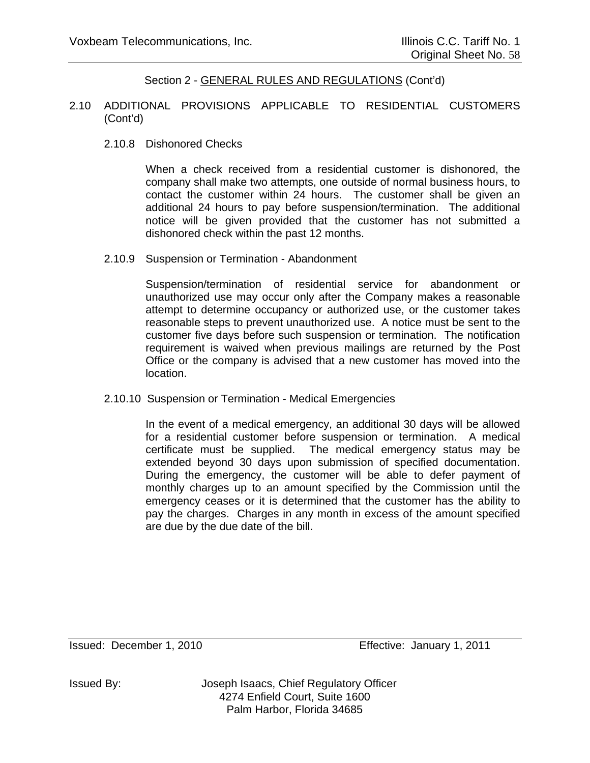Section 2 - GENERAL RULES AND REGULATIONS (Cont'd)

2.10 ADDITIONAL PROVISIONS APPLICABLE TO RESIDENTIAL CUSTOMERS (Cont'd)

2.10.8 Dishonored Checks

When a check received from a residential customer is dishonored, the company shall make two attempts, one outside of normal business hours, to contact the customer within 24 hours. The customer shall be given an additional 24 hours to pay before suspension/termination. The additional notice will be given provided that the customer has not submitted a dishonored check within the past 12 months.

2.10.9 Suspension or Termination - Abandonment

Suspension/termination of residential service for abandonment or unauthorized use may occur only after the Company makes a reasonable attempt to determine occupancy or authorized use, or the customer takes reasonable steps to prevent unauthorized use. A notice must be sent to the customer five days before such suspension or termination. The notification requirement is waived when previous mailings are returned by the Post Office or the company is advised that a new customer has moved into the location.

2.10.10 Suspension or Termination - Medical Emergencies

In the event of a medical emergency, an additional 30 days will be allowed for a residential customer before suspension or termination. A medical certificate must be supplied. The medical emergency status may be extended beyond 30 days upon submission of specified documentation. During the emergency, the customer will be able to defer payment of monthly charges up to an amount specified by the Commission until the emergency ceases or it is determined that the customer has the ability to pay the charges. Charges in any month in excess of the amount specified are due by the due date of the bill.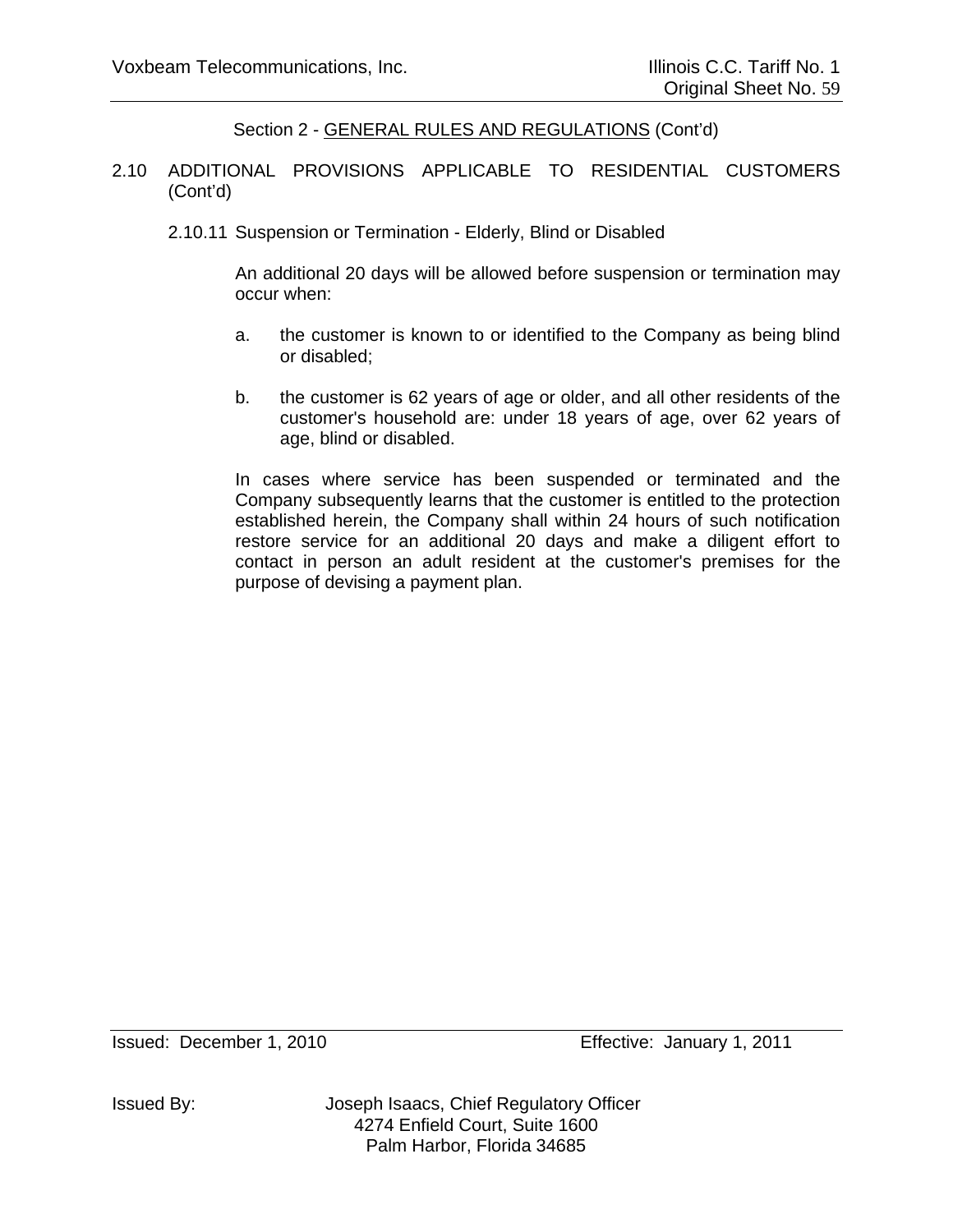Section 2 - GENERAL RULES AND REGULATIONS (Cont'd)

2.10 ADDITIONAL PROVISIONS APPLICABLE TO RESIDENTIAL CUSTOMERS (Cont'd)

2.10.11 Suspension or Termination - Elderly, Blind or Disabled

An additional 20 days will be allowed before suspension or termination may occur when:

a. the customer is known to or identified to the Company as being blind or disabled;

b. the customer is 62 years of age or older, and all other residents of the customer's household are: under 18 years of age, over 62 years of age, blind or disabled.

In cases where service has been suspended or terminated and the Company subsequently learns that the customer is entitled to the protection established herein, the Company shall within 24 hours of such notification restore service for an additional 20 days and make a diligent effort to contact in person an adult resident at the customer's premises for the purpose of devising a payment plan.

Issued: December 1, 2010 Effective: January 1, 2011

Issued By: Joseph Isaacs, Chief Regulatory Officer
4274 Enfield Court, Suite 1600
Palm Harbor, Florida 34685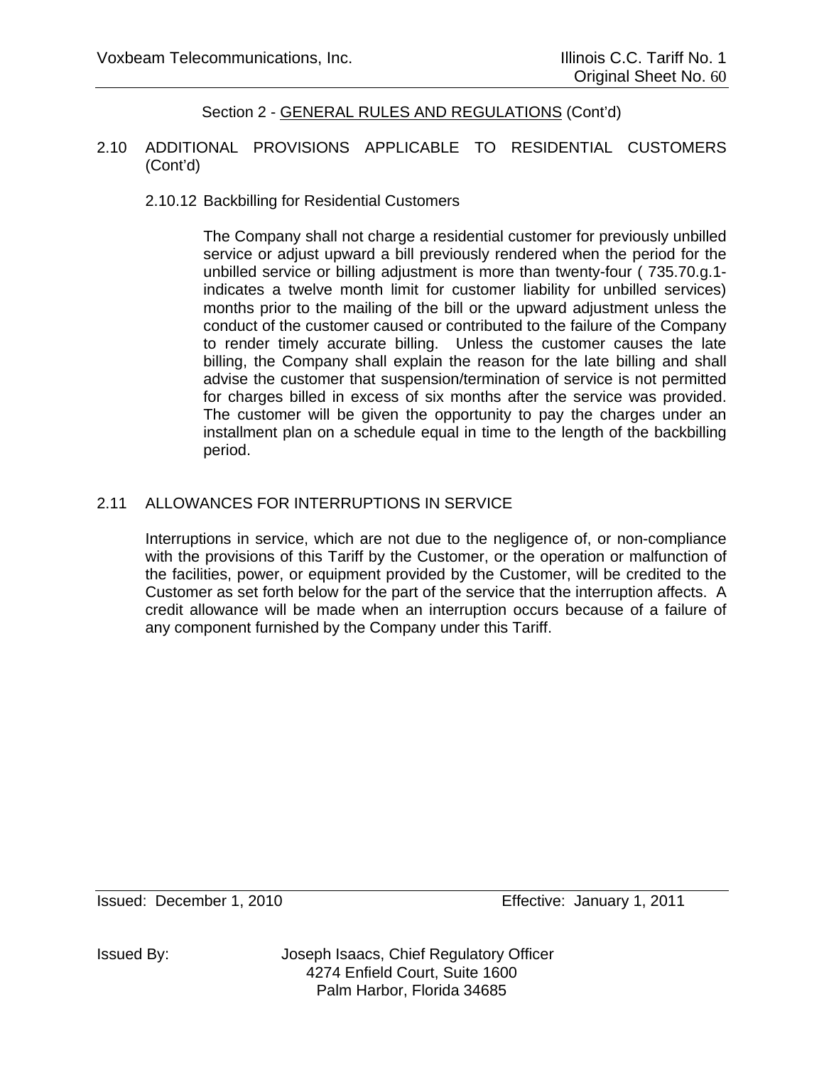Section 2 - GENERAL RULES AND REGULATIONS (Cont'd)

2.10 ADDITIONAL PROVISIONS APPLICABLE TO RESIDENTIAL CUSTOMERS (Cont'd)

2.10.12 Backbilling for Residential Customers

The Company shall not charge a residential customer for previously unbilled service or adjust upward a bill previously rendered when the period for the unbilled service or billing adjustment is more than twenty-four ( 735.70.g.1- indicates a twelve month limit for customer liability for unbilled services) months prior to the mailing of the bill or the upward adjustment unless the conduct of the customer caused or contributed to the failure of the Company to render timely accurate billing. Unless the customer causes the late billing, the Company shall explain the reason for the late billing and shall advise the customer that suspension/termination of service is not permitted for charges billed in excess of six months after the service was provided. The customer will be given the opportunity to pay the charges under an installment plan on a schedule equal in time to the length of the backbilling period.

2.11 ALLOWANCES FOR INTERRUPTIONS IN SERVICE

Interruptions in service, which are not due to the negligence of, or non-compliance with the provisions of this Tariff by the Customer, or the operation or malfunction of the facilities, power, or equipment provided by the Customer, will be credited to the Customer as set forth below for the part of the service that the interruption affects. A credit allowance will be made when an interruption occurs because of a failure of any component furnished by the Company under this Tariff.

Issued: December 1, 2010 Effective: January 1, 2011

Issued By: Joseph Isaacs, Chief Regulatory Officer
4274 Enfield Court, Suite 1600
Palm Harbor, Florida 34685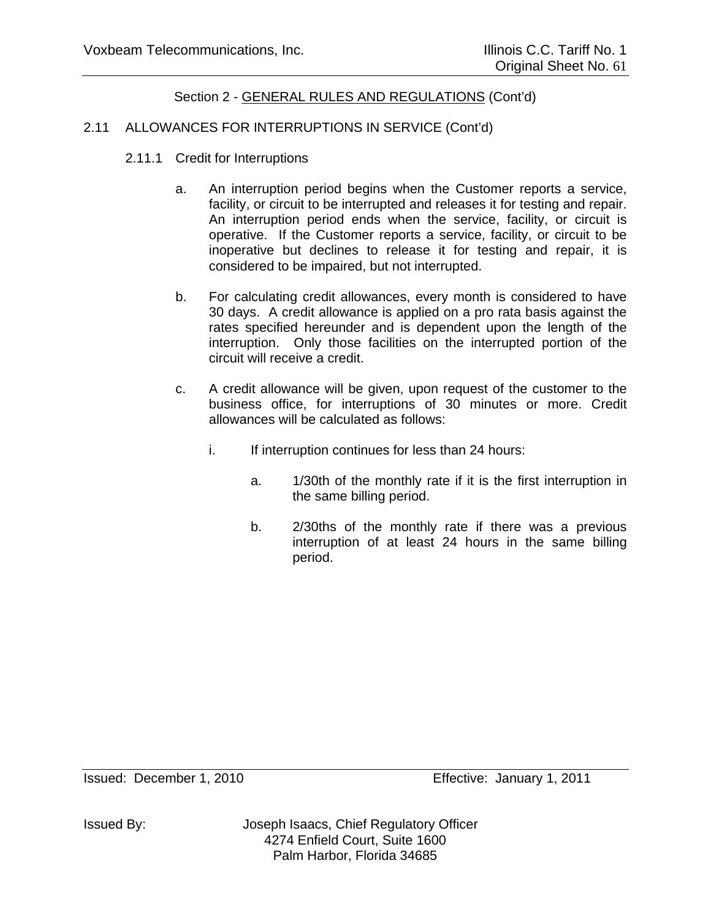Section 2 - GENERAL RULES AND REGULATIONS (Cont'd)

2.11 ALLOWANCES FOR INTERRUPTIONS IN SERVICE (Cont'd)

2.11.1 Credit for Interruptions

a. An interruption period begins when the Customer reports a service, facility, or circuit to be interrupted and releases it for testing and repair. An interruption period ends when the service, facility, or circuit is operative. If the Customer reports a service, facility, or circuit to be inoperative but declines to release it for testing and repair, it is considered to be impaired, but not interrupted.

b. For calculating credit allowances, every month is considered to have 30 days. A credit allowance is applied on a pro rata basis against the rates specified hereunder and is dependent upon the length of the interruption. Only those facilities on the interrupted portion of the circuit will receive a credit.

c. A credit allowance will be given, upon request of the customer to the business office, for interruptions of 30 minutes or more. Credit allowances will be calculated as follows:

i. If interruption continues for less than 24 hours:

a. 1/30th of the monthly rate if it is the first interruption in the same billing period.

b. 2/30ths of the monthly rate if there was a previous interruption of at least 24 hours in the same billing period.

Issued: December 1, 2010 Effective: January 1, 2011

Issued By: Joseph Isaacs, Chief Regulatory Officer
4274 Enfield Court, Suite 1600
Palm Harbor, Florida 34685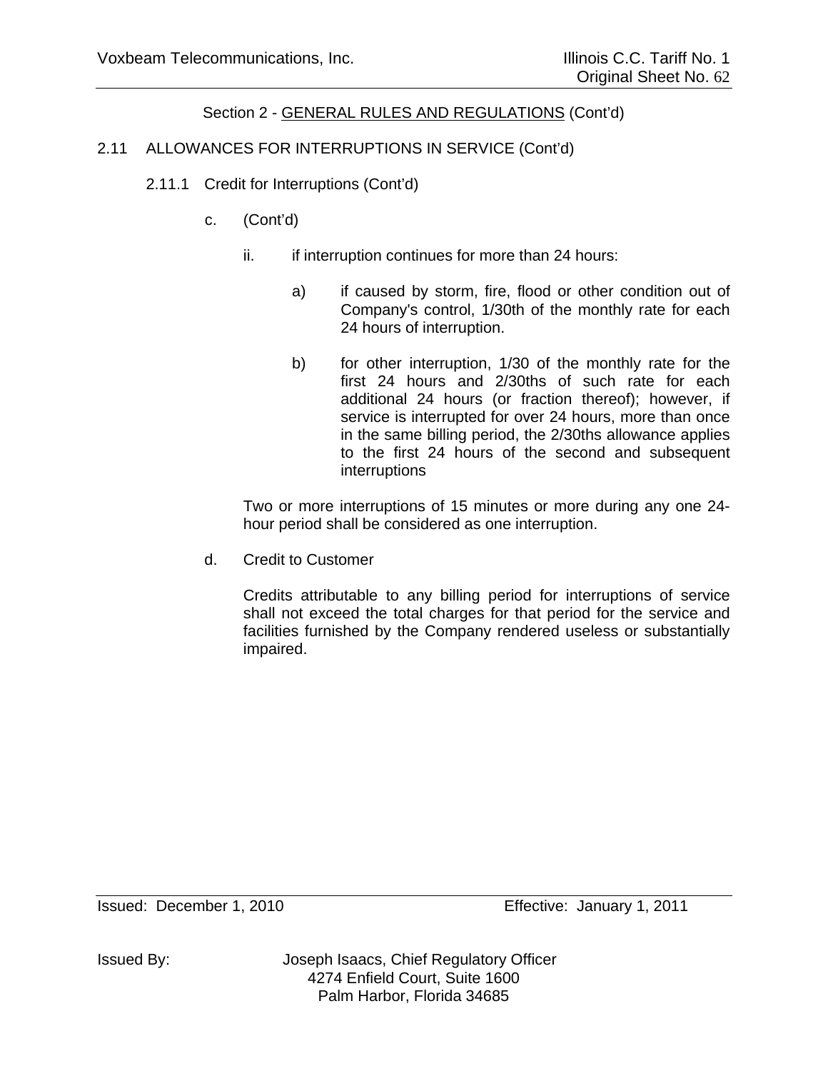Section 2 - GENERAL RULES AND REGULATIONS (Cont'd)

2.11 ALLOWANCES FOR INTERRUPTIONS IN SERVICE (Cont'd)

2.11.1 Credit for Interruptions (Cont'd)

c. (Cont'd)

ii. if interruption continues for more than 24 hours:

a) if caused by storm, fire, flood or other condition out of Company's control, 1/30th of the monthly rate for each 24 hours of interruption.

b) for other interruption, 1/30 of the monthly rate for the first 24 hours and 2/30ths of such rate for each additional 24 hours (or fraction thereof); however, if service is interrupted for over 24 hours, more than once in the same billing period, the 2/30ths allowance applies to the first 24 hours of the second and subsequent interruptions

Two or more interruptions of 15 minutes or more during any one 24-hour period shall be considered as one interruption.

d. Credit to Customer

Credits attributable to any billing period for interruptions of service shall not exceed the total charges for that period for the service and facilities furnished by the Company rendered useless or substantially impaired.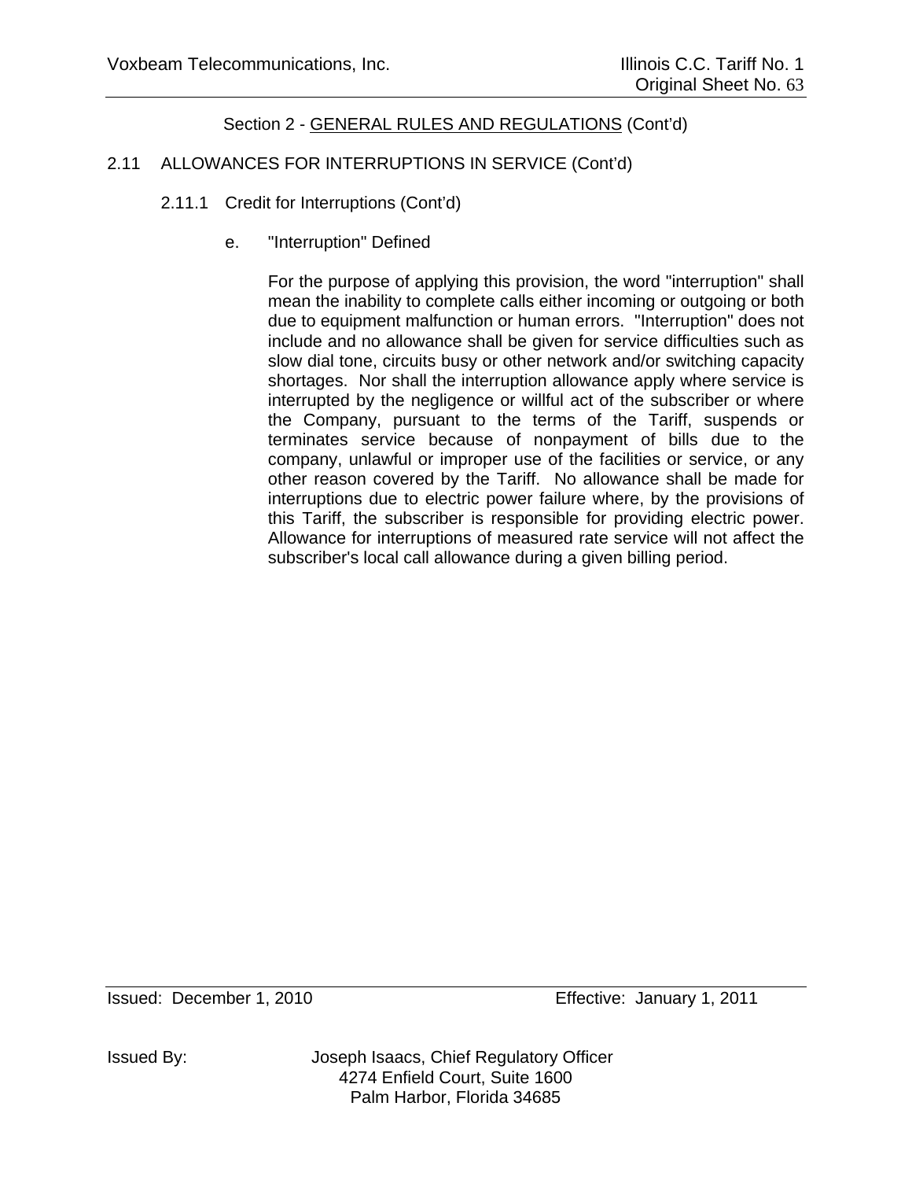Section 2 - GENERAL RULES AND REGULATIONS (Cont'd)

## 2.11 ALLOWANCES FOR INTERRUPTIONS IN SERVICE (Cont'd)

### 2.11.1 Credit for Interruptions (Cont'd)

e. "Interruption" Defined

For the purpose of applying this provision, the word "interruption" shall mean the inability to complete calls either incoming or outgoing or both due to equipment malfunction or human errors. "Interruption" does not include and no allowance shall be given for service difficulties such as slow dial tone, circuits busy or other network and/or switching capacity shortages. Nor shall the interruption allowance apply where service is interrupted by the negligence or willful act of the subscriber or where the Company, pursuant to the terms of the Tariff, suspends or terminates service because of nonpayment of bills due to the company, unlawful or improper use of the facilities or service, or any other reason covered by the Tariff. No allowance shall be made for interruptions due to electric power failure where, by the provisions of this Tariff, the subscriber is responsible for providing electric power. Allowance for interruptions of measured rate service will not affect the subscriber's local call allowance during a given billing period.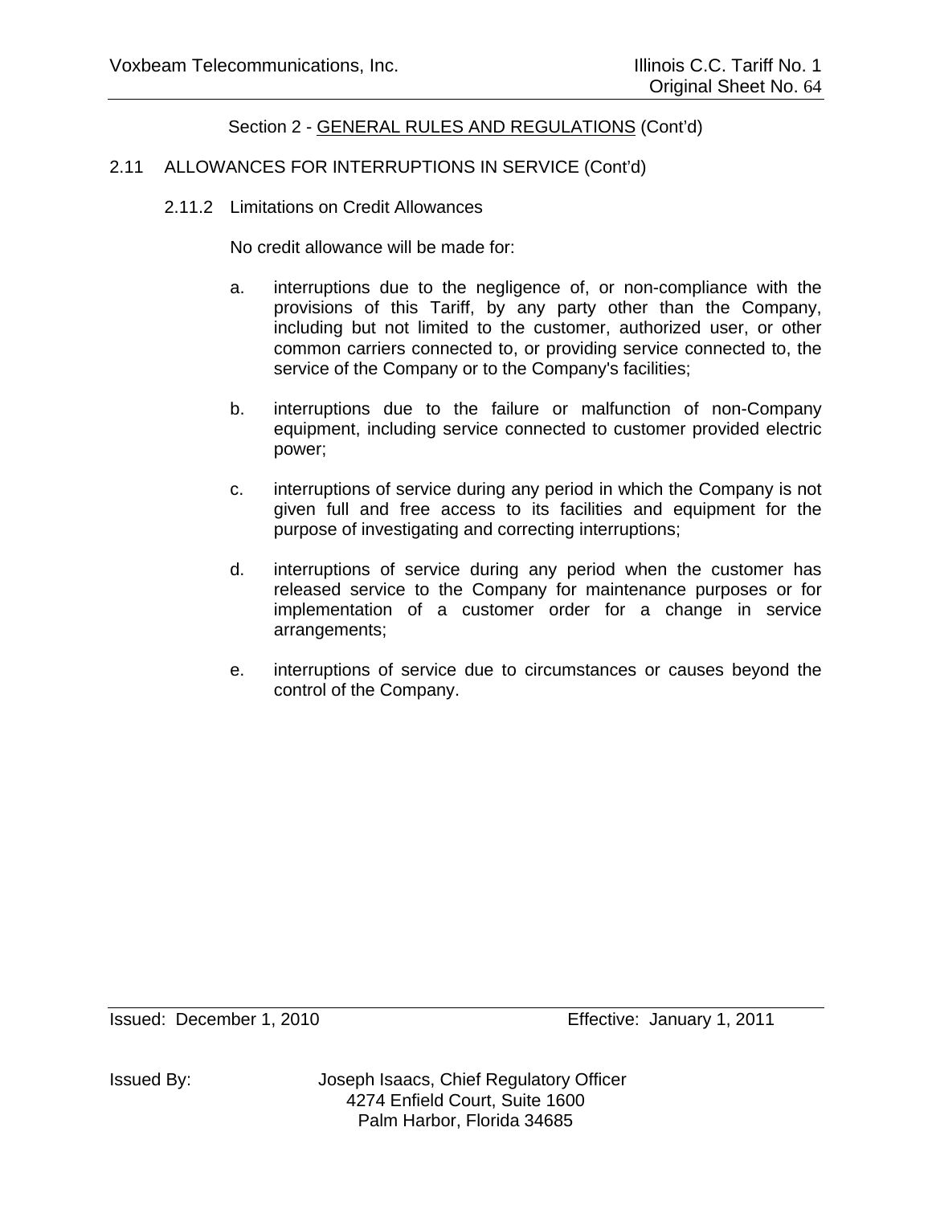Section 2 - GENERAL RULES AND REGULATIONS (Cont'd)

## 2.11 ALLOWANCES FOR INTERRUPTIONS IN SERVICE (Cont'd)

### 2.11.2 Limitations on Credit Allowances

No credit allowance will be made for:

a. interruptions due to the negligence of, or non-compliance with the provisions of this Tariff, by any party other than the Company, including but not limited to the customer, authorized user, or other common carriers connected to, or providing service connected to, the service of the Company or to the Company's facilities;

b. interruptions due to the failure or malfunction of non-Company equipment, including service connected to customer provided electric power;

c. interruptions of service during any period in which the Company is not given full and free access to its facilities and equipment for the purpose of investigating and correcting interruptions;

d. interruptions of service during any period when the customer has released service to the Company for maintenance purposes or for implementation of a customer order for a change in service arrangements;

e. interruptions of service due to circumstances or causes beyond the control of the Company.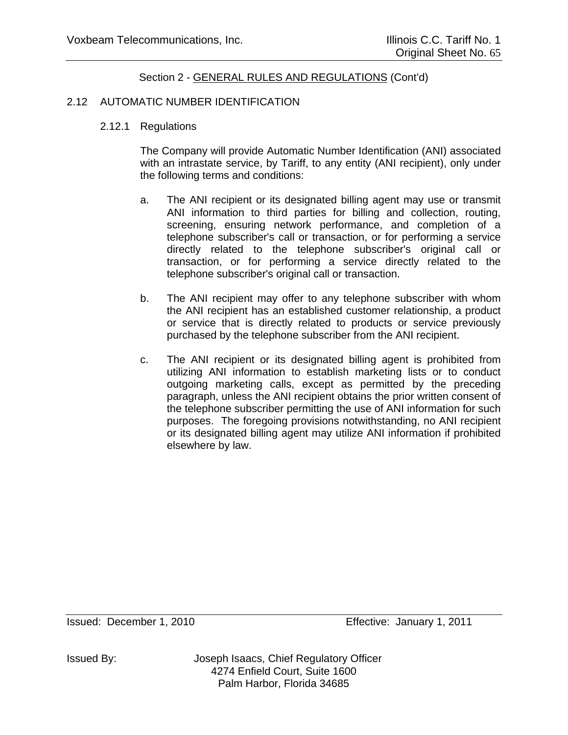Section 2 - GENERAL RULES AND REGULATIONS (Cont'd)

## 2.12 AUTOMATIC NUMBER IDENTIFICATION

### 2.12.1 Regulations

The Company will provide Automatic Number Identification (ANI) associated with an intrastate service, by Tariff, to any entity (ANI recipient), only under the following terms and conditions:

a. The ANI recipient or its designated billing agent may use or transmit ANI information to third parties for billing and collection, routing, screening, ensuring network performance, and completion of a telephone subscriber's call or transaction, or for performing a service directly related to the telephone subscriber's original call or transaction, or for performing a service directly related to the telephone subscriber's original call or transaction.

b. The ANI recipient may offer to any telephone subscriber with whom the ANI recipient has an established customer relationship, a product or service that is directly related to products or service previously purchased by the telephone subscriber from the ANI recipient.

c. The ANI recipient or its designated billing agent is prohibited from utilizing ANI information to establish marketing lists or to conduct outgoing marketing calls, except as permitted by the preceding paragraph, unless the ANI recipient obtains the prior written consent of the telephone subscriber permitting the use of ANI information for such purposes. The foregoing provisions notwithstanding, no ANI recipient or its designated billing agent may utilize ANI information if prohibited elsewhere by law.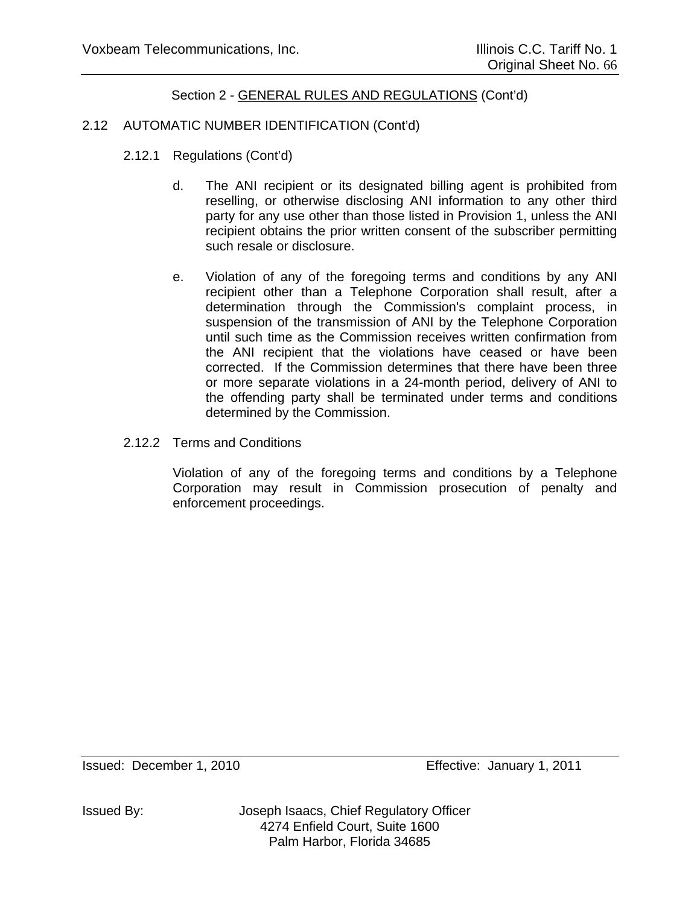Section 2 - GENERAL RULES AND REGULATIONS (Cont'd)

## 2.12 AUTOMATIC NUMBER IDENTIFICATION (Cont'd)

### 2.12.1 Regulations (Cont'd)

d. The ANI recipient or its designated billing agent is prohibited from reselling, or otherwise disclosing ANI information to any other third party for any use other than those listed in Provision 1, unless the ANI recipient obtains the prior written consent of the subscriber permitting such resale or disclosure.

e. Violation of any of the foregoing terms and conditions by any ANI recipient other than a Telephone Corporation shall result, after a determination through the Commission's complaint process, in suspension of the transmission of ANI by the Telephone Corporation until such time as the Commission receives written confirmation from the ANI recipient that the violations have ceased or have been corrected. If the Commission determines that there have been three or more separate violations in a 24-month period, delivery of ANI to the offending party shall be terminated under terms and conditions determined by the Commission.

### 2.12.2 Terms and Conditions

Violation of any of the foregoing terms and conditions by a Telephone Corporation may result in Commission prosecution of penalty and enforcement proceedings.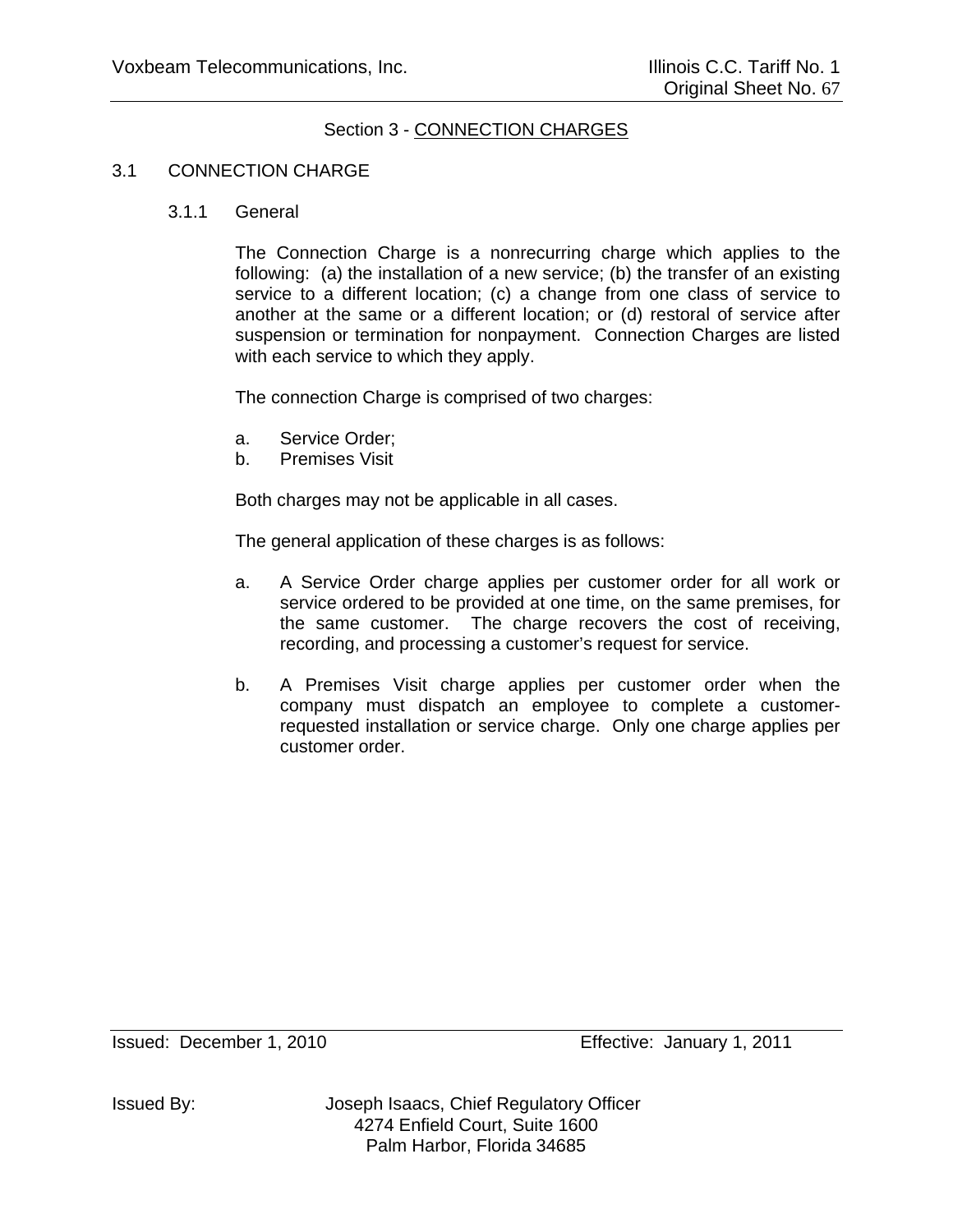## Section 3 - CONNECTION CHARGES

### 3.1 CONNECTION CHARGE

#### 3.1.1 General

The Connection Charge is a nonrecurring charge which applies to the following: (a) the installation of a new service; (b) the transfer of an existing service to a different location; (c) a change from one class of service to another at the same or a different location; or (d) restoral of service after suspension or termination for nonpayment. Connection Charges are listed with each service to which they apply.

The connection Charge is comprised of two charges:

a. Service Order;
b. Premises Visit

Both charges may not be applicable in all cases.

The general application of these charges is as follows:

a. A Service Order charge applies per customer order for all work or service ordered to be provided at one time, on the same premises, for the same customer. The charge recovers the cost of receiving, recording, and processing a customer's request for service.

b. A Premises Visit charge applies per customer order when the company must dispatch an employee to complete a customer-requested installation or service charge. Only one charge applies per customer order.

Issued: December 1, 2010 Effective: January 1, 2011

Issued By: Joseph Isaacs, Chief Regulatory Officer
4274 Enfield Court, Suite 1600
Palm Harbor, Florida 34685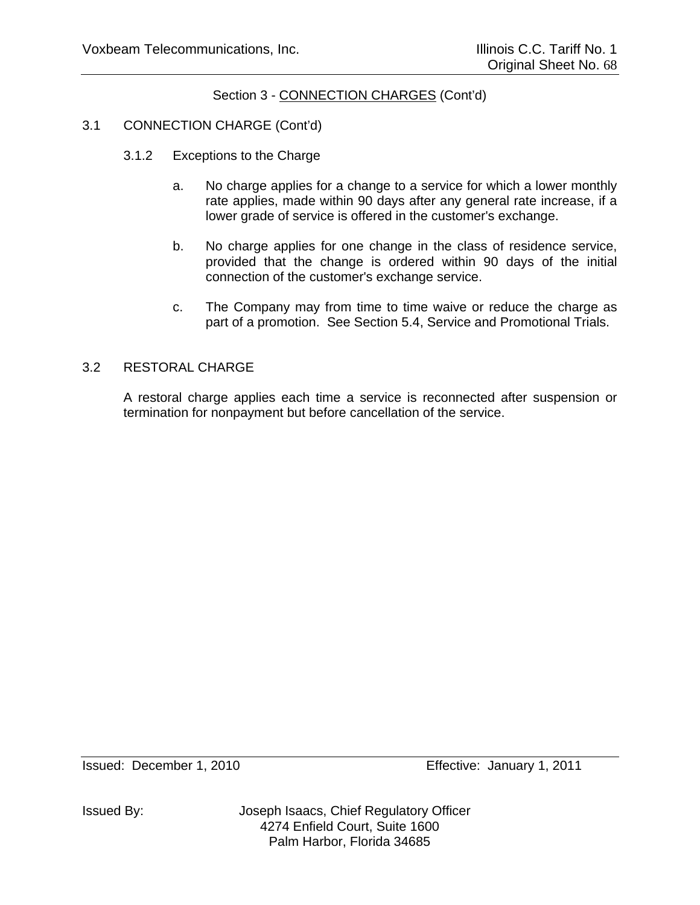## Section 3 - CONNECTION CHARGES (Cont'd)

### 3.1 CONNECTION CHARGE (Cont'd)

#### 3.1.2 Exceptions to the Charge

a. No charge applies for a change to a service for which a lower monthly rate applies, made within 90 days after any general rate increase, if a lower grade of service is offered in the customer's exchange.

b. No charge applies for one change in the class of residence service, provided that the change is ordered within 90 days of the initial connection of the customer's exchange service.

c. The Company may from time to time waive or reduce the charge as part of a promotion. See Section 5.4, Service and Promotional Trials.

### 3.2 RESTORAL CHARGE

A restoral charge applies each time a service is reconnected after suspension or termination for nonpayment but before cancellation of the service.

Issued: December 1, 2010 Effective: January 1, 2011

Issued By: Joseph Isaacs, Chief Regulatory Officer
4274 Enfield Court, Suite 1600
Palm Harbor, Florida 34685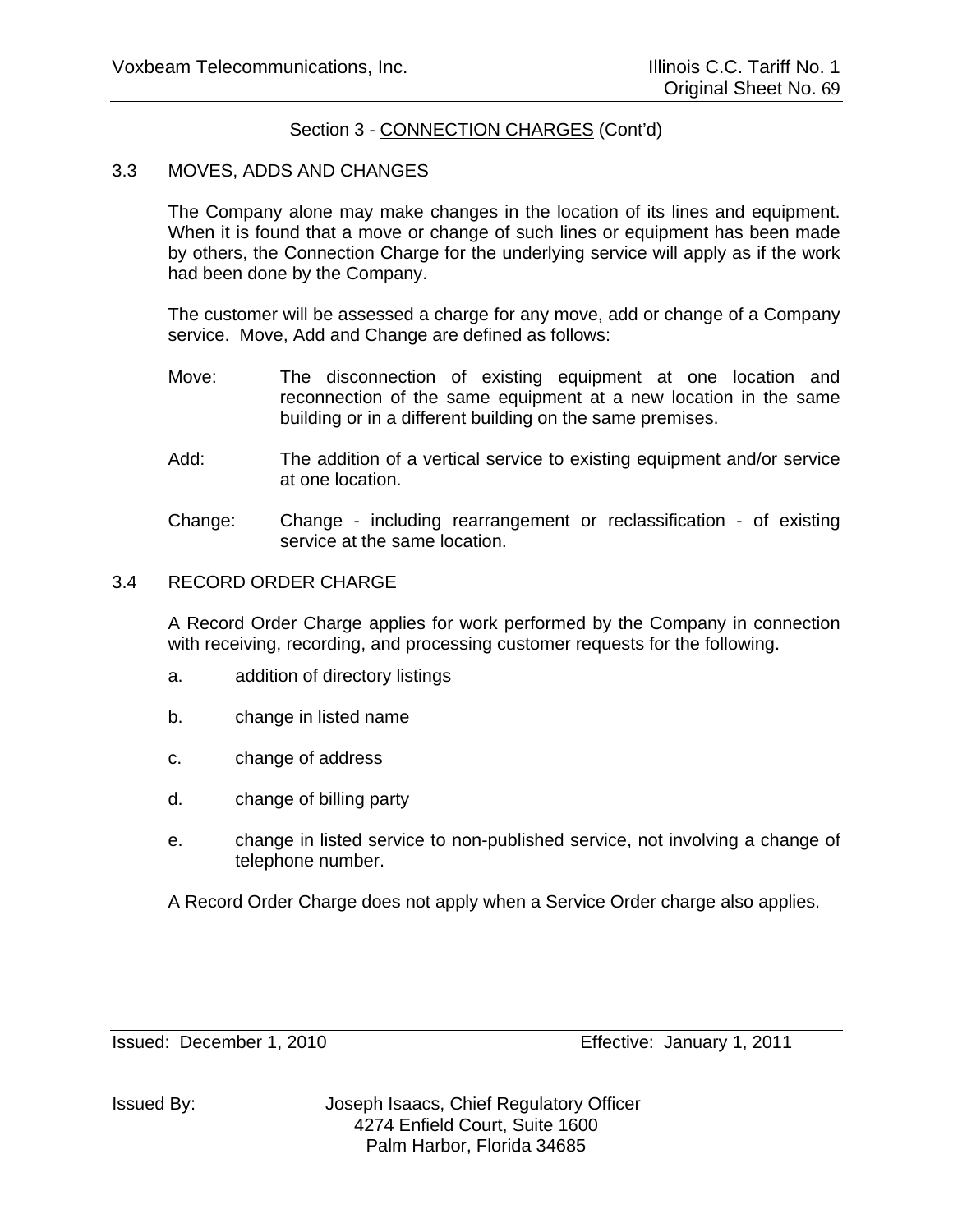## Section 3 - CONNECTION CHARGES (Cont'd)

### 3.3 MOVES, ADDS AND CHANGES

The Company alone may make changes in the location of its lines and equipment. When it is found that a move or change of such lines or equipment has been made by others, the Connection Charge for the underlying service will apply as if the work had been done by the Company.

The customer will be assessed a charge for any move, add or change of a Company service. Move, Add and Change are defined as follows:

Move: The disconnection of existing equipment at one location and reconnection of the same equipment at a new location in the same building or in a different building on the same premises.

Add: The addition of a vertical service to existing equipment and/or service at one location.

Change: Change - including rearrangement or reclassification - of existing service at the same location.

### 3.4 RECORD ORDER CHARGE

A Record Order Charge applies for work performed by the Company in connection with receiving, recording, and processing customer requests for the following.

a. addition of directory listings

b. change in listed name

c. change of address

d. change of billing party

e. change in listed service to non-published service, not involving a change of telephone number.

A Record Order Charge does not apply when a Service Order charge also applies.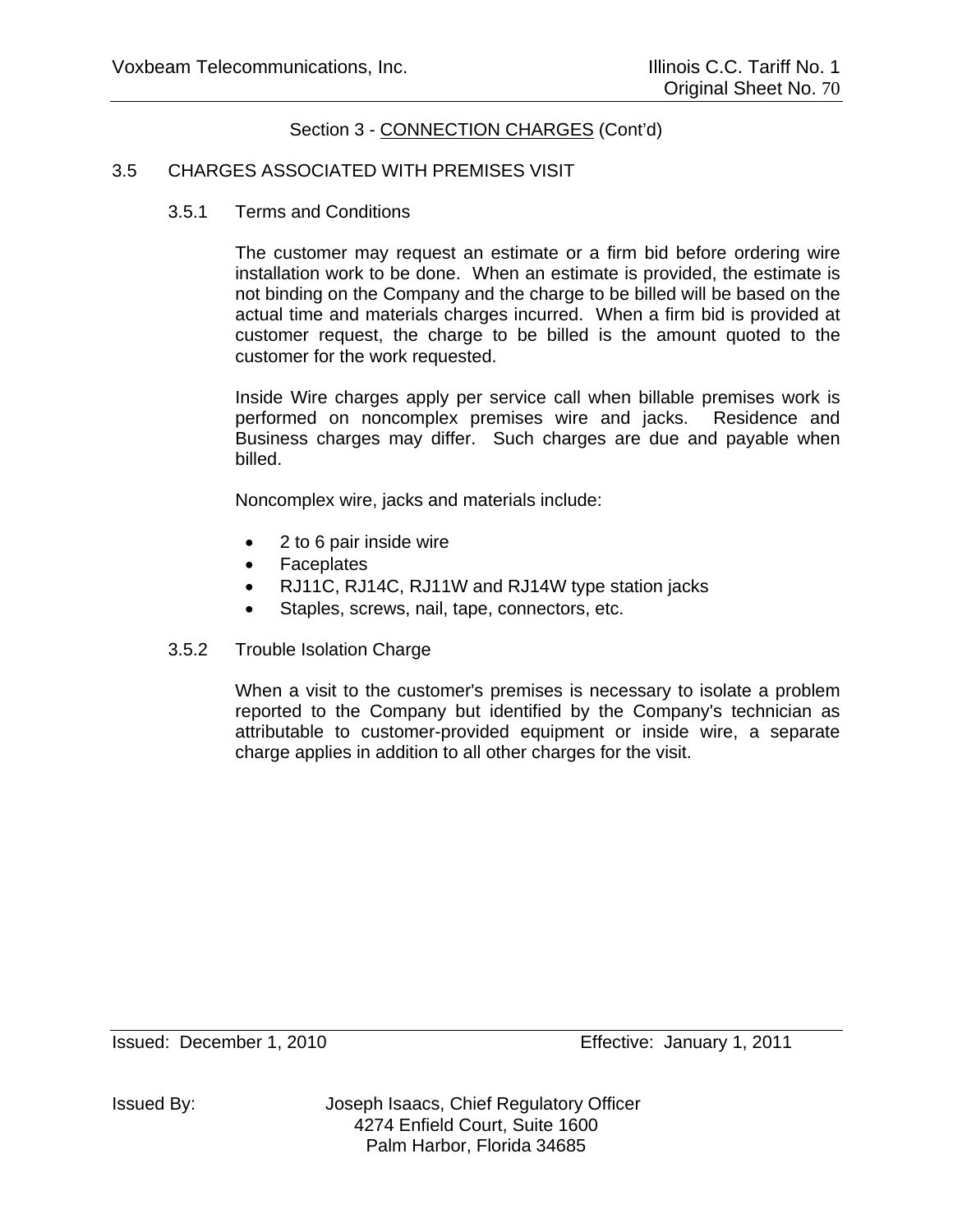Section 3 - CONNECTION CHARGES (Cont'd)

## 3.5 CHARGES ASSOCIATED WITH PREMISES VISIT

### 3.5.1 Terms and Conditions

The customer may request an estimate or a firm bid before ordering wire installation work to be done. When an estimate is provided, the estimate is not binding on the Company and the charge to be billed will be based on the actual time and materials charges incurred. When a firm bid is provided at customer request, the charge to be billed is the amount quoted to the customer for the work requested.

Inside Wire charges apply per service call when billable premises work is performed on noncomplex premises wire and jacks. Residence and Business charges may differ. Such charges are due and payable when billed.

Noncomplex wire, jacks and materials include:

- 2 to 6 pair inside wire
- Faceplates
- RJ11C, RJ14C, RJ11W and RJ14W type station jacks
- Staples, screws, nail, tape, connectors, etc.

### 3.5.2 Trouble Isolation Charge

When a visit to the customer's premises is necessary to isolate a problem reported to the Company but identified by the Company's technician as attributable to customer-provided equipment or inside wire, a separate charge applies in addition to all other charges for the visit.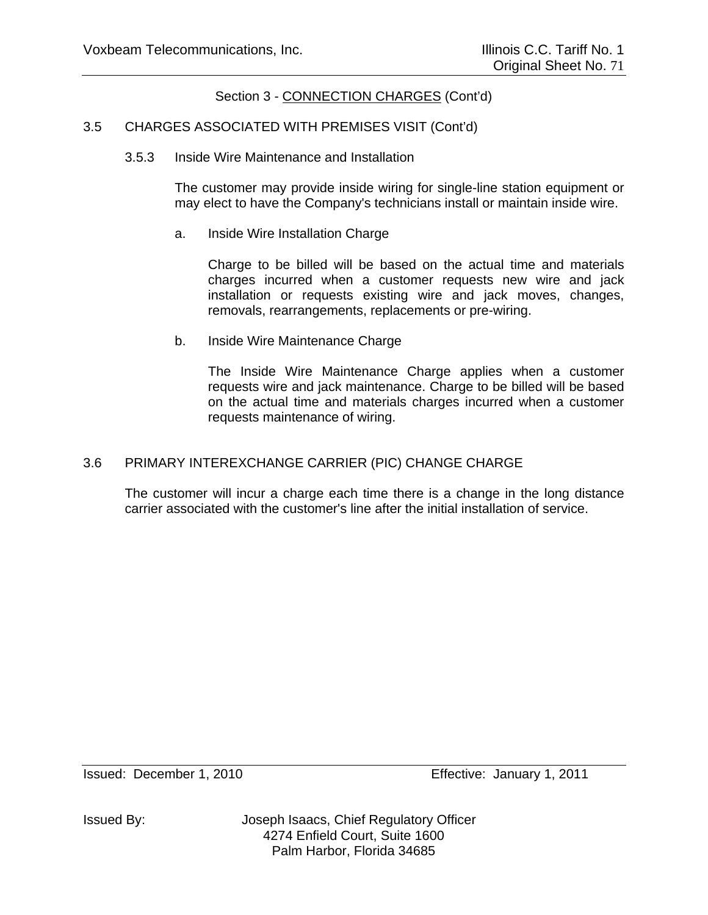Section 3 - CONNECTION CHARGES (Cont'd)

## 3.5 CHARGES ASSOCIATED WITH PREMISES VISIT (Cont'd)

### 3.5.3 Inside Wire Maintenance and Installation

The customer may provide inside wiring for single-line station equipment or may elect to have the Company's technicians install or maintain inside wire.

a. Inside Wire Installation Charge

Charge to be billed will be based on the actual time and materials charges incurred when a customer requests new wire and jack installation or requests existing wire and jack moves, changes, removals, rearrangements, replacements or pre-wiring.

b. Inside Wire Maintenance Charge

The Inside Wire Maintenance Charge applies when a customer requests wire and jack maintenance. Charge to be billed will be based on the actual time and materials charges incurred when a customer requests maintenance of wiring.

## 3.6 PRIMARY INTEREXCHANGE CARRIER (PIC) CHANGE CHARGE

The customer will incur a charge each time there is a change in the long distance carrier associated with the customer's line after the initial installation of service.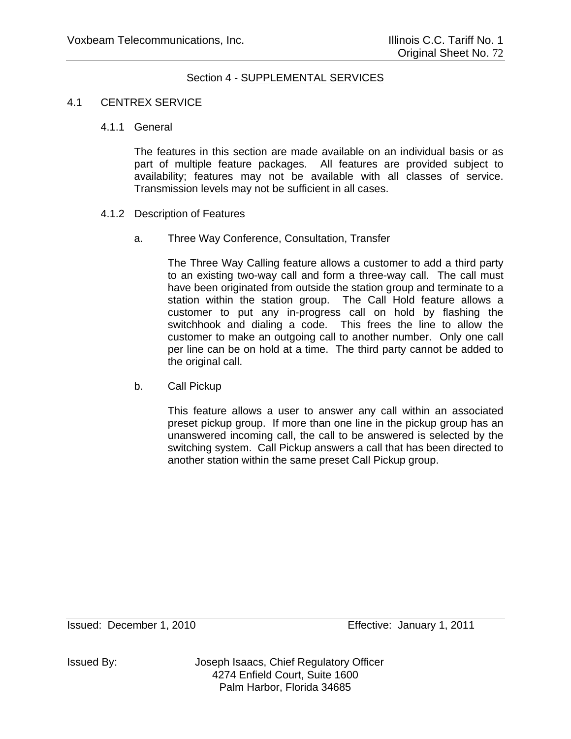## Section 4 - SUPPLEMENTAL SERVICES

### 4.1 CENTREX SERVICE

#### 4.1.1 General

The features in this section are made available on an individual basis or as part of multiple feature packages. All features are provided subject to availability; features may not be available with all classes of service. Transmission levels may not be sufficient in all cases.

#### 4.1.2 Description of Features

a. Three Way Conference, Consultation, Transfer

The Three Way Calling feature allows a customer to add a third party to an existing two-way call and form a three-way call. The call must have been originated from outside the station group and terminate to a station within the station group. The Call Hold feature allows a customer to put any in-progress call on hold by flashing the switchhook and dialing a code. This frees the line to allow the customer to make an outgoing call to another number. Only one call per line can be on hold at a time. The third party cannot be added to the original call.

b. Call Pickup

This feature allows a user to answer any call within an associated preset pickup group. If more than one line in the pickup group has an unanswered incoming call, the call to be answered is selected by the switching system. Call Pickup answers a call that has been directed to another station within the same preset Call Pickup group.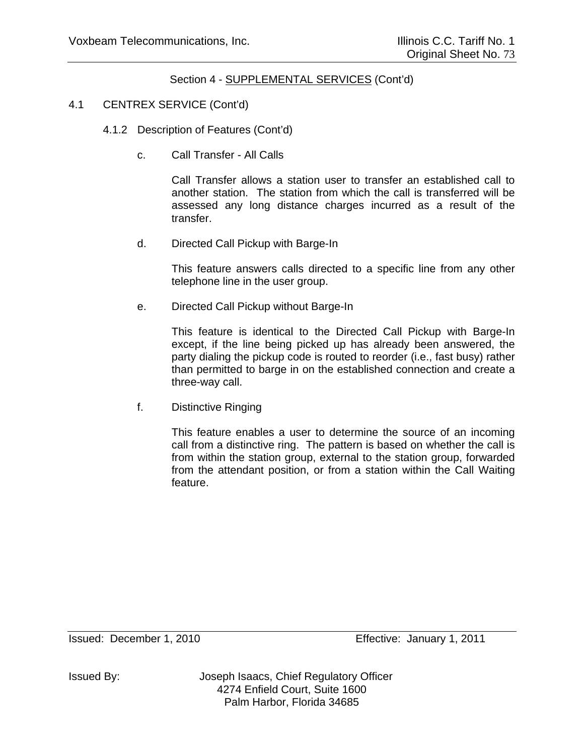Section 4 - SUPPLEMENTAL SERVICES (Cont'd)

4.1 CENTREX SERVICE (Cont'd)

4.1.2 Description of Features (Cont'd)

c. Call Transfer - All Calls

Call Transfer allows a station user to transfer an established call to another station. The station from which the call is transferred will be assessed any long distance charges incurred as a result of the transfer.

d. Directed Call Pickup with Barge-In

This feature answers calls directed to a specific line from any other telephone line in the user group.

e. Directed Call Pickup without Barge-In

This feature is identical to the Directed Call Pickup with Barge-In except, if the line being picked up has already been answered, the party dialing the pickup code is routed to reorder (i.e., fast busy) rather than permitted to barge in on the established connection and create a three-way call.

f. Distinctive Ringing

This feature enables a user to determine the source of an incoming call from a distinctive ring. The pattern is based on whether the call is from within the station group, external to the station group, forwarded from the attendant position, or from a station within the Call Waiting feature.

Issued: December 1, 2010 Effective: January 1, 2011

Issued By: Joseph Isaacs, Chief Regulatory Officer
4274 Enfield Court, Suite 1600
Palm Harbor, Florida 34685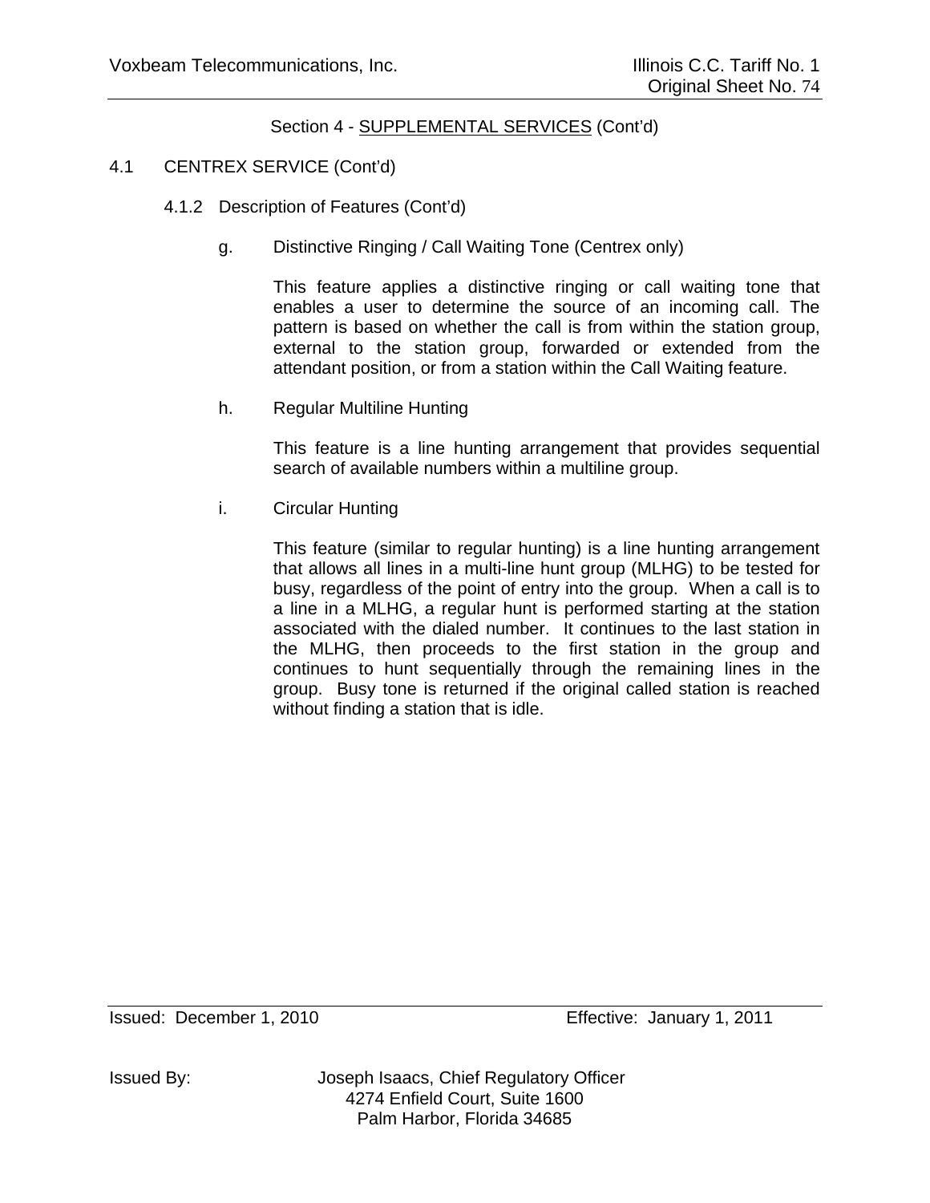Section 4 - SUPPLEMENTAL SERVICES (Cont'd)

4.1 CENTREX SERVICE (Cont'd)

4.1.2 Description of Features (Cont'd)

g. Distinctive Ringing / Call Waiting Tone (Centrex only)

This feature applies a distinctive ringing or call waiting tone that enables a user to determine the source of an incoming call. The pattern is based on whether the call is from within the station group, external to the station group, forwarded or extended from the attendant position, or from a station within the Call Waiting feature.

h. Regular Multiline Hunting

This feature is a line hunting arrangement that provides sequential search of available numbers within a multiline group.

i. Circular Hunting

This feature (similar to regular hunting) is a line hunting arrangement that allows all lines in a multi-line hunt group (MLHG) to be tested for busy, regardless of the point of entry into the group. When a call is to a line in a MLHG, a regular hunt is performed starting at the station associated with the dialed number. It continues to the last station in the MLHG, then proceeds to the first station in the group and continues to hunt sequentially through the remaining lines in the group. Busy tone is returned if the original called station is reached without finding a station that is idle.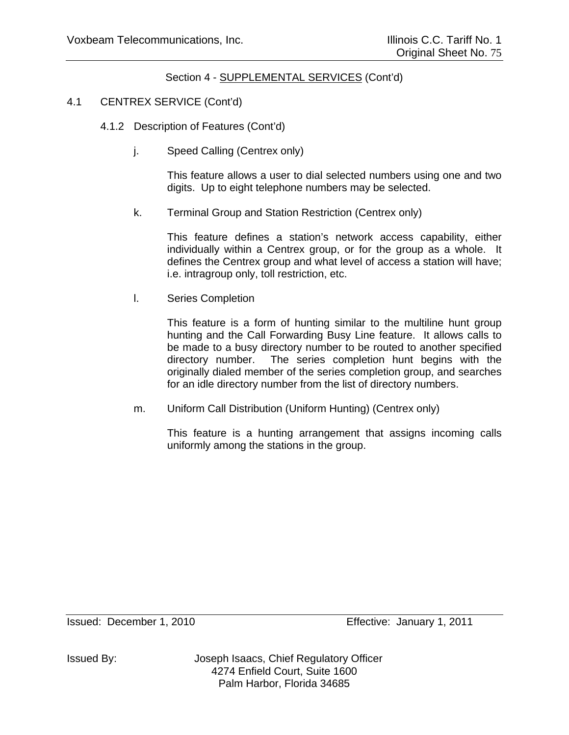## Section 4 - SUPPLEMENTAL SERVICES (Cont'd)

### 4.1 CENTREX SERVICE (Cont'd)

#### 4.1.2 Description of Features (Cont'd)

j. Speed Calling (Centrex only)

This feature allows a user to dial selected numbers using one and two digits. Up to eight telephone numbers may be selected.

k. Terminal Group and Station Restriction (Centrex only)

This feature defines a station's network access capability, either individually within a Centrex group, or for the group as a whole. It defines the Centrex group and what level of access a station will have; i.e. intragroup only, toll restriction, etc.

l. Series Completion

This feature is a form of hunting similar to the multiline hunt group hunting and the Call Forwarding Busy Line feature. It allows calls to be made to a busy directory number to be routed to another specified directory number. The series completion hunt begins with the originally dialed member of the series completion group, and searches for an idle directory number from the list of directory numbers.

m. Uniform Call Distribution (Uniform Hunting) (Centrex only)

This feature is a hunting arrangement that assigns incoming calls uniformly among the stations in the group.

Issued: December 1, 2010 Effective: January 1, 2011

Issued By: Joseph Isaacs, Chief Regulatory Officer
4274 Enfield Court, Suite 1600
Palm Harbor, Florida 34685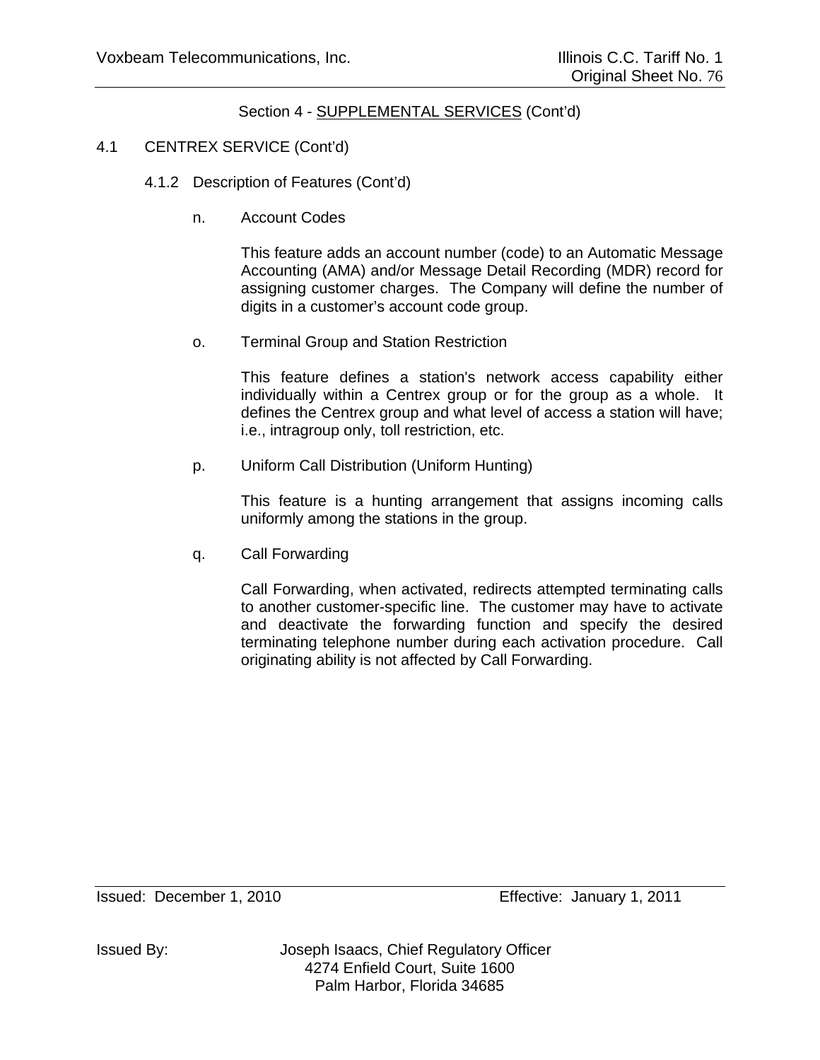## Section 4 - SUPPLEMENTAL SERVICES (Cont'd)

### 4.1 CENTREX SERVICE (Cont'd)

#### 4.1.2 Description of Features (Cont'd)

n. Account Codes

This feature adds an account number (code) to an Automatic Message Accounting (AMA) and/or Message Detail Recording (MDR) record for assigning customer charges. The Company will define the number of digits in a customer's account code group.

o. Terminal Group and Station Restriction

This feature defines a station's network access capability either individually within a Centrex group or for the group as a whole. It defines the Centrex group and what level of access a station will have; i.e., intragroup only, toll restriction, etc.

p. Uniform Call Distribution (Uniform Hunting)

This feature is a hunting arrangement that assigns incoming calls uniformly among the stations in the group.

q. Call Forwarding

Call Forwarding, when activated, redirects attempted terminating calls to another customer-specific line. The customer may have to activate and deactivate the forwarding function and specify the desired terminating telephone number during each activation procedure. Call originating ability is not affected by Call Forwarding.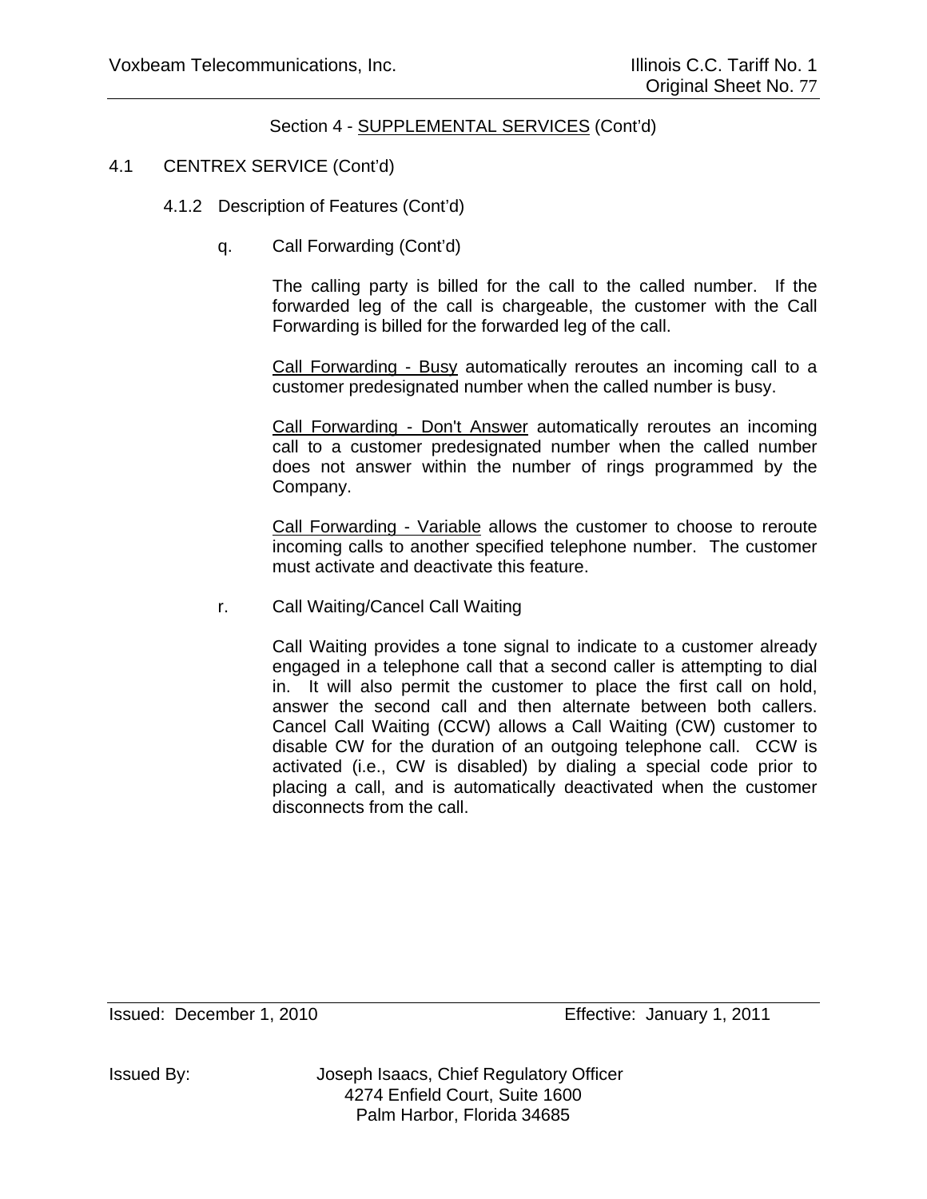Section 4 - SUPPLEMENTAL SERVICES (Cont'd)

4.1 CENTREX SERVICE (Cont'd)

4.1.2 Description of Features (Cont'd)

q. Call Forwarding (Cont'd)

The calling party is billed for the call to the called number. If the forwarded leg of the call is chargeable, the customer with the Call Forwarding is billed for the forwarded leg of the call.

Call Forwarding - Busy automatically reroutes an incoming call to a customer predesignated number when the called number is busy.

Call Forwarding - Don't Answer automatically reroutes an incoming call to a customer predesignated number when the called number does not answer within the number of rings programmed by the Company.

Call Forwarding - Variable allows the customer to choose to reroute incoming calls to another specified telephone number. The customer must activate and deactivate this feature.

r. Call Waiting/Cancel Call Waiting

Call Waiting provides a tone signal to indicate to a customer already engaged in a telephone call that a second caller is attempting to dial in. It will also permit the customer to place the first call on hold, answer the second call and then alternate between both callers. Cancel Call Waiting (CCW) allows a Call Waiting (CW) customer to disable CW for the duration of an outgoing telephone call. CCW is activated (i.e., CW is disabled) by dialing a special code prior to placing a call, and is automatically deactivated when the customer disconnects from the call.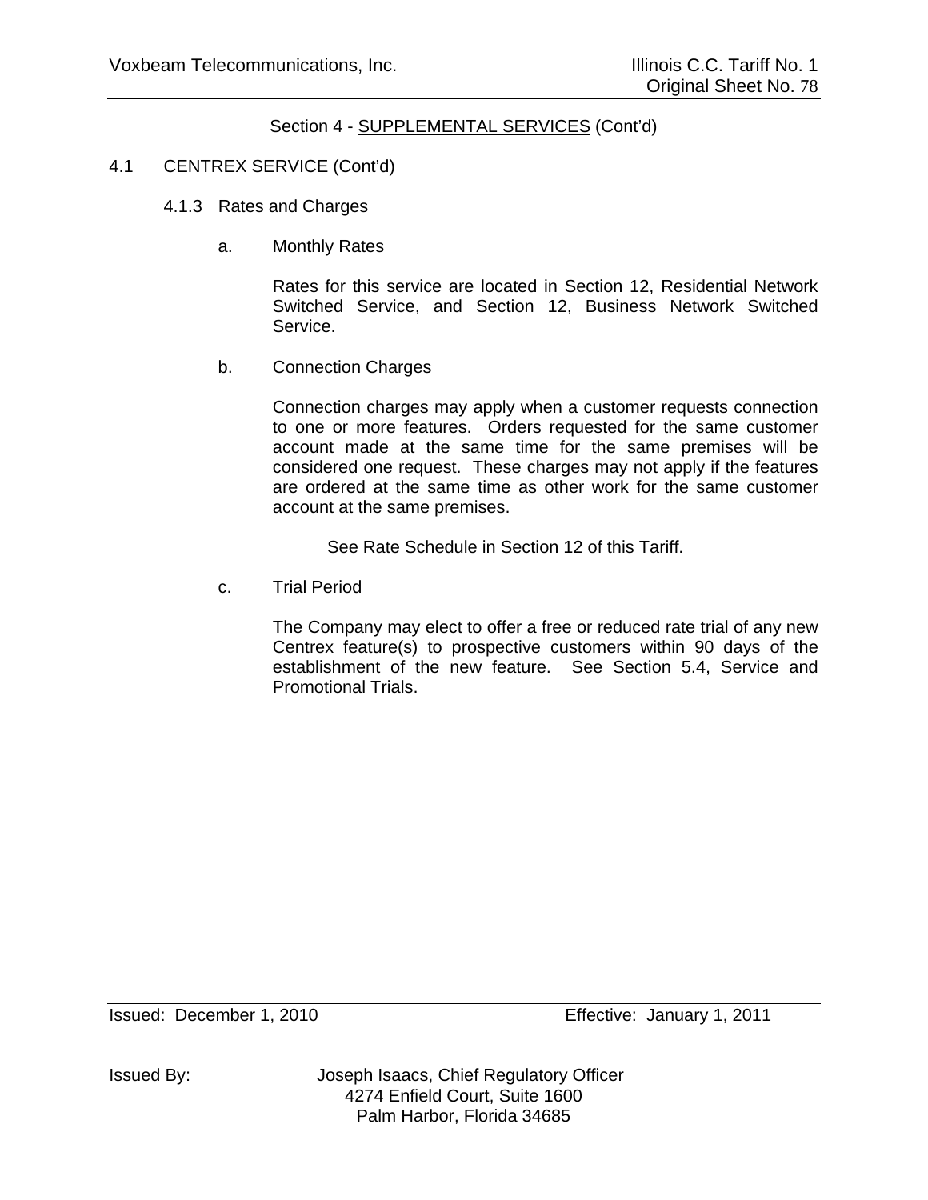Section 4 - SUPPLEMENTAL SERVICES (Cont'd)

4.1 CENTREX SERVICE (Cont'd)

4.1.3 Rates and Charges

a. Monthly Rates

Rates for this service are located in Section 12, Residential Network Switched Service, and Section 12, Business Network Switched Service.

b. Connection Charges

Connection charges may apply when a customer requests connection to one or more features. Orders requested for the same customer account made at the same time for the same premises will be considered one request. These charges may not apply if the features are ordered at the same time as other work for the same customer account at the same premises.

See Rate Schedule in Section 12 of this Tariff.

c. Trial Period

The Company may elect to offer a free or reduced rate trial of any new Centrex feature(s) to prospective customers within 90 days of the establishment of the new feature. See Section 5.4, Service and Promotional Trials.

Issued: December 1, 2010 Effective: January 1, 2011

Issued By: Joseph Isaacs, Chief Regulatory Officer
4274 Enfield Court, Suite 1600
Palm Harbor, Florida 34685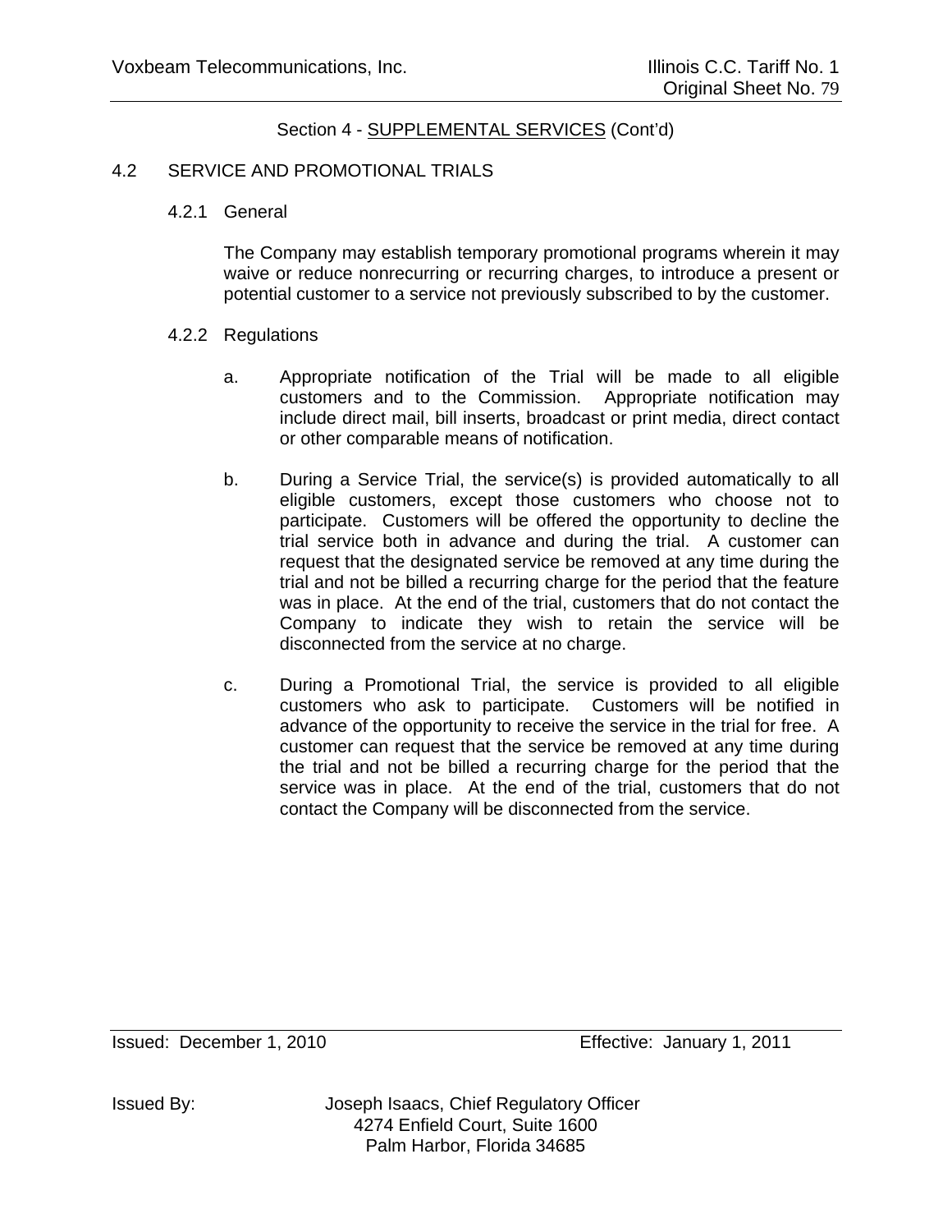Section 4 - SUPPLEMENTAL SERVICES (Cont'd)

## 4.2 SERVICE AND PROMOTIONAL TRIALS

### 4.2.1 General

The Company may establish temporary promotional programs wherein it may waive or reduce nonrecurring or recurring charges, to introduce a present or potential customer to a service not previously subscribed to by the customer.

### 4.2.2 Regulations

a. Appropriate notification of the Trial will be made to all eligible customers and to the Commission. Appropriate notification may include direct mail, bill inserts, broadcast or print media, direct contact or other comparable means of notification.

b. During a Service Trial, the service(s) is provided automatically to all eligible customers, except those customers who choose not to participate. Customers will be offered the opportunity to decline the trial service both in advance and during the trial. A customer can request that the designated service be removed at any time during the trial and not be billed a recurring charge for the period that the feature was in place. At the end of the trial, customers that do not contact the Company to indicate they wish to retain the service will be disconnected from the service at no charge.

c. During a Promotional Trial, the service is provided to all eligible customers who ask to participate. Customers will be notified in advance of the opportunity to receive the service in the trial for free. A customer can request that the service be removed at any time during the trial and not be billed a recurring charge for the period that the service was in place. At the end of the trial, customers that do not contact the Company will be disconnected from the service.

Issued: December 1, 2010 Effective: January 1, 2011

Issued By: Joseph Isaacs, Chief Regulatory Officer
4274 Enfield Court, Suite 1600
Palm Harbor, Florida 34685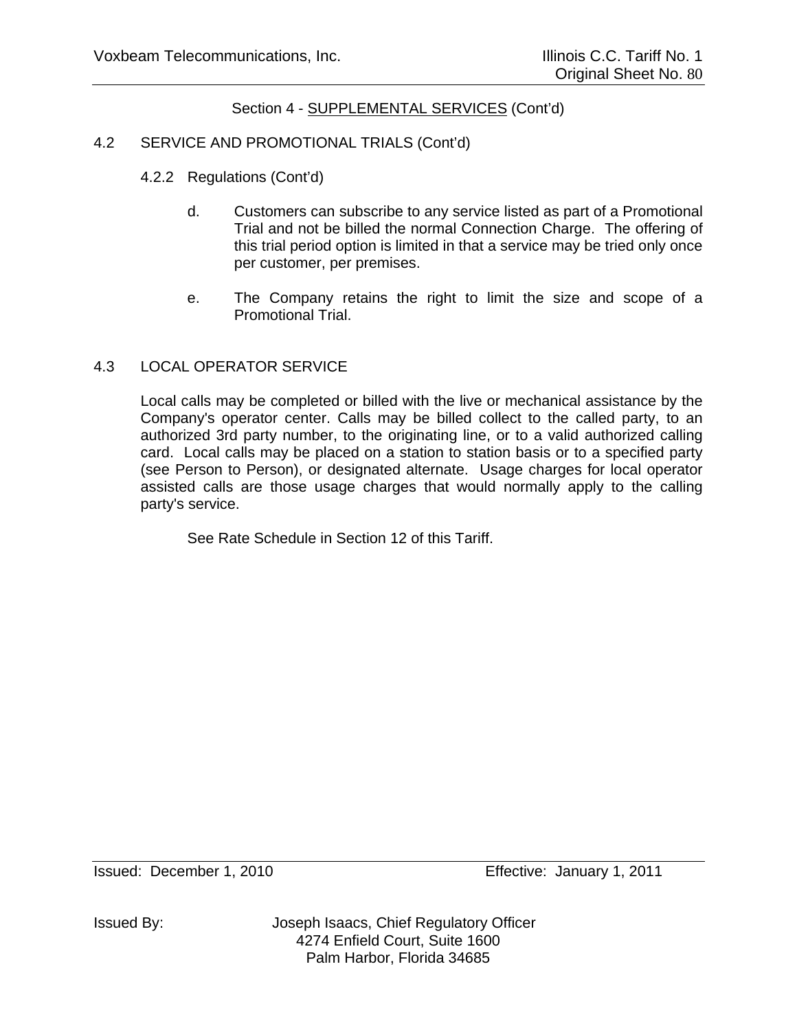Section 4 - SUPPLEMENTAL SERVICES (Cont'd)

## 4.2 SERVICE AND PROMOTIONAL TRIALS (Cont'd)

### 4.2.2 Regulations (Cont'd)

d. Customers can subscribe to any service listed as part of a Promotional Trial and not be billed the normal Connection Charge. The offering of this trial period option is limited in that a service may be tried only once per customer, per premises.

e. The Company retains the right to limit the size and scope of a Promotional Trial.

## 4.3 LOCAL OPERATOR SERVICE

Local calls may be completed or billed with the live or mechanical assistance by the Company's operator center. Calls may be billed collect to the called party, to an authorized 3rd party number, to the originating line, or to a valid authorized calling card. Local calls may be placed on a station to station basis or to a specified party (see Person to Person), or designated alternate. Usage charges for local operator assisted calls are those usage charges that would normally apply to the calling party's service.

See Rate Schedule in Section 12 of this Tariff.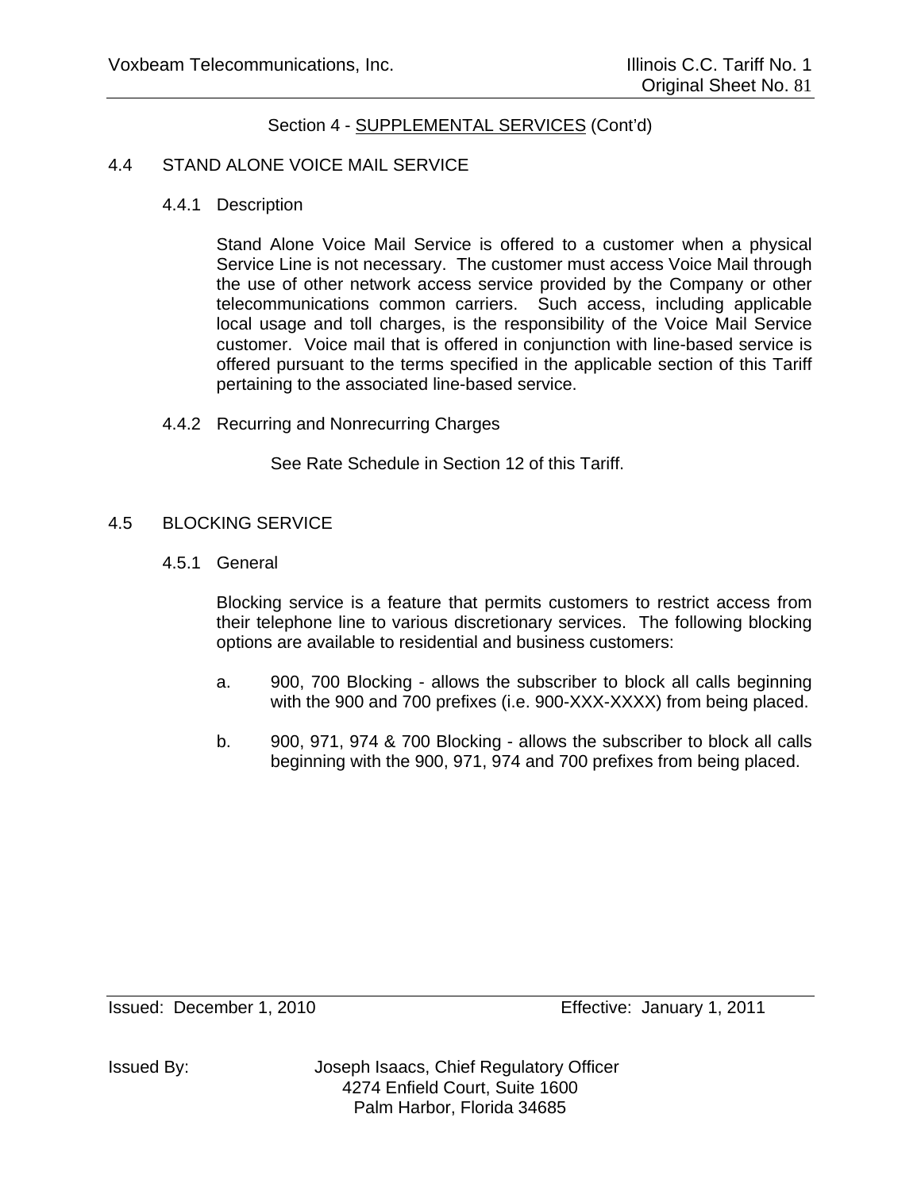Section 4 - SUPPLEMENTAL SERVICES (Cont'd)

## 4.4 STAND ALONE VOICE MAIL SERVICE

### 4.4.1 Description

Stand Alone Voice Mail Service is offered to a customer when a physical Service Line is not necessary. The customer must access Voice Mail through the use of other network access service provided by the Company or other telecommunications common carriers. Such access, including applicable local usage and toll charges, is the responsibility of the Voice Mail Service customer. Voice mail that is offered in conjunction with line-based service is offered pursuant to the terms specified in the applicable section of this Tariff pertaining to the associated line-based service.

### 4.4.2 Recurring and Nonrecurring Charges

See Rate Schedule in Section 12 of this Tariff.

## 4.5 BLOCKING SERVICE

### 4.5.1 General

Blocking service is a feature that permits customers to restrict access from their telephone line to various discretionary services. The following blocking options are available to residential and business customers:

a. 900, 700 Blocking - allows the subscriber to block all calls beginning with the 900 and 700 prefixes (i.e. 900-XXX-XXXX) from being placed.

b. 900, 971, 974 & 700 Blocking - allows the subscriber to block all calls beginning with the 900, 971, 974 and 700 prefixes from being placed.

Issued: December 1, 2010 Effective: January 1, 2011

Issued By: Joseph Isaacs, Chief Regulatory Officer
4274 Enfield Court, Suite 1600
Palm Harbor, Florida 34685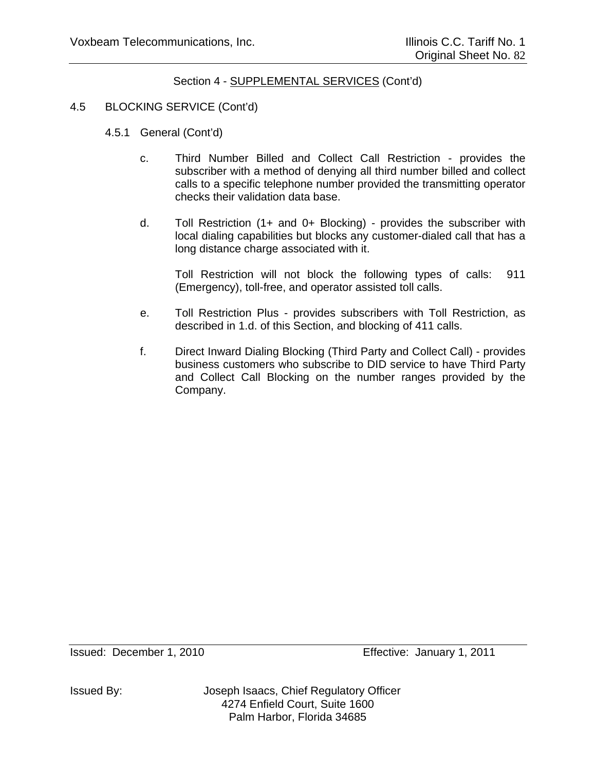Section 4 - SUPPLEMENTAL SERVICES (Cont'd)

4.5 BLOCKING SERVICE (Cont'd)

4.5.1 General (Cont'd)

c. Third Number Billed and Collect Call Restriction - provides the subscriber with a method of denying all third number billed and collect calls to a specific telephone number provided the transmitting operator checks their validation data base.

d. Toll Restriction (1+ and 0+ Blocking) - provides the subscriber with local dialing capabilities but blocks any customer-dialed call that has a long distance charge associated with it.

Toll Restriction will not block the following types of calls: 911 (Emergency), toll-free, and operator assisted toll calls.

e. Toll Restriction Plus - provides subscribers with Toll Restriction, as described in 1.d. of this Section, and blocking of 411 calls.

f. Direct Inward Dialing Blocking (Third Party and Collect Call) - provides business customers who subscribe to DID service to have Third Party and Collect Call Blocking on the number ranges provided by the Company.

Issued: December 1, 2010 Effective: January 1, 2011

Issued By: Joseph Isaacs, Chief Regulatory Officer
4274 Enfield Court, Suite 1600
Palm Harbor, Florida 34685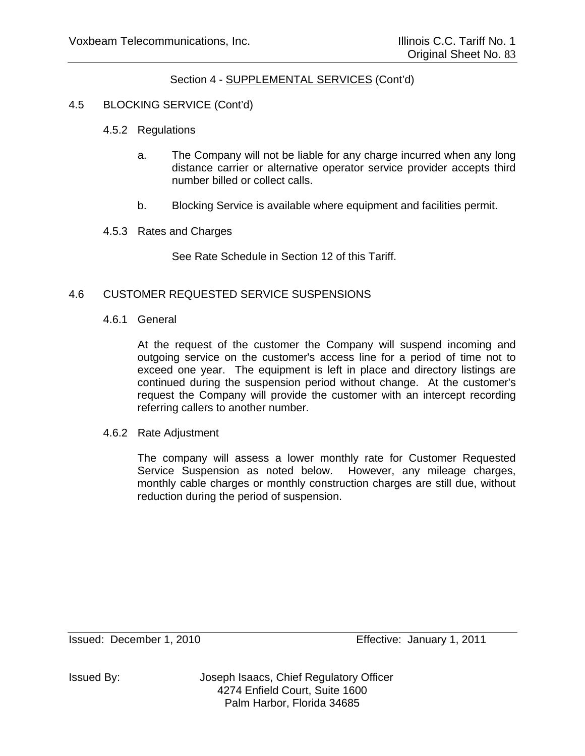Section 4 - SUPPLEMENTAL SERVICES (Cont'd)

4.5 BLOCKING SERVICE (Cont'd)

4.5.2 Regulations

a. The Company will not be liable for any charge incurred when any long distance carrier or alternative operator service provider accepts third number billed or collect calls.

b. Blocking Service is available where equipment and facilities permit.

4.5.3 Rates and Charges

See Rate Schedule in Section 12 of this Tariff.

4.6 CUSTOMER REQUESTED SERVICE SUSPENSIONS

4.6.1 General

At the request of the customer the Company will suspend incoming and outgoing service on the customer's access line for a period of time not to exceed one year. The equipment is left in place and directory listings are continued during the suspension period without change. At the customer's request the Company will provide the customer with an intercept recording referring callers to another number.

4.6.2 Rate Adjustment

The company will assess a lower monthly rate for Customer Requested Service Suspension as noted below. However, any mileage charges, monthly cable charges or monthly construction charges are still due, without reduction during the period of suspension.

Issued: December 1, 2010 Effective: January 1, 2011

Issued By: Joseph Isaacs, Chief Regulatory Officer
4274 Enfield Court, Suite 1600
Palm Harbor, Florida 34685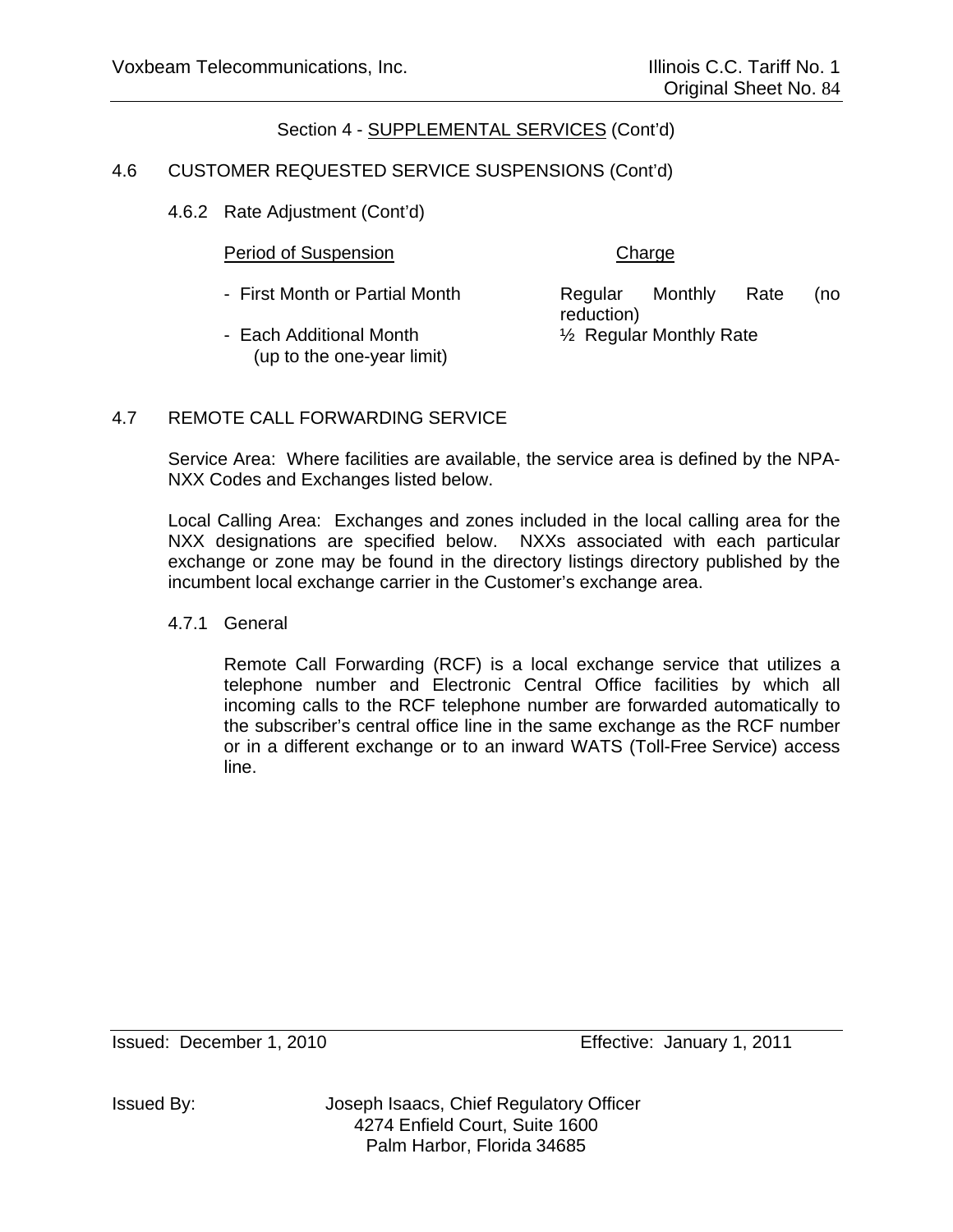Section 4 - SUPPLEMENTAL SERVICES (Cont'd)

4.6 CUSTOMER REQUESTED SERVICE SUSPENSIONS (Cont'd)

4.6.2 Rate Adjustment (Cont'd)

| Period of Suspension | Charge |
| --- | --- |
| - First Month or Partial Month | Regular Monthly Rate (no reduction) |
| - Each Additional Month (up to the one-year limit) | ½ Regular Monthly Rate |

4.7 REMOTE CALL FORWARDING SERVICE

Service Area: Where facilities are available, the service area is defined by the NPA-NXX Codes and Exchanges listed below.

Local Calling Area: Exchanges and zones included in the local calling area for the NXX designations are specified below. NXXs associated with each particular exchange or zone may be found in the directory listings directory published by the incumbent local exchange carrier in the Customer's exchange area.

4.7.1 General

Remote Call Forwarding (RCF) is a local exchange service that utilizes a telephone number and Electronic Central Office facilities by which all incoming calls to the RCF telephone number are forwarded automatically to the subscriber's central office line in the same exchange as the RCF number or in a different exchange or to an inward WATS (Toll-Free Service) access line.

Issued: December 1, 2010 Effective: January 1, 2011

Issued By: Joseph Isaacs, Chief Regulatory Officer
4274 Enfield Court, Suite 1600
Palm Harbor, Florida 34685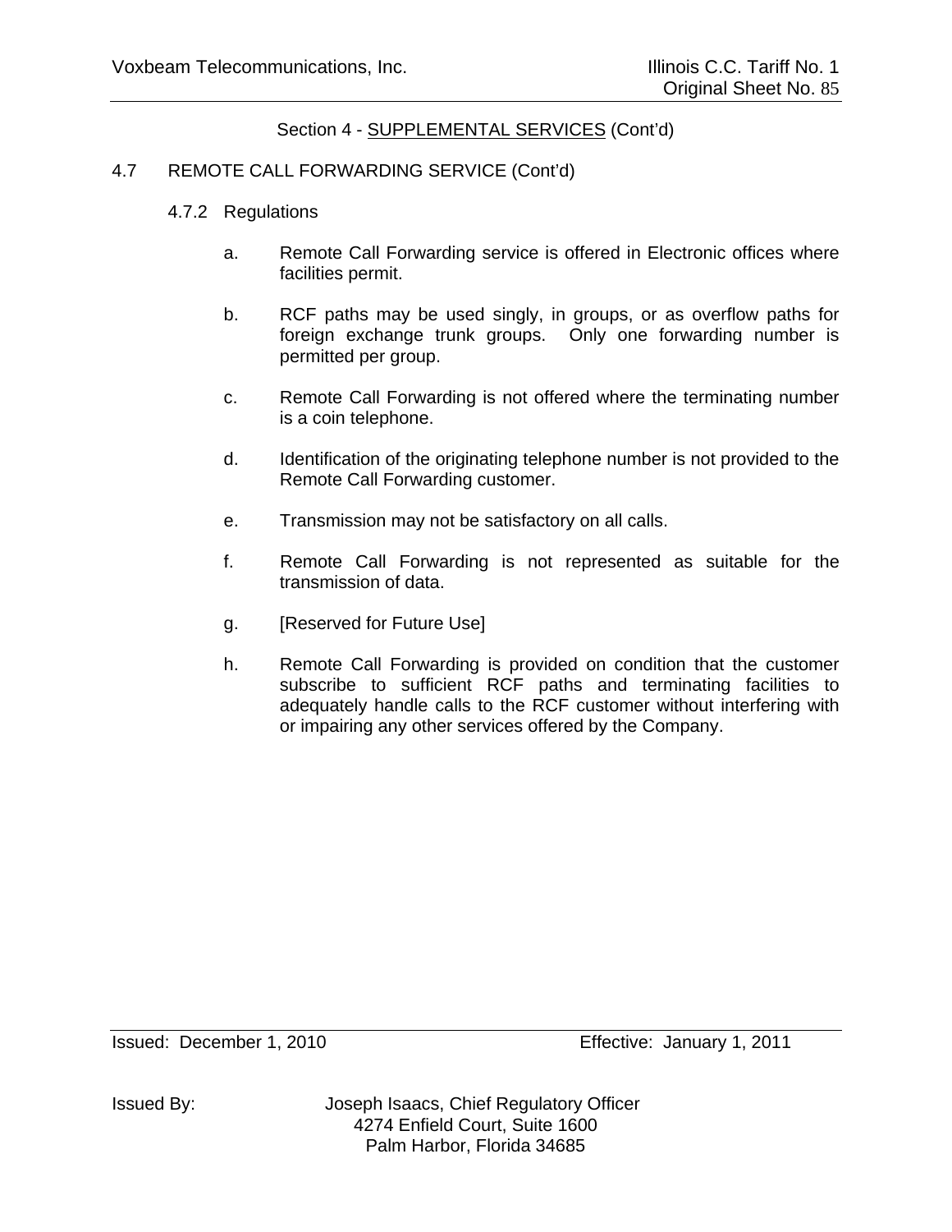Section 4 - SUPPLEMENTAL SERVICES (Cont'd)

4.7 REMOTE CALL FORWARDING SERVICE (Cont'd)

4.7.2 Regulations

a. Remote Call Forwarding service is offered in Electronic offices where facilities permit.

b. RCF paths may be used singly, in groups, or as overflow paths for foreign exchange trunk groups. Only one forwarding number is permitted per group.

c. Remote Call Forwarding is not offered where the terminating number is a coin telephone.

d. Identification of the originating telephone number is not provided to the Remote Call Forwarding customer.

e. Transmission may not be satisfactory on all calls.

f. Remote Call Forwarding is not represented as suitable for the transmission of data.

g. [Reserved for Future Use]

h. Remote Call Forwarding is provided on condition that the customer subscribe to sufficient RCF paths and terminating facilities to adequately handle calls to the RCF customer without interfering with or impairing any other services offered by the Company.

Issued: December 1, 2010 Effective: January 1, 2011

Issued By: Joseph Isaacs, Chief Regulatory Officer
4274 Enfield Court, Suite 1600
Palm Harbor, Florida 34685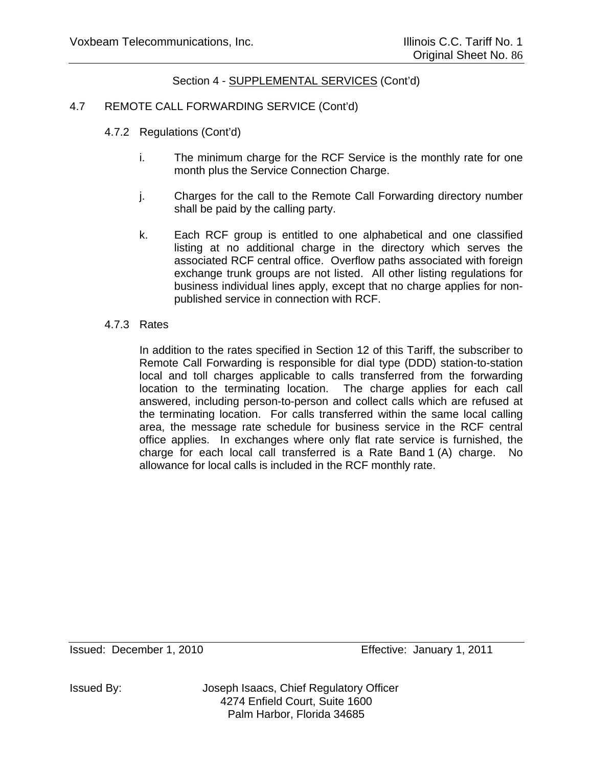Section 4 - SUPPLEMENTAL SERVICES (Cont'd)

4.7 REMOTE CALL FORWARDING SERVICE (Cont'd)

4.7.2 Regulations (Cont'd)

i. The minimum charge for the RCF Service is the monthly rate for one month plus the Service Connection Charge.

j. Charges for the call to the Remote Call Forwarding directory number shall be paid by the calling party.

k. Each RCF group is entitled to one alphabetical and one classified listing at no additional charge in the directory which serves the associated RCF central office. Overflow paths associated with foreign exchange trunk groups are not listed. All other listing regulations for business individual lines apply, except that no charge applies for non-published service in connection with RCF.

4.7.3 Rates

In addition to the rates specified in Section 12 of this Tariff, the subscriber to Remote Call Forwarding is responsible for dial type (DDD) station-to-station local and toll charges applicable to calls transferred from the forwarding location to the terminating location. The charge applies for each call answered, including person-to-person and collect calls which are refused at the terminating location. For calls transferred within the same local calling area, the message rate schedule for business service in the RCF central office applies. In exchanges where only flat rate service is furnished, the charge for each local call transferred is a Rate Band 1 (A) charge. No allowance for local calls is included in the RCF monthly rate.

Issued: December 1, 2010 Effective: January 1, 2011

Issued By: Joseph Isaacs, Chief Regulatory Officer
4274 Enfield Court, Suite 1600
Palm Harbor, Florida 34685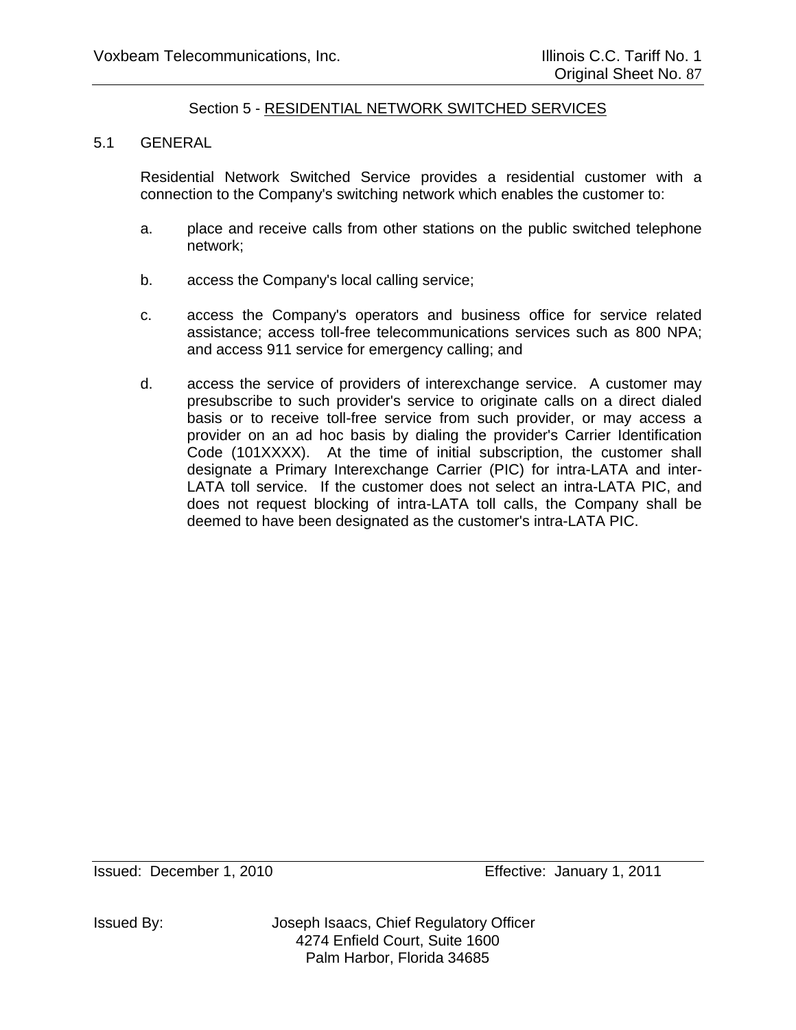## Section 5 - RESIDENTIAL NETWORK SWITCHED SERVICES

5.1 GENERAL

Residential Network Switched Service provides a residential customer with a connection to the Company's switching network which enables the customer to:

a. place and receive calls from other stations on the public switched telephone network;

b. access the Company's local calling service;

c. access the Company's operators and business office for service related assistance; access toll-free telecommunications services such as 800 NPA; and access 911 service for emergency calling; and

d. access the service of providers of interexchange service. A customer may presubscribe to such provider's service to originate calls on a direct dialed basis or to receive toll-free service from such provider, or may access a provider on an ad hoc basis by dialing the provider's Carrier Identification Code (101XXXX). At the time of initial subscription, the customer shall designate a Primary Interexchange Carrier (PIC) for intra-LATA and inter-LATA toll service. If the customer does not select an intra-LATA PIC, and does not request blocking of intra-LATA toll calls, the Company shall be deemed to have been designated as the customer's intra-LATA PIC.

Issued: December 1, 2010 Effective: January 1, 2011

Issued By: Joseph Isaacs, Chief Regulatory Officer
4274 Enfield Court, Suite 1600
Palm Harbor, Florida 34685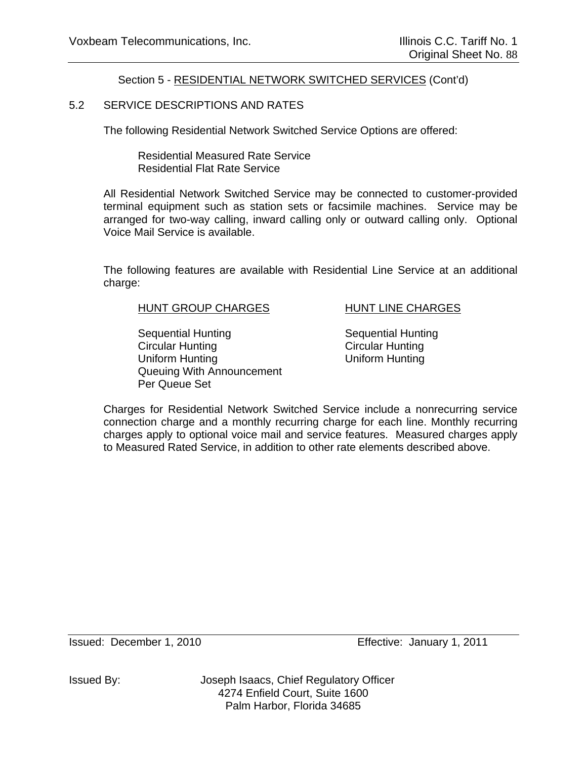Section 5 - RESIDENTIAL NETWORK SWITCHED SERVICES (Cont'd)

5.2 SERVICE DESCRIPTIONS AND RATES

The following Residential Network Switched Service Options are offered:

Residential Measured Rate Service
Residential Flat Rate Service

All Residential Network Switched Service may be connected to customer-provided terminal equipment such as station sets or facsimile machines. Service may be arranged for two-way calling, inward calling only or outward calling only. Optional Voice Mail Service is available.

The following features are available with Residential Line Service at an additional charge:

| HUNT GROUP CHARGES | HUNT LINE CHARGES |
|---|---|
| Sequential Hunting | Sequential Hunting |
| Circular Hunting | Circular Hunting |
| Uniform Hunting | Uniform Hunting |
| Queuing With Announcement | |
| Per Queue Set | |

Charges for Residential Network Switched Service include a nonrecurring service connection charge and a monthly recurring charge for each line. Monthly recurring charges apply to optional voice mail and service features. Measured charges apply to Measured Rated Service, in addition to other rate elements described above.

Issued: December 1, 2010 Effective: January 1, 2011

Issued By: Joseph Isaacs, Chief Regulatory Officer
4274 Enfield Court, Suite 1600
Palm Harbor, Florida 34685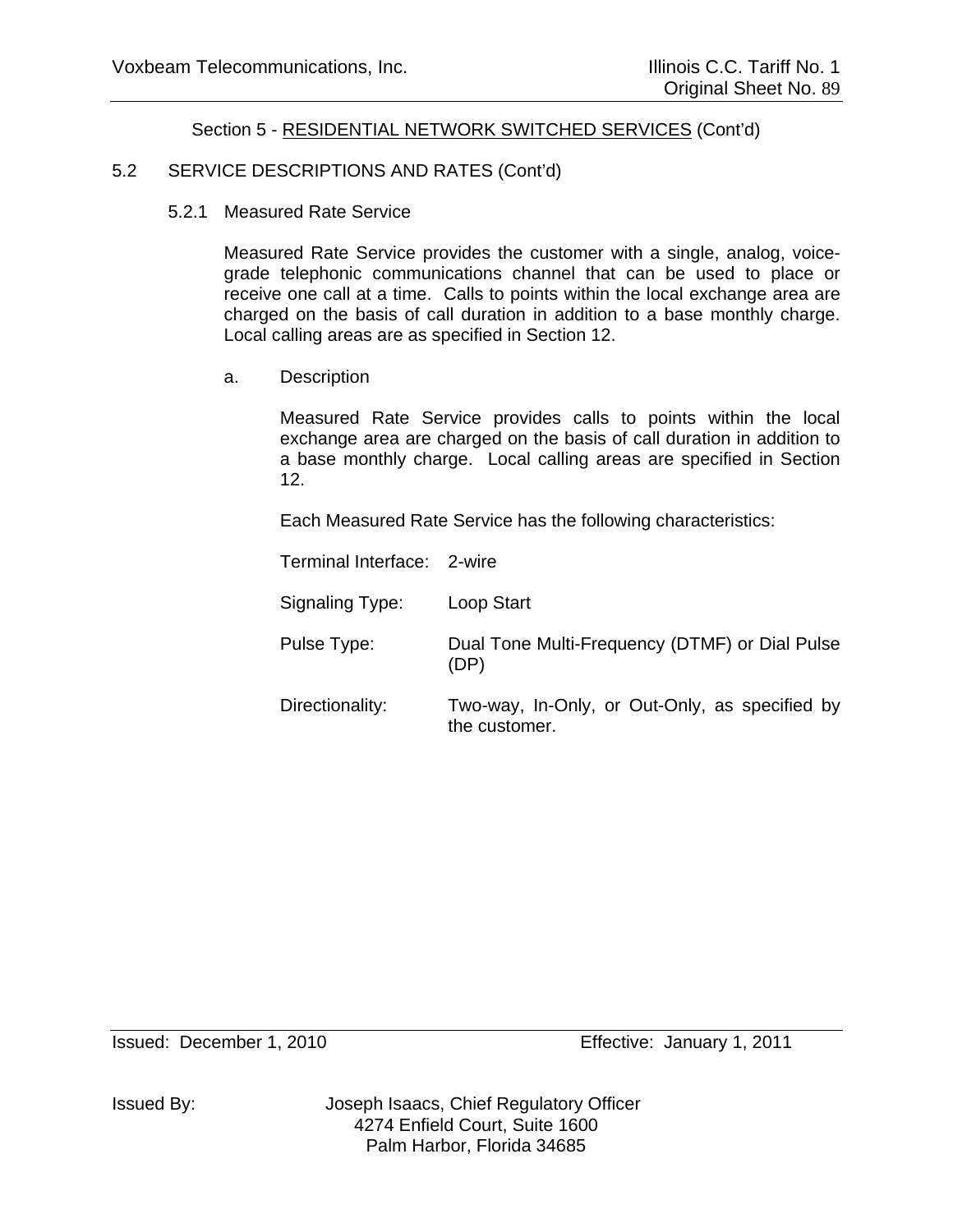Section 5 - RESIDENTIAL NETWORK SWITCHED SERVICES (Cont'd)

## 5.2 SERVICE DESCRIPTIONS AND RATES (Cont'd)

### 5.2.1 Measured Rate Service

Measured Rate Service provides the customer with a single, analog, voice-grade telephonic communications channel that can be used to place or receive one call at a time. Calls to points within the local exchange area are charged on the basis of call duration in addition to a base monthly charge. Local calling areas are as specified in Section 12.

a. Description

Measured Rate Service provides calls to points within the local exchange area are charged on the basis of call duration in addition to a base monthly charge. Local calling areas are specified in Section 12.

Each Measured Rate Service has the following characteristics:

| | |
|---|---|
| Terminal Interface: | 2-wire |
| Signaling Type: | Loop Start |
| Pulse Type: | Dual Tone Multi-Frequency (DTMF) or Dial Pulse (DP) |
| Directionality: | Two-way, In-Only, or Out-Only, as specified by the customer. |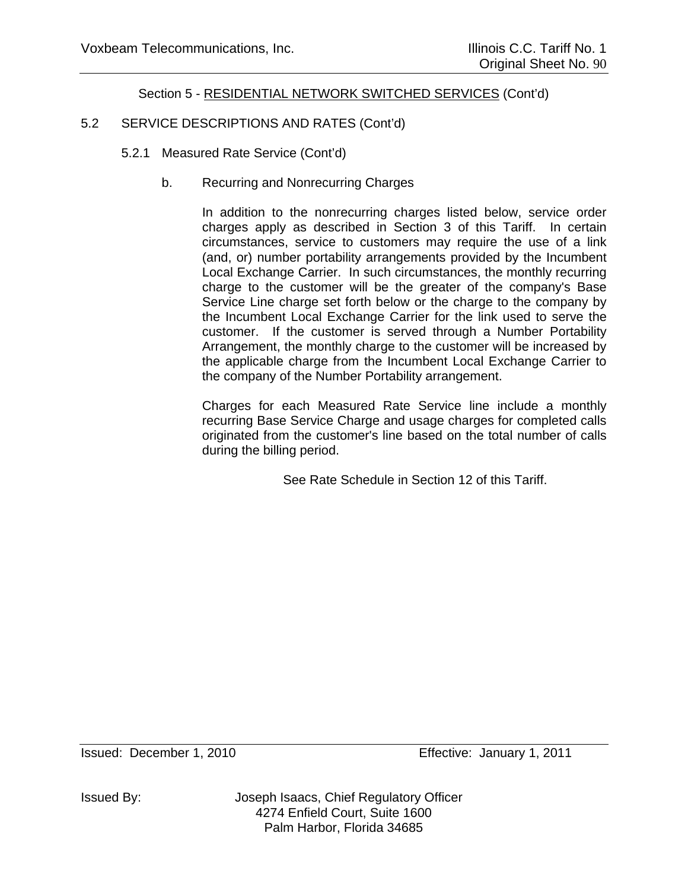Section 5 - RESIDENTIAL NETWORK SWITCHED SERVICES (Cont'd)

5.2 SERVICE DESCRIPTIONS AND RATES (Cont'd)

5.2.1 Measured Rate Service (Cont'd)

b. Recurring and Nonrecurring Charges

In addition to the nonrecurring charges listed below, service order charges apply as described in Section 3 of this Tariff. In certain circumstances, service to customers may require the use of a link (and, or) number portability arrangements provided by the Incumbent Local Exchange Carrier. In such circumstances, the monthly recurring charge to the customer will be the greater of the company's Base Service Line charge set forth below or the charge to the company by the Incumbent Local Exchange Carrier for the link used to serve the customer. If the customer is served through a Number Portability Arrangement, the monthly charge to the customer will be increased by the applicable charge from the Incumbent Local Exchange Carrier to the company of the Number Portability arrangement.

Charges for each Measured Rate Service line include a monthly recurring Base Service Charge and usage charges for completed calls originated from the customer's line based on the total number of calls during the billing period.

See Rate Schedule in Section 12 of this Tariff.

Issued: December 1, 2010 Effective: January 1, 2011

Issued By: Joseph Isaacs, Chief Regulatory Officer
4274 Enfield Court, Suite 1600
Palm Harbor, Florida 34685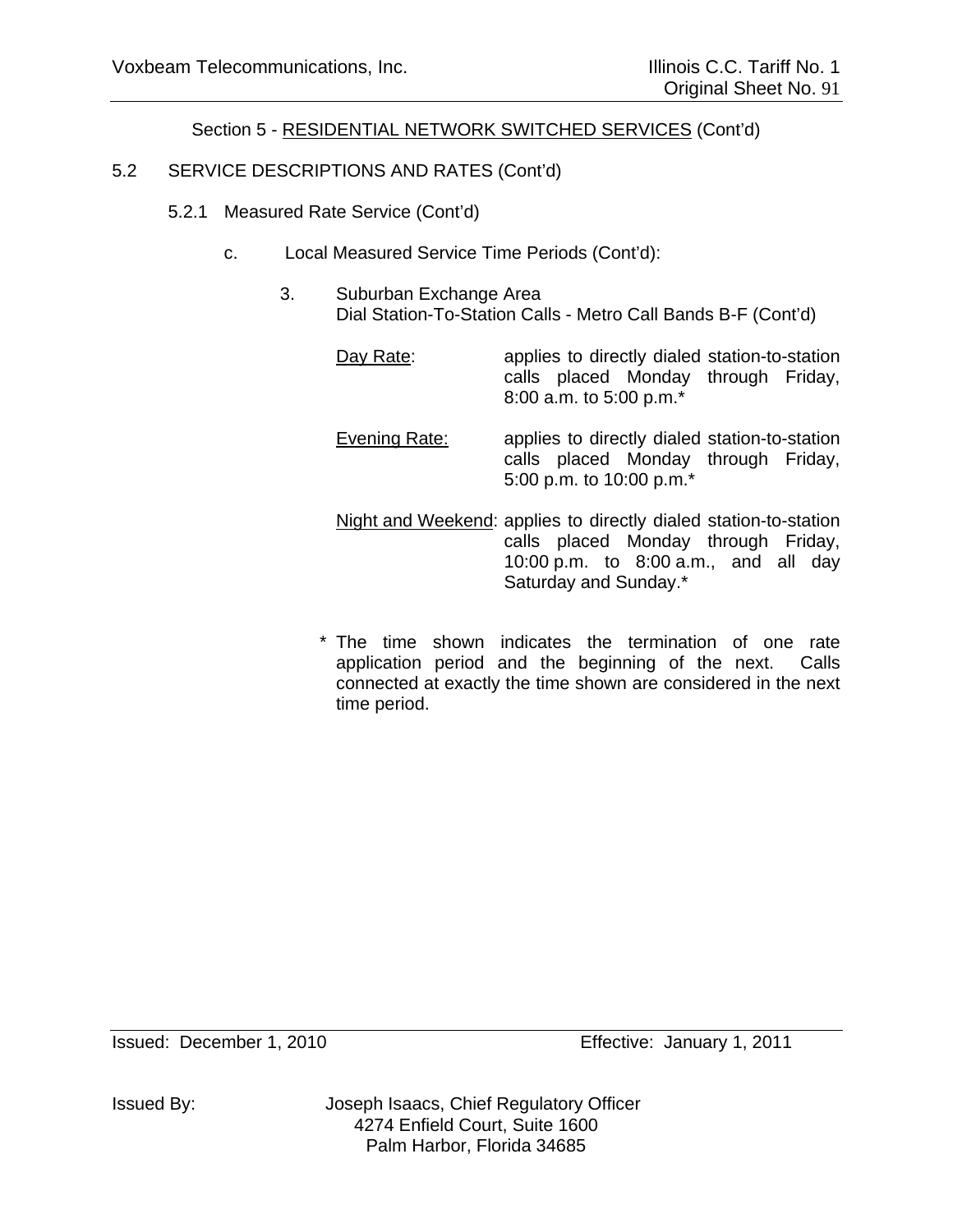Section 5 - RESIDENTIAL NETWORK SWITCHED SERVICES (Cont'd)

5.2 SERVICE DESCRIPTIONS AND RATES (Cont'd)

5.2.1 Measured Rate Service (Cont'd)

c. Local Measured Service Time Periods (Cont'd):

3. Suburban Exchange Area
Dial Station-To-Station Calls - Metro Call Bands B-F (Cont'd)

Day Rate: applies to directly dialed station-to-station calls placed Monday through Friday, 8:00 a.m. to 5:00 p.m.*

Evening Rate: applies to directly dialed station-to-station calls placed Monday through Friday, 5:00 p.m. to 10:00 p.m.*

Night and Weekend: applies to directly dialed station-to-station calls placed Monday through Friday, 10:00 p.m. to 8:00 a.m., and all day Saturday and Sunday.*

\* The time shown indicates the termination of one rate application period and the beginning of the next. Calls connected at exactly the time shown are considered in the next time period.

Issued: December 1, 2010 Effective: January 1, 2011

Issued By: Joseph Isaacs, Chief Regulatory Officer
4274 Enfield Court, Suite 1600
Palm Harbor, Florida 34685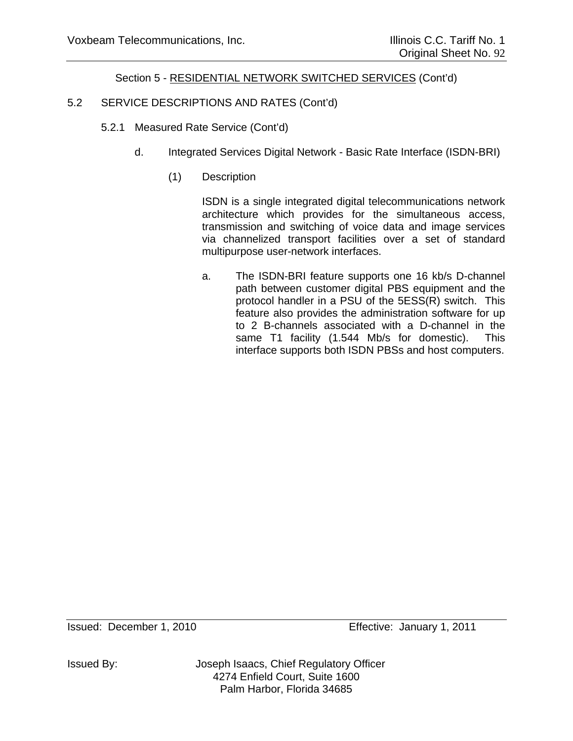Section 5 - RESIDENTIAL NETWORK SWITCHED SERVICES (Cont'd)

5.2 SERVICE DESCRIPTIONS AND RATES (Cont'd)

5.2.1 Measured Rate Service (Cont'd)

d. Integrated Services Digital Network - Basic Rate Interface (ISDN-BRI)

(1) Description

ISDN is a single integrated digital telecommunications network architecture which provides for the simultaneous access, transmission and switching of voice data and image services via channelized transport facilities over a set of standard multipurpose user-network interfaces.

a. The ISDN-BRI feature supports one 16 kb/s D-channel path between customer digital PBS equipment and the protocol handler in a PSU of the 5ESS(R) switch. This feature also provides the administration software for up to 2 B-channels associated with a D-channel in the same T1 facility (1.544 Mb/s for domestic). This interface supports both ISDN PBSs and host computers.

Issued: December 1, 2010 Effective: January 1, 2011

Issued By: Joseph Isaacs, Chief Regulatory Officer
4274 Enfield Court, Suite 1600
Palm Harbor, Florida 34685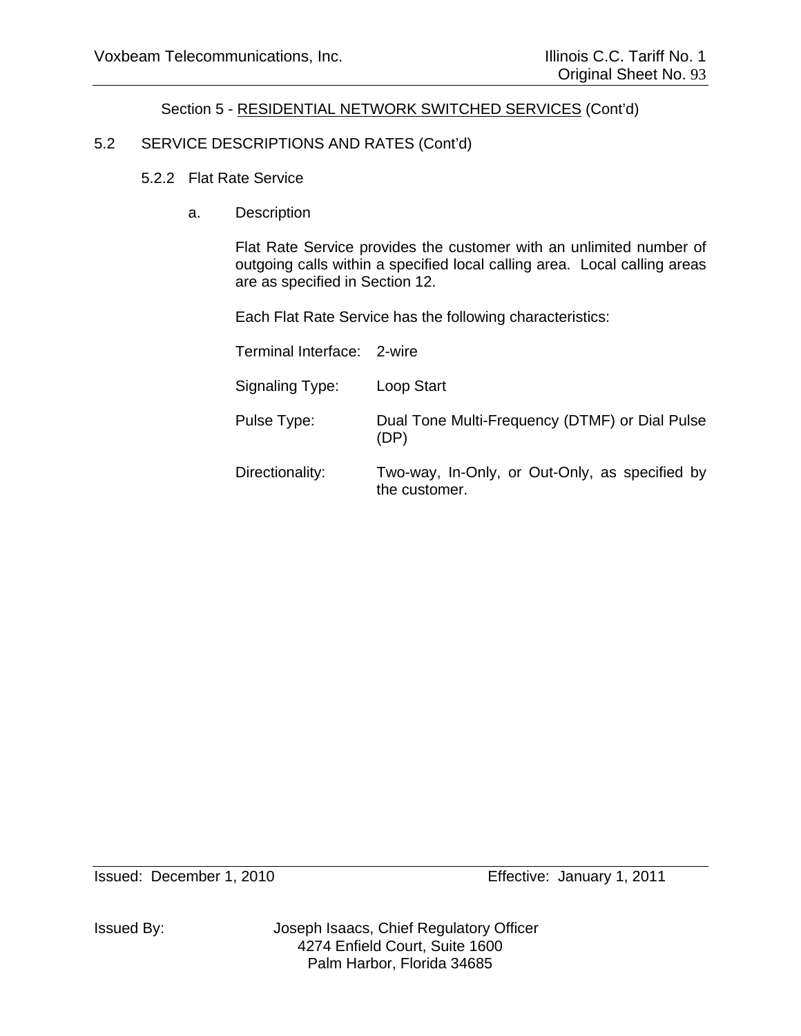Section 5 - RESIDENTIAL NETWORK SWITCHED SERVICES (Cont'd)

5.2 SERVICE DESCRIPTIONS AND RATES (Cont'd)

5.2.2 Flat Rate Service

a. Description

Flat Rate Service provides the customer with an unlimited number of outgoing calls within a specified local calling area. Local calling areas are as specified in Section 12.

Each Flat Rate Service has the following characteristics:

| | |
|---|---|
| Terminal Interface: | 2-wire |
| Signaling Type: | Loop Start |
| Pulse Type: | Dual Tone Multi-Frequency (DTMF) or Dial Pulse (DP) |
| Directionality: | Two-way, In-Only, or Out-Only, as specified by the customer. |

Issued: December 1, 2010 Effective: January 1, 2011

Issued By: Joseph Isaacs, Chief Regulatory Officer
4274 Enfield Court, Suite 1600
Palm Harbor, Florida 34685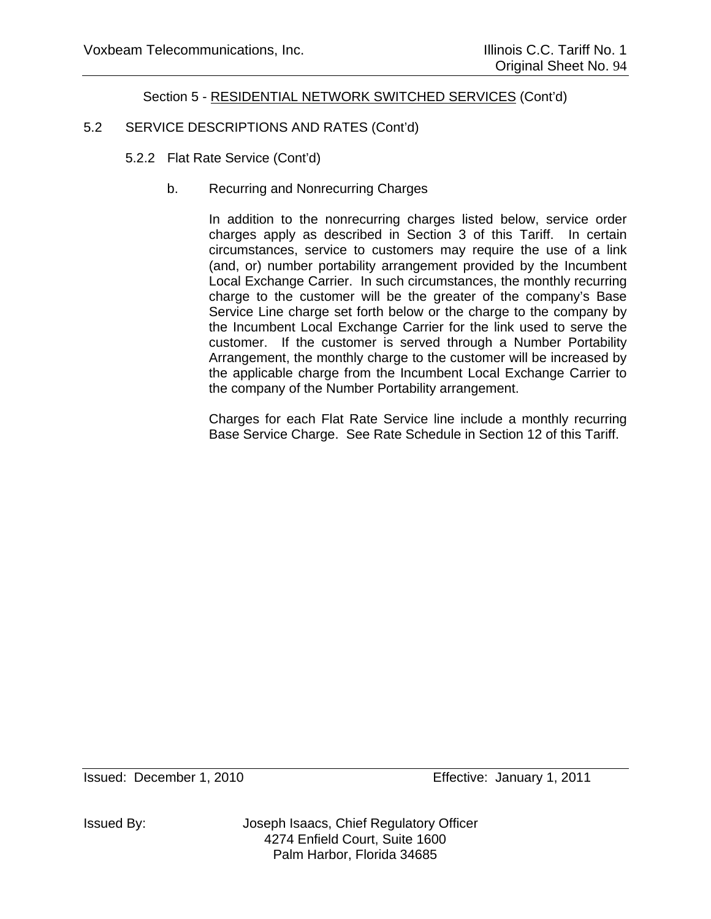## Section 5 - RESIDENTIAL NETWORK SWITCHED SERVICES (Cont'd)

### 5.2 SERVICE DESCRIPTIONS AND RATES (Cont'd)

#### 5.2.2 Flat Rate Service (Cont'd)

b. Recurring and Nonrecurring Charges

In addition to the nonrecurring charges listed below, service order charges apply as described in Section 3 of this Tariff. In certain circumstances, service to customers may require the use of a link (and, or) number portability arrangement provided by the Incumbent Local Exchange Carrier. In such circumstances, the monthly recurring charge to the customer will be the greater of the company's Base Service Line charge set forth below or the charge to the company by the Incumbent Local Exchange Carrier for the link used to serve the customer. If the customer is served through a Number Portability Arrangement, the monthly charge to the customer will be increased by the applicable charge from the Incumbent Local Exchange Carrier to the company of the Number Portability arrangement.

Charges for each Flat Rate Service line include a monthly recurring Base Service Charge. See Rate Schedule in Section 12 of this Tariff.

Issued: December 1, 2010 Effective: January 1, 2011

Issued By: Joseph Isaacs, Chief Regulatory Officer
4274 Enfield Court, Suite 1600
Palm Harbor, Florida 34685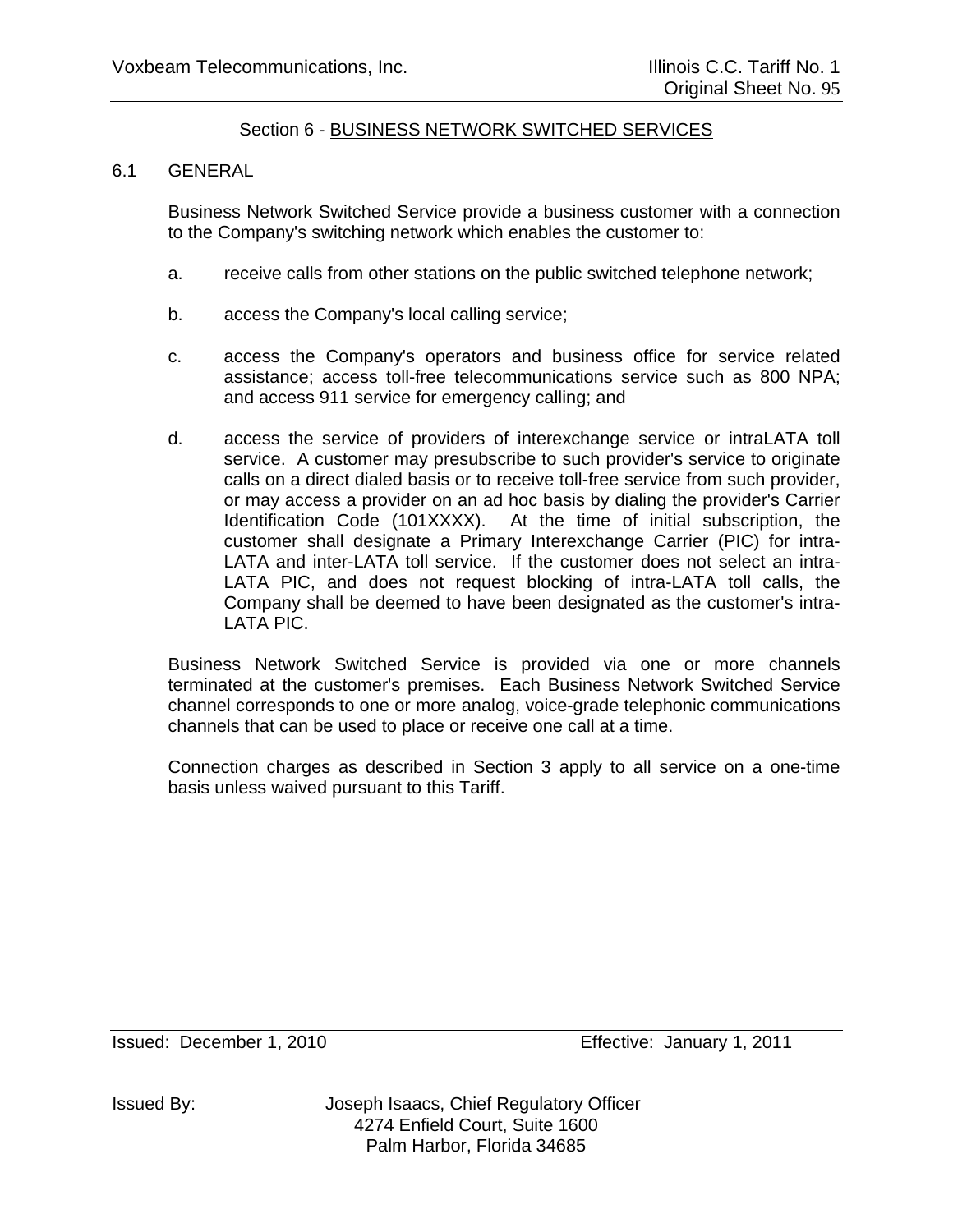## Section 6 - BUSINESS NETWORK SWITCHED SERVICES

### 6.1 GENERAL

Business Network Switched Service provide a business customer with a connection to the Company's switching network which enables the customer to:

a. receive calls from other stations on the public switched telephone network;

b. access the Company's local calling service;

c. access the Company's operators and business office for service related assistance; access toll-free telecommunications service such as 800 NPA; and access 911 service for emergency calling; and

d. access the service of providers of interexchange service or intraLATA toll service. A customer may presubscribe to such provider's service to originate calls on a direct dialed basis or to receive toll-free service from such provider, or may access a provider on an ad hoc basis by dialing the provider's Carrier Identification Code (101XXXX). At the time of initial subscription, the customer shall designate a Primary Interexchange Carrier (PIC) for intra-LATA and inter-LATA toll service. If the customer does not select an intra-LATA PIC, and does not request blocking of intra-LATA toll calls, the Company shall be deemed to have been designated as the customer's intra-LATA PIC.

Business Network Switched Service is provided via one or more channels terminated at the customer's premises. Each Business Network Switched Service channel corresponds to one or more analog, voice-grade telephonic communications channels that can be used to place or receive one call at a time.

Connection charges as described in Section 3 apply to all service on a one-time basis unless waived pursuant to this Tariff.

Issued: December 1, 2010 Effective: January 1, 2011

Issued By: Joseph Isaacs, Chief Regulatory Officer
4274 Enfield Court, Suite 1600
Palm Harbor, Florida 34685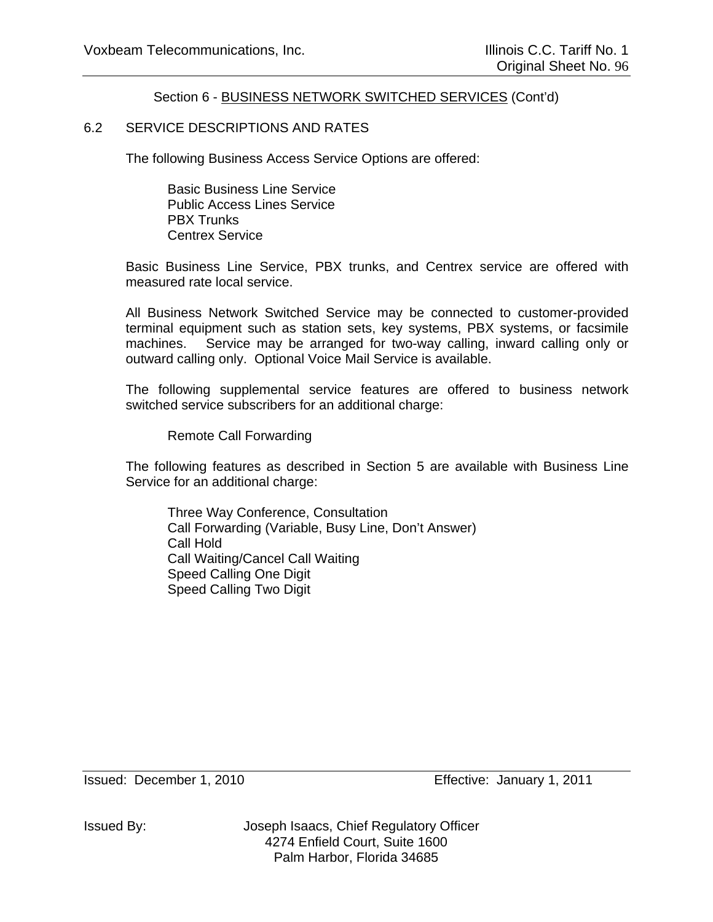Section 6 - BUSINESS NETWORK SWITCHED SERVICES (Cont'd)

## 6.2 SERVICE DESCRIPTIONS AND RATES

The following Business Access Service Options are offered:

Basic Business Line Service
Public Access Lines Service
PBX Trunks
Centrex Service

Basic Business Line Service, PBX trunks, and Centrex service are offered with measured rate local service.

All Business Network Switched Service may be connected to customer-provided terminal equipment such as station sets, key systems, PBX systems, or facsimile machines. Service may be arranged for two-way calling, inward calling only or outward calling only. Optional Voice Mail Service is available.

The following supplemental service features are offered to business network switched service subscribers for an additional charge:

Remote Call Forwarding

The following features as described in Section 5 are available with Business Line Service for an additional charge:

Three Way Conference, Consultation
Call Forwarding (Variable, Busy Line, Don't Answer)
Call Hold
Call Waiting/Cancel Call Waiting
Speed Calling One Digit
Speed Calling Two Digit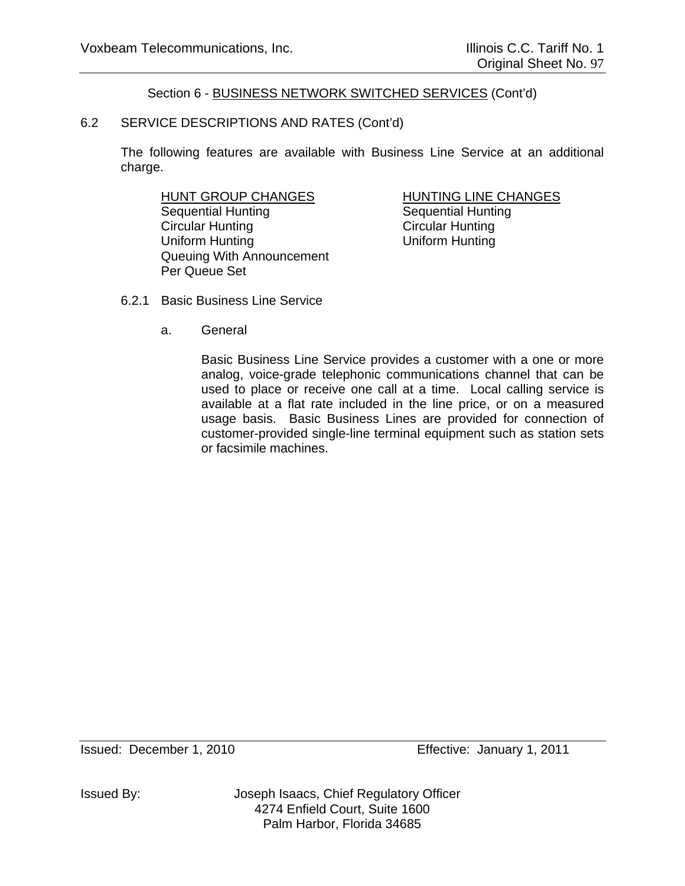Section 6 - BUSINESS NETWORK SWITCHED SERVICES (Cont'd)

6.2 SERVICE DESCRIPTIONS AND RATES (Cont'd)

The following features are available with Business Line Service at an additional charge.

| HUNT GROUP CHANGES | HUNTING LINE CHANGES |
|---|---|
| Sequential Hunting | Sequential Hunting |
| Circular Hunting | Circular Hunting |
| Uniform Hunting | Uniform Hunting |
| Queuing With Announcement | |
| Per Queue Set | |

6.2.1 Basic Business Line Service

a. General

Basic Business Line Service provides a customer with a one or more analog, voice-grade telephonic communications channel that can be used to place or receive one call at a time. Local calling service is available at a flat rate included in the line price, or on a measured usage basis. Basic Business Lines are provided for connection of customer-provided single-line terminal equipment such as station sets or facsimile machines.

Issued: December 1, 2010 Effective: January 1, 2011

Issued By: Joseph Isaacs, Chief Regulatory Officer
4274 Enfield Court, Suite 1600
Palm Harbor, Florida 34685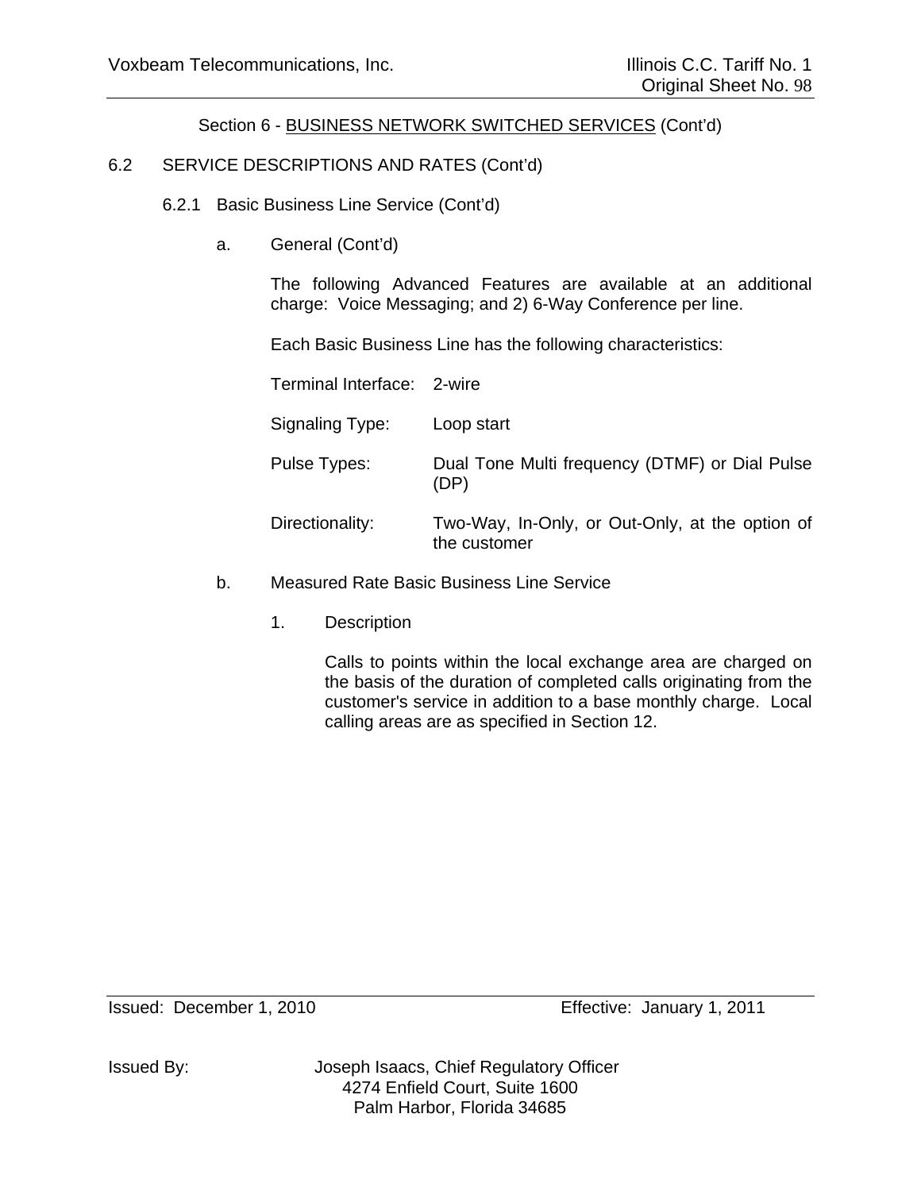Section 6 - BUSINESS NETWORK SWITCHED SERVICES (Cont'd)

6.2 SERVICE DESCRIPTIONS AND RATES (Cont'd)

6.2.1 Basic Business Line Service (Cont'd)

a. General (Cont'd)

The following Advanced Features are available at an additional charge: Voice Messaging; and 2) 6-Way Conference per line.

Each Basic Business Line has the following characteristics:

| | |
|---|---|
| Terminal Interface: | 2-wire |
| Signaling Type: | Loop start |
| Pulse Types: | Dual Tone Multi frequency (DTMF) or Dial Pulse (DP) |
| Directionality: | Two-Way, In-Only, or Out-Only, at the option of the customer |

b. Measured Rate Basic Business Line Service

1. Description

Calls to points within the local exchange area are charged on the basis of the duration of completed calls originating from the customer's service in addition to a base monthly charge. Local calling areas are as specified in Section 12.

Issued: December 1, 2010 Effective: January 1, 2011

Issued By: Joseph Isaacs, Chief Regulatory Officer
4274 Enfield Court, Suite 1600
Palm Harbor, Florida 34685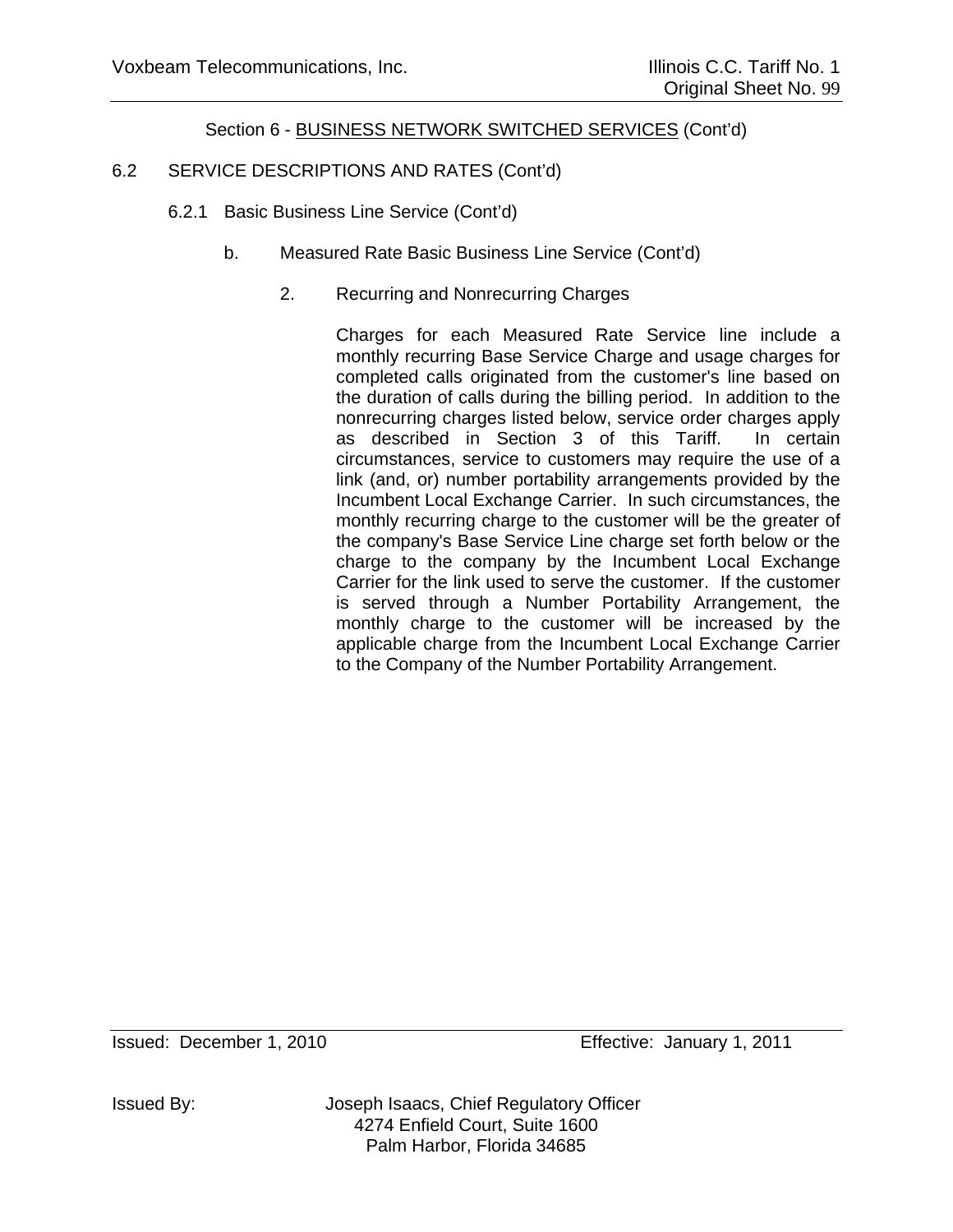Section 6 - BUSINESS NETWORK SWITCHED SERVICES (Cont'd)

6.2 SERVICE DESCRIPTIONS AND RATES (Cont'd)

6.2.1 Basic Business Line Service (Cont'd)

b. Measured Rate Basic Business Line Service (Cont'd)

2. Recurring and Nonrecurring Charges

Charges for each Measured Rate Service line include a monthly recurring Base Service Charge and usage charges for completed calls originated from the customer's line based on the duration of calls during the billing period. In addition to the nonrecurring charges listed below, service order charges apply as described in Section 3 of this Tariff. In certain circumstances, service to customers may require the use of a link (and, or) number portability arrangements provided by the Incumbent Local Exchange Carrier. In such circumstances, the monthly recurring charge to the customer will be the greater of the company's Base Service Line charge set forth below or the charge to the company by the Incumbent Local Exchange Carrier for the link used to serve the customer. If the customer is served through a Number Portability Arrangement, the monthly charge to the customer will be increased by the applicable charge from the Incumbent Local Exchange Carrier to the Company of the Number Portability Arrangement.

Issued: December 1, 2010 Effective: January 1, 2011

Issued By: Joseph Isaacs, Chief Regulatory Officer
4274 Enfield Court, Suite 1600
Palm Harbor, Florida 34685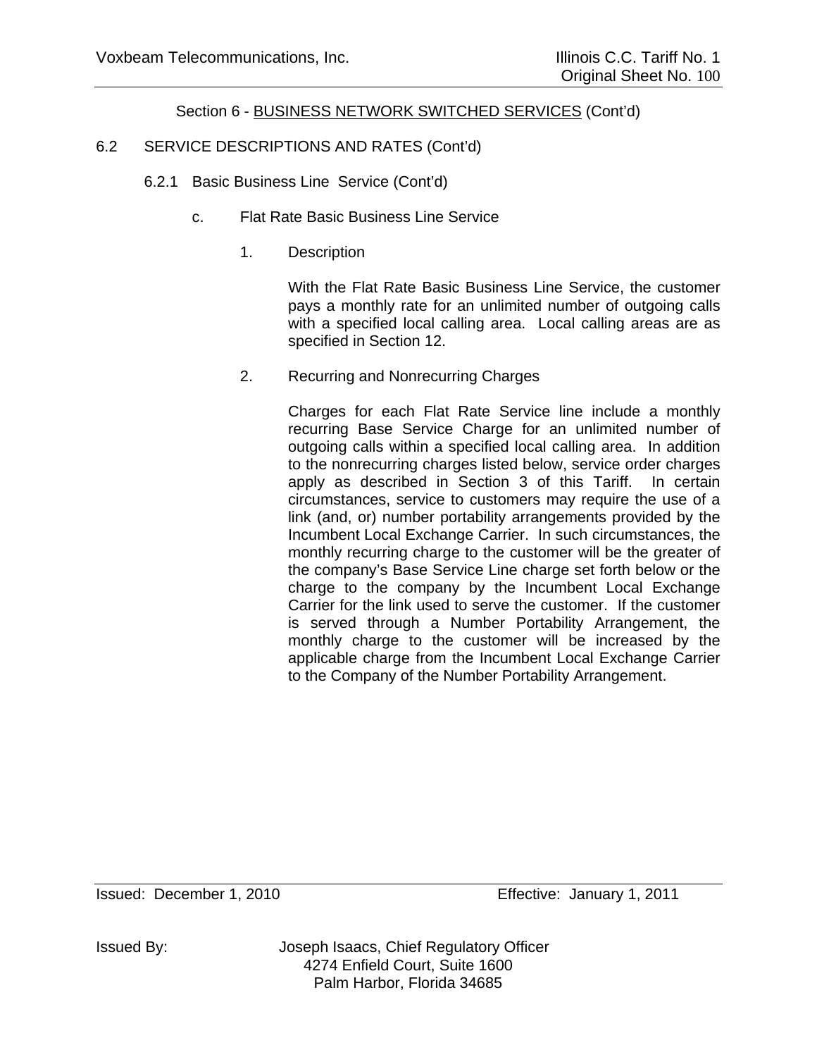Section 6 - BUSINESS NETWORK SWITCHED SERVICES (Cont'd)

6.2 SERVICE DESCRIPTIONS AND RATES (Cont'd)

6.2.1 Basic Business Line Service (Cont'd)

c. Flat Rate Basic Business Line Service

1. Description

With the Flat Rate Basic Business Line Service, the customer pays a monthly rate for an unlimited number of outgoing calls with a specified local calling area. Local calling areas are as specified in Section 12.

2. Recurring and Nonrecurring Charges

Charges for each Flat Rate Service line include a monthly recurring Base Service Charge for an unlimited number of outgoing calls within a specified local calling area. In addition to the nonrecurring charges listed below, service order charges apply as described in Section 3 of this Tariff. In certain circumstances, service to customers may require the use of a link (and, or) number portability arrangements provided by the Incumbent Local Exchange Carrier. In such circumstances, the monthly recurring charge to the customer will be the greater of the company's Base Service Line charge set forth below or the charge to the company by the Incumbent Local Exchange Carrier for the link used to serve the customer. If the customer is served through a Number Portability Arrangement, the monthly charge to the customer will be increased by the applicable charge from the Incumbent Local Exchange Carrier to the Company of the Number Portability Arrangement.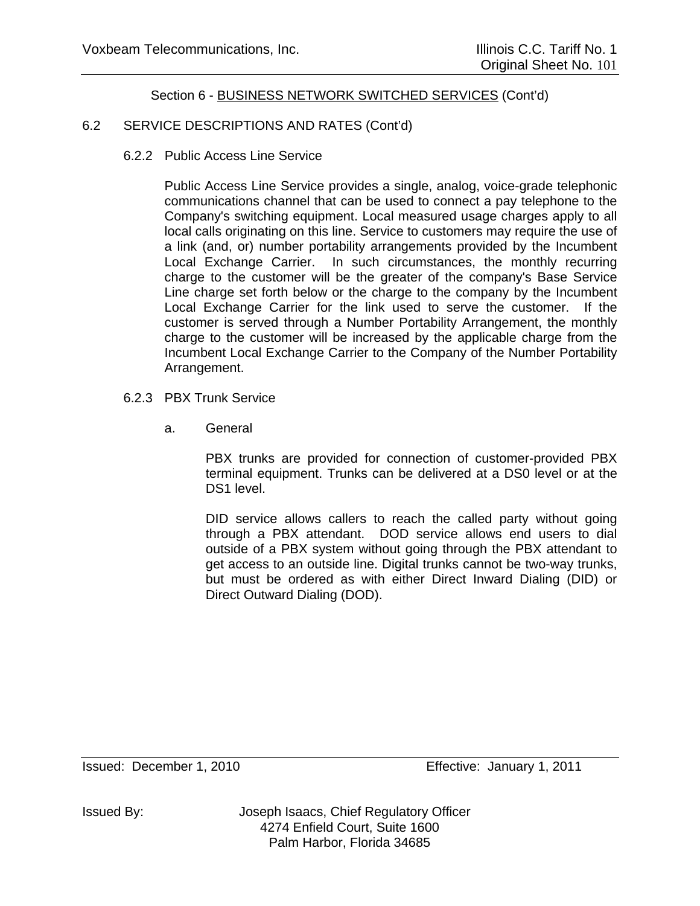Section 6 - BUSINESS NETWORK SWITCHED SERVICES (Cont'd)

## 6.2 SERVICE DESCRIPTIONS AND RATES (Cont'd)

### 6.2.2 Public Access Line Service

Public Access Line Service provides a single, analog, voice-grade telephonic communications channel that can be used to connect a pay telephone to the Company's switching equipment. Local measured usage charges apply to all local calls originating on this line. Service to customers may require the use of a link (and, or) number portability arrangements provided by the Incumbent Local Exchange Carrier. In such circumstances, the monthly recurring charge to the customer will be the greater of the company's Base Service Line charge set forth below or the charge to the company by the Incumbent Local Exchange Carrier for the link used to serve the customer. If the customer is served through a Number Portability Arrangement, the monthly charge to the customer will be increased by the applicable charge from the Incumbent Local Exchange Carrier to the Company of the Number Portability Arrangement.

### 6.2.3 PBX Trunk Service

a. General

PBX trunks are provided for connection of customer-provided PBX terminal equipment. Trunks can be delivered at a DS0 level or at the DS1 level.

DID service allows callers to reach the called party without going through a PBX attendant. DOD service allows end users to dial outside of a PBX system without going through the PBX attendant to get access to an outside line. Digital trunks cannot be two-way trunks, but must be ordered as with either Direct Inward Dialing (DID) or Direct Outward Dialing (DOD).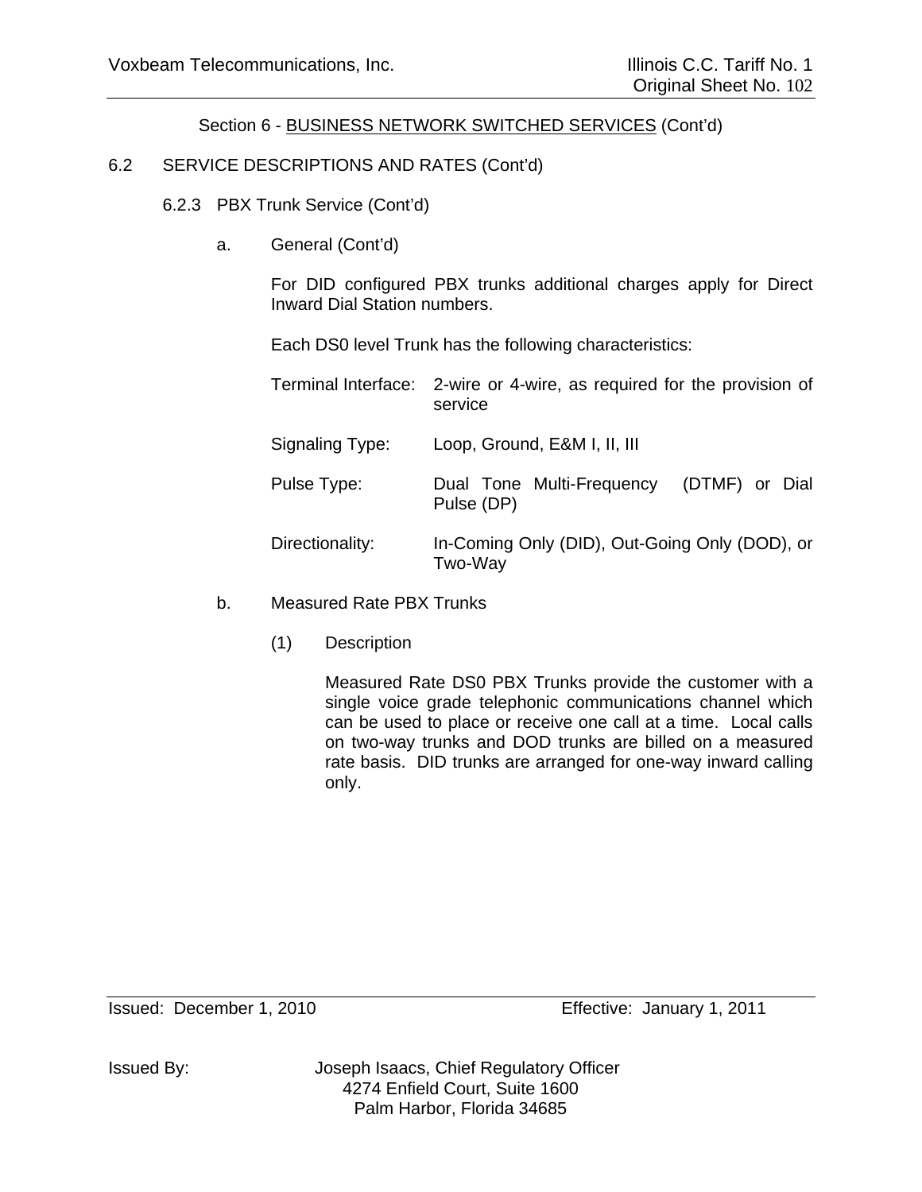Section 6 - BUSINESS NETWORK SWITCHED SERVICES (Cont'd)

6.2 SERVICE DESCRIPTIONS AND RATES (Cont'd)

6.2.3 PBX Trunk Service (Cont'd)

a. General (Cont'd)

For DID configured PBX trunks additional charges apply for Direct Inward Dial Station numbers.

Each DS0 level Trunk has the following characteristics:

| | |
|---|---|
| Terminal Interface: | 2-wire or 4-wire, as required for the provision of service |
| Signaling Type: | Loop, Ground, E&M I, II, III |
| Pulse Type: | Dual Tone Multi-Frequency (DTMF) or Dial Pulse (DP) |
| Directionality: | In-Coming Only (DID), Out-Going Only (DOD), or Two-Way |

b. Measured Rate PBX Trunks

(1) Description

Measured Rate DS0 PBX Trunks provide the customer with a single voice grade telephonic communications channel which can be used to place or receive one call at a time. Local calls on two-way trunks and DOD trunks are billed on a measured rate basis. DID trunks are arranged for one-way inward calling only.

Issued: December 1, 2010 Effective: January 1, 2011

Issued By: Joseph Isaacs, Chief Regulatory Officer
4274 Enfield Court, Suite 1600
Palm Harbor, Florida 34685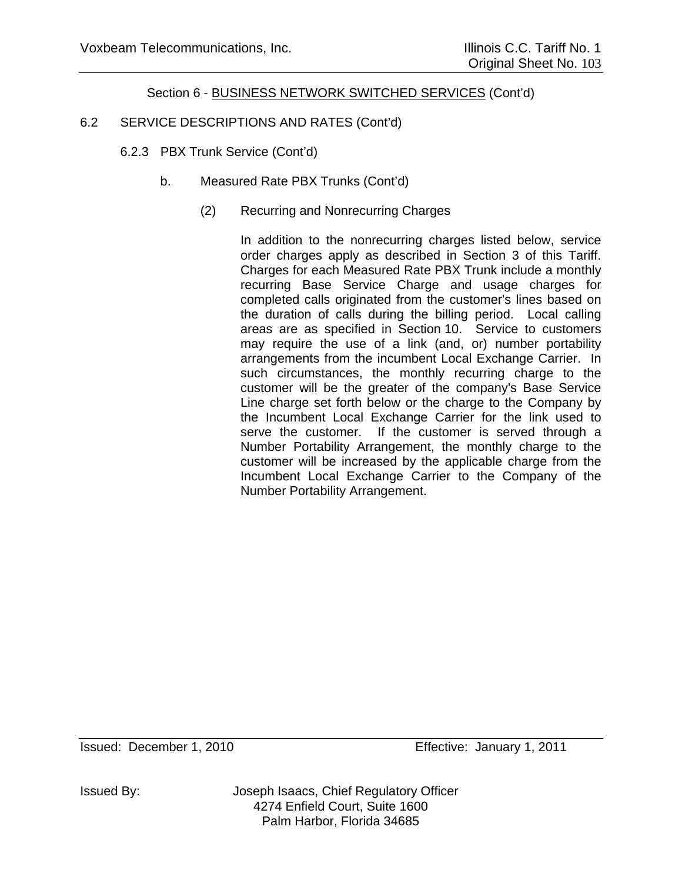Section 6 - BUSINESS NETWORK SWITCHED SERVICES (Cont'd)

6.2 SERVICE DESCRIPTIONS AND RATES (Cont'd)

6.2.3 PBX Trunk Service (Cont'd)

b. Measured Rate PBX Trunks (Cont'd)

(2) Recurring and Nonrecurring Charges

In addition to the nonrecurring charges listed below, service order charges apply as described in Section 3 of this Tariff. Charges for each Measured Rate PBX Trunk include a monthly recurring Base Service Charge and usage charges for completed calls originated from the customer's lines based on the duration of calls during the billing period. Local calling areas are as specified in Section 10. Service to customers may require the use of a link (and, or) number portability arrangements from the incumbent Local Exchange Carrier. In such circumstances, the monthly recurring charge to the customer will be the greater of the company's Base Service Line charge set forth below or the charge to the Company by the Incumbent Local Exchange Carrier for the link used to serve the customer. If the customer is served through a Number Portability Arrangement, the monthly charge to the customer will be increased by the applicable charge from the Incumbent Local Exchange Carrier to the Company of the Number Portability Arrangement.

Issued: December 1, 2010 Effective: January 1, 2011

Issued By: Joseph Isaacs, Chief Regulatory Officer
4274 Enfield Court, Suite 1600
Palm Harbor, Florida 34685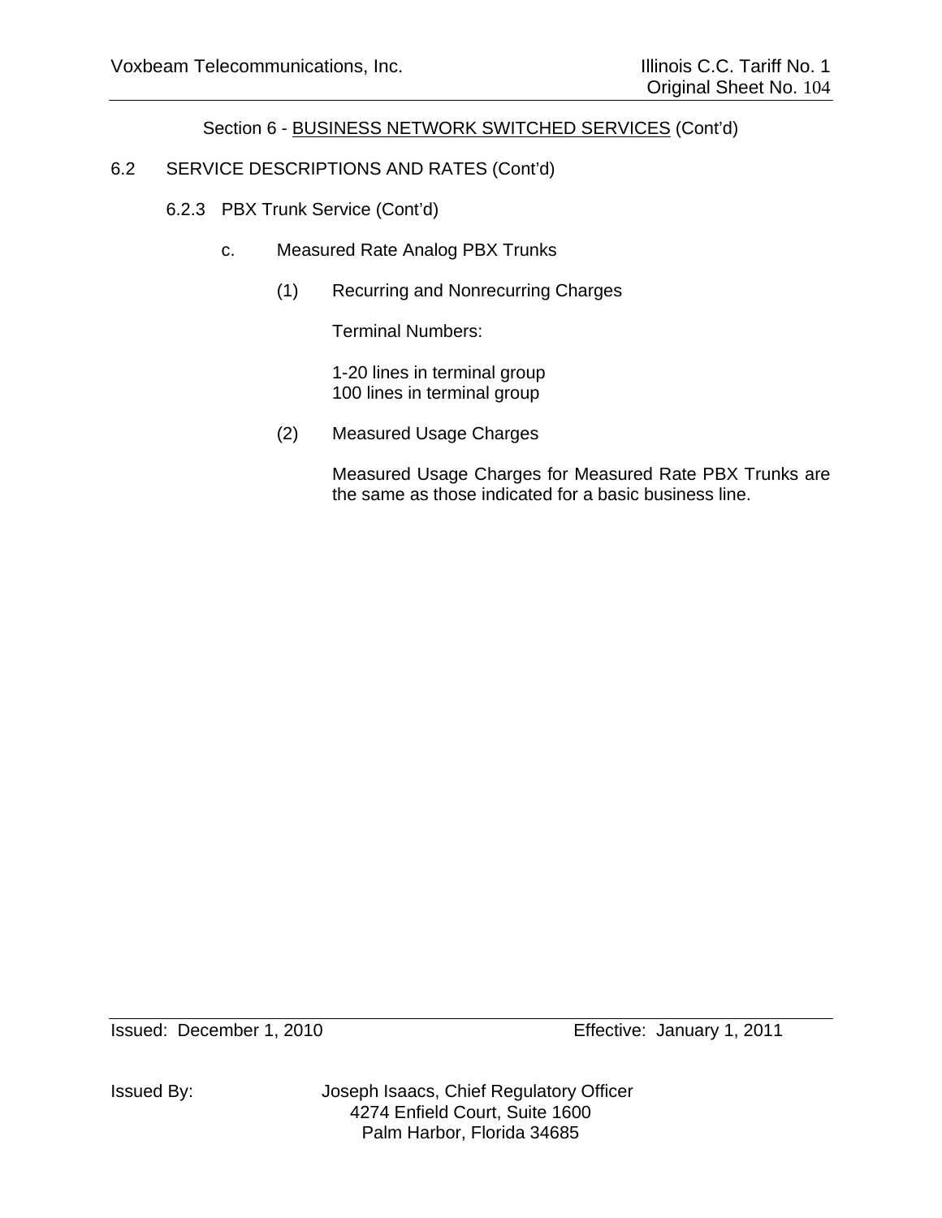Section 6 - BUSINESS NETWORK SWITCHED SERVICES (Cont'd)

6.2 SERVICE DESCRIPTIONS AND RATES (Cont'd)

6.2.3 PBX Trunk Service (Cont'd)

c. Measured Rate Analog PBX Trunks

(1) Recurring and Nonrecurring Charges

Terminal Numbers:

1-20 lines in terminal group
100 lines in terminal group

(2) Measured Usage Charges

Measured Usage Charges for Measured Rate PBX Trunks are the same as those indicated for a basic business line.

Issued: December 1, 2010 Effective: January 1, 2011

Issued By: Joseph Isaacs, Chief Regulatory Officer
4274 Enfield Court, Suite 1600
Palm Harbor, Florida 34685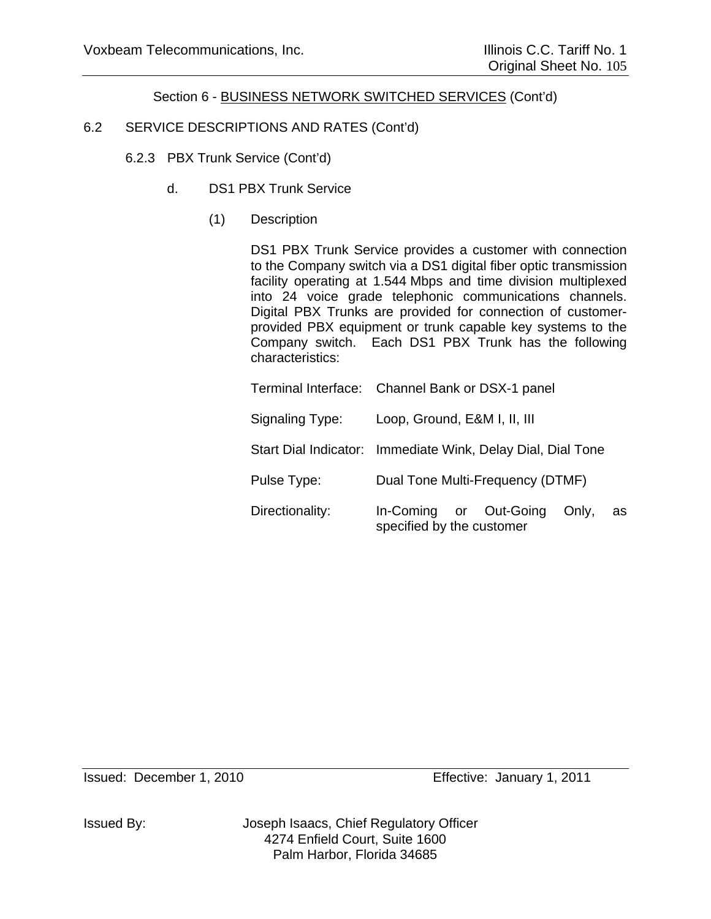Section 6 - BUSINESS NETWORK SWITCHED SERVICES (Cont'd)

6.2 SERVICE DESCRIPTIONS AND RATES (Cont'd)

6.2.3 PBX Trunk Service (Cont'd)

d. DS1 PBX Trunk Service

(1) Description

DS1 PBX Trunk Service provides a customer with connection to the Company switch via a DS1 digital fiber optic transmission facility operating at 1.544 Mbps and time division multiplexed into 24 voice grade telephonic communications channels. Digital PBX Trunks are provided for connection of customer-provided PBX equipment or trunk capable key systems to the Company switch. Each DS1 PBX Trunk has the following characteristics:

| | |
|---|---|
| Terminal Interface: | Channel Bank or DSX-1 panel |
| Signaling Type: | Loop, Ground, E&M I, II, III |
| Start Dial Indicator: | Immediate Wink, Delay Dial, Dial Tone |
| Pulse Type: | Dual Tone Multi-Frequency (DTMF) |
| Directionality: | In-Coming or Out-Going Only, as specified by the customer |

Issued: December 1, 2010 Effective: January 1, 2011

Issued By: Joseph Isaacs, Chief Regulatory Officer
4274 Enfield Court, Suite 1600
Palm Harbor, Florida 34685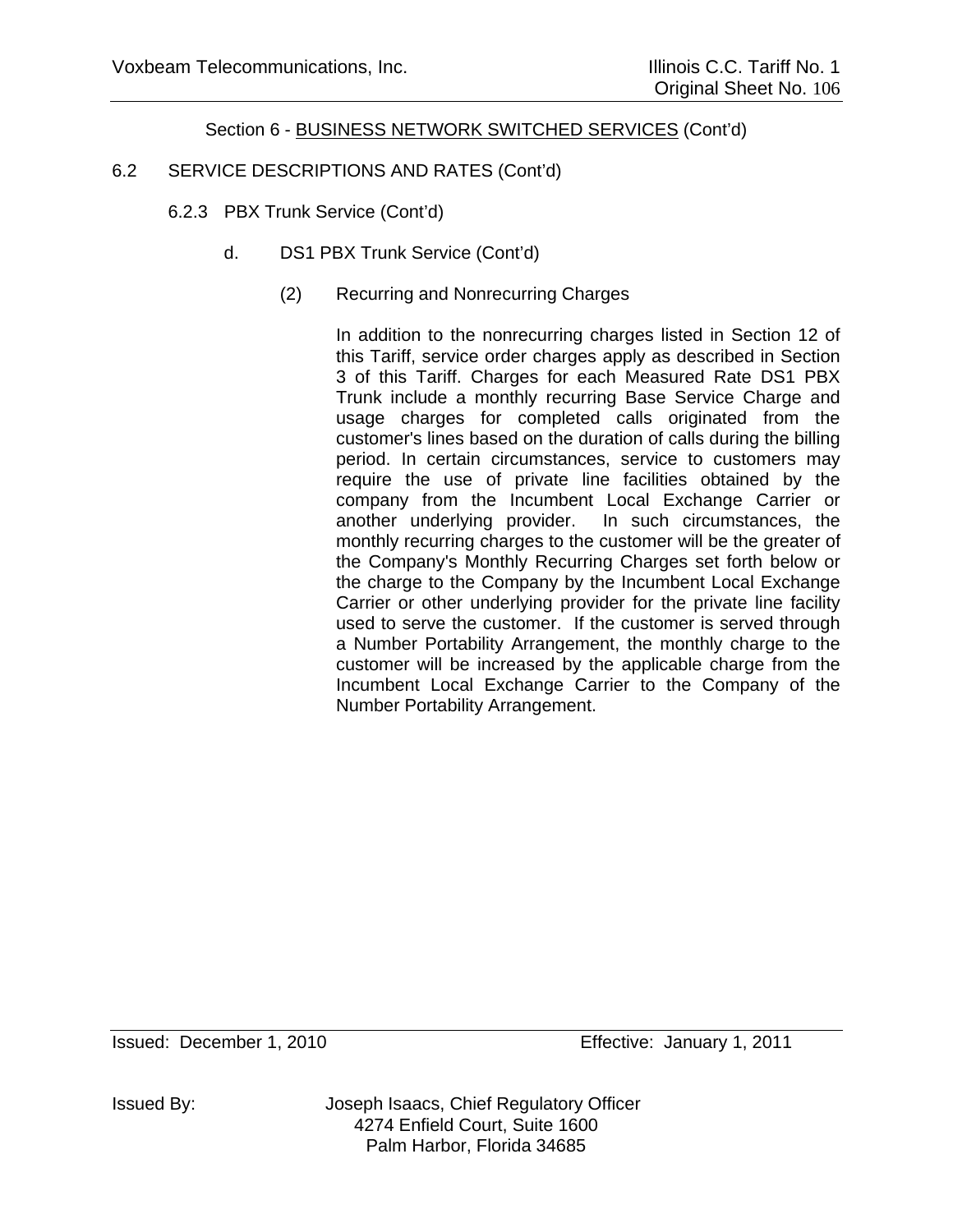Section 6 - BUSINESS NETWORK SWITCHED SERVICES (Cont'd)

6.2 SERVICE DESCRIPTIONS AND RATES (Cont'd)

6.2.3 PBX Trunk Service (Cont'd)

d. DS1 PBX Trunk Service (Cont'd)

(2) Recurring and Nonrecurring Charges

In addition to the nonrecurring charges listed in Section 12 of this Tariff, service order charges apply as described in Section 3 of this Tariff. Charges for each Measured Rate DS1 PBX Trunk include a monthly recurring Base Service Charge and usage charges for completed calls originated from the customer's lines based on the duration of calls during the billing period. In certain circumstances, service to customers may require the use of private line facilities obtained by the company from the Incumbent Local Exchange Carrier or another underlying provider. In such circumstances, the monthly recurring charges to the customer will be the greater of the Company's Monthly Recurring Charges set forth below or the charge to the Company by the Incumbent Local Exchange Carrier or other underlying provider for the private line facility used to serve the customer. If the customer is served through a Number Portability Arrangement, the monthly charge to the customer will be increased by the applicable charge from the Incumbent Local Exchange Carrier to the Company of the Number Portability Arrangement.

Issued: December 1, 2010 Effective: January 1, 2011

Issued By: Joseph Isaacs, Chief Regulatory Officer
4274 Enfield Court, Suite 1600
Palm Harbor, Florida 34685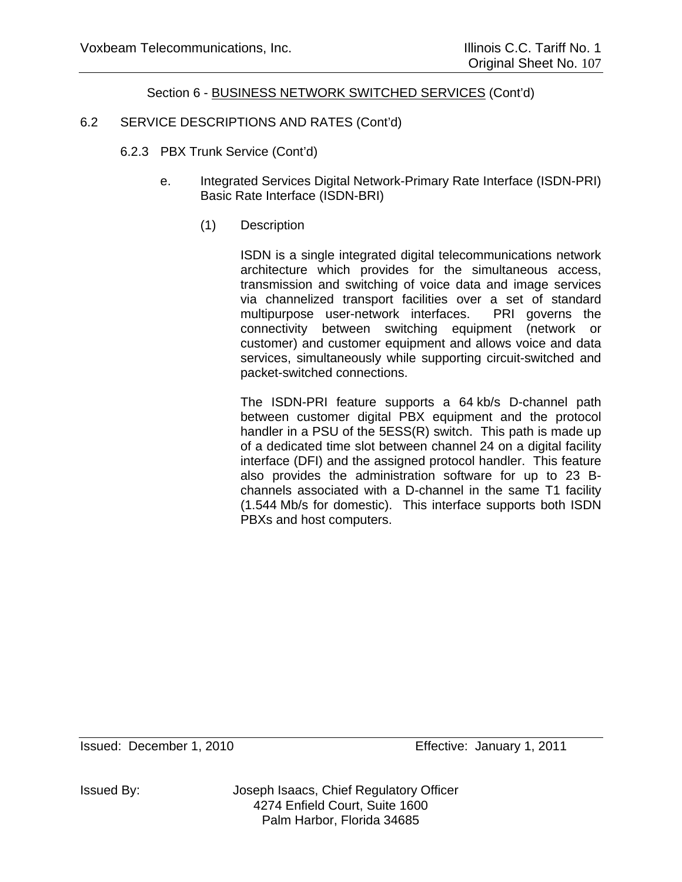Section 6 - BUSINESS NETWORK SWITCHED SERVICES (Cont'd)

6.2 SERVICE DESCRIPTIONS AND RATES (Cont'd)

6.2.3 PBX Trunk Service (Cont'd)

e. Integrated Services Digital Network-Primary Rate Interface (ISDN-PRI) Basic Rate Interface (ISDN-BRI)

(1) Description

ISDN is a single integrated digital telecommunications network architecture which provides for the simultaneous access, transmission and switching of voice data and image services via channelized transport facilities over a set of standard multipurpose user-network interfaces. PRI governs the connectivity between switching equipment (network or customer) and customer equipment and allows voice and data services, simultaneously while supporting circuit-switched and packet-switched connections.

The ISDN-PRI feature supports a 64 kb/s D-channel path between customer digital PBX equipment and the protocol handler in a PSU of the 5ESS(R) switch. This path is made up of a dedicated time slot between channel 24 on a digital facility interface (DFI) and the assigned protocol handler. This feature also provides the administration software for up to 23 B-channels associated with a D-channel in the same T1 facility (1.544 Mb/s for domestic). This interface supports both ISDN PBXs and host computers.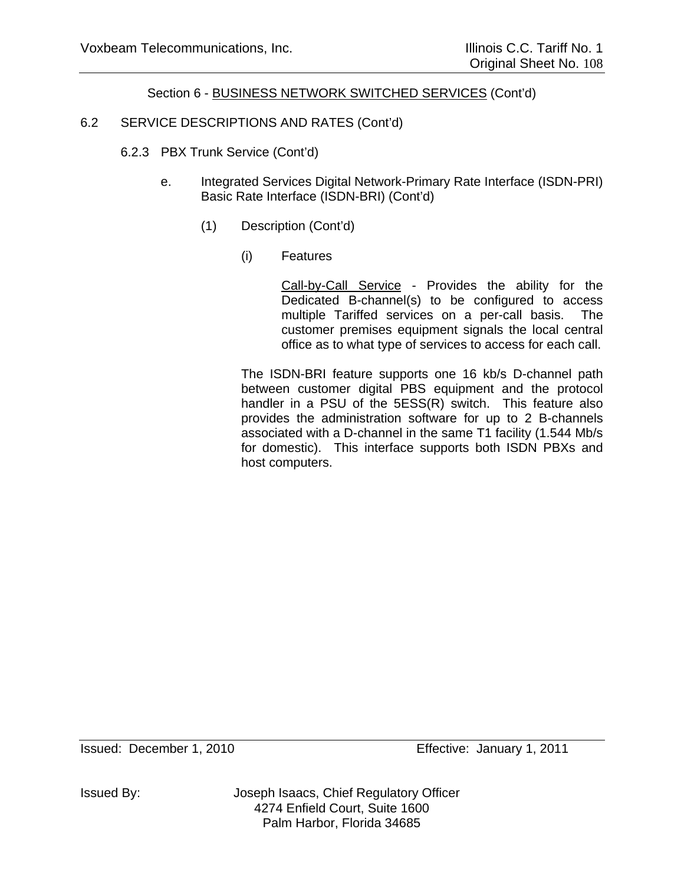Section 6 - BUSINESS NETWORK SWITCHED SERVICES (Cont'd)

6.2 SERVICE DESCRIPTIONS AND RATES (Cont'd)

6.2.3 PBX Trunk Service (Cont'd)

e. Integrated Services Digital Network-Primary Rate Interface (ISDN-PRI) Basic Rate Interface (ISDN-BRI) (Cont'd)

(1) Description (Cont'd)

(i) Features

Call-by-Call Service - Provides the ability for the Dedicated B-channel(s) to be configured to access multiple Tariffed services on a per-call basis. The customer premises equipment signals the local central office as to what type of services to access for each call.

The ISDN-BRI feature supports one 16 kb/s D-channel path between customer digital PBS equipment and the protocol handler in a PSU of the 5ESS(R) switch. This feature also provides the administration software for up to 2 B-channels associated with a D-channel in the same T1 facility (1.544 Mb/s for domestic). This interface supports both ISDN PBXs and host computers.

Issued: December 1, 2010 Effective: January 1, 2011

Issued By: Joseph Isaacs, Chief Regulatory Officer
4274 Enfield Court, Suite 1600
Palm Harbor, Florida 34685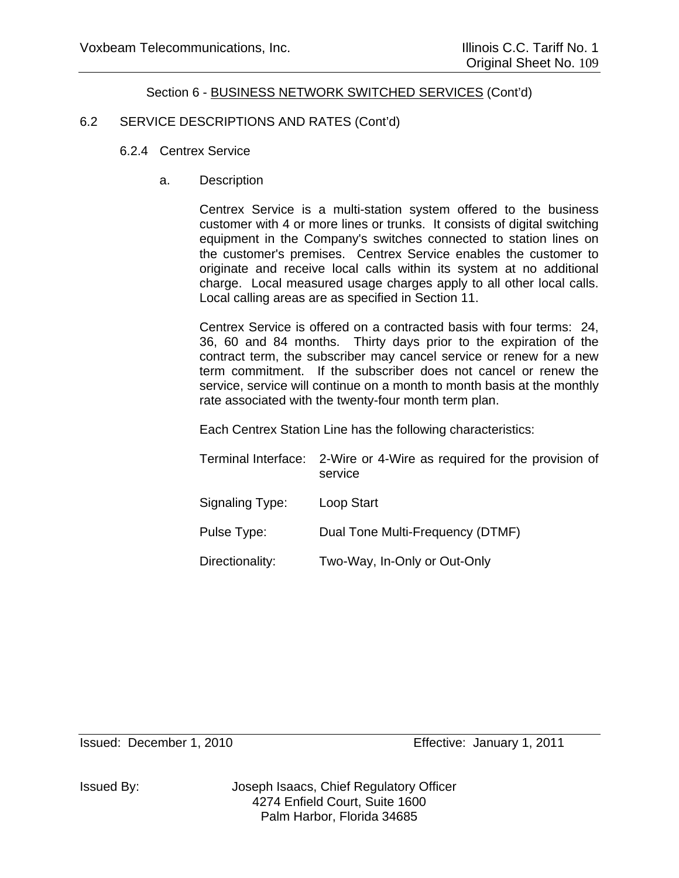Section 6 - BUSINESS NETWORK SWITCHED SERVICES (Cont'd)

## 6.2 SERVICE DESCRIPTIONS AND RATES (Cont'd)

### 6.2.4 Centrex Service

a. Description

Centrex Service is a multi-station system offered to the business customer with 4 or more lines or trunks. It consists of digital switching equipment in the Company's switches connected to station lines on the customer's premises. Centrex Service enables the customer to originate and receive local calls within its system at no additional charge. Local measured usage charges apply to all other local calls. Local calling areas are as specified in Section 11.

Centrex Service is offered on a contracted basis with four terms: 24, 36, 60 and 84 months. Thirty days prior to the expiration of the contract term, the subscriber may cancel service or renew for a new term commitment. If the subscriber does not cancel or renew the service, service will continue on a month to month basis at the monthly rate associated with the twenty-four month term plan.

Each Centrex Station Line has the following characteristics:

| | |
|---|---|
| Terminal Interface: | 2-Wire or 4-Wire as required for the provision of service |
| Signaling Type: | Loop Start |
| Pulse Type: | Dual Tone Multi-Frequency (DTMF) |
| Directionality: | Two-Way, In-Only or Out-Only |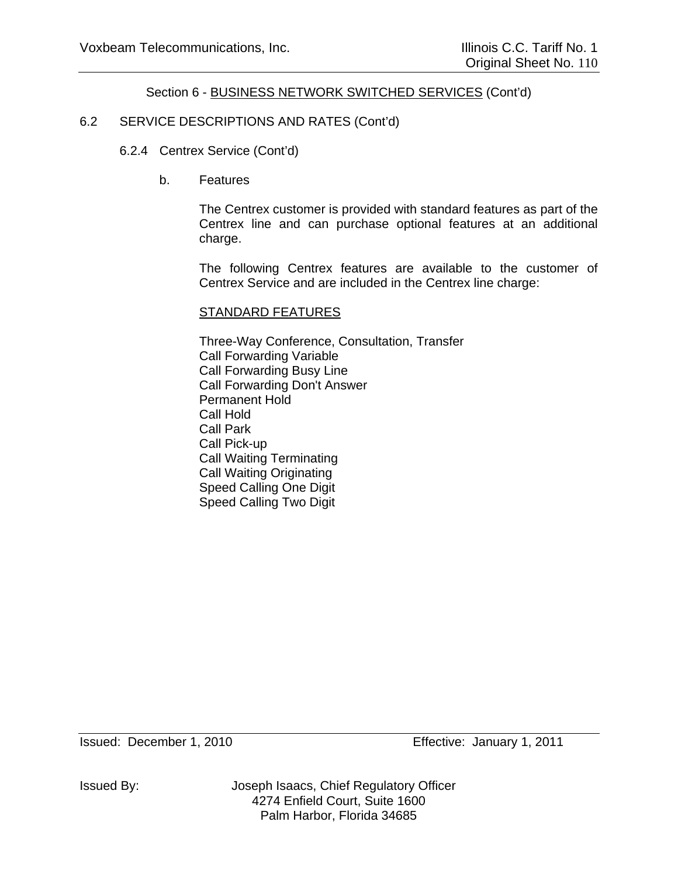Section 6 - BUSINESS NETWORK SWITCHED SERVICES (Cont'd)

6.2 SERVICE DESCRIPTIONS AND RATES (Cont'd)

6.2.4 Centrex Service (Cont'd)

b. Features

The Centrex customer is provided with standard features as part of the Centrex line and can purchase optional features at an additional charge.

The following Centrex features are available to the customer of Centrex Service and are included in the Centrex line charge:

STANDARD FEATURES

Three-Way Conference, Consultation, Transfer
Call Forwarding Variable
Call Forwarding Busy Line
Call Forwarding Don't Answer
Permanent Hold
Call Hold
Call Park
Call Pick-up
Call Waiting Terminating
Call Waiting Originating
Speed Calling One Digit
Speed Calling Two Digit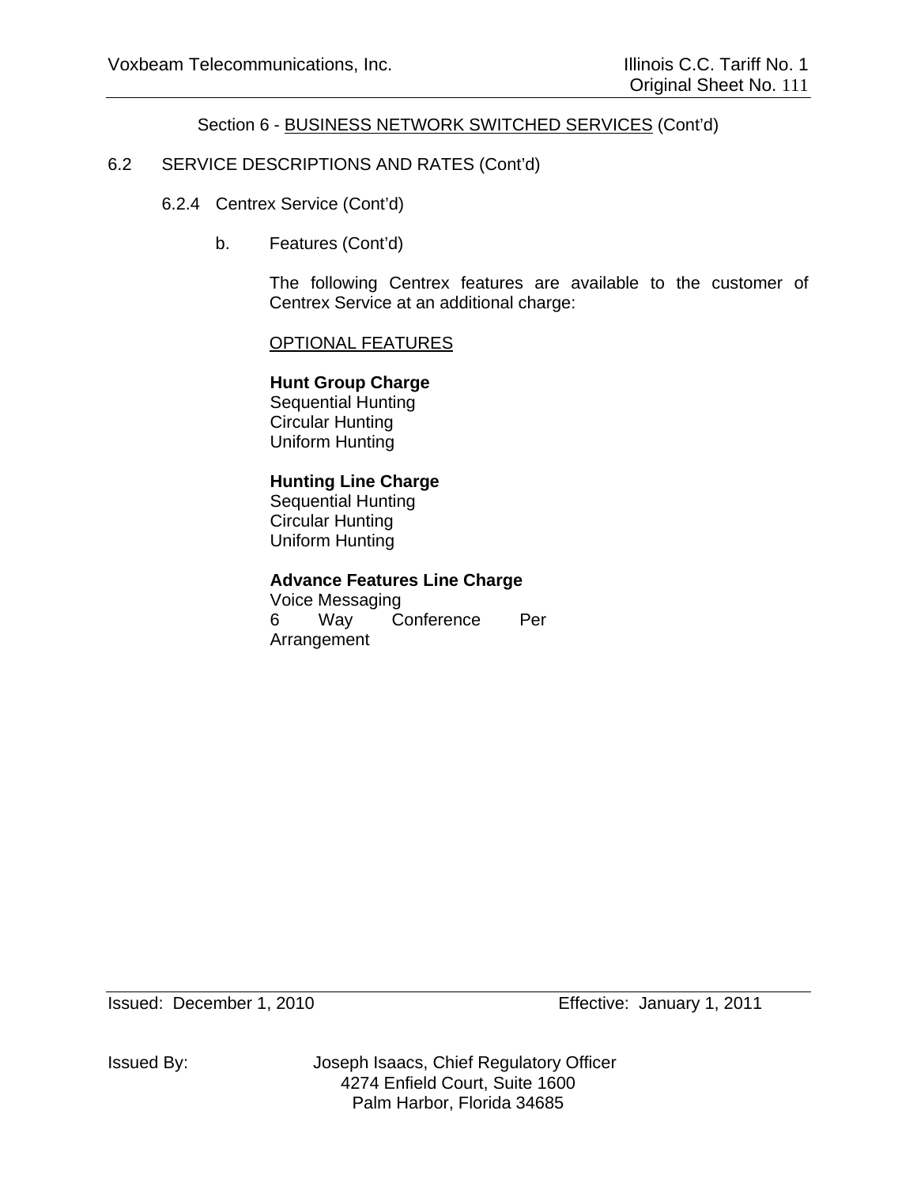Section 6 - BUSINESS NETWORK SWITCHED SERVICES (Cont'd)

6.2 SERVICE DESCRIPTIONS AND RATES (Cont'd)

6.2.4 Centrex Service (Cont'd)

b. Features (Cont'd)

The following Centrex features are available to the customer of Centrex Service at an additional charge:

OPTIONAL FEATURES

**Hunt Group Charge**
Sequential Hunting
Circular Hunting
Uniform Hunting

**Hunting Line Charge**
Sequential Hunting
Circular Hunting
Uniform Hunting

**Advance Features Line Charge**
Voice Messaging
6 Way Conference Per Arrangement

Issued: December 1, 2010 Effective: January 1, 2011

Issued By: Joseph Isaacs, Chief Regulatory Officer
4274 Enfield Court, Suite 1600
Palm Harbor, Florida 34685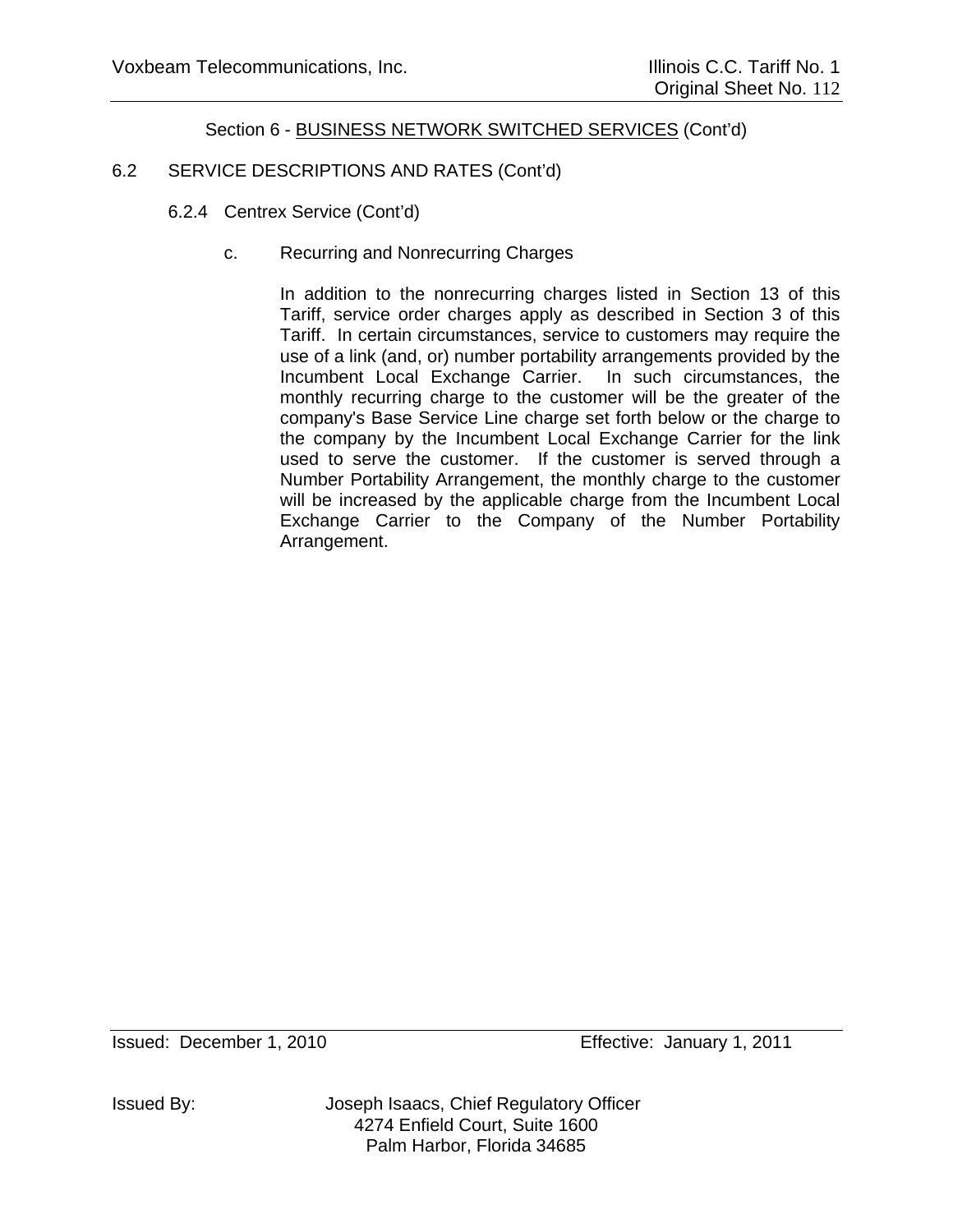Section 6 - BUSINESS NETWORK SWITCHED SERVICES (Cont'd)

6.2 SERVICE DESCRIPTIONS AND RATES (Cont'd)

6.2.4 Centrex Service (Cont'd)

c. Recurring and Nonrecurring Charges

In addition to the nonrecurring charges listed in Section 13 of this Tariff, service order charges apply as described in Section 3 of this Tariff. In certain circumstances, service to customers may require the use of a link (and, or) number portability arrangements provided by the Incumbent Local Exchange Carrier. In such circumstances, the monthly recurring charge to the customer will be the greater of the company's Base Service Line charge set forth below or the charge to the company by the Incumbent Local Exchange Carrier for the link used to serve the customer. If the customer is served through a Number Portability Arrangement, the monthly charge to the customer will be increased by the applicable charge from the Incumbent Local Exchange Carrier to the Company of the Number Portability Arrangement.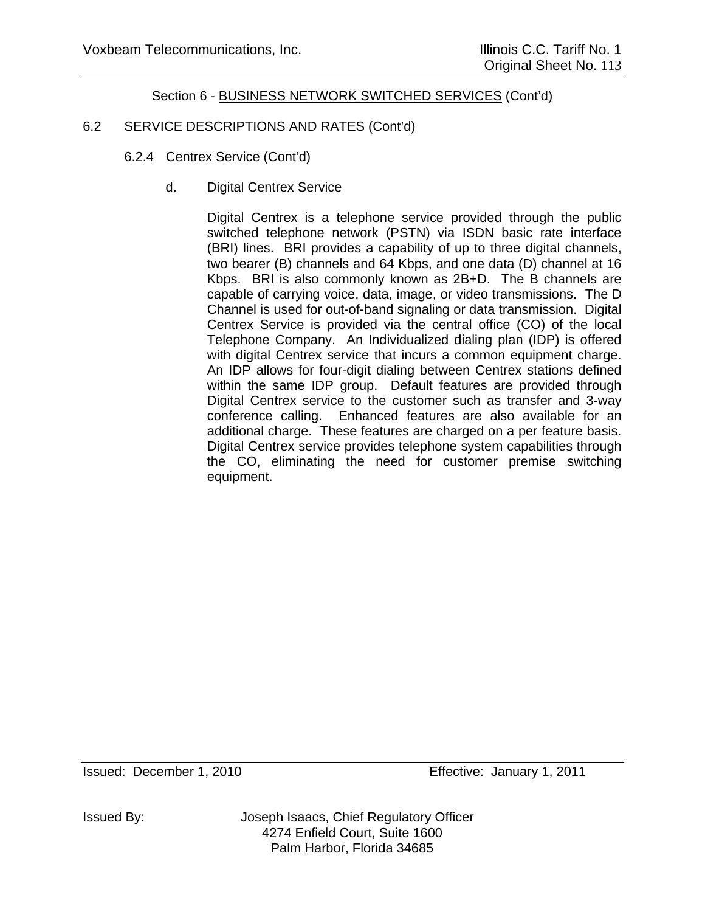Section 6 - BUSINESS NETWORK SWITCHED SERVICES (Cont'd)

6.2 SERVICE DESCRIPTIONS AND RATES (Cont'd)

6.2.4 Centrex Service (Cont'd)

d. Digital Centrex Service

Digital Centrex is a telephone service provided through the public switched telephone network (PSTN) via ISDN basic rate interface (BRI) lines. BRI provides a capability of up to three digital channels, two bearer (B) channels and 64 Kbps, and one data (D) channel at 16 Kbps. BRI is also commonly known as 2B+D. The B channels are capable of carrying voice, data, image, or video transmissions. The D Channel is used for out-of-band signaling or data transmission. Digital Centrex Service is provided via the central office (CO) of the local Telephone Company. An Individualized dialing plan (IDP) is offered with digital Centrex service that incurs a common equipment charge. An IDP allows for four-digit dialing between Centrex stations defined within the same IDP group. Default features are provided through Digital Centrex service to the customer such as transfer and 3-way conference calling. Enhanced features are also available for an additional charge. These features are charged on a per feature basis. Digital Centrex service provides telephone system capabilities through the CO, eliminating the need for customer premise switching equipment.

Issued: December 1, 2010 Effective: January 1, 2011

Issued By: Joseph Isaacs, Chief Regulatory Officer
4274 Enfield Court, Suite 1600
Palm Harbor, Florida 34685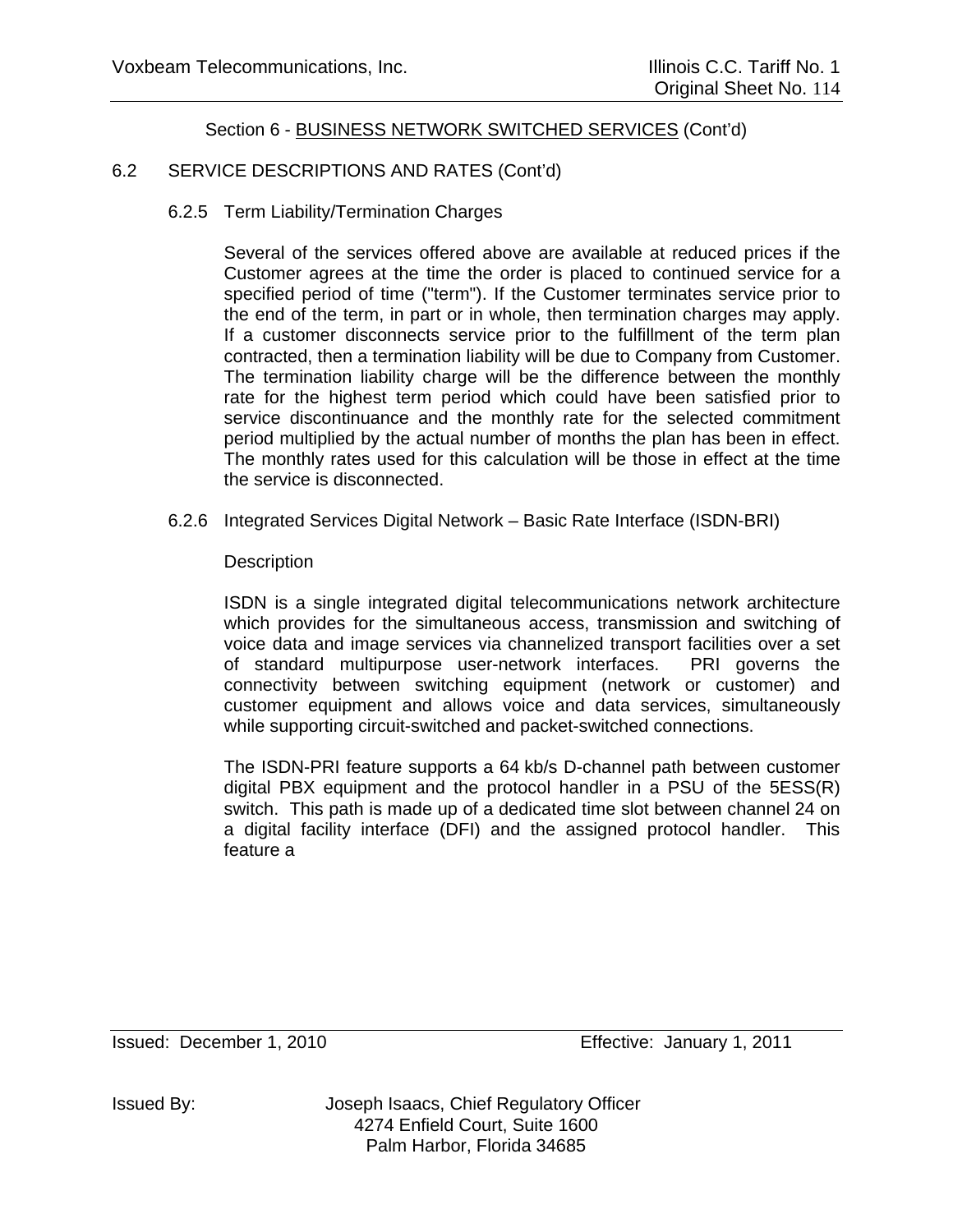Section 6 - BUSINESS NETWORK SWITCHED SERVICES (Cont'd)

6.2 SERVICE DESCRIPTIONS AND RATES (Cont'd)

6.2.5 Term Liability/Termination Charges

Several of the services offered above are available at reduced prices if the Customer agrees at the time the order is placed to continued service for a specified period of time ("term"). If the Customer terminates service prior to the end of the term, in part or in whole, then termination charges may apply. If a customer disconnects service prior to the fulfillment of the term plan contracted, then a termination liability will be due to Company from Customer. The termination liability charge will be the difference between the monthly rate for the highest term period which could have been satisfied prior to service discontinuance and the monthly rate for the selected commitment period multiplied by the actual number of months the plan has been in effect. The monthly rates used for this calculation will be those in effect at the time the service is disconnected.

6.2.6 Integrated Services Digital Network – Basic Rate Interface (ISDN-BRI)

Description

ISDN is a single integrated digital telecommunications network architecture which provides for the simultaneous access, transmission and switching of voice data and image services via channelized transport facilities over a set of standard multipurpose user-network interfaces. PRI governs the connectivity between switching equipment (network or customer) and customer equipment and allows voice and data services, simultaneously while supporting circuit-switched and packet-switched connections.

The ISDN-PRI feature supports a 64 kb/s D-channel path between customer digital PBX equipment and the protocol handler in a PSU of the 5ESS(R) switch. This path is made up of a dedicated time slot between channel 24 on a digital facility interface (DFI) and the assigned protocol handler. This feature a

Issued: December 1, 2010 Effective: January 1, 2011

Issued By: Joseph Isaacs, Chief Regulatory Officer
4274 Enfield Court, Suite 1600
Palm Harbor, Florida 34685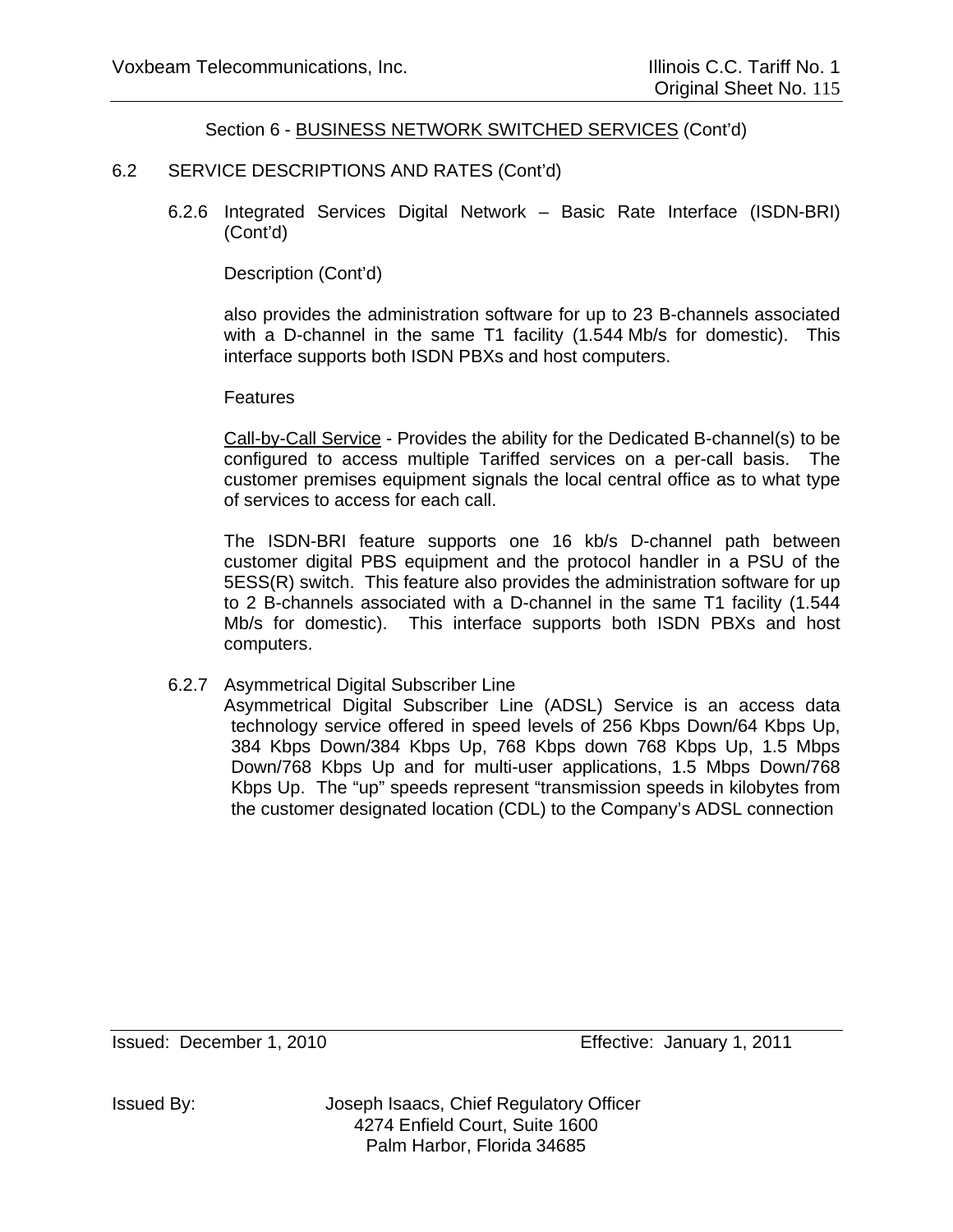Section 6 - BUSINESS NETWORK SWITCHED SERVICES (Cont'd)

6.2 SERVICE DESCRIPTIONS AND RATES (Cont'd)

6.2.6 Integrated Services Digital Network – Basic Rate Interface (ISDN-BRI) (Cont'd)

Description (Cont'd)

also provides the administration software for up to 23 B-channels associated with a D-channel in the same T1 facility (1.544 Mb/s for domestic). This interface supports both ISDN PBXs and host computers.

Features

Call-by-Call Service - Provides the ability for the Dedicated B-channel(s) to be configured to access multiple Tariffed services on a per-call basis. The customer premises equipment signals the local central office as to what type of services to access for each call.

The ISDN-BRI feature supports one 16 kb/s D-channel path between customer digital PBS equipment and the protocol handler in a PSU of the 5ESS(R) switch. This feature also provides the administration software for up to 2 B-channels associated with a D-channel in the same T1 facility (1.544 Mb/s for domestic). This interface supports both ISDN PBXs and host computers.

6.2.7 Asymmetrical Digital Subscriber Line

Asymmetrical Digital Subscriber Line (ADSL) Service is an access data technology service offered in speed levels of 256 Kbps Down/64 Kbps Up, 384 Kbps Down/384 Kbps Up, 768 Kbps down 768 Kbps Up, 1.5 Mbps Down/768 Kbps Up and for multi-user applications, 1.5 Mbps Down/768 Kbps Up. The "up" speeds represent "transmission speeds in kilobytes from the customer designated location (CDL) to the Company's ADSL connection

Issued: December 1, 2010 Effective: January 1, 2011

Issued By: Joseph Isaacs, Chief Regulatory Officer
4274 Enfield Court, Suite 1600
Palm Harbor, Florida 34685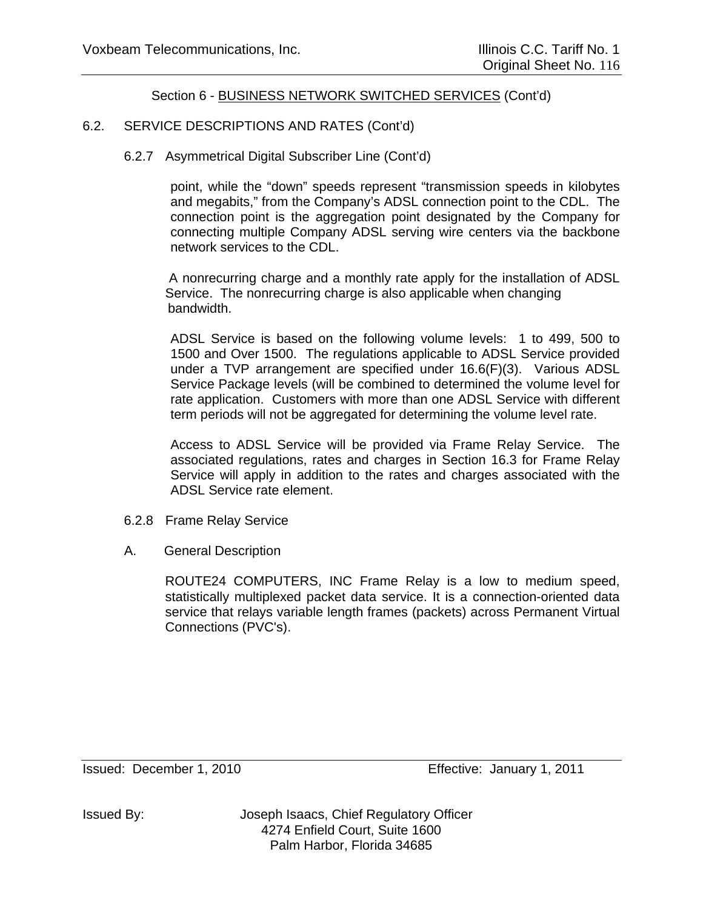Section 6 - BUSINESS NETWORK SWITCHED SERVICES (Cont'd)

6.2. SERVICE DESCRIPTIONS AND RATES (Cont'd)

6.2.7 Asymmetrical Digital Subscriber Line (Cont'd)

point, while the "down" speeds represent "transmission speeds in kilobytes and megabits," from the Company's ADSL connection point to the CDL. The connection point is the aggregation point designated by the Company for connecting multiple Company ADSL serving wire centers via the backbone network services to the CDL.

A nonrecurring charge and a monthly rate apply for the installation of ADSL Service. The nonrecurring charge is also applicable when changing bandwidth.

ADSL Service is based on the following volume levels: 1 to 499, 500 to 1500 and Over 1500. The regulations applicable to ADSL Service provided under a TVP arrangement are specified under 16.6(F)(3). Various ADSL Service Package levels (will be combined to determined the volume level for rate application. Customers with more than one ADSL Service with different term periods will not be aggregated for determining the volume level rate.

Access to ADSL Service will be provided via Frame Relay Service. The associated regulations, rates and charges in Section 16.3 for Frame Relay Service will apply in addition to the rates and charges associated with the ADSL Service rate element.

6.2.8 Frame Relay Service

A. General Description

ROUTE24 COMPUTERS, INC Frame Relay is a low to medium speed, statistically multiplexed packet data service. It is a connection-oriented data service that relays variable length frames (packets) across Permanent Virtual Connections (PVC's).

Issued: December 1, 2010 Effective: January 1, 2011

Issued By: Joseph Isaacs, Chief Regulatory Officer
4274 Enfield Court, Suite 1600
Palm Harbor, Florida 34685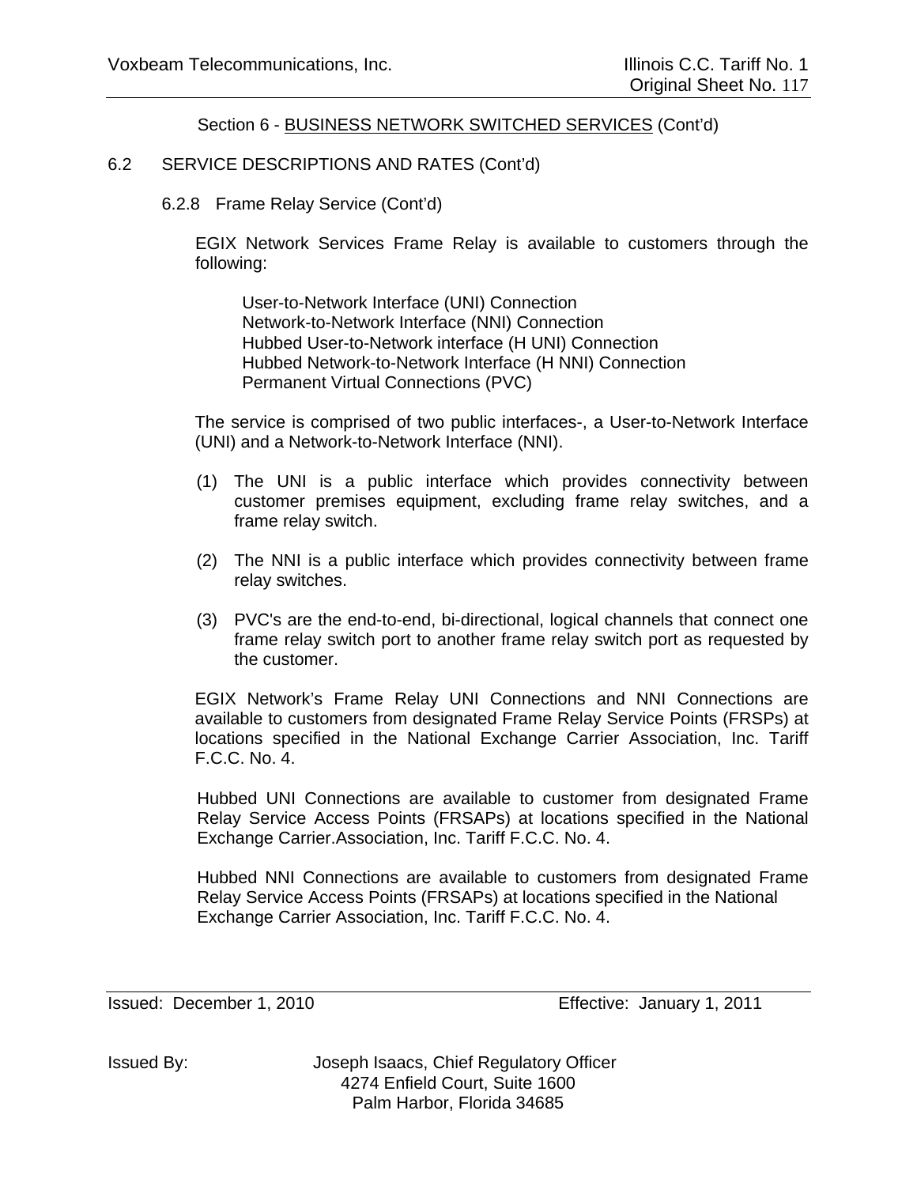Section 6 - BUSINESS NETWORK SWITCHED SERVICES (Cont'd)

6.2 SERVICE DESCRIPTIONS AND RATES (Cont'd)

6.2.8 Frame Relay Service (Cont'd)

EGIX Network Services Frame Relay is available to customers through the following:

User-to-Network Interface (UNI) Connection
Network-to-Network Interface (NNI) Connection
Hubbed User-to-Network interface (H UNI) Connection
Hubbed Network-to-Network Interface (H NNI) Connection
Permanent Virtual Connections (PVC)

The service is comprised of two public interfaces-, a User-to-Network Interface (UNI) and a Network-to-Network Interface (NNI).

(1) The UNI is a public interface which provides connectivity between customer premises equipment, excluding frame relay switches, and a frame relay switch.

(2) The NNI is a public interface which provides connectivity between frame relay switches.

(3) PVC's are the end-to-end, bi-directional, logical channels that connect one frame relay switch port to another frame relay switch port as requested by the customer.

EGIX Network's Frame Relay UNI Connections and NNI Connections are available to customers from designated Frame Relay Service Points (FRSPs) at locations specified in the National Exchange Carrier Association, Inc. Tariff F.C.C. No. 4.

Hubbed UNI Connections are available to customer from designated Frame Relay Service Access Points (FRSAPs) at locations specified in the National Exchange Carrier.Association, Inc. Tariff F.C.C. No. 4.

Hubbed NNI Connections are available to customers from designated Frame Relay Service Access Points (FRSAPs) at locations specified in the National Exchange Carrier Association, Inc. Tariff F.C.C. No. 4.

Issued: December 1, 2010 Effective: January 1, 2011

Issued By: Joseph Isaacs, Chief Regulatory Officer
4274 Enfield Court, Suite 1600
Palm Harbor, Florida 34685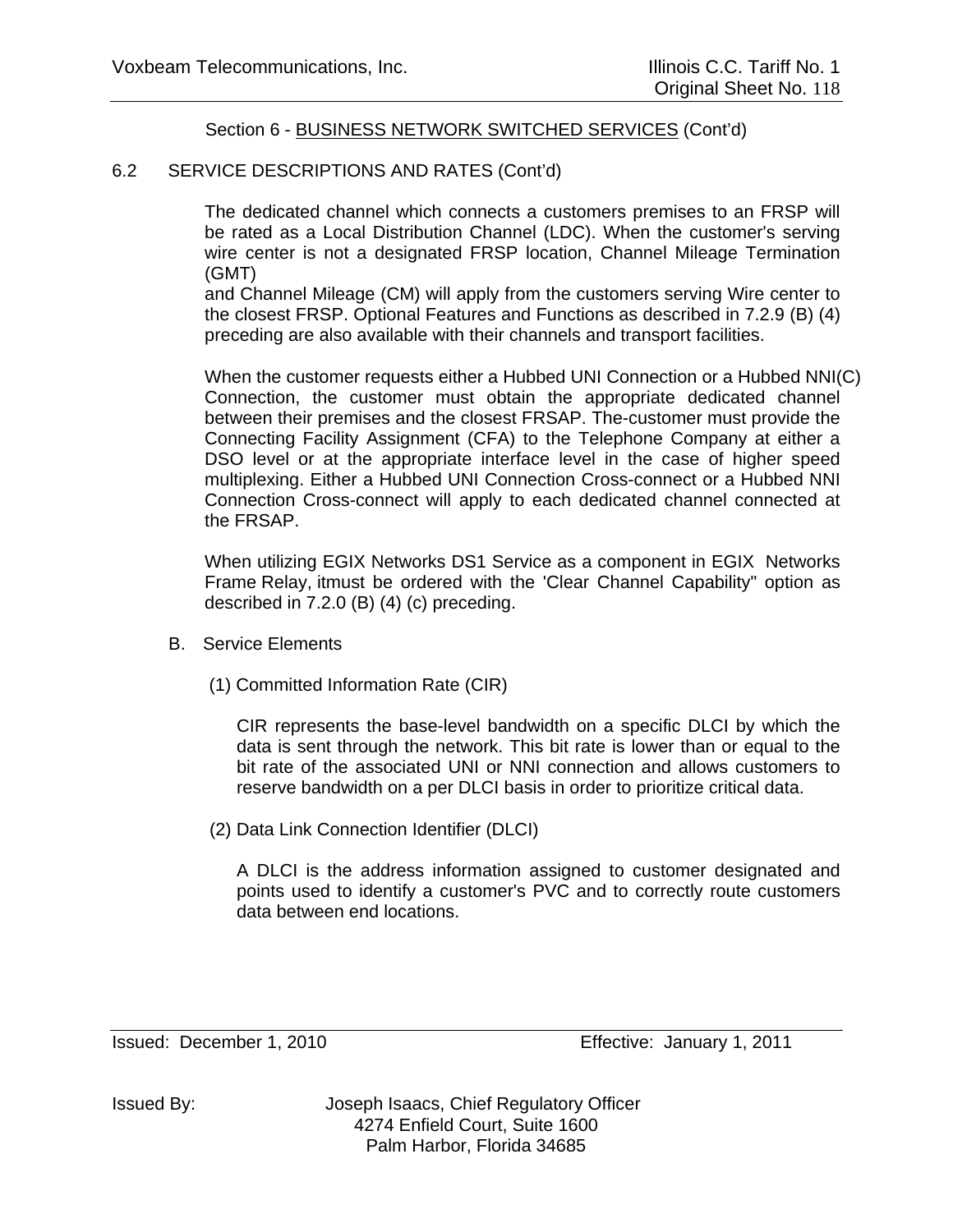Section 6 - BUSINESS NETWORK SWITCHED SERVICES (Cont'd)

6.2 SERVICE DESCRIPTIONS AND RATES (Cont'd)

The dedicated channel which connects a customers premises to an FRSP will be rated as a Local Distribution Channel (LDC). When the customer's serving wire center is not a designated FRSP location, Channel Mileage Termination (GMT)
and Channel Mileage (CM) will apply from the customers serving Wire center to the closest FRSP. Optional Features and Functions as described in 7.2.9 (B) (4) preceding are also available with their channels and transport facilities.

When the customer requests either a Hubbed UNI Connection or a Hubbed NNI(C) Connection, the customer must obtain the appropriate dedicated channel between their premises and the closest FRSAP. The-customer must provide the Connecting Facility Assignment (CFA) to the Telephone Company at either a DSO level or at the appropriate interface level in the case of higher speed multiplexing. Either a Hubbed UNI Connection Cross-connect or a Hubbed NNI Connection Cross-connect will apply to each dedicated channel connected at the FRSAP.

When utilizing EGIX Networks DS1 Service as a component in EGIX Networks Frame Relay, itmust be ordered with the 'Clear Channel Capability" option as described in 7.2.0 (B) (4) (c) preceding.

B. Service Elements

(1) Committed Information Rate (CIR)

CIR represents the base-level bandwidth on a specific DLCI by which the data is sent through the network. This bit rate is lower than or equal to the bit rate of the associated UNI or NNI connection and allows customers to reserve bandwidth on a per DLCI basis in order to prioritize critical data.

(2) Data Link Connection Identifier (DLCI)

A DLCI is the address information assigned to customer designated and points used to identify a customer's PVC and to correctly route customers data between end locations.

Issued: December 1, 2010 Effective: January 1, 2011

Issued By: Joseph Isaacs, Chief Regulatory Officer
4274 Enfield Court, Suite 1600
Palm Harbor, Florida 34685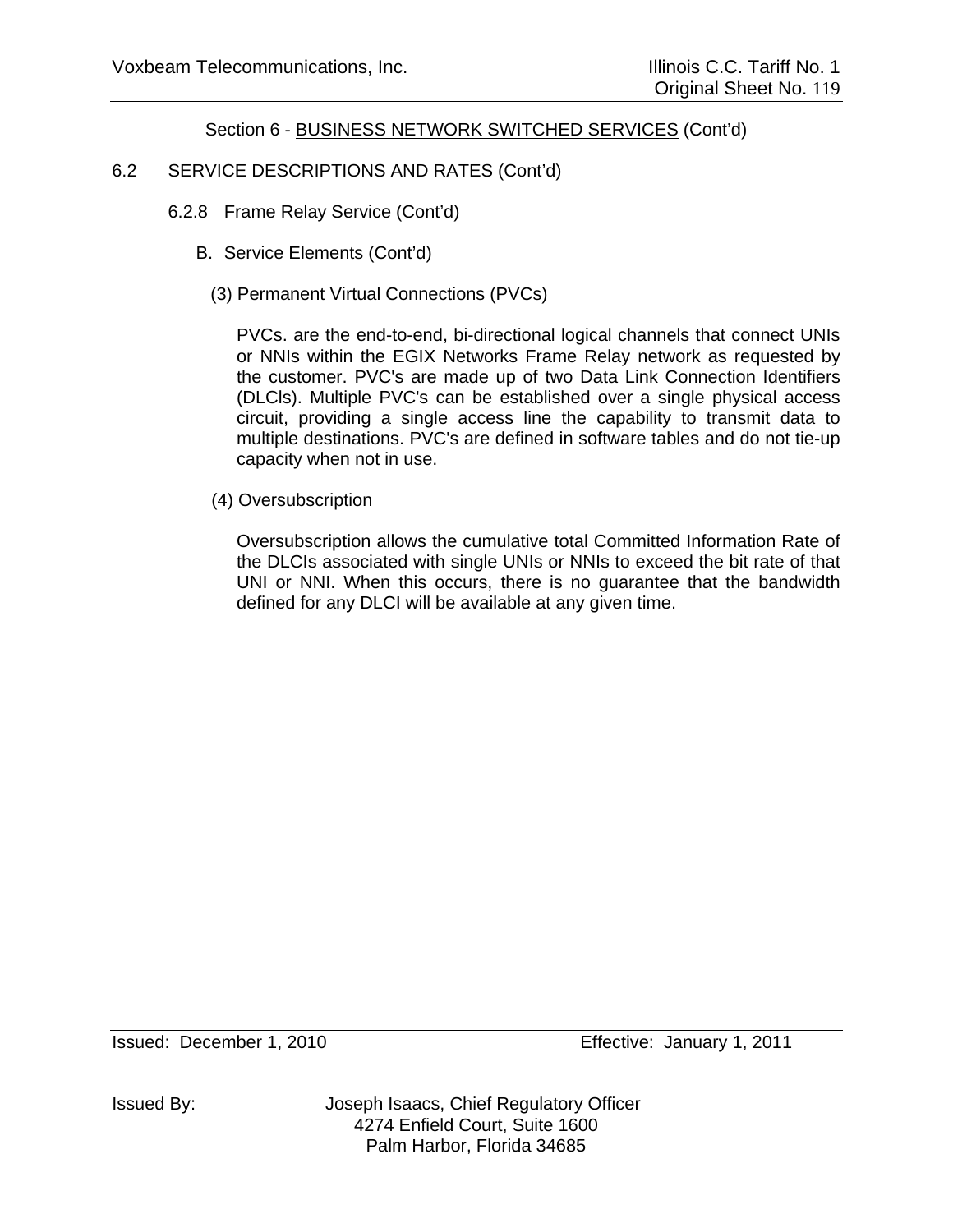Section 6 - BUSINESS NETWORK SWITCHED SERVICES (Cont'd)

6.2 SERVICE DESCRIPTIONS AND RATES (Cont'd)

6.2.8 Frame Relay Service (Cont'd)

B. Service Elements (Cont'd)

(3) Permanent Virtual Connections (PVCs)

PVCs. are the end-to-end, bi-directional logical channels that connect UNIs or NNIs within the EGIX Networks Frame Relay network as requested by the customer. PVC's are made up of two Data Link Connection Identifiers (DLCls). Multiple PVC's can be established over a single physical access circuit, providing a single access line the capability to transmit data to multiple destinations. PVC's are defined in software tables and do not tie-up capacity when not in use.

(4) Oversubscription

Oversubscription allows the cumulative total Committed Information Rate of the DLCIs associated with single UNIs or NNIs to exceed the bit rate of that UNI or NNI. When this occurs, there is no guarantee that the bandwidth defined for any DLCI will be available at any given time.

Issued: December 1, 2010 Effective: January 1, 2011

Issued By: Joseph Isaacs, Chief Regulatory Officer
4274 Enfield Court, Suite 1600
Palm Harbor, Florida 34685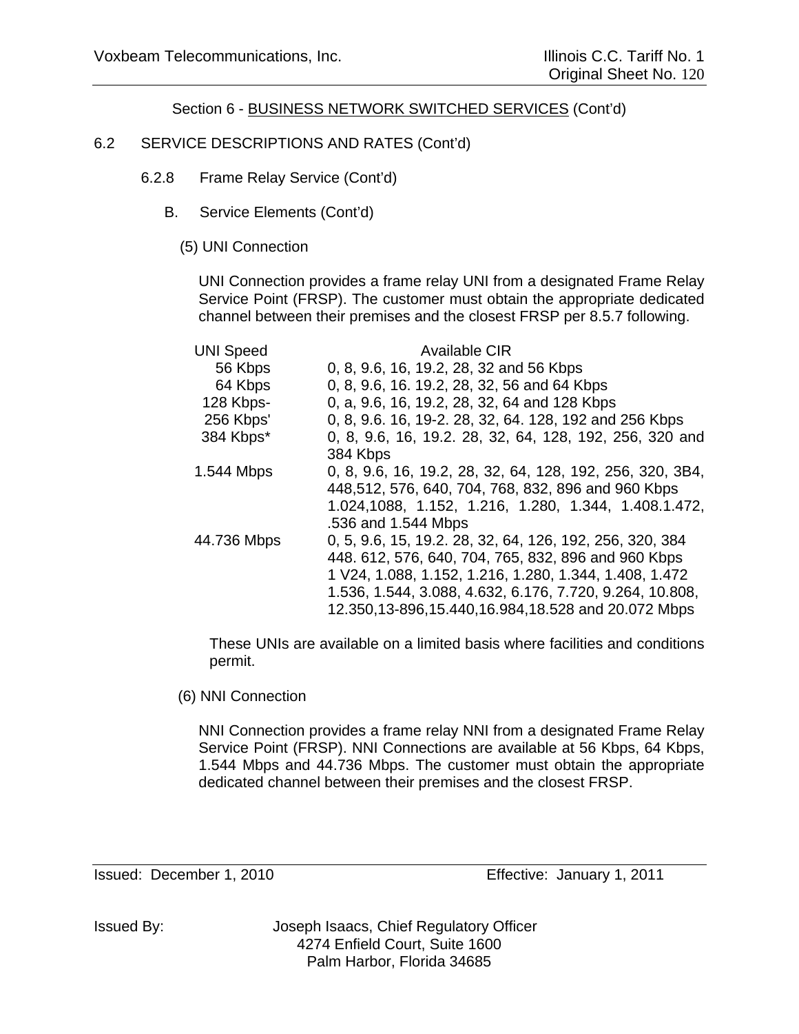Section 6 - BUSINESS NETWORK SWITCHED SERVICES (Cont'd)

6.2 SERVICE DESCRIPTIONS AND RATES (Cont'd)

6.2.8 Frame Relay Service (Cont'd)

B. Service Elements (Cont'd)

(5) UNI Connection

UNI Connection provides a frame relay UNI from a designated Frame Relay Service Point (FRSP). The customer must obtain the appropriate dedicated channel between their premises and the closest FRSP per 8.5.7 following.

| UNI Speed | Available CIR |
|---|---|
| 56 Kbps | 0, 8, 9.6, 16, 19.2, 28, 32 and 56 Kbps |
| 64 Kbps | 0, 8, 9.6, 16. 19.2, 28, 32, 56 and 64 Kbps |
| 128 Kbps- | 0, a, 9.6, 16, 19.2, 28, 32, 64 and 128 Kbps |
| 256 Kbps' | 0, 8, 9.6. 16, 19-2. 28, 32, 64. 128, 192 and 256 Kbps |
| 384 Kbps* | 0, 8, 9.6, 16, 19.2. 28, 32, 64, 128, 192, 256, 320 and 384 Kbps |
| 1.544 Mbps | 0, 8, 9.6, 16, 19.2, 28, 32, 64, 128, 192, 256, 320, 3B4, 448,512, 576, 640, 704, 768, 832, 896 and 960 Kbps 1.024,1088, 1.152, 1.216, 1.280, 1.344, 1.408.1.472, .536 and 1.544 Mbps |
| 44.736 Mbps | 0, 5, 9.6, 15, 19.2. 28, 32, 64, 126, 192, 256, 320, 384 448. 612, 576, 640, 704, 765, 832, 896 and 960 Kbps 1 V24, 1.088, 1.152, 1.216, 1.280, 1.344, 1.408, 1.472 1.536, 1.544, 3.088, 4.632, 6.176, 7.720, 9.264, 10.808, 12.350,13-896,15.440,16.984,18.528 and 20.072 Mbps |

These UNIs are available on a limited basis where facilities and conditions permit.

(6) NNI Connection

NNI Connection provides a frame relay NNI from a designated Frame Relay Service Point (FRSP). NNI Connections are available at 56 Kbps, 64 Kbps, 1.544 Mbps and 44.736 Mbps. The customer must obtain the appropriate dedicated channel between their premises and the closest FRSP.

Issued: December 1, 2010 Effective: January 1, 2011

Issued By: Joseph Isaacs, Chief Regulatory Officer
4274 Enfield Court, Suite 1600
Palm Harbor, Florida 34685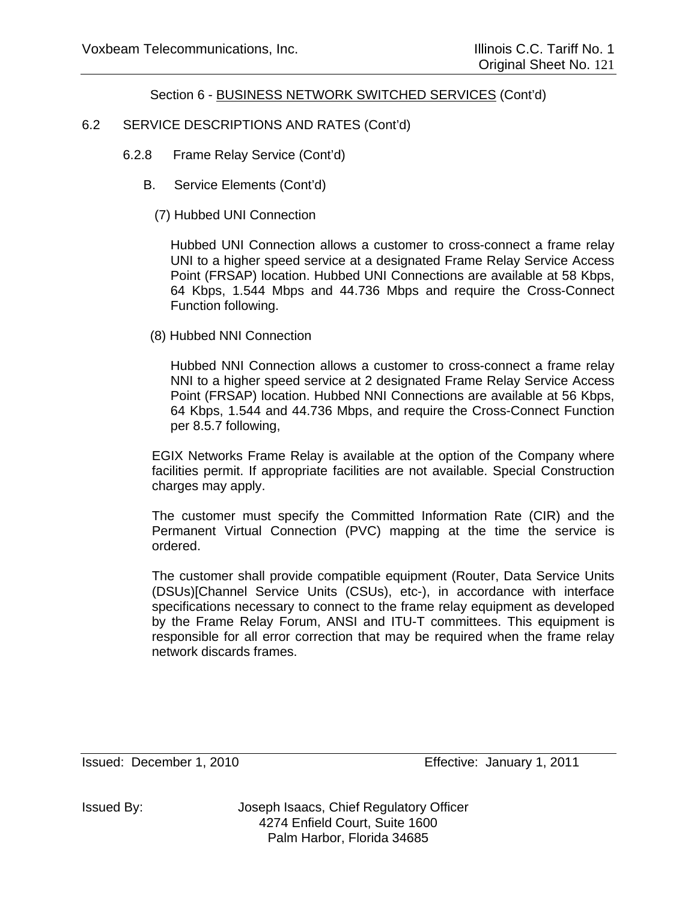Section 6 - BUSINESS NETWORK SWITCHED SERVICES (Cont'd)

6.2 SERVICE DESCRIPTIONS AND RATES (Cont'd)

6.2.8 Frame Relay Service (Cont'd)

B. Service Elements (Cont'd)

(7) Hubbed UNI Connection

Hubbed UNI Connection allows a customer to cross-connect a frame relay UNI to a higher speed service at a designated Frame Relay Service Access Point (FRSAP) location. Hubbed UNI Connections are available at 58 Kbps, 64 Kbps, 1.544 Mbps and 44.736 Mbps and require the Cross-Connect Function following.

(8) Hubbed NNI Connection

Hubbed NNI Connection allows a customer to cross-connect a frame relay NNI to a higher speed service at 2 designated Frame Relay Service Access Point (FRSAP) location. Hubbed NNI Connections are available at 56 Kbps, 64 Kbps, 1.544 and 44.736 Mbps, and require the Cross-Connect Function per 8.5.7 following,

EGIX Networks Frame Relay is available at the option of the Company where facilities permit. If appropriate facilities are not available. Special Construction charges may apply.

The customer must specify the Committed Information Rate (CIR) and the Permanent Virtual Connection (PVC) mapping at the time the service is ordered.

The customer shall provide compatible equipment (Router, Data Service Units (DSUs)[Channel Service Units (CSUs), etc-), in accordance with interface specifications necessary to connect to the frame relay equipment as developed by the Frame Relay Forum, ANSI and ITU-T committees. This equipment is responsible for all error correction that may be required when the frame relay network discards frames.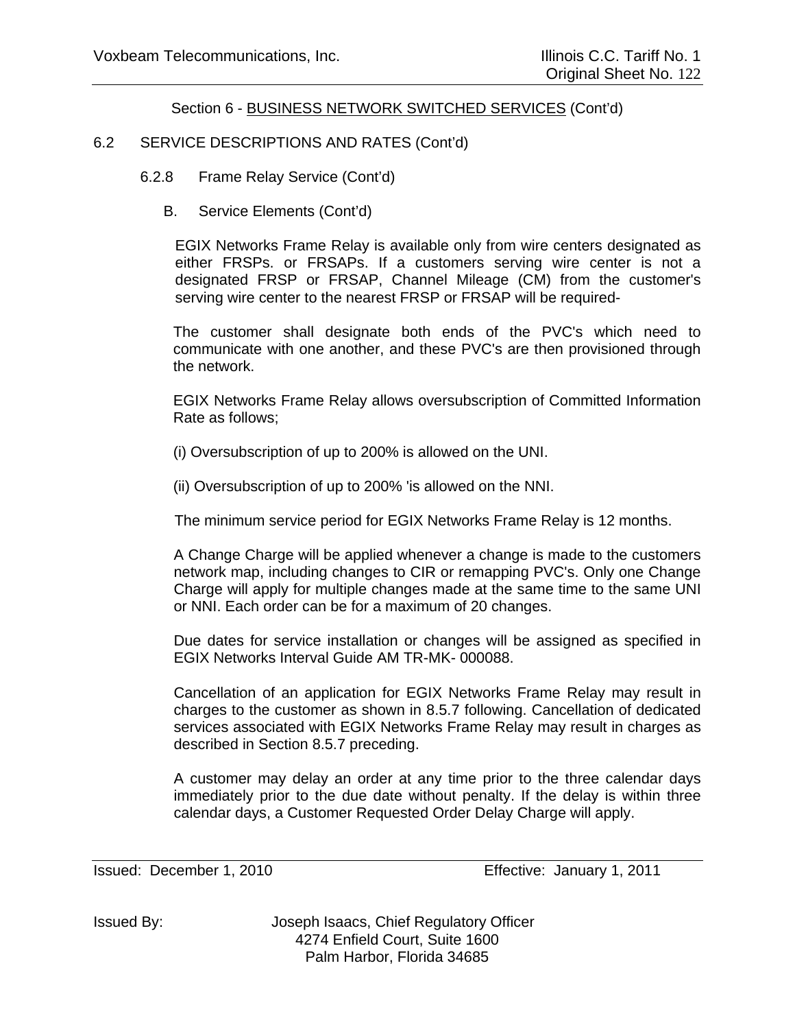Section 6 - BUSINESS NETWORK SWITCHED SERVICES (Cont'd)

6.2 SERVICE DESCRIPTIONS AND RATES (Cont'd)

6.2.8 Frame Relay Service (Cont'd)

B. Service Elements (Cont'd)

EGIX Networks Frame Relay is available only from wire centers designated as either FRSPs. or FRSAPs. If a customers serving wire center is not a designated FRSP or FRSAP, Channel Mileage (CM) from the customer's serving wire center to the nearest FRSP or FRSAP will be required-

The customer shall designate both ends of the PVC's which need to communicate with one another, and these PVC's are then provisioned through the network.

EGIX Networks Frame Relay allows oversubscription of Committed Information Rate as follows;

(i) Oversubscription of up to 200% is allowed on the UNI.

(ii) Oversubscription of up to 200% 'is allowed on the NNI.

The minimum service period for EGIX Networks Frame Relay is 12 months.

A Change Charge will be applied whenever a change is made to the customers network map, including changes to CIR or remapping PVC's. Only one Change Charge will apply for multiple changes made at the same time to the same UNI or NNI. Each order can be for a maximum of 20 changes.

Due dates for service installation or changes will be assigned as specified in EGIX Networks Interval Guide AM TR-MK- 000088.

Cancellation of an application for EGIX Networks Frame Relay may result in charges to the customer as shown in 8.5.7 following. Cancellation of dedicated services associated with EGIX Networks Frame Relay may result in charges as described in Section 8.5.7 preceding.

A customer may delay an order at any time prior to the three calendar days immediately prior to the due date without penalty. If the delay is within three calendar days, a Customer Requested Order Delay Charge will apply.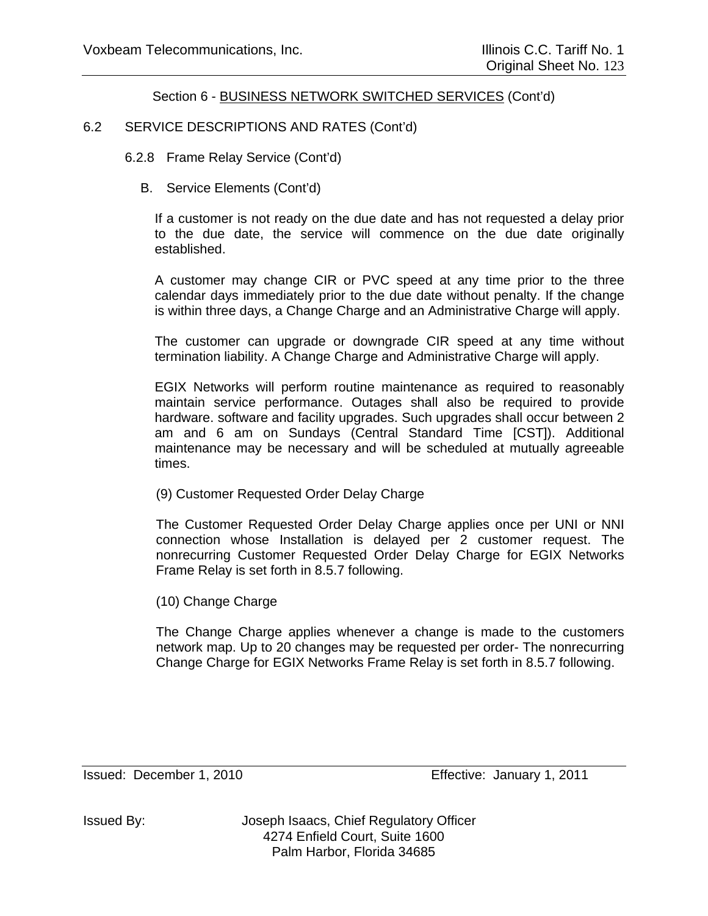Section 6 - BUSINESS NETWORK SWITCHED SERVICES (Cont'd)

6.2 SERVICE DESCRIPTIONS AND RATES (Cont'd)

6.2.8 Frame Relay Service (Cont'd)

B. Service Elements (Cont'd)

If a customer is not ready on the due date and has not requested a delay prior to the due date, the service will commence on the due date originally established.

A customer may change CIR or PVC speed at any time prior to the three calendar days immediately prior to the due date without penalty. If the change is within three days, a Change Charge and an Administrative Charge will apply.

The customer can upgrade or downgrade CIR speed at any time without termination liability. A Change Charge and Administrative Charge will apply.

EGIX Networks will perform routine maintenance as required to reasonably maintain service performance. Outages shall also be required to provide hardware. software and facility upgrades. Such upgrades shall occur between 2 am and 6 am on Sundays (Central Standard Time [CST]). Additional maintenance may be necessary and will be scheduled at mutually agreeable times.

(9) Customer Requested Order Delay Charge

The Customer Requested Order Delay Charge applies once per UNI or NNI connection whose Installation is delayed per 2 customer request. The nonrecurring Customer Requested Order Delay Charge for EGIX Networks Frame Relay is set forth in 8.5.7 following.

(10) Change Charge

The Change Charge applies whenever a change is made to the customers network map. Up to 20 changes may be requested per order- The nonrecurring Change Charge for EGIX Networks Frame Relay is set forth in 8.5.7 following.

Issued: December 1, 2010 Effective: January 1, 2011

Issued By: Joseph Isaacs, Chief Regulatory Officer
4274 Enfield Court, Suite 1600
Palm Harbor, Florida 34685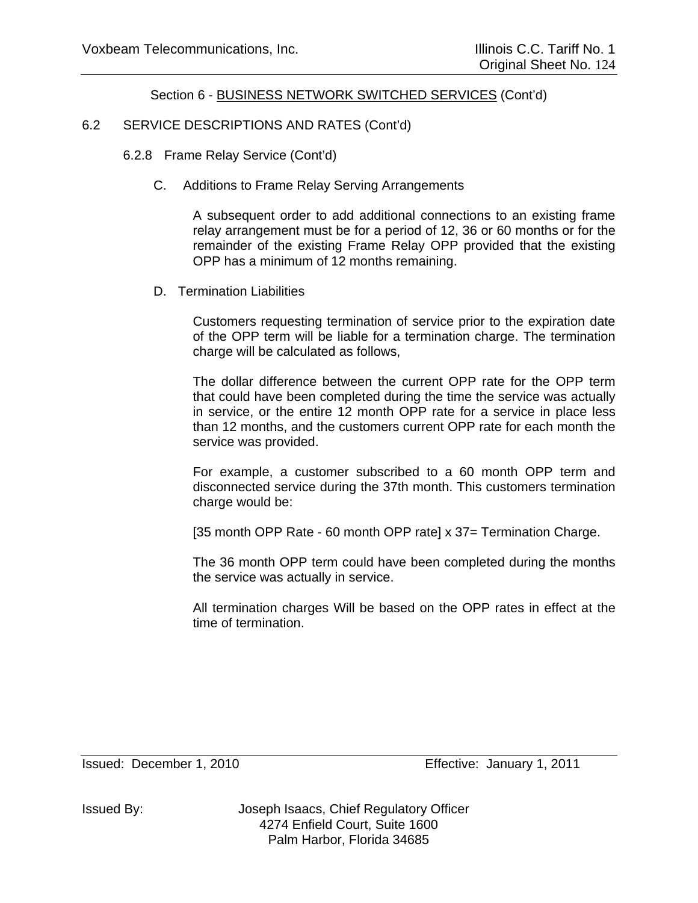Section 6 - BUSINESS NETWORK SWITCHED SERVICES (Cont'd)

6.2 SERVICE DESCRIPTIONS AND RATES (Cont'd)

6.2.8 Frame Relay Service (Cont'd)

C. Additions to Frame Relay Serving Arrangements

A subsequent order to add additional connections to an existing frame relay arrangement must be for a period of 12, 36 or 60 months or for the remainder of the existing Frame Relay OPP provided that the existing OPP has a minimum of 12 months remaining.

D. Termination Liabilities

Customers requesting termination of service prior to the expiration date of the OPP term will be liable for a termination charge. The termination charge will be calculated as follows,

The dollar difference between the current OPP rate for the OPP term that could have been completed during the time the service was actually in service, or the entire 12 month OPP rate for a service in place less than 12 months, and the customers current OPP rate for each month the service was provided.

For example, a customer subscribed to a 60 month OPP term and disconnected service during the 37th month. This customers termination charge would be:

[35 month OPP Rate - 60 month OPP rate] x 37= Termination Charge.

The 36 month OPP term could have been completed during the months the service was actually in service.

All termination charges Will be based on the OPP rates in effect at the time of termination.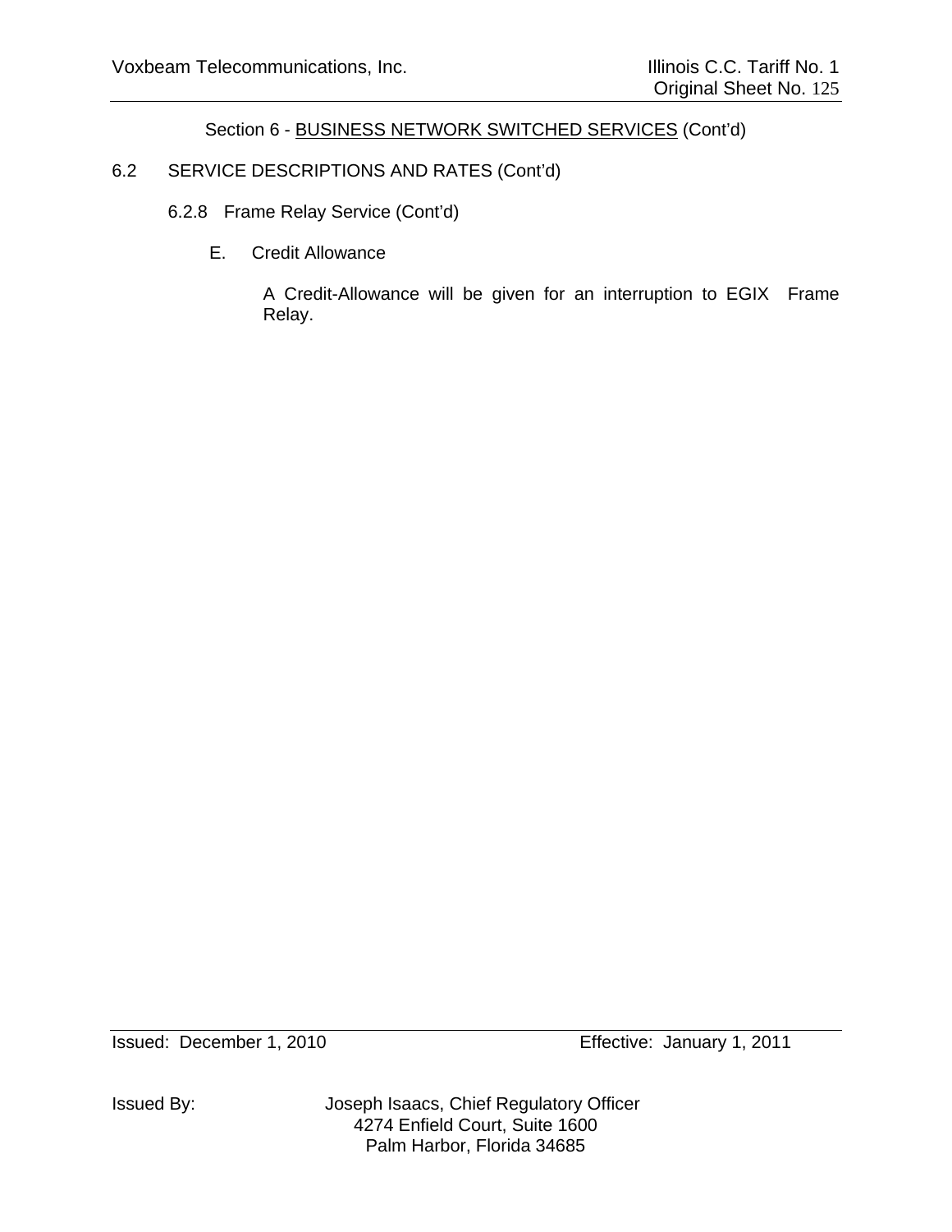Section 6 - BUSINESS NETWORK SWITCHED SERVICES (Cont'd)

6.2 SERVICE DESCRIPTIONS AND RATES (Cont'd)

6.2.8 Frame Relay Service (Cont'd)

E. Credit Allowance

A Credit-Allowance will be given for an interruption to EGIX Frame Relay.

Issued: December 1, 2010 Effective: January 1, 2011

Issued By: Joseph Isaacs, Chief Regulatory Officer
4274 Enfield Court, Suite 1600
Palm Harbor, Florida 34685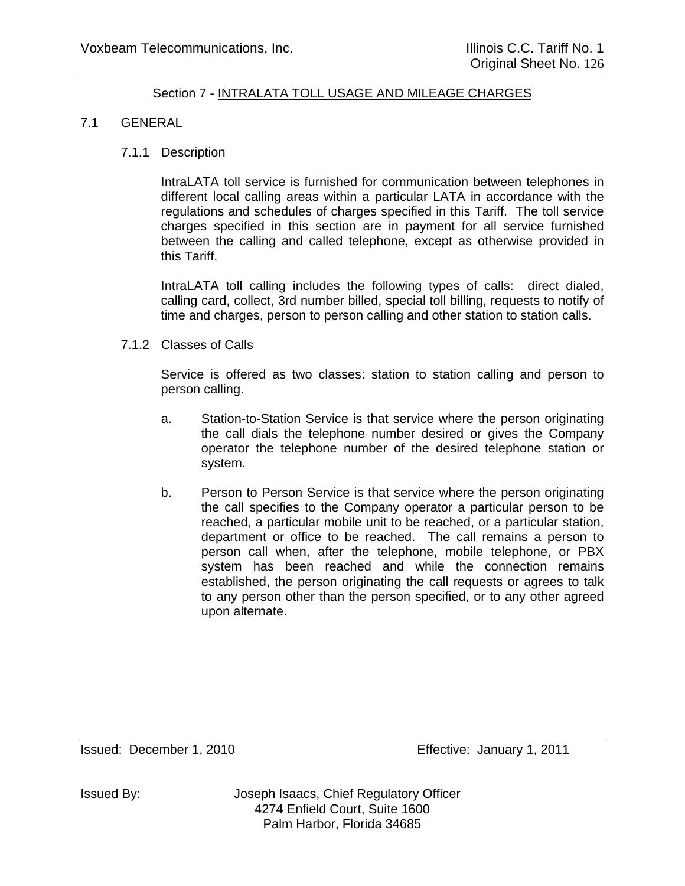## Section 7 - INTRALATA TOLL USAGE AND MILEAGE CHARGES

### 7.1 GENERAL

#### 7.1.1 Description

IntraLATA toll service is furnished for communication between telephones in different local calling areas within a particular LATA in accordance with the regulations and schedules of charges specified in this Tariff. The toll service charges specified in this section are in payment for all service furnished between the calling and called telephone, except as otherwise provided in this Tariff.

IntraLATA toll calling includes the following types of calls: direct dialed, calling card, collect, 3rd number billed, special toll billing, requests to notify of time and charges, person to person calling and other station to station calls.

#### 7.1.2 Classes of Calls

Service is offered as two classes: station to station calling and person to person calling.

a. Station-to-Station Service is that service where the person originating the call dials the telephone number desired or gives the Company operator the telephone number of the desired telephone station or system.

b. Person to Person Service is that service where the person originating the call specifies to the Company operator a particular person to be reached, a particular mobile unit to be reached, or a particular station, department or office to be reached. The call remains a person to person call when, after the telephone, mobile telephone, or PBX system has been reached and while the connection remains established, the person originating the call requests or agrees to talk to any person other than the person specified, or to any other agreed upon alternate.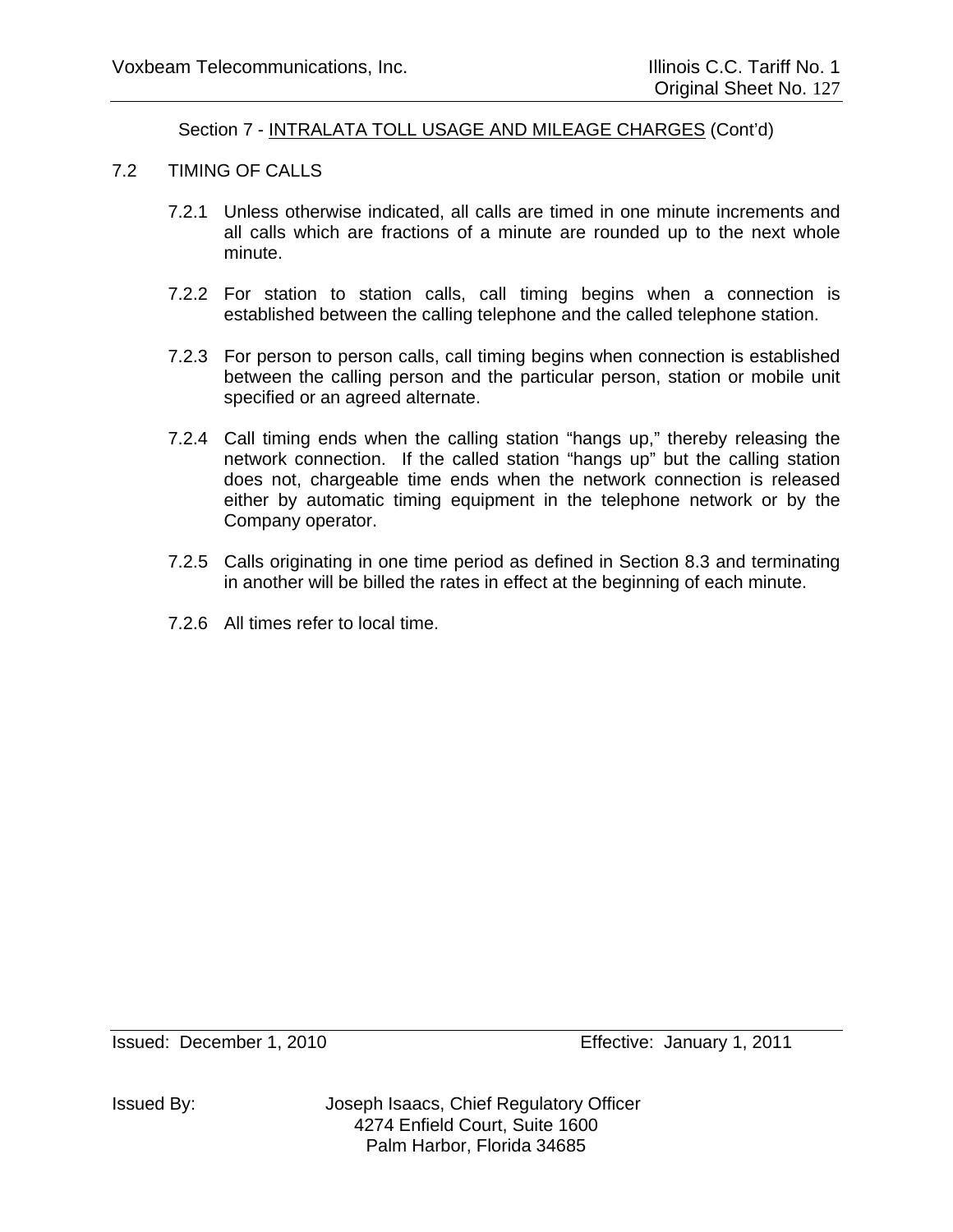Section 7 - INTRALATA TOLL USAGE AND MILEAGE CHARGES (Cont'd)

## 7.2 TIMING OF CALLS

7.2.1 Unless otherwise indicated, all calls are timed in one minute increments and all calls which are fractions of a minute are rounded up to the next whole minute.

7.2.2 For station to station calls, call timing begins when a connection is established between the calling telephone and the called telephone station.

7.2.3 For person to person calls, call timing begins when connection is established between the calling person and the particular person, station or mobile unit specified or an agreed alternate.

7.2.4 Call timing ends when the calling station "hangs up," thereby releasing the network connection. If the called station "hangs up" but the calling station does not, chargeable time ends when the network connection is released either by automatic timing equipment in the telephone network or by the Company operator.

7.2.5 Calls originating in one time period as defined in Section 8.3 and terminating in another will be billed the rates in effect at the beginning of each minute.

7.2.6 All times refer to local time.

Issued: December 1, 2010 Effective: January 1, 2011

Issued By: Joseph Isaacs, Chief Regulatory Officer
4274 Enfield Court, Suite 1600
Palm Harbor, Florida 34685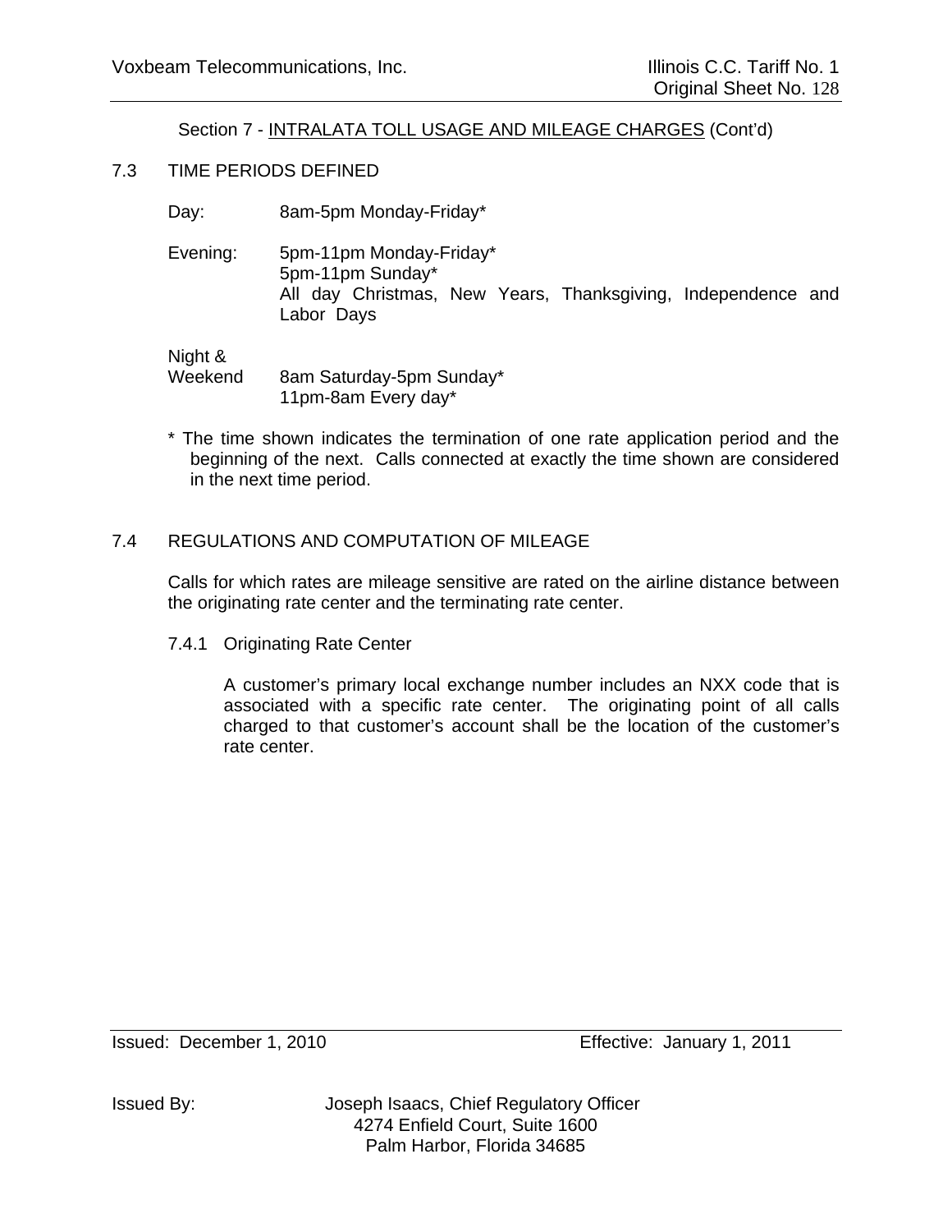Section 7 - INTRALATA TOLL USAGE AND MILEAGE CHARGES (Cont'd)

## 7.3 TIME PERIODS DEFINED

| | |
|---|---|
| Day: | 8am-5pm Monday-Friday* |
| Evening: | 5pm-11pm Monday-Friday*<br>5pm-11pm Sunday*<br>All day Christmas, New Years, Thanksgiving, Independence and Labor Days |
| Night & Weekend | 8am Saturday-5pm Sunday*<br>11pm-8am Every day* |

\* The time shown indicates the termination of one rate application period and the beginning of the next. Calls connected at exactly the time shown are considered in the next time period.

## 7.4 REGULATIONS AND COMPUTATION OF MILEAGE

Calls for which rates are mileage sensitive are rated on the airline distance between the originating rate center and the terminating rate center.

### 7.4.1 Originating Rate Center

A customer's primary local exchange number includes an NXX code that is associated with a specific rate center. The originating point of all calls charged to that customer's account shall be the location of the customer's rate center.

Issued: December 1, 2010 Effective: January 1, 2011

Issued By: Joseph Isaacs, Chief Regulatory Officer
4274 Enfield Court, Suite 1600
Palm Harbor, Florida 34685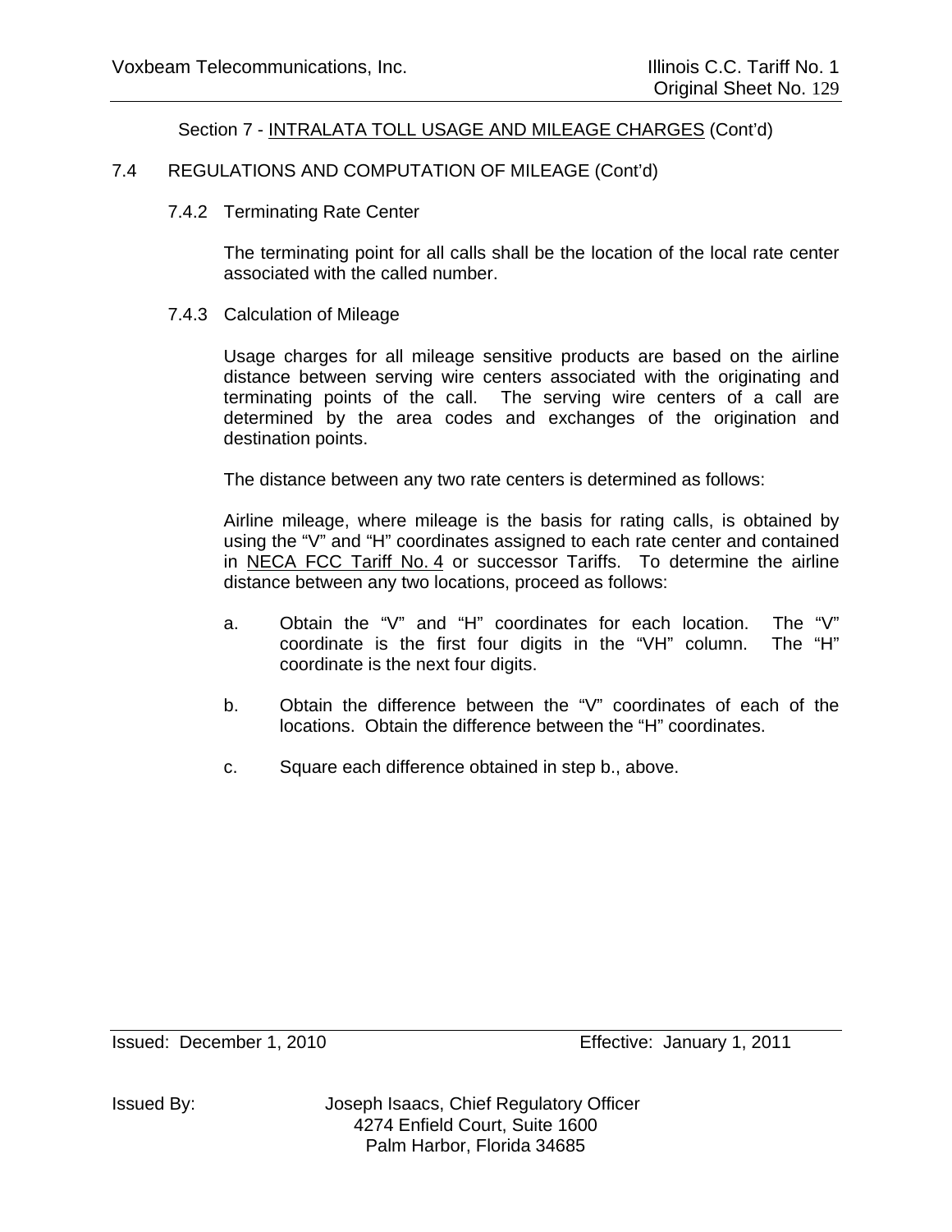Section 7 - INTRALATA TOLL USAGE AND MILEAGE CHARGES (Cont'd)

## 7.4 REGULATIONS AND COMPUTATION OF MILEAGE (Cont'd)

### 7.4.2 Terminating Rate Center

The terminating point for all calls shall be the location of the local rate center associated with the called number.

### 7.4.3 Calculation of Mileage

Usage charges for all mileage sensitive products are based on the airline distance between serving wire centers associated with the originating and terminating points of the call. The serving wire centers of a call are determined by the area codes and exchanges of the origination and destination points.

The distance between any two rate centers is determined as follows:

Airline mileage, where mileage is the basis for rating calls, is obtained by using the "V" and "H" coordinates assigned to each rate center and contained in NECA FCC Tariff No. 4 or successor Tariffs. To determine the airline distance between any two locations, proceed as follows:

a. Obtain the "V" and "H" coordinates for each location. The "V" coordinate is the first four digits in the "VH" column. The "H" coordinate is the next four digits.

b. Obtain the difference between the "V" coordinates of each of the locations. Obtain the difference between the "H" coordinates.

c. Square each difference obtained in step b., above.

Issued: December 1, 2010 Effective: January 1, 2011

Issued By: Joseph Isaacs, Chief Regulatory Officer
4274 Enfield Court, Suite 1600
Palm Harbor, Florida 34685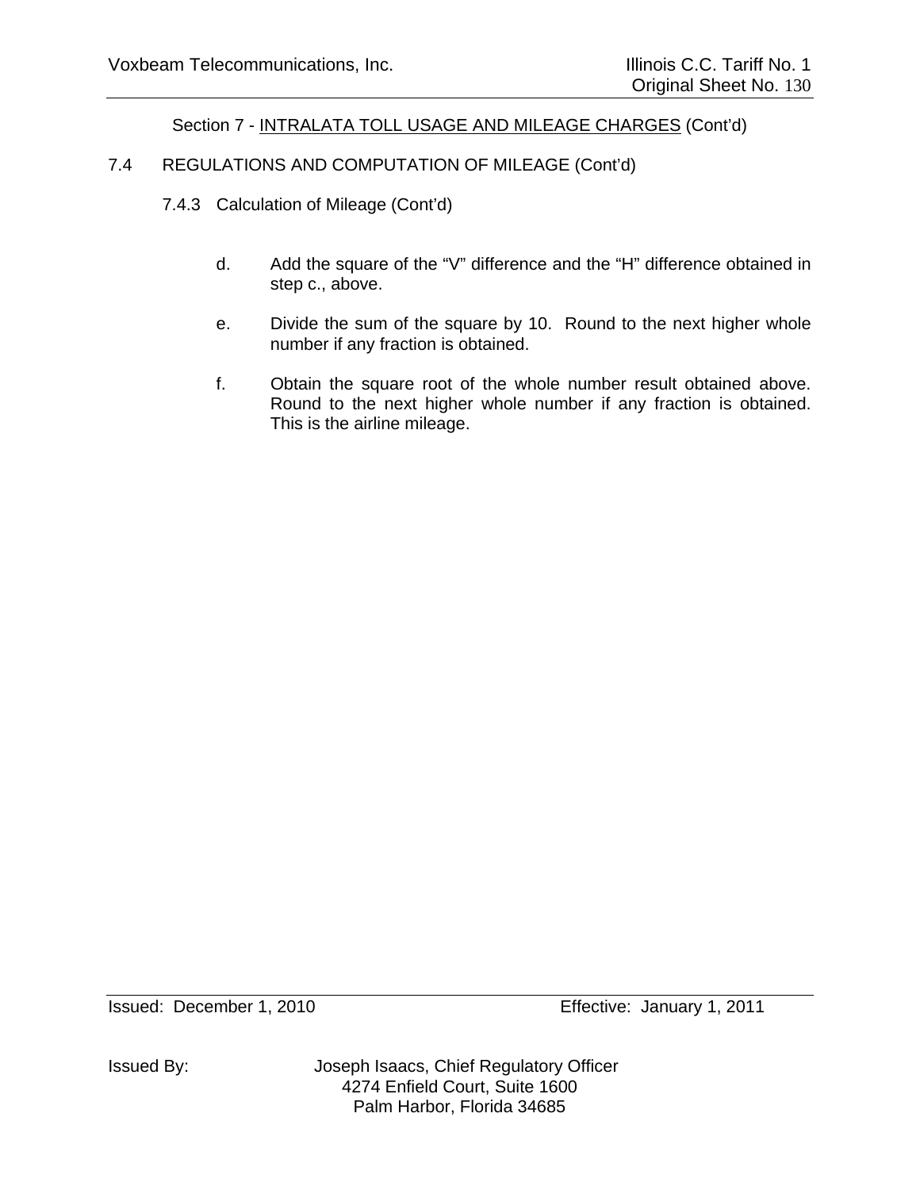Section 7 - INTRALATA TOLL USAGE AND MILEAGE CHARGES (Cont'd)

7.4 REGULATIONS AND COMPUTATION OF MILEAGE (Cont'd)

7.4.3 Calculation of Mileage (Cont'd)

d. Add the square of the "V" difference and the "H" difference obtained in step c., above.

e. Divide the sum of the square by 10. Round to the next higher whole number if any fraction is obtained.

f. Obtain the square root of the whole number result obtained above. Round to the next higher whole number if any fraction is obtained. This is the airline mileage.

Issued: December 1, 2010 Effective: January 1, 2011

Issued By: Joseph Isaacs, Chief Regulatory Officer
4274 Enfield Court, Suite 1600
Palm Harbor, Florida 34685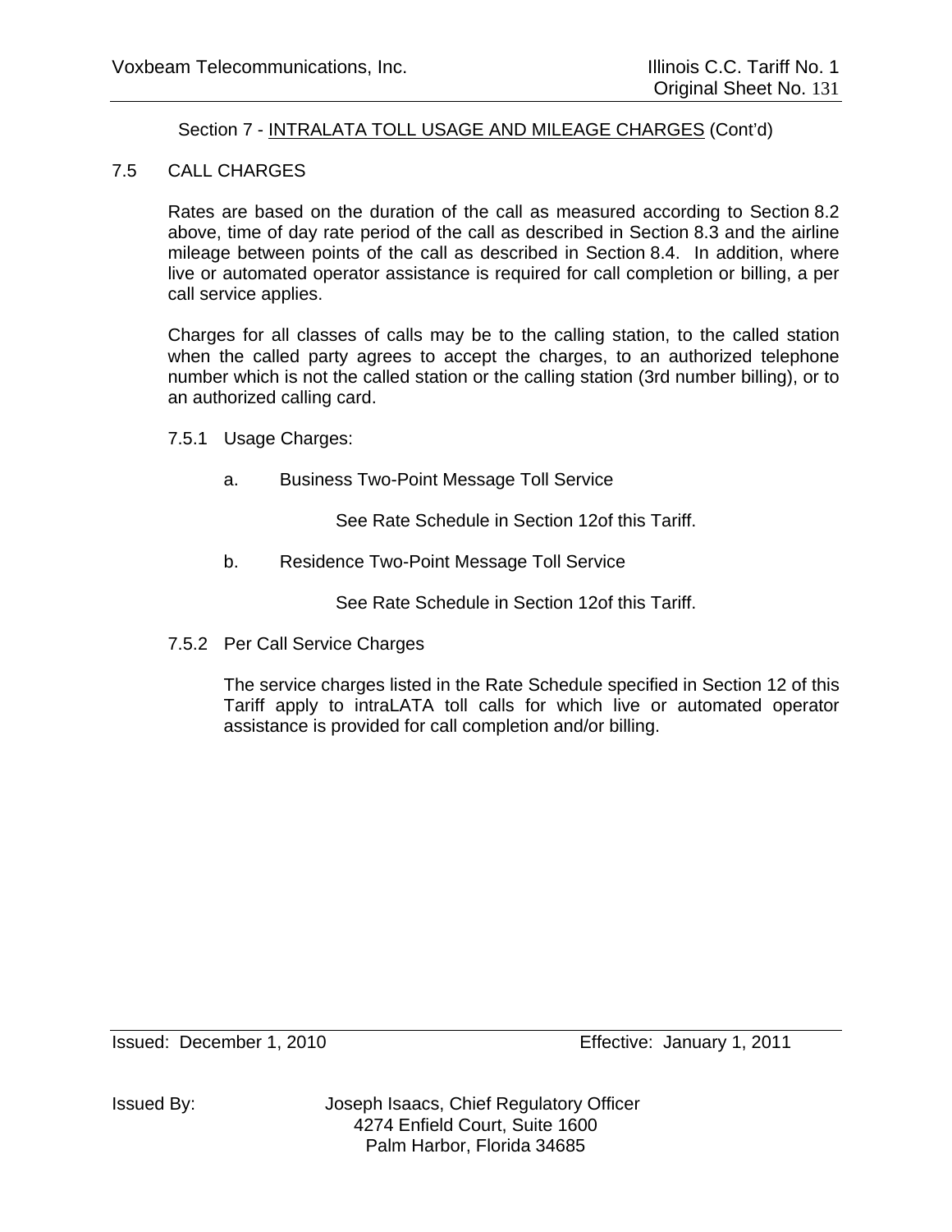Section 7 - INTRALATA TOLL USAGE AND MILEAGE CHARGES (Cont'd)

## 7.5 CALL CHARGES

Rates are based on the duration of the call as measured according to Section 8.2 above, time of day rate period of the call as described in Section 8.3 and the airline mileage between points of the call as described in Section 8.4. In addition, where live or automated operator assistance is required for call completion or billing, a per call service applies.

Charges for all classes of calls may be to the calling station, to the called station when the called party agrees to accept the charges, to an authorized telephone number which is not the called station or the calling station (3rd number billing), or to an authorized calling card.

### 7.5.1 Usage Charges:

a. Business Two-Point Message Toll Service

See Rate Schedule in Section 12of this Tariff.

b. Residence Two-Point Message Toll Service

See Rate Schedule in Section 12of this Tariff.

### 7.5.2 Per Call Service Charges

The service charges listed in the Rate Schedule specified in Section 12 of this Tariff apply to intraLATA toll calls for which live or automated operator assistance is provided for call completion and/or billing.

Issued: December 1, 2010 Effective: January 1, 2011

Issued By: Joseph Isaacs, Chief Regulatory Officer
4274 Enfield Court, Suite 1600
Palm Harbor, Florida 34685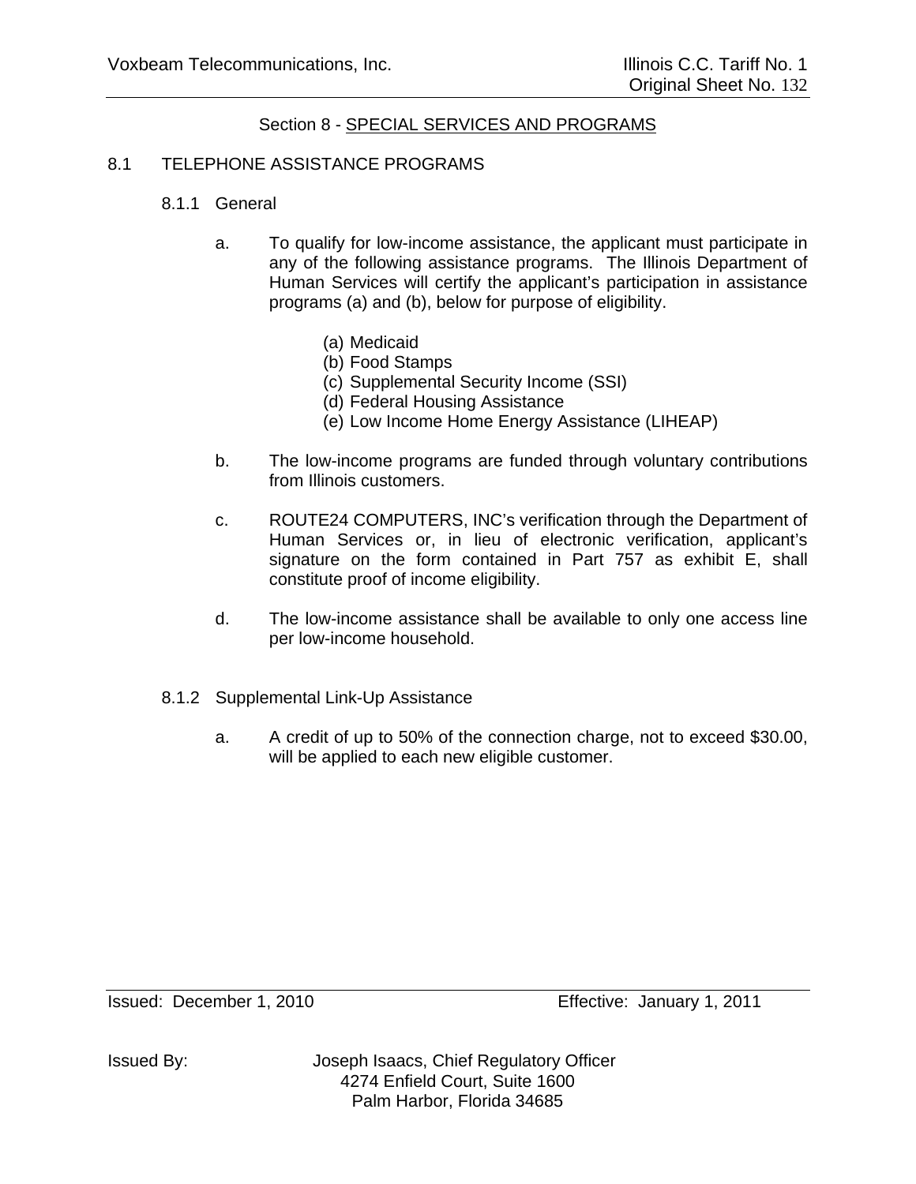## Section 8 - SPECIAL SERVICES AND PROGRAMS

### 8.1 TELEPHONE ASSISTANCE PROGRAMS

#### 8.1.1 General

a. To qualify for low-income assistance, the applicant must participate in any of the following assistance programs. The Illinois Department of Human Services will certify the applicant's participation in assistance programs (a) and (b), below for purpose of eligibility.

   (a) Medicaid
   (b) Food Stamps
   (c) Supplemental Security Income (SSI)
   (d) Federal Housing Assistance
   (e) Low Income Home Energy Assistance (LIHEAP)

b. The low-income programs are funded through voluntary contributions from Illinois customers.

c. ROUTE24 COMPUTERS, INC's verification through the Department of Human Services or, in lieu of electronic verification, applicant's signature on the form contained in Part 757 as exhibit E, shall constitute proof of income eligibility.

d. The low-income assistance shall be available to only one access line per low-income household.

#### 8.1.2 Supplemental Link-Up Assistance

a. A credit of up to 50% of the connection charge, not to exceed $30.00, will be applied to each new eligible customer.

Issued: December 1, 2010 | Effective: January 1, 2011

Issued By: Joseph Isaacs, Chief Regulatory Officer
4274 Enfield Court, Suite 1600
Palm Harbor, Florida 34685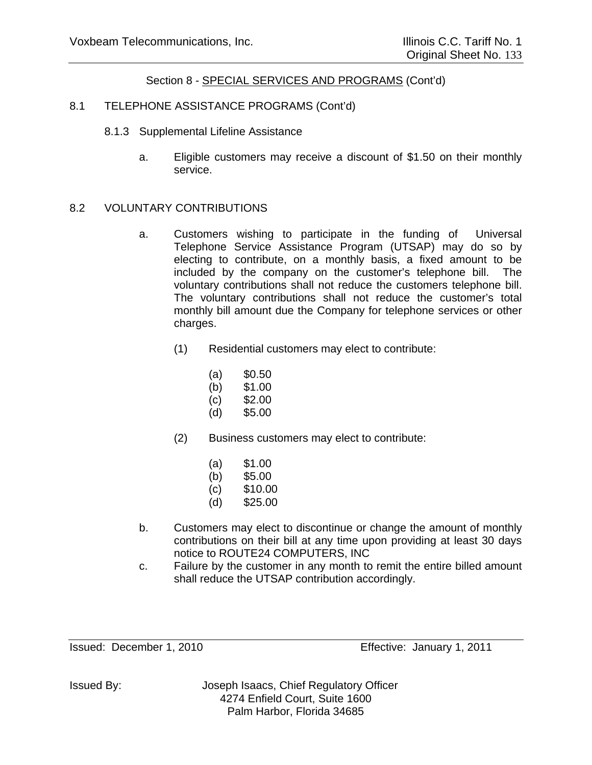Section 8 - SPECIAL SERVICES AND PROGRAMS (Cont'd)

8.1 TELEPHONE ASSISTANCE PROGRAMS (Cont'd)

8.1.3 Supplemental Lifeline Assistance

a. Eligible customers may receive a discount of $1.50 on their monthly service.

8.2 VOLUNTARY CONTRIBUTIONS

a. Customers wishing to participate in the funding of Universal Telephone Service Assistance Program (UTSAP) may do so by electing to contribute, on a monthly basis, a fixed amount to be included by the company on the customer's telephone bill. The voluntary contributions shall not reduce the customers telephone bill. The voluntary contributions shall not reduce the customer's total monthly bill amount due the Company for telephone services or other charges.

   (1) Residential customers may elect to contribute:

      (a) $0.50
      (b) $1.00
      (c) $2.00
      (d) $5.00

   (2) Business customers may elect to contribute:

      (a) $1.00
      (b) $5.00
      (c) $10.00
      (d) $25.00

b. Customers may elect to discontinue or change the amount of monthly contributions on their bill at any time upon providing at least 30 days notice to ROUTE24 COMPUTERS, INC

c. Failure by the customer in any month to remit the entire billed amount shall reduce the UTSAP contribution accordingly.

Issued: December 1, 2010 Effective: January 1, 2011

Issued By: Joseph Isaacs, Chief Regulatory Officer
4274 Enfield Court, Suite 1600
Palm Harbor, Florida 34685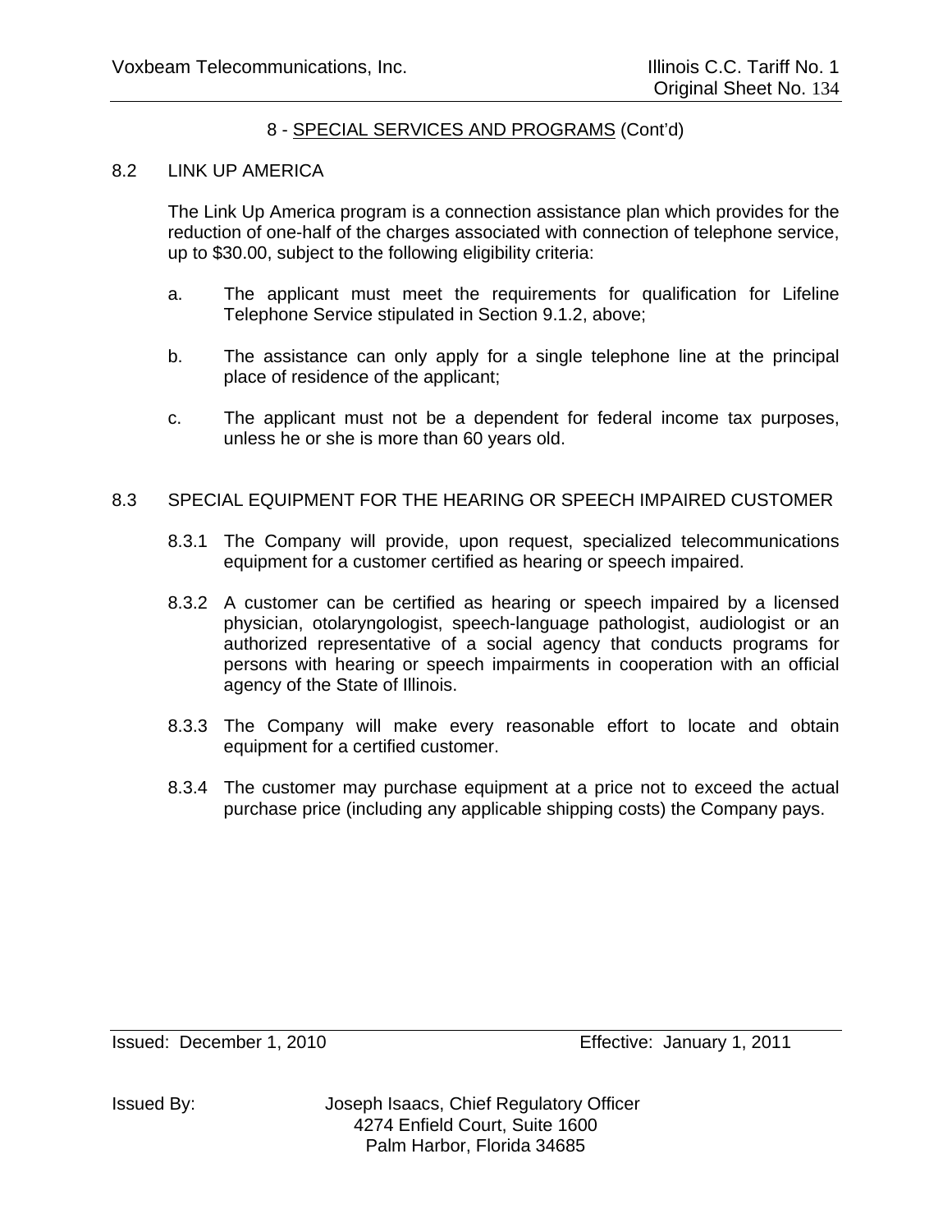## 8 - SPECIAL SERVICES AND PROGRAMS (Cont'd)

### 8.2 LINK UP AMERICA

The Link Up America program is a connection assistance plan which provides for the reduction of one-half of the charges associated with connection of telephone service, up to $30.00, subject to the following eligibility criteria:

a. The applicant must meet the requirements for qualification for Lifeline Telephone Service stipulated in Section 9.1.2, above;

b. The assistance can only apply for a single telephone line at the principal place of residence of the applicant;

c. The applicant must not be a dependent for federal income tax purposes, unless he or she is more than 60 years old.

### 8.3 SPECIAL EQUIPMENT FOR THE HEARING OR SPEECH IMPAIRED CUSTOMER

8.3.1 The Company will provide, upon request, specialized telecommunications equipment for a customer certified as hearing or speech impaired.

8.3.2 A customer can be certified as hearing or speech impaired by a licensed physician, otolaryngologist, speech-language pathologist, audiologist or an authorized representative of a social agency that conducts programs for persons with hearing or speech impairments in cooperation with an official agency of the State of Illinois.

8.3.3 The Company will make every reasonable effort to locate and obtain equipment for a certified customer.

8.3.4 The customer may purchase equipment at a price not to exceed the actual purchase price (including any applicable shipping costs) the Company pays.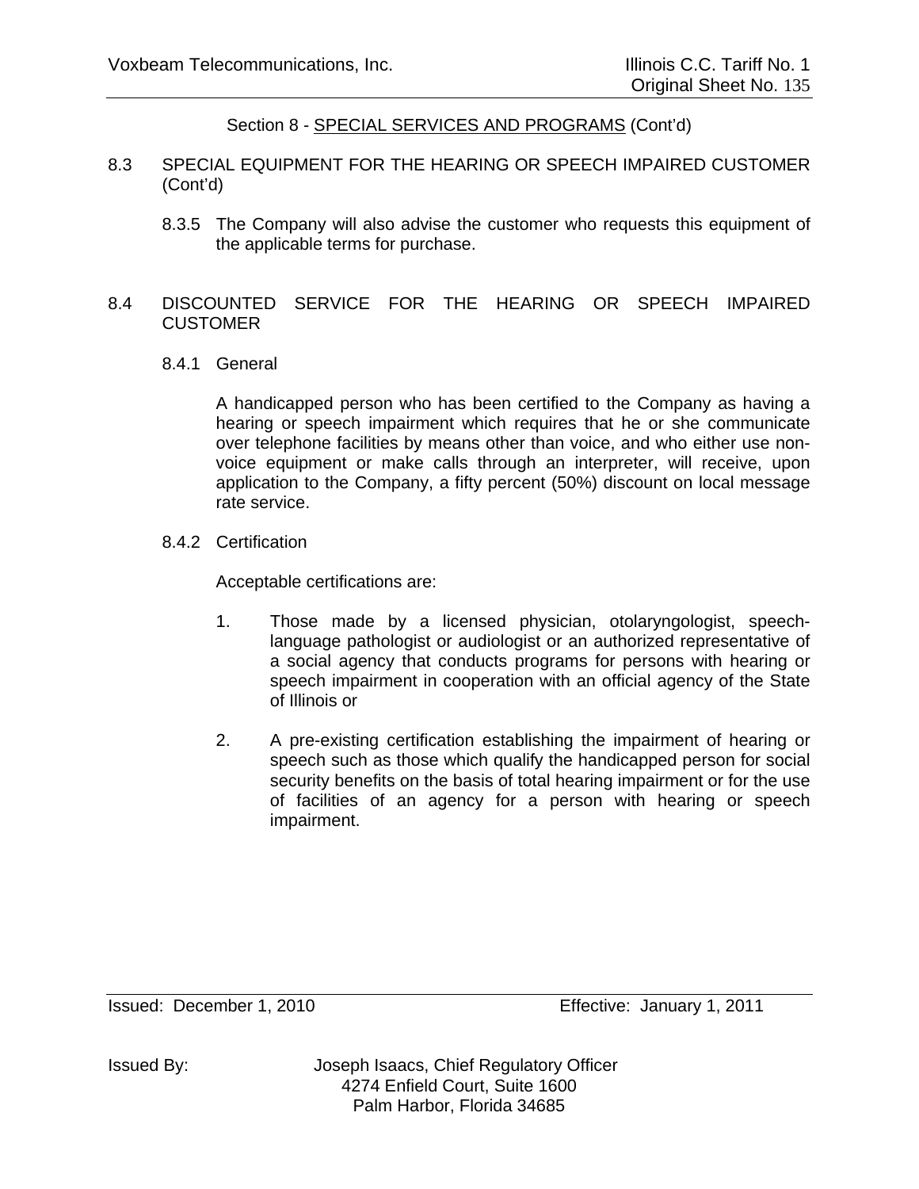Section 8 - SPECIAL SERVICES AND PROGRAMS (Cont'd)

8.3 SPECIAL EQUIPMENT FOR THE HEARING OR SPEECH IMPAIRED CUSTOMER (Cont'd)

8.3.5 The Company will also advise the customer who requests this equipment of the applicable terms for purchase.

8.4 DISCOUNTED SERVICE FOR THE HEARING OR SPEECH IMPAIRED CUSTOMER

8.4.1 General

A handicapped person who has been certified to the Company as having a hearing or speech impairment which requires that he or she communicate over telephone facilities by means other than voice, and who either use non-voice equipment or make calls through an interpreter, will receive, upon application to the Company, a fifty percent (50%) discount on local message rate service.

8.4.2 Certification

Acceptable certifications are:

1. Those made by a licensed physician, otolaryngologist, speech-language pathologist or audiologist or an authorized representative of a social agency that conducts programs for persons with hearing or speech impairment in cooperation with an official agency of the State of Illinois or

2. A pre-existing certification establishing the impairment of hearing or speech such as those which qualify the handicapped person for social security benefits on the basis of total hearing impairment or for the use of facilities of an agency for a person with hearing or speech impairment.

Issued: December 1, 2010 Effective: January 1, 2011

Issued By: Joseph Isaacs, Chief Regulatory Officer
4274 Enfield Court, Suite 1600
Palm Harbor, Florida 34685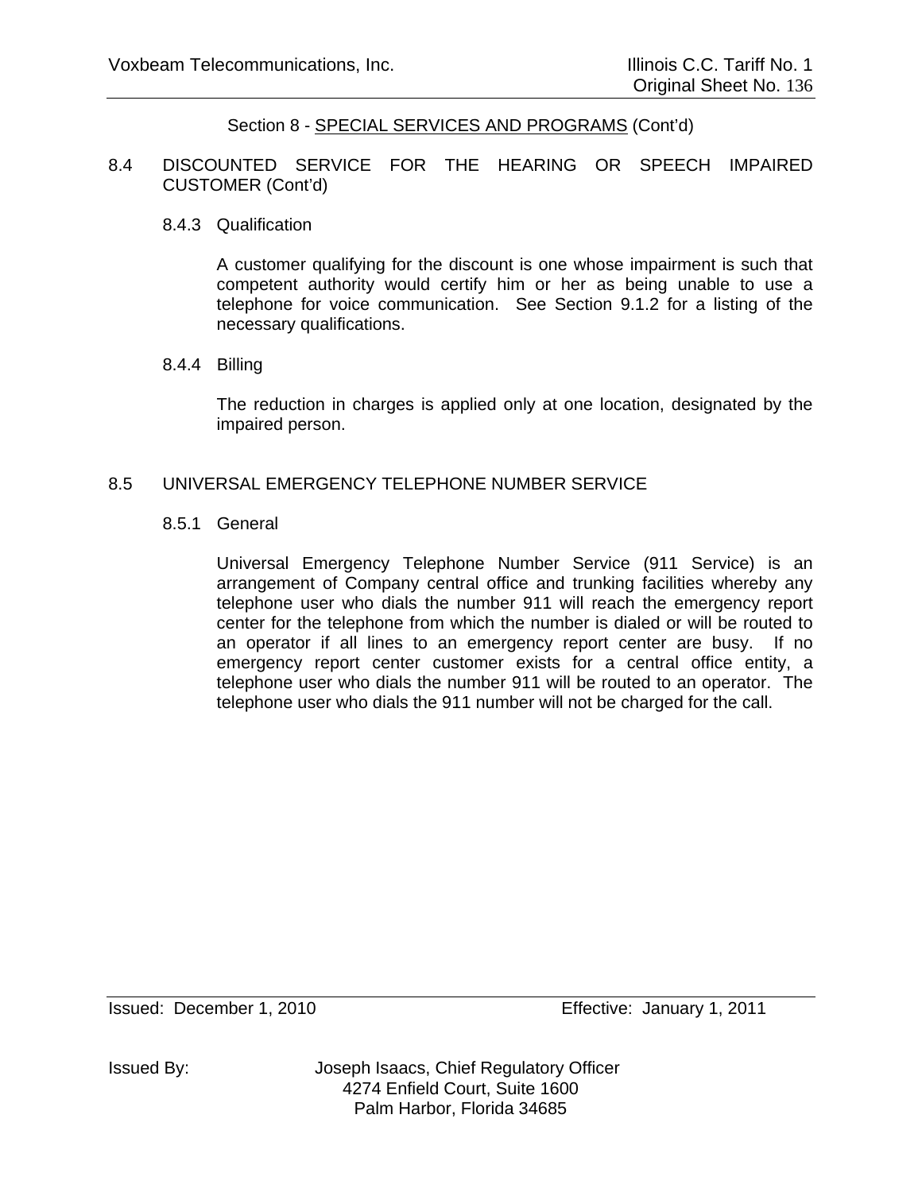Section 8 - SPECIAL SERVICES AND PROGRAMS (Cont'd)

## 8.4 DISCOUNTED SERVICE FOR THE HEARING OR SPEECH IMPAIRED CUSTOMER (Cont'd)

### 8.4.3 Qualification

A customer qualifying for the discount is one whose impairment is such that competent authority would certify him or her as being unable to use a telephone for voice communication. See Section 9.1.2 for a listing of the necessary qualifications.

### 8.4.4 Billing

The reduction in charges is applied only at one location, designated by the impaired person.

## 8.5 UNIVERSAL EMERGENCY TELEPHONE NUMBER SERVICE

### 8.5.1 General

Universal Emergency Telephone Number Service (911 Service) is an arrangement of Company central office and trunking facilities whereby any telephone user who dials the number 911 will reach the emergency report center for the telephone from which the number is dialed or will be routed to an operator if all lines to an emergency report center are busy. If no emergency report center customer exists for a central office entity, a telephone user who dials the number 911 will be routed to an operator. The telephone user who dials the 911 number will not be charged for the call.

Issued: December 1, 2010 Effective: January 1, 2011

Issued By: Joseph Isaacs, Chief Regulatory Officer
4274 Enfield Court, Suite 1600
Palm Harbor, Florida 34685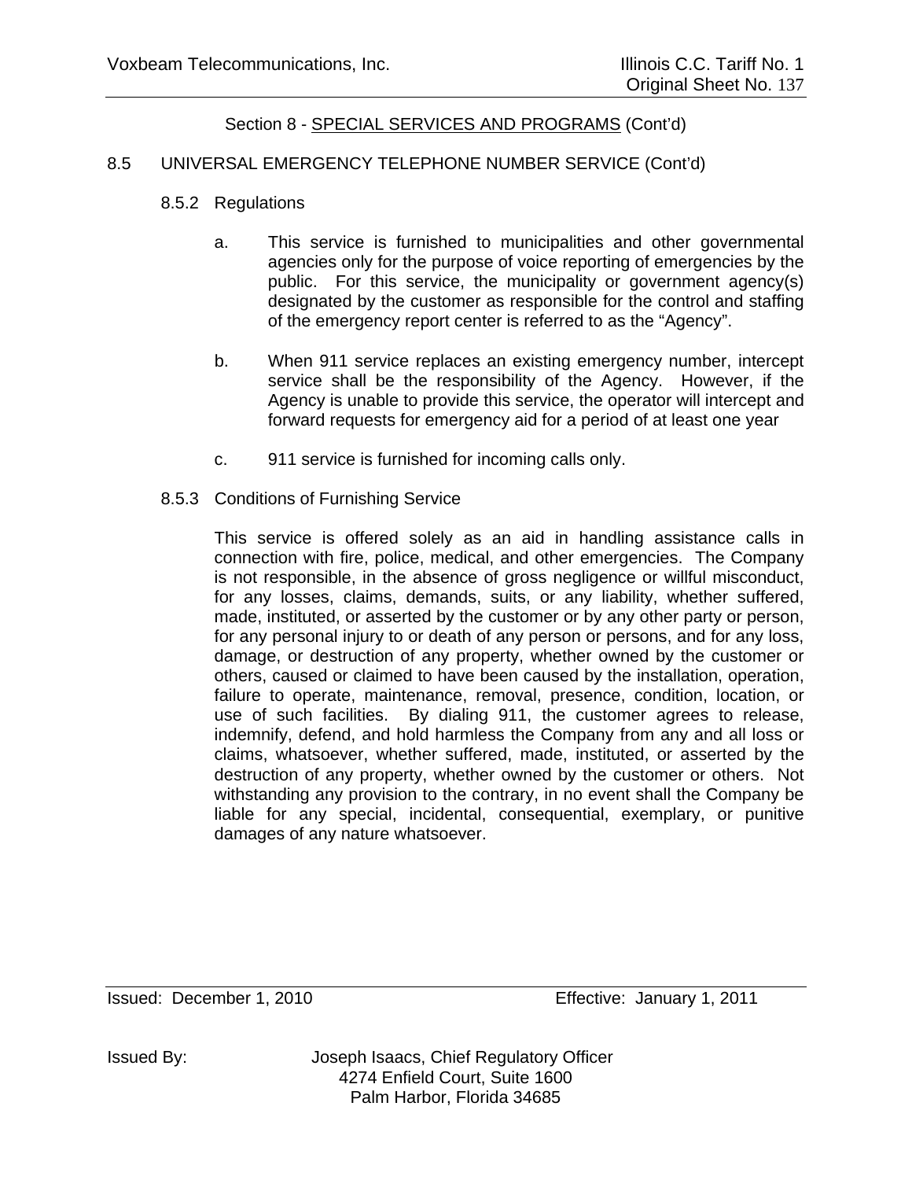## Section 8 - SPECIAL SERVICES AND PROGRAMS (Cont'd)

### 8.5 UNIVERSAL EMERGENCY TELEPHONE NUMBER SERVICE (Cont'd)

#### 8.5.2 Regulations

a. This service is furnished to municipalities and other governmental agencies only for the purpose of voice reporting of emergencies by the public. For this service, the municipality or government agency(s) designated by the customer as responsible for the control and staffing of the emergency report center is referred to as the "Agency".

b. When 911 service replaces an existing emergency number, intercept service shall be the responsibility of the Agency. However, if the Agency is unable to provide this service, the operator will intercept and forward requests for emergency aid for a period of at least one year

c. 911 service is furnished for incoming calls only.

#### 8.5.3 Conditions of Furnishing Service

This service is offered solely as an aid in handling assistance calls in connection with fire, police, medical, and other emergencies. The Company is not responsible, in the absence of gross negligence or willful misconduct, for any losses, claims, demands, suits, or any liability, whether suffered, made, instituted, or asserted by the customer or by any other party or person, for any personal injury to or death of any person or persons, and for any loss, damage, or destruction of any property, whether owned by the customer or others, caused or claimed to have been caused by the installation, operation, failure to operate, maintenance, removal, presence, condition, location, or use of such facilities. By dialing 911, the customer agrees to release, indemnify, defend, and hold harmless the Company from any and all loss or claims, whatsoever, whether suffered, made, instituted, or asserted by the destruction of any property, whether owned by the customer or others. Not withstanding any provision to the contrary, in no event shall the Company be liable for any special, incidental, consequential, exemplary, or punitive damages of any nature whatsoever.

Issued: December 1, 2010 Effective: January 1, 2011

Issued By: Joseph Isaacs, Chief Regulatory Officer
4274 Enfield Court, Suite 1600
Palm Harbor, Florida 34685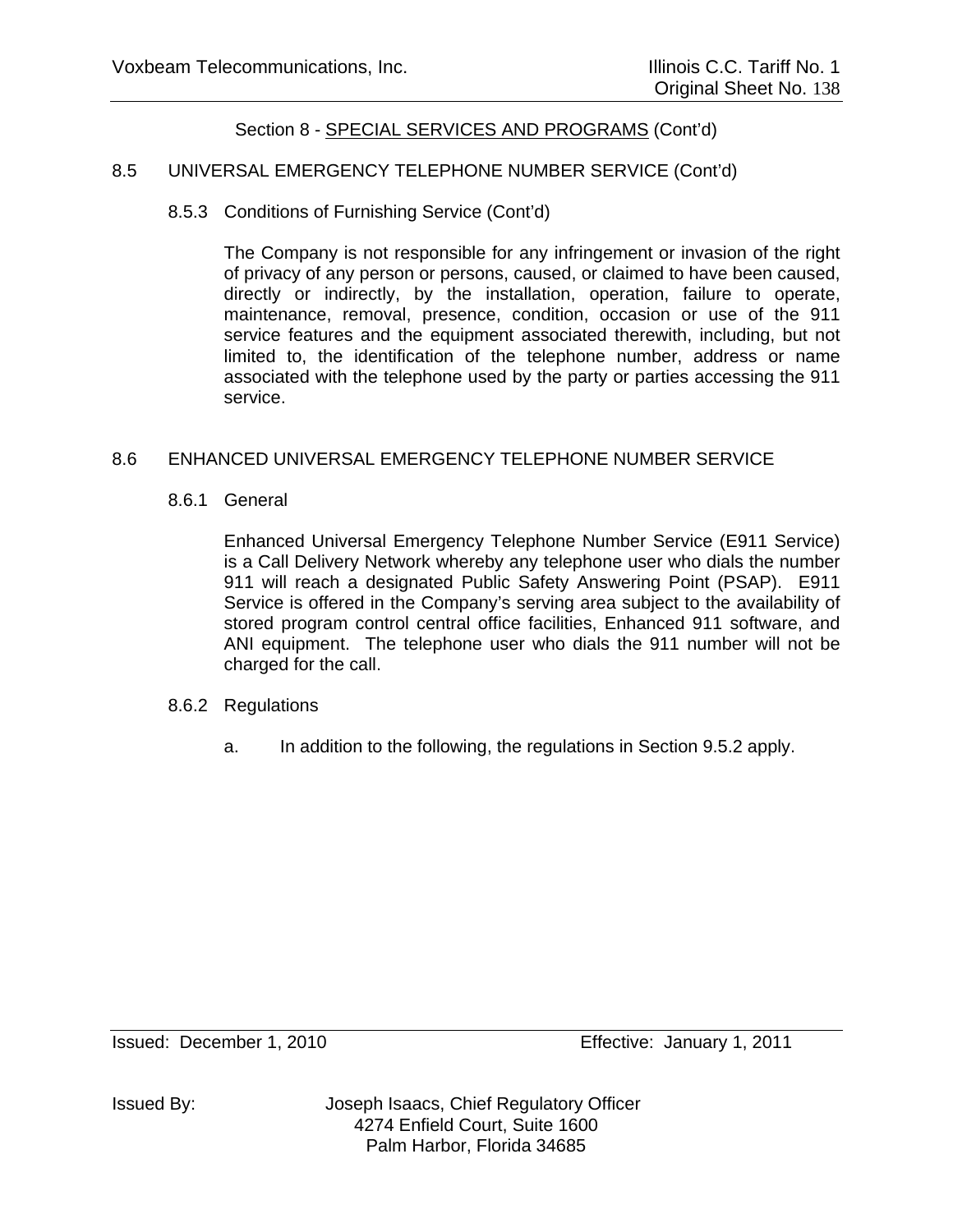Section 8 - SPECIAL SERVICES AND PROGRAMS (Cont'd)

## 8.5 UNIVERSAL EMERGENCY TELEPHONE NUMBER SERVICE (Cont'd)

### 8.5.3 Conditions of Furnishing Service (Cont'd)

The Company is not responsible for any infringement or invasion of the right of privacy of any person or persons, caused, or claimed to have been caused, directly or indirectly, by the installation, operation, failure to operate, maintenance, removal, presence, condition, occasion or use of the 911 service features and the equipment associated therewith, including, but not limited to, the identification of the telephone number, address or name associated with the telephone used by the party or parties accessing the 911 service.

## 8.6 ENHANCED UNIVERSAL EMERGENCY TELEPHONE NUMBER SERVICE

### 8.6.1 General

Enhanced Universal Emergency Telephone Number Service (E911 Service) is a Call Delivery Network whereby any telephone user who dials the number 911 will reach a designated Public Safety Answering Point (PSAP). E911 Service is offered in the Company's serving area subject to the availability of stored program control central office facilities, Enhanced 911 software, and ANI equipment. The telephone user who dials the 911 number will not be charged for the call.

### 8.6.2 Regulations

a. In addition to the following, the regulations in Section 9.5.2 apply.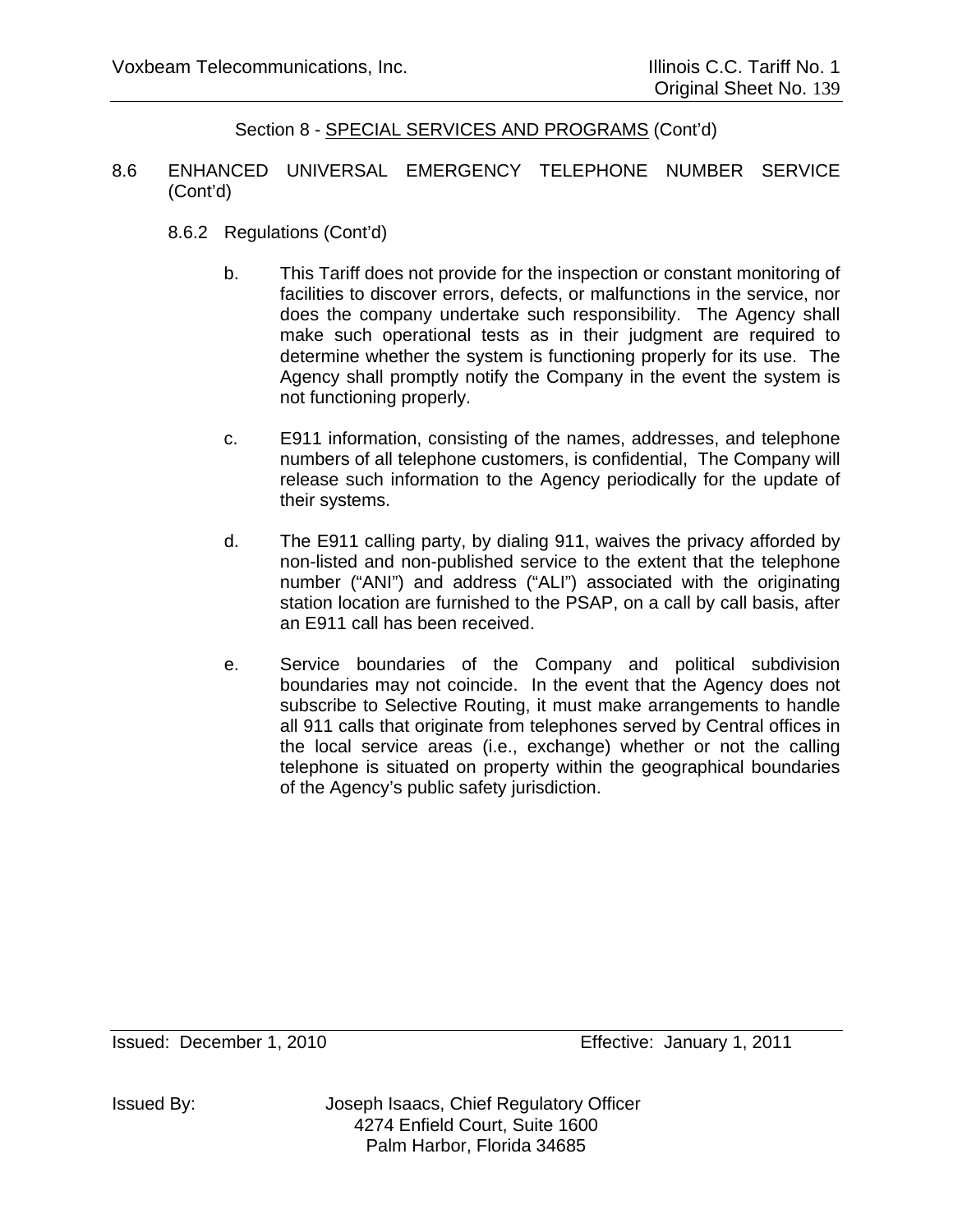Section 8 - SPECIAL SERVICES AND PROGRAMS (Cont'd)

8.6 ENHANCED UNIVERSAL EMERGENCY TELEPHONE NUMBER SERVICE (Cont'd)

8.6.2 Regulations (Cont'd)

b. This Tariff does not provide for the inspection or constant monitoring of facilities to discover errors, defects, or malfunctions in the service, nor does the company undertake such responsibility. The Agency shall make such operational tests as in their judgment are required to determine whether the system is functioning properly for its use. The Agency shall promptly notify the Company in the event the system is not functioning properly.

c. E911 information, consisting of the names, addresses, and telephone numbers of all telephone customers, is confidential, The Company will release such information to the Agency periodically for the update of their systems.

d. The E911 calling party, by dialing 911, waives the privacy afforded by non-listed and non-published service to the extent that the telephone number ("ANI") and address ("ALI") associated with the originating station location are furnished to the PSAP, on a call by call basis, after an E911 call has been received.

e. Service boundaries of the Company and political subdivision boundaries may not coincide. In the event that the Agency does not subscribe to Selective Routing, it must make arrangements to handle all 911 calls that originate from telephones served by Central offices in the local service areas (i.e., exchange) whether or not the calling telephone is situated on property within the geographical boundaries of the Agency's public safety jurisdiction.

Issued: December 1, 2010 Effective: January 1, 2011

Issued By: Joseph Isaacs, Chief Regulatory Officer
4274 Enfield Court, Suite 1600
Palm Harbor, Florida 34685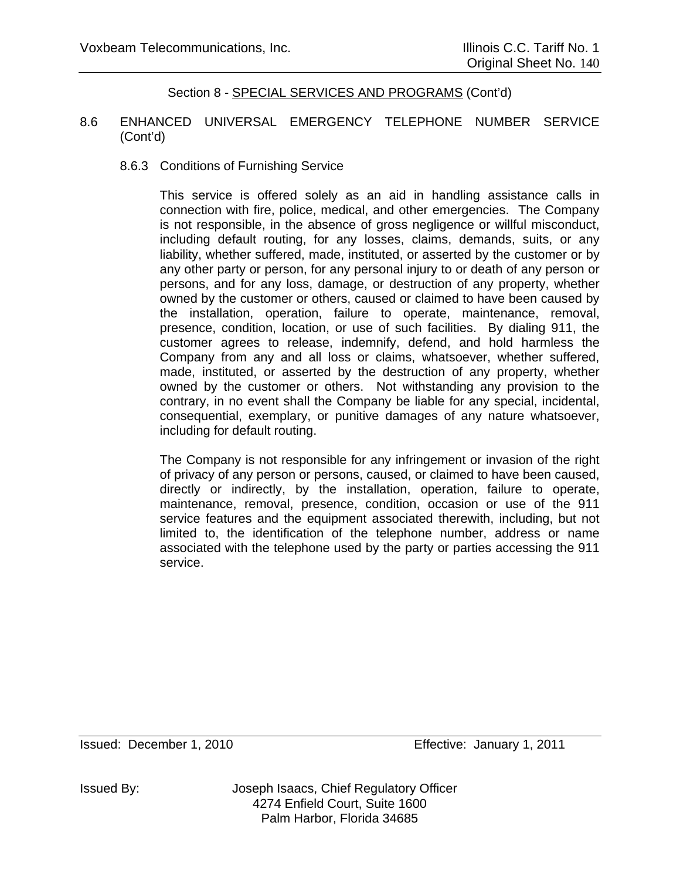Section 8 - SPECIAL SERVICES AND PROGRAMS (Cont'd)

## 8.6 ENHANCED UNIVERSAL EMERGENCY TELEPHONE NUMBER SERVICE (Cont'd)

### 8.6.3 Conditions of Furnishing Service

This service is offered solely as an aid in handling assistance calls in connection with fire, police, medical, and other emergencies. The Company is not responsible, in the absence of gross negligence or willful misconduct, including default routing, for any losses, claims, demands, suits, or any liability, whether suffered, made, instituted, or asserted by the customer or by any other party or person, for any personal injury to or death of any person or persons, and for any loss, damage, or destruction of any property, whether owned by the customer or others, caused or claimed to have been caused by the installation, operation, failure to operate, maintenance, removal, presence, condition, location, or use of such facilities. By dialing 911, the customer agrees to release, indemnify, defend, and hold harmless the Company from any and all loss or claims, whatsoever, whether suffered, made, instituted, or asserted by the destruction of any property, whether owned by the customer or others. Not withstanding any provision to the contrary, in no event shall the Company be liable for any special, incidental, consequential, exemplary, or punitive damages of any nature whatsoever, including for default routing.

The Company is not responsible for any infringement or invasion of the right of privacy of any person or persons, caused, or claimed to have been caused, directly or indirectly, by the installation, operation, failure to operate, maintenance, removal, presence, condition, occasion or use of the 911 service features and the equipment associated therewith, including, but not limited to, the identification of the telephone number, address or name associated with the telephone used by the party or parties accessing the 911 service.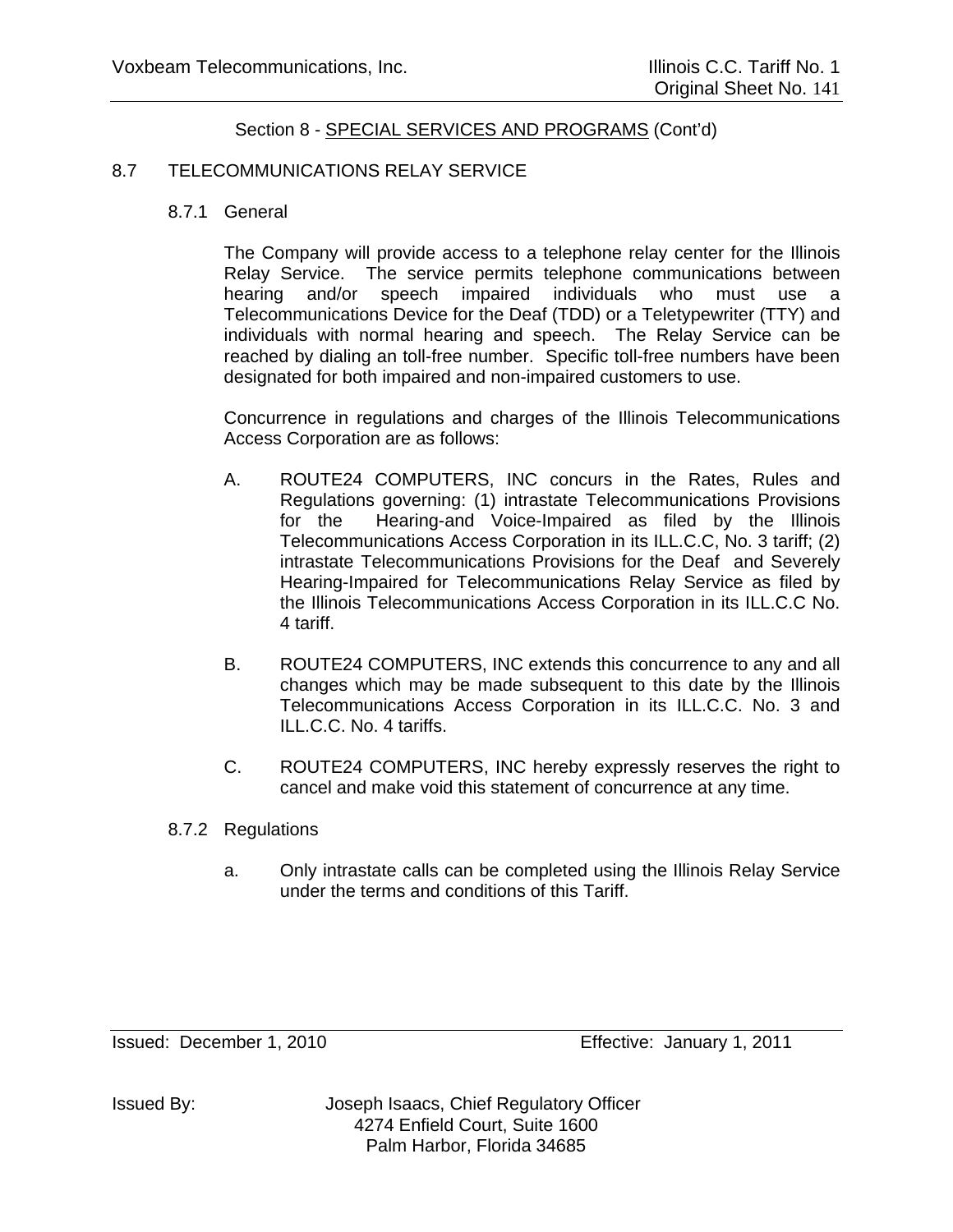Section 8 - SPECIAL SERVICES AND PROGRAMS (Cont'd)

## 8.7 TELECOMMUNICATIONS RELAY SERVICE

### 8.7.1 General

The Company will provide access to a telephone relay center for the Illinois Relay Service. The service permits telephone communications between hearing and/or speech impaired individuals who must use a Telecommunications Device for the Deaf (TDD) or a Teletypewriter (TTY) and individuals with normal hearing and speech. The Relay Service can be reached by dialing an toll-free number. Specific toll-free numbers have been designated for both impaired and non-impaired customers to use.

Concurrence in regulations and charges of the Illinois Telecommunications Access Corporation are as follows:

A. ROUTE24 COMPUTERS, INC concurs in the Rates, Rules and Regulations governing: (1) intrastate Telecommunications Provisions for the Hearing-and Voice-Impaired as filed by the Illinois Telecommunications Access Corporation in its ILL.C.C, No. 3 tariff; (2) intrastate Telecommunications Provisions for the Deaf and Severely Hearing-Impaired for Telecommunications Relay Service as filed by the Illinois Telecommunications Access Corporation in its ILL.C.C No. 4 tariff.

B. ROUTE24 COMPUTERS, INC extends this concurrence to any and all changes which may be made subsequent to this date by the Illinois Telecommunications Access Corporation in its ILL.C.C. No. 3 and ILL.C.C. No. 4 tariffs.

C. ROUTE24 COMPUTERS, INC hereby expressly reserves the right to cancel and make void this statement of concurrence at any time.

### 8.7.2 Regulations

a. Only intrastate calls can be completed using the Illinois Relay Service under the terms and conditions of this Tariff.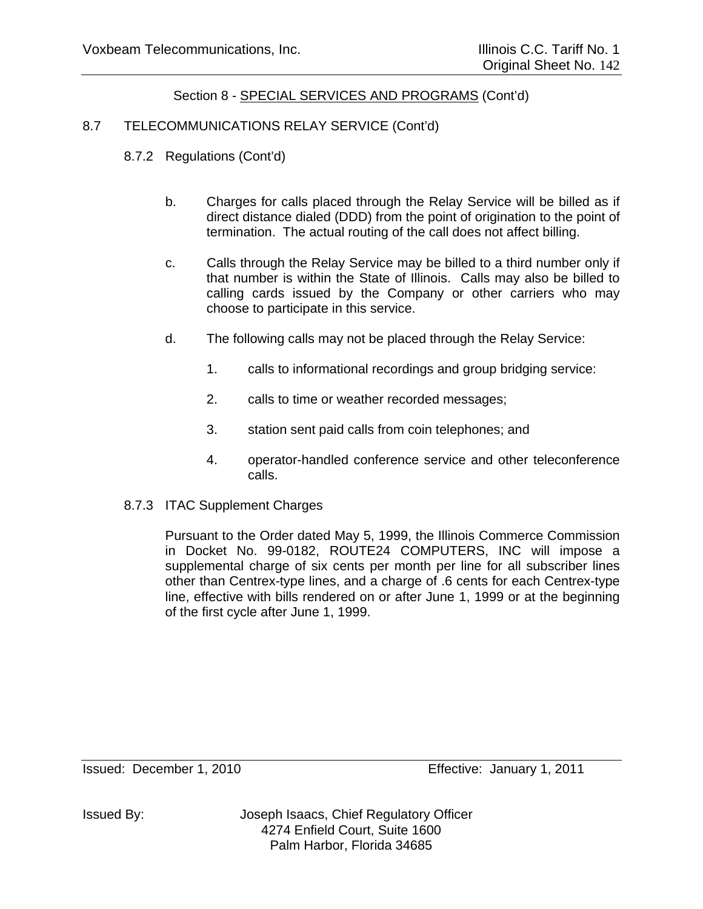Section 8 - SPECIAL SERVICES AND PROGRAMS (Cont'd)

8.7 TELECOMMUNICATIONS RELAY SERVICE (Cont'd)

8.7.2 Regulations (Cont'd)

b. Charges for calls placed through the Relay Service will be billed as if direct distance dialed (DDD) from the point of origination to the point of termination. The actual routing of the call does not affect billing.

c. Calls through the Relay Service may be billed to a third number only if that number is within the State of Illinois. Calls may also be billed to calling cards issued by the Company or other carriers who may choose to participate in this service.

d. The following calls may not be placed through the Relay Service:

1. calls to informational recordings and group bridging service:

2. calls to time or weather recorded messages;

3. station sent paid calls from coin telephones; and

4. operator-handled conference service and other teleconference calls.

8.7.3 ITAC Supplement Charges

Pursuant to the Order dated May 5, 1999, the Illinois Commerce Commission in Docket No. 99-0182, ROUTE24 COMPUTERS, INC will impose a supplemental charge of six cents per month per line for all subscriber lines other than Centrex-type lines, and a charge of .6 cents for each Centrex-type line, effective with bills rendered on or after June 1, 1999 or at the beginning of the first cycle after June 1, 1999.

Issued: December 1, 2010 Effective: January 1, 2011

Issued By: Joseph Isaacs, Chief Regulatory Officer
4274 Enfield Court, Suite 1600
Palm Harbor, Florida 34685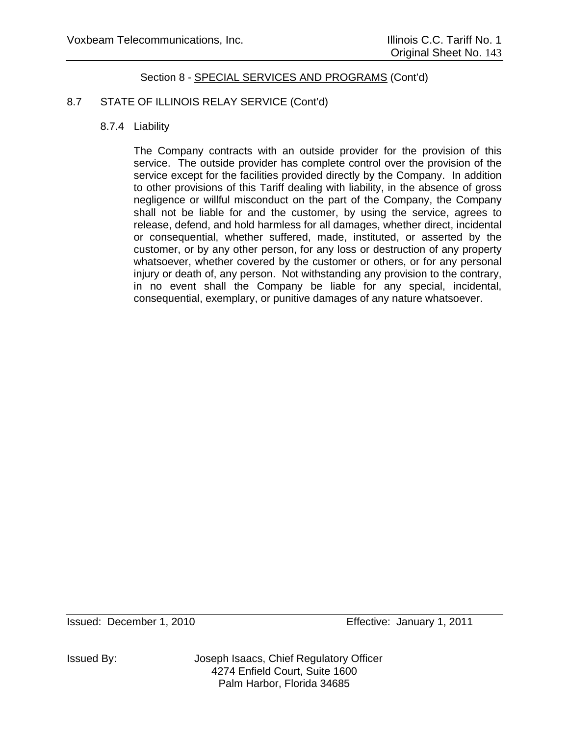Section 8 - SPECIAL SERVICES AND PROGRAMS (Cont'd)

## 8.7 STATE OF ILLINOIS RELAY SERVICE (Cont'd)

### 8.7.4 Liability

The Company contracts with an outside provider for the provision of this service. The outside provider has complete control over the provision of the service except for the facilities provided directly by the Company. In addition to other provisions of this Tariff dealing with liability, in the absence of gross negligence or willful misconduct on the part of the Company, the Company shall not be liable for and the customer, by using the service, agrees to release, defend, and hold harmless for all damages, whether direct, incidental or consequential, whether suffered, made, instituted, or asserted by the customer, or by any other person, for any loss or destruction of any property whatsoever, whether covered by the customer or others, or for any personal injury or death of, any person. Not withstanding any provision to the contrary, in no event shall the Company be liable for any special, incidental, consequential, exemplary, or punitive damages of any nature whatsoever.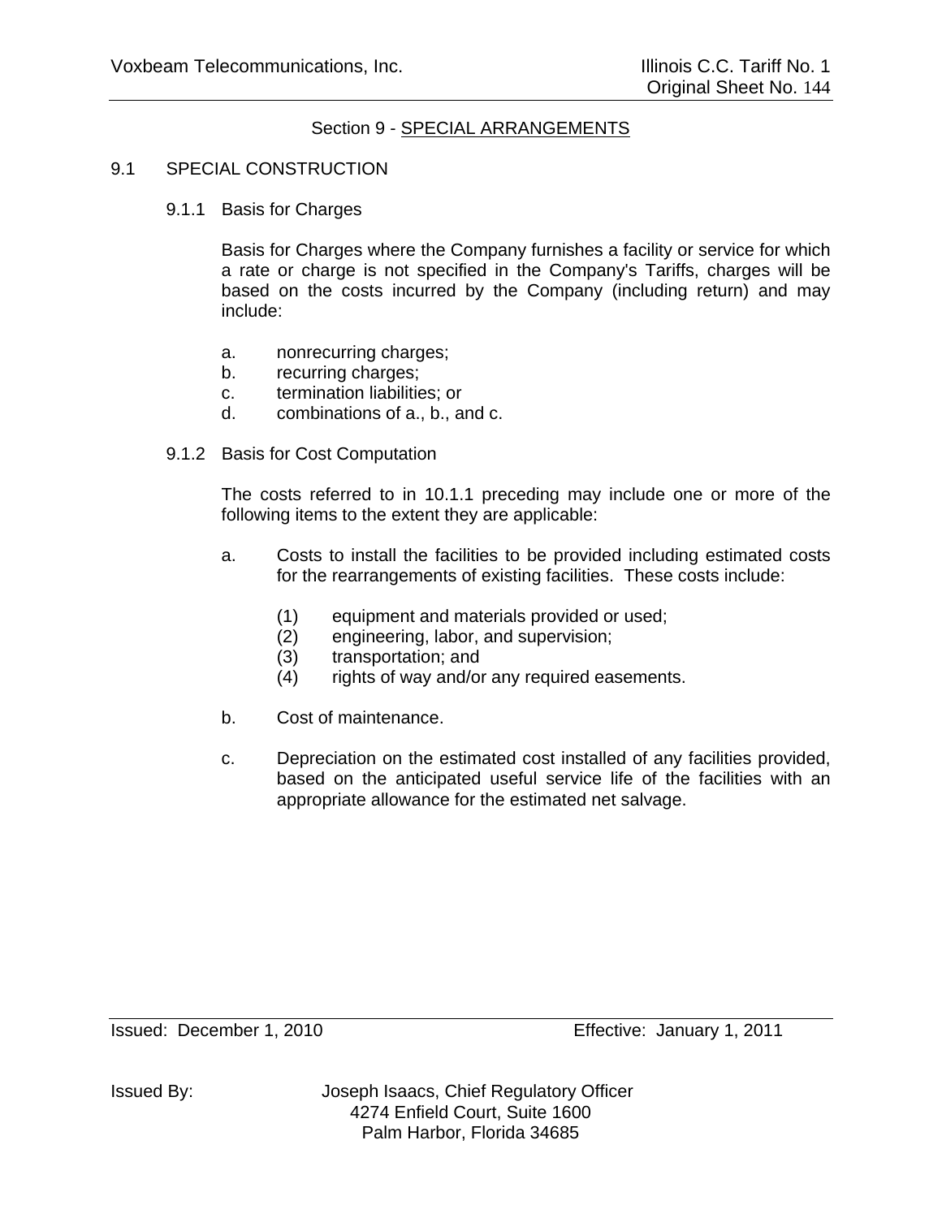## Section 9 - SPECIAL ARRANGEMENTS

### 9.1 SPECIAL CONSTRUCTION

#### 9.1.1 Basis for Charges

Basis for Charges where the Company furnishes a facility or service for which a rate or charge is not specified in the Company's Tariffs, charges will be based on the costs incurred by the Company (including return) and may include:

a. nonrecurring charges;
b. recurring charges;
c. termination liabilities; or
d. combinations of a., b., and c.

#### 9.1.2 Basis for Cost Computation

The costs referred to in 10.1.1 preceding may include one or more of the following items to the extent they are applicable:

a. Costs to install the facilities to be provided including estimated costs for the rearrangements of existing facilities. These costs include:

   (1) equipment and materials provided or used;
   (2) engineering, labor, and supervision;
   (3) transportation; and
   (4) rights of way and/or any required easements.

b. Cost of maintenance.

c. Depreciation on the estimated cost installed of any facilities provided, based on the anticipated useful service life of the facilities with an appropriate allowance for the estimated net salvage.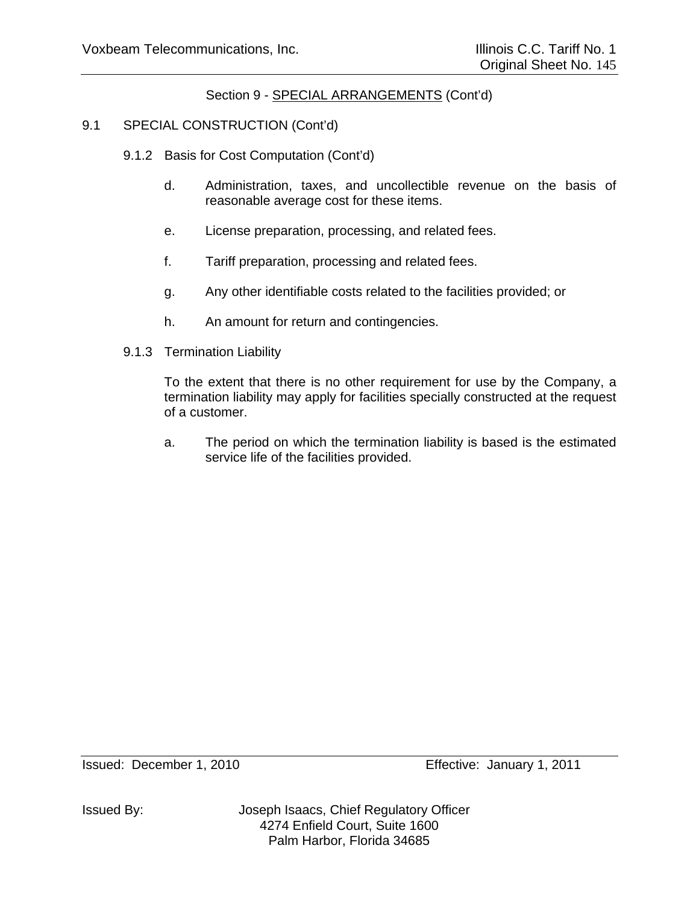Section 9 - SPECIAL ARRANGEMENTS (Cont'd)

9.1 SPECIAL CONSTRUCTION (Cont'd)

9.1.2 Basis for Cost Computation (Cont'd)

d. Administration, taxes, and uncollectible revenue on the basis of reasonable average cost for these items.

e. License preparation, processing, and related fees.

f. Tariff preparation, processing and related fees.

g. Any other identifiable costs related to the facilities provided; or

h. An amount for return and contingencies.

9.1.3 Termination Liability

To the extent that there is no other requirement for use by the Company, a termination liability may apply for facilities specially constructed at the request of a customer.

a. The period on which the termination liability is based is the estimated service life of the facilities provided.

Issued: December 1, 2010 Effective: January 1, 2011

Issued By: Joseph Isaacs, Chief Regulatory Officer
4274 Enfield Court, Suite 1600
Palm Harbor, Florida 34685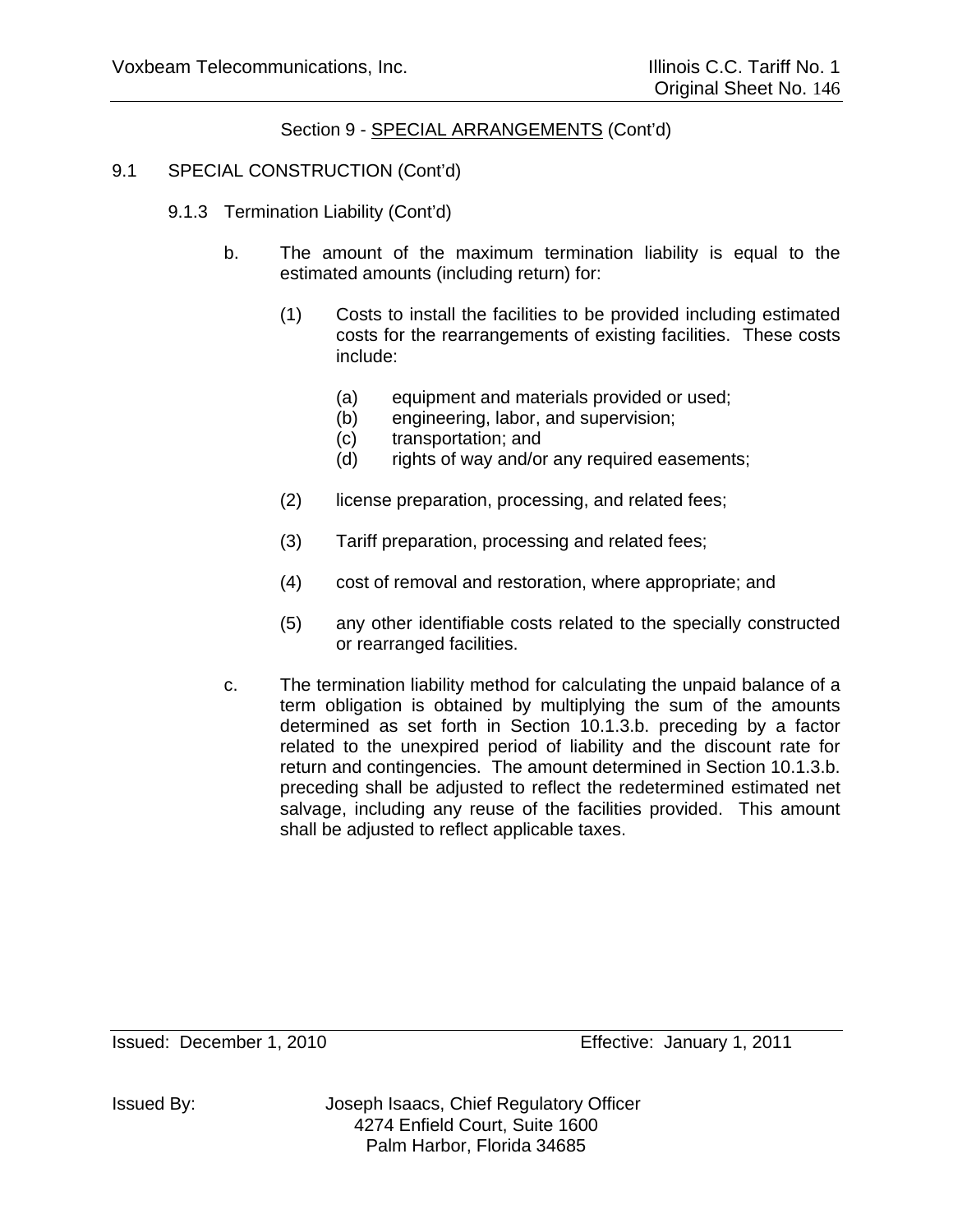Section 9 - SPECIAL ARRANGEMENTS (Cont'd)

9.1 SPECIAL CONSTRUCTION (Cont'd)

9.1.3 Termination Liability (Cont'd)

b. The amount of the maximum termination liability is equal to the estimated amounts (including return) for:

(1) Costs to install the facilities to be provided including estimated costs for the rearrangements of existing facilities. These costs include:

(a) equipment and materials provided or used;
(b) engineering, labor, and supervision;
(c) transportation; and
(d) rights of way and/or any required easements;

(2) license preparation, processing, and related fees;

(3) Tariff preparation, processing and related fees;

(4) cost of removal and restoration, where appropriate; and

(5) any other identifiable costs related to the specially constructed or rearranged facilities.

c. The termination liability method for calculating the unpaid balance of a term obligation is obtained by multiplying the sum of the amounts determined as set forth in Section 10.1.3.b. preceding by a factor related to the unexpired period of liability and the discount rate for return and contingencies. The amount determined in Section 10.1.3.b. preceding shall be adjusted to reflect the redetermined estimated net salvage, including any reuse of the facilities provided. This amount shall be adjusted to reflect applicable taxes.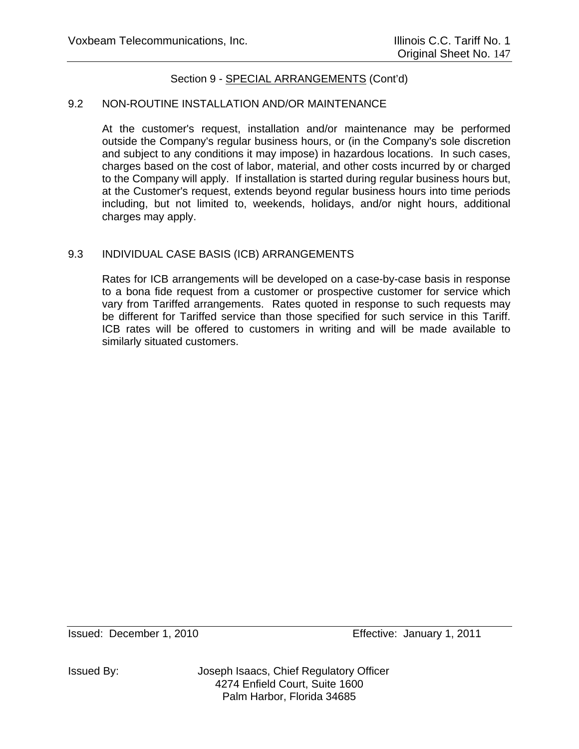Section 9 - SPECIAL ARRANGEMENTS (Cont'd)

## 9.2 NON-ROUTINE INSTALLATION AND/OR MAINTENANCE

At the customer's request, installation and/or maintenance may be performed outside the Company's regular business hours, or (in the Company's sole discretion and subject to any conditions it may impose) in hazardous locations. In such cases, charges based on the cost of labor, material, and other costs incurred by or charged to the Company will apply. If installation is started during regular business hours but, at the Customer's request, extends beyond regular business hours into time periods including, but not limited to, weekends, holidays, and/or night hours, additional charges may apply.

## 9.3 INDIVIDUAL CASE BASIS (ICB) ARRANGEMENTS

Rates for ICB arrangements will be developed on a case-by-case basis in response to a bona fide request from a customer or prospective customer for service which vary from Tariffed arrangements. Rates quoted in response to such requests may be different for Tariffed service than those specified for such service in this Tariff. ICB rates will be offered to customers in writing and will be made available to similarly situated customers.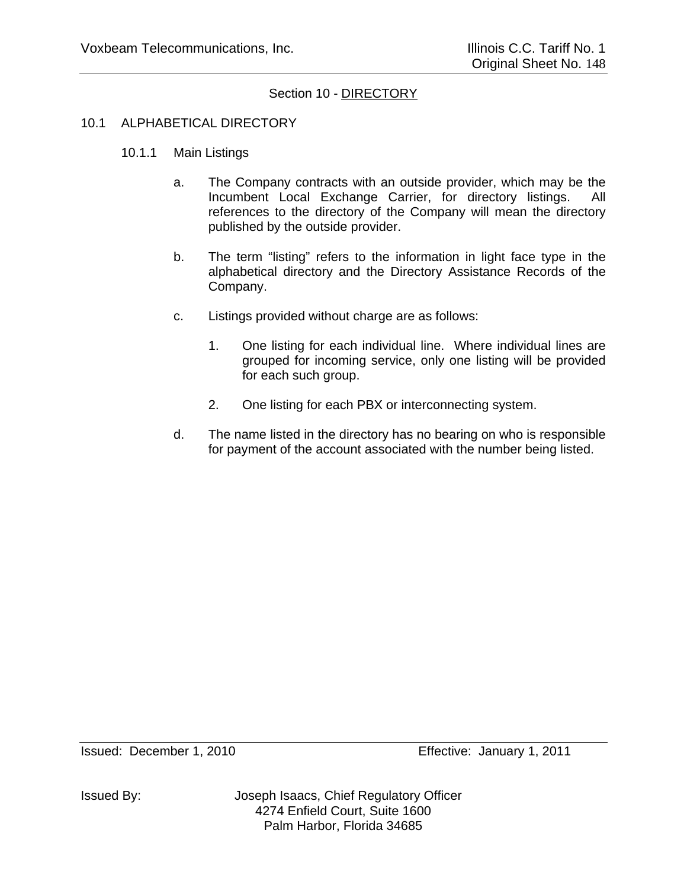## Section 10 - DIRECTORY

### 10.1 ALPHABETICAL DIRECTORY

#### 10.1.1 Main Listings

a. The Company contracts with an outside provider, which may be the Incumbent Local Exchange Carrier, for directory listings. All references to the directory of the Company will mean the directory published by the outside provider.

b. The term “listing” refers to the information in light face type in the alphabetical directory and the Directory Assistance Records of the Company.

c. Listings provided without charge are as follows:

   1. One listing for each individual line. Where individual lines are grouped for incoming service, only one listing will be provided for each such group.

   2. One listing for each PBX or interconnecting system.

d. The name listed in the directory has no bearing on who is responsible for payment of the account associated with the number being listed.

Issued: December 1, 2010 Effective: January 1, 2011

Issued By: Joseph Isaacs, Chief Regulatory Officer
4274 Enfield Court, Suite 1600
Palm Harbor, Florida 34685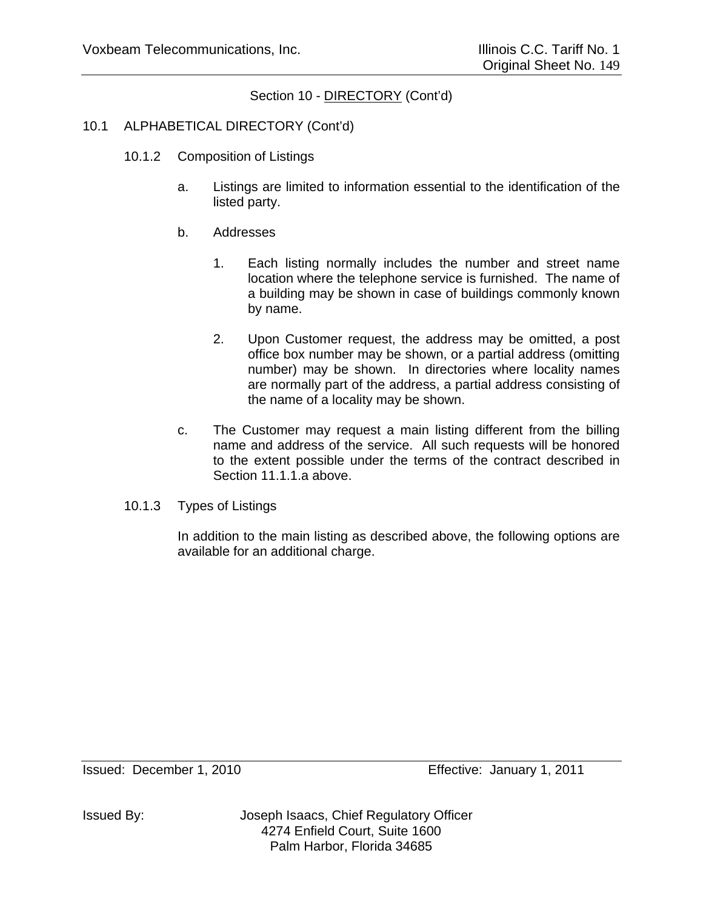Section 10 - DIRECTORY (Cont'd)

10.1 ALPHABETICAL DIRECTORY (Cont'd)

10.1.2 Composition of Listings

a. Listings are limited to information essential to the identification of the listed party.

b. Addresses

1. Each listing normally includes the number and street name location where the telephone service is furnished. The name of a building may be shown in case of buildings commonly known by name.

2. Upon Customer request, the address may be omitted, a post office box number may be shown, or a partial address (omitting number) may be shown. In directories where locality names are normally part of the address, a partial address consisting of the name of a locality may be shown.

c. The Customer may request a main listing different from the billing name and address of the service. All such requests will be honored to the extent possible under the terms of the contract described in Section 11.1.1.a above.

10.1.3 Types of Listings

In addition to the main listing as described above, the following options are available for an additional charge.

Issued: December 1, 2010 Effective: January 1, 2011

Issued By: Joseph Isaacs, Chief Regulatory Officer
4274 Enfield Court, Suite 1600
Palm Harbor, Florida 34685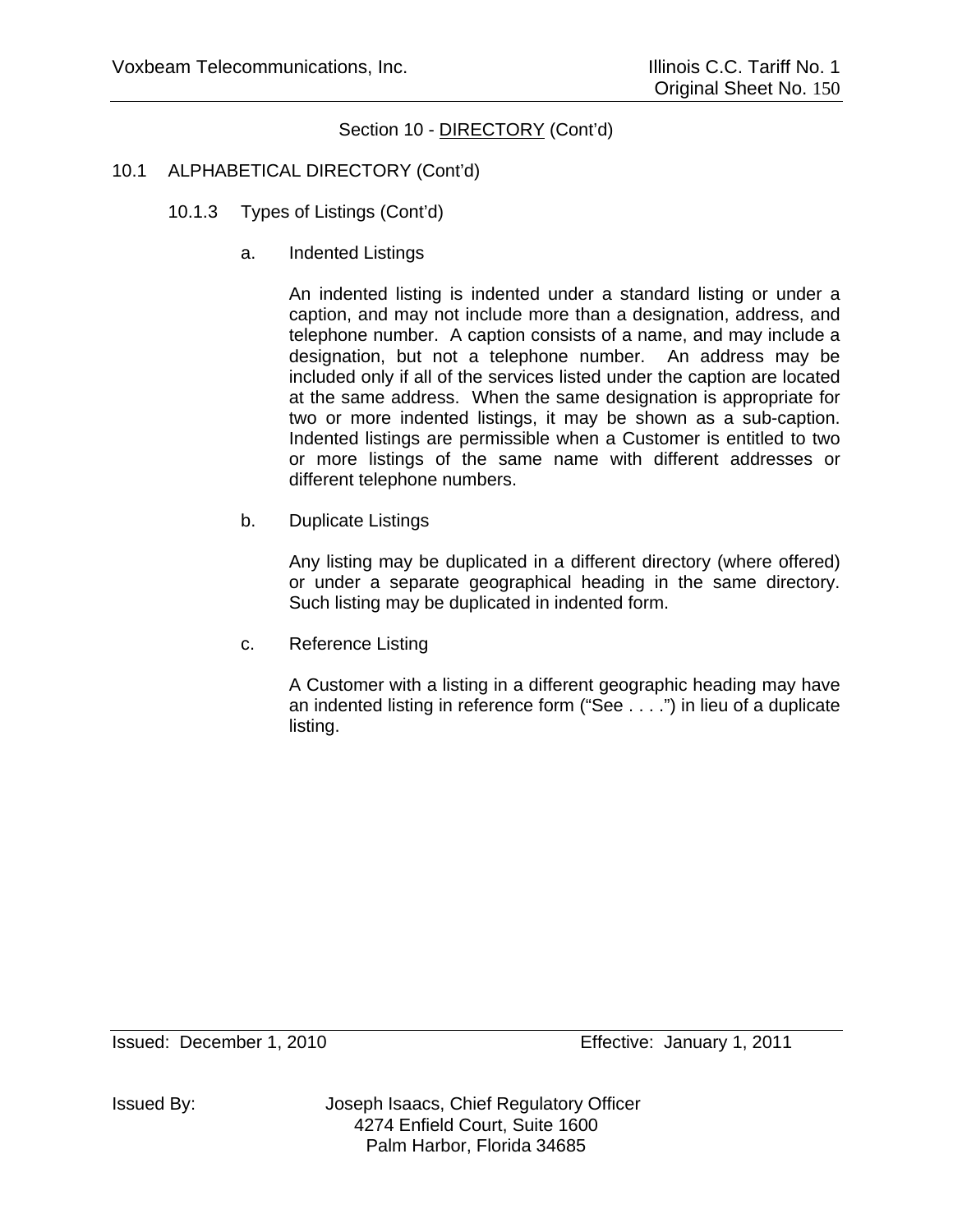Section 10 - DIRECTORY (Cont'd)

10.1 ALPHABETICAL DIRECTORY (Cont'd)

10.1.3 Types of Listings (Cont'd)

a. Indented Listings

An indented listing is indented under a standard listing or under a caption, and may not include more than a designation, address, and telephone number. A caption consists of a name, and may include a designation, but not a telephone number. An address may be included only if all of the services listed under the caption are located at the same address. When the same designation is appropriate for two or more indented listings, it may be shown as a sub-caption. Indented listings are permissible when a Customer is entitled to two or more listings of the same name with different addresses or different telephone numbers.

b. Duplicate Listings

Any listing may be duplicated in a different directory (where offered) or under a separate geographical heading in the same directory. Such listing may be duplicated in indented form.

c. Reference Listing

A Customer with a listing in a different geographic heading may have an indented listing in reference form ("See . . . .") in lieu of a duplicate listing.

Issued: December 1, 2010 Effective: January 1, 2011

Issued By: Joseph Isaacs, Chief Regulatory Officer
4274 Enfield Court, Suite 1600
Palm Harbor, Florida 34685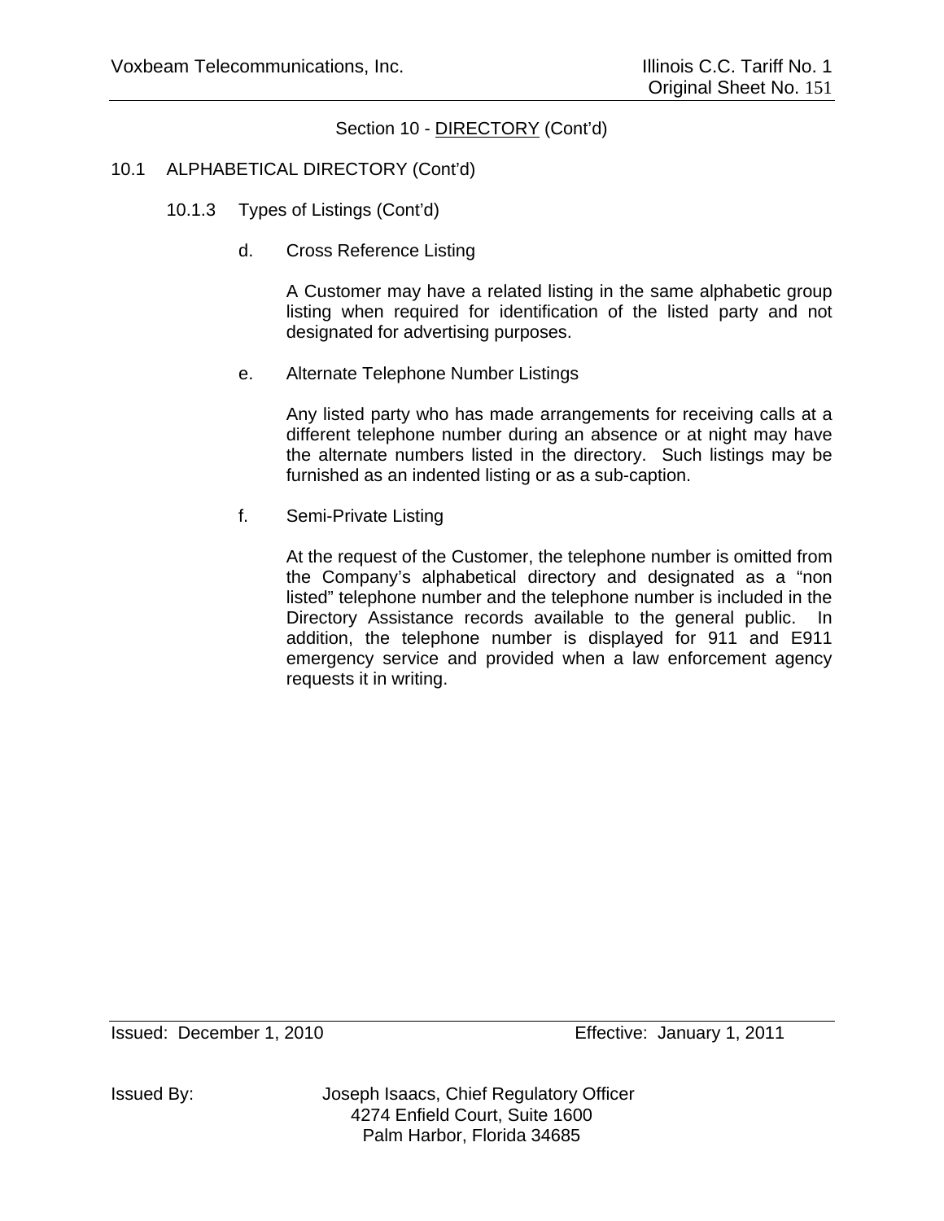Section 10 - DIRECTORY (Cont'd)

10.1 ALPHABETICAL DIRECTORY (Cont'd)

10.1.3 Types of Listings (Cont'd)

d. Cross Reference Listing

A Customer may have a related listing in the same alphabetic group listing when required for identification of the listed party and not designated for advertising purposes.

e. Alternate Telephone Number Listings

Any listed party who has made arrangements for receiving calls at a different telephone number during an absence or at night may have the alternate numbers listed in the directory. Such listings may be furnished as an indented listing or as a sub-caption.

f. Semi-Private Listing

At the request of the Customer, the telephone number is omitted from the Company's alphabetical directory and designated as a "non listed" telephone number and the telephone number is included in the Directory Assistance records available to the general public. In addition, the telephone number is displayed for 911 and E911 emergency service and provided when a law enforcement agency requests it in writing.

Issued: December 1, 2010 Effective: January 1, 2011

Issued By: Joseph Isaacs, Chief Regulatory Officer
4274 Enfield Court, Suite 1600
Palm Harbor, Florida 34685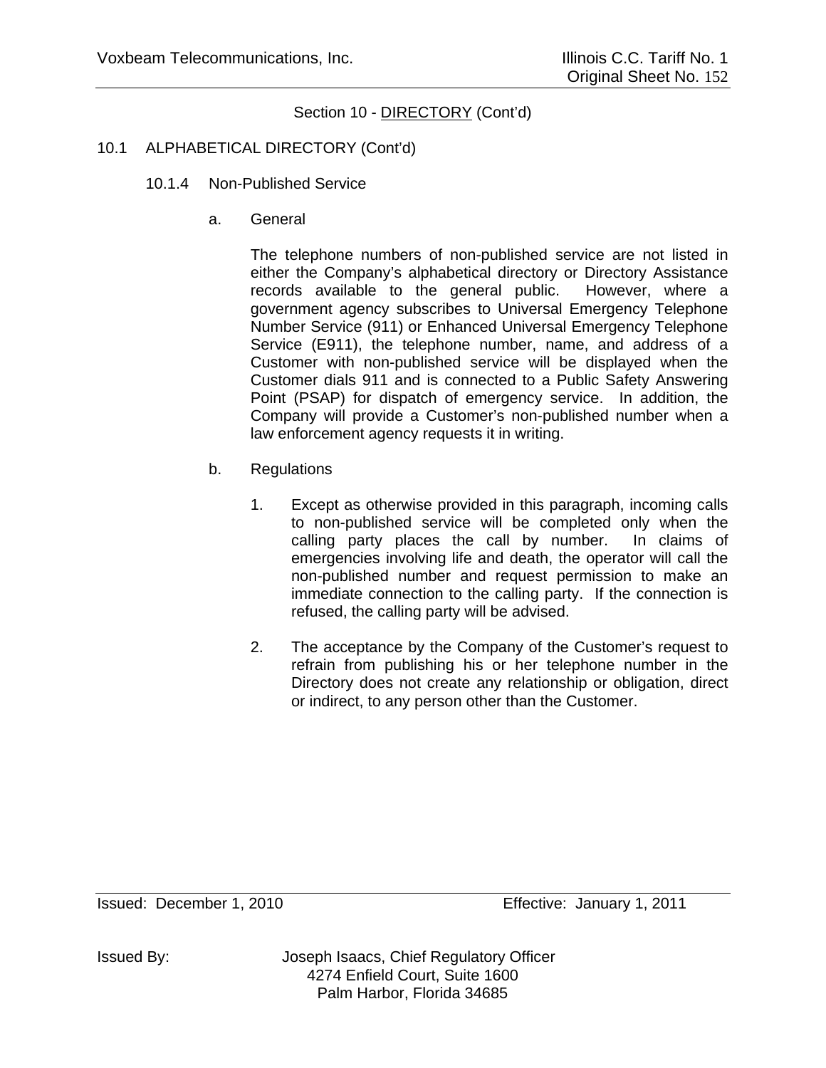Section 10 - DIRECTORY (Cont'd)

10.1 ALPHABETICAL DIRECTORY (Cont'd)

10.1.4 Non-Published Service

a. General

The telephone numbers of non-published service are not listed in either the Company's alphabetical directory or Directory Assistance records available to the general public. However, where a government agency subscribes to Universal Emergency Telephone Number Service (911) or Enhanced Universal Emergency Telephone Service (E911), the telephone number, name, and address of a Customer with non-published service will be displayed when the Customer dials 911 and is connected to a Public Safety Answering Point (PSAP) for dispatch of emergency service. In addition, the Company will provide a Customer's non-published number when a law enforcement agency requests it in writing.

b. Regulations

1. Except as otherwise provided in this paragraph, incoming calls to non-published service will be completed only when the calling party places the call by number. In claims of emergencies involving life and death, the operator will call the non-published number and request permission to make an immediate connection to the calling party. If the connection is refused, the calling party will be advised.

2. The acceptance by the Company of the Customer's request to refrain from publishing his or her telephone number in the Directory does not create any relationship or obligation, direct or indirect, to any person other than the Customer.

Issued: December 1, 2010 Effective: January 1, 2011

Issued By: Joseph Isaacs, Chief Regulatory Officer
4274 Enfield Court, Suite 1600
Palm Harbor, Florida 34685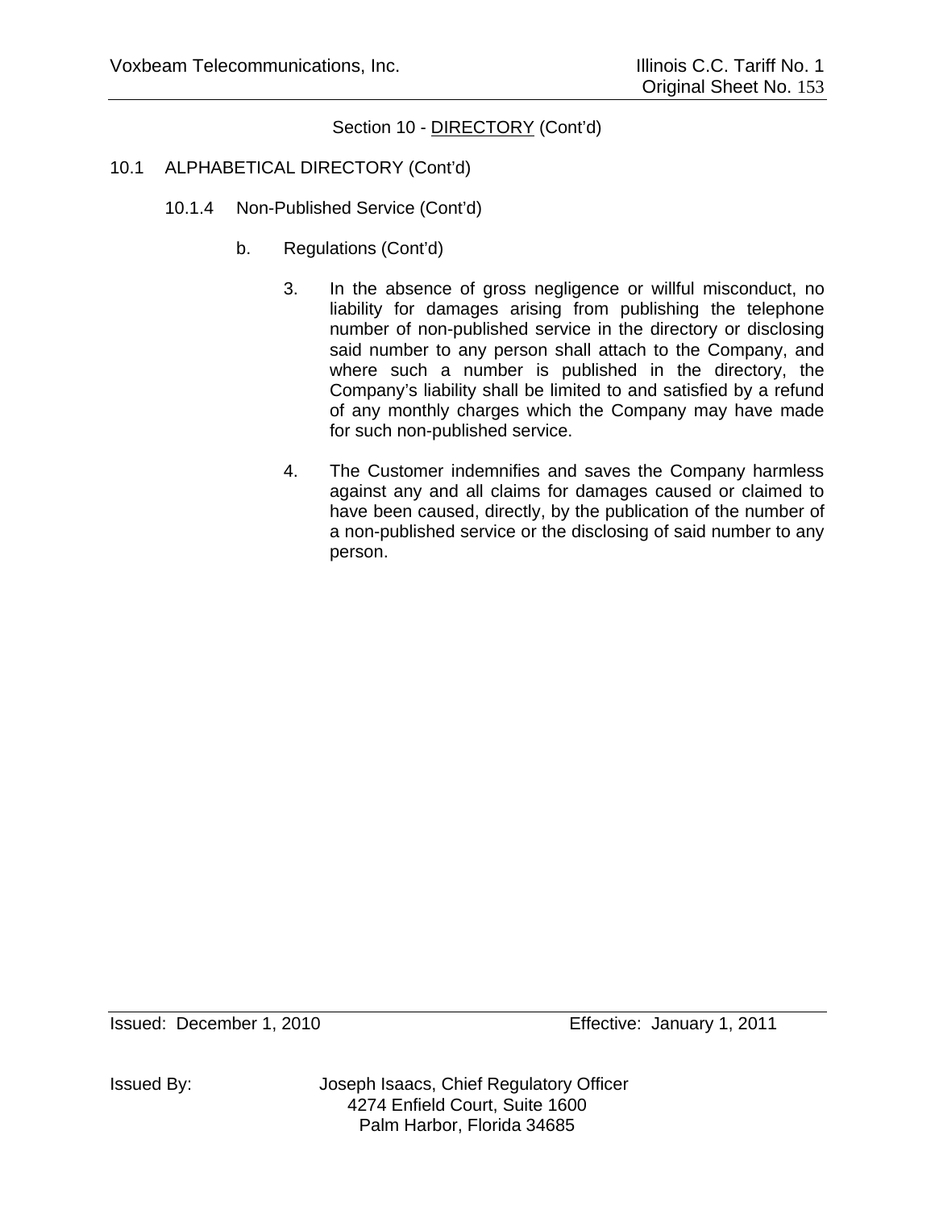Section 10 - DIRECTORY (Cont'd)

10.1 ALPHABETICAL DIRECTORY (Cont'd)

10.1.4 Non-Published Service (Cont'd)

b. Regulations (Cont'd)

3. In the absence of gross negligence or willful misconduct, no liability for damages arising from publishing the telephone number of non-published service in the directory or disclosing said number to any person shall attach to the Company, and where such a number is published in the directory, the Company's liability shall be limited to and satisfied by a refund of any monthly charges which the Company may have made for such non-published service.

4. The Customer indemnifies and saves the Company harmless against any and all claims for damages caused or claimed to have been caused, directly, by the publication of the number of a non-published service or the disclosing of said number to any person.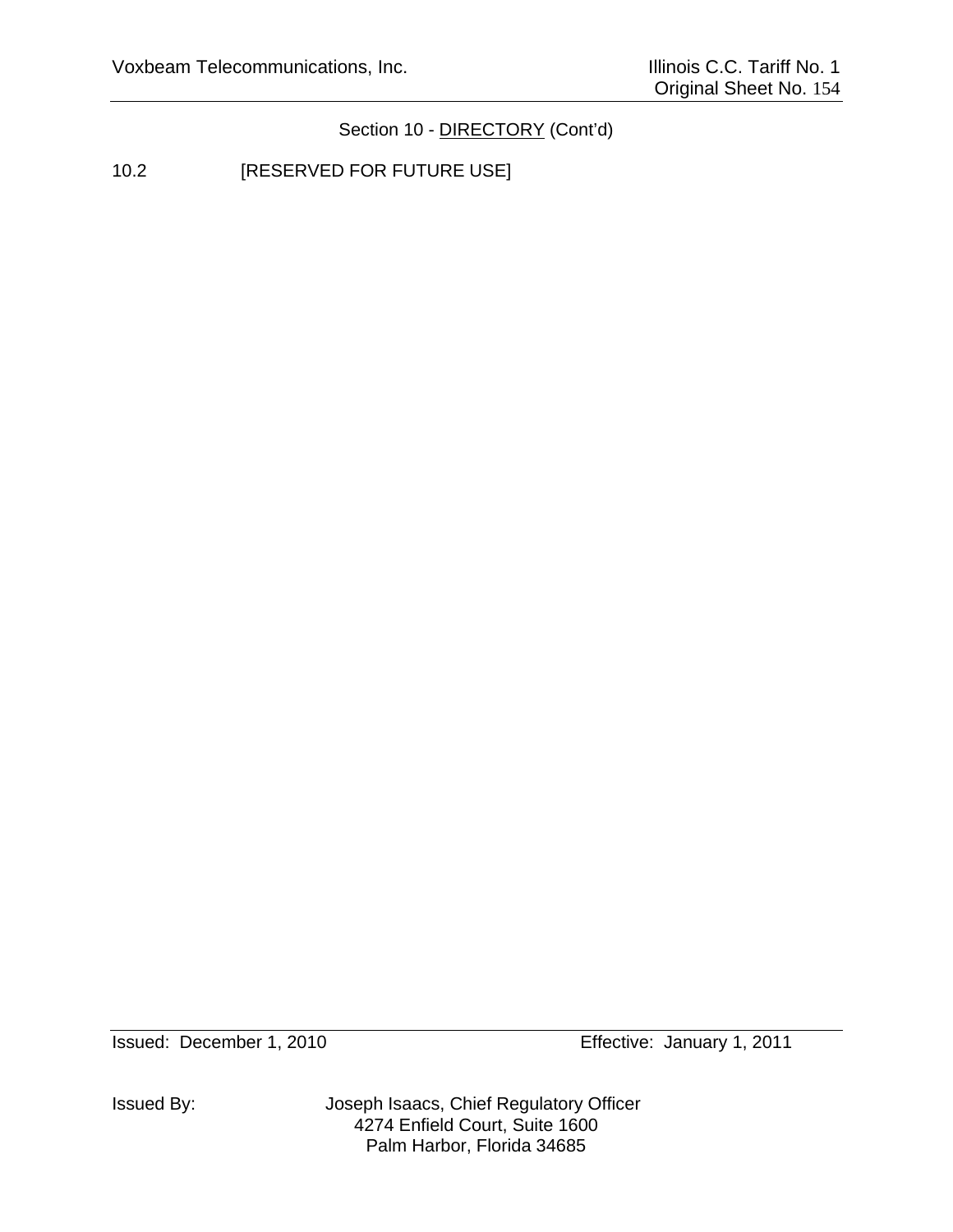Section 10 - DIRECTORY (Cont'd)

10.2 [RESERVED FOR FUTURE USE]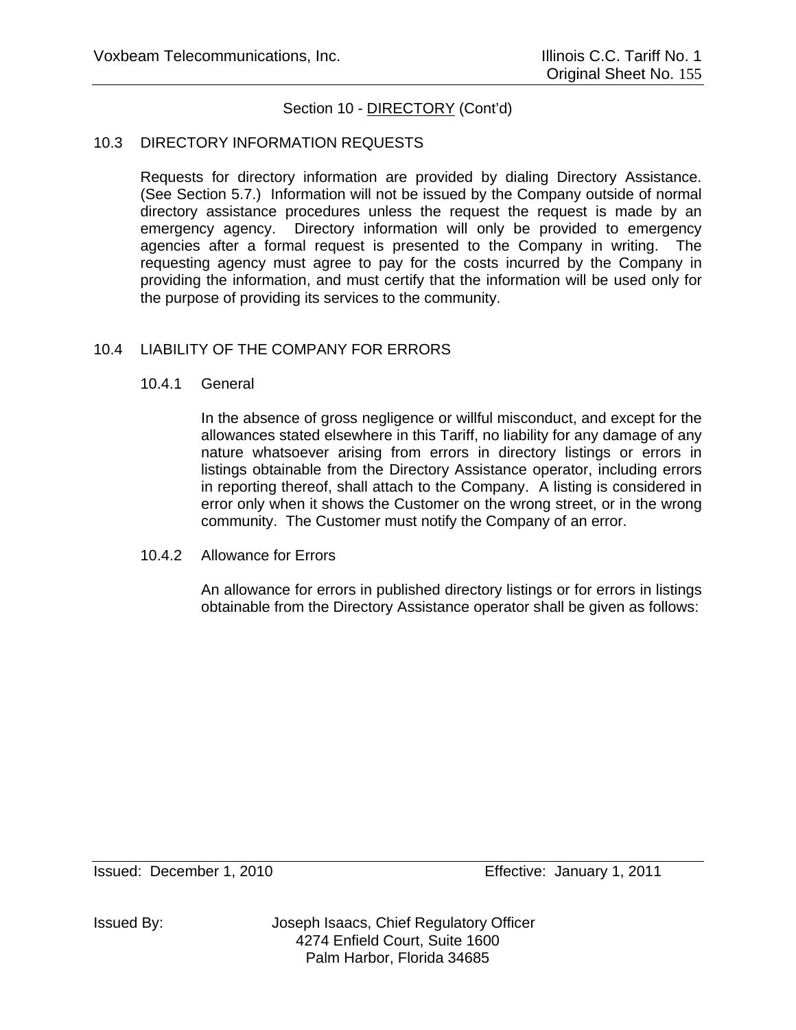Section 10 - DIRECTORY (Cont'd)

## 10.3 DIRECTORY INFORMATION REQUESTS

Requests for directory information are provided by dialing Directory Assistance. (See Section 5.7.) Information will not be issued by the Company outside of normal directory assistance procedures unless the request the request is made by an emergency agency. Directory information will only be provided to emergency agencies after a formal request is presented to the Company in writing. The requesting agency must agree to pay for the costs incurred by the Company in providing the information, and must certify that the information will be used only for the purpose of providing its services to the community.

## 10.4 LIABILITY OF THE COMPANY FOR ERRORS

### 10.4.1 General

In the absence of gross negligence or willful misconduct, and except for the allowances stated elsewhere in this Tariff, no liability for any damage of any nature whatsoever arising from errors in directory listings or errors in listings obtainable from the Directory Assistance operator, including errors in reporting thereof, shall attach to the Company. A listing is considered in error only when it shows the Customer on the wrong street, or in the wrong community. The Customer must notify the Company of an error.

### 10.4.2 Allowance for Errors

An allowance for errors in published directory listings or for errors in listings obtainable from the Directory Assistance operator shall be given as follows:

Issued: December 1, 2010 Effective: January 1, 2011

Issued By: Joseph Isaacs, Chief Regulatory Officer
4274 Enfield Court, Suite 1600
Palm Harbor, Florida 34685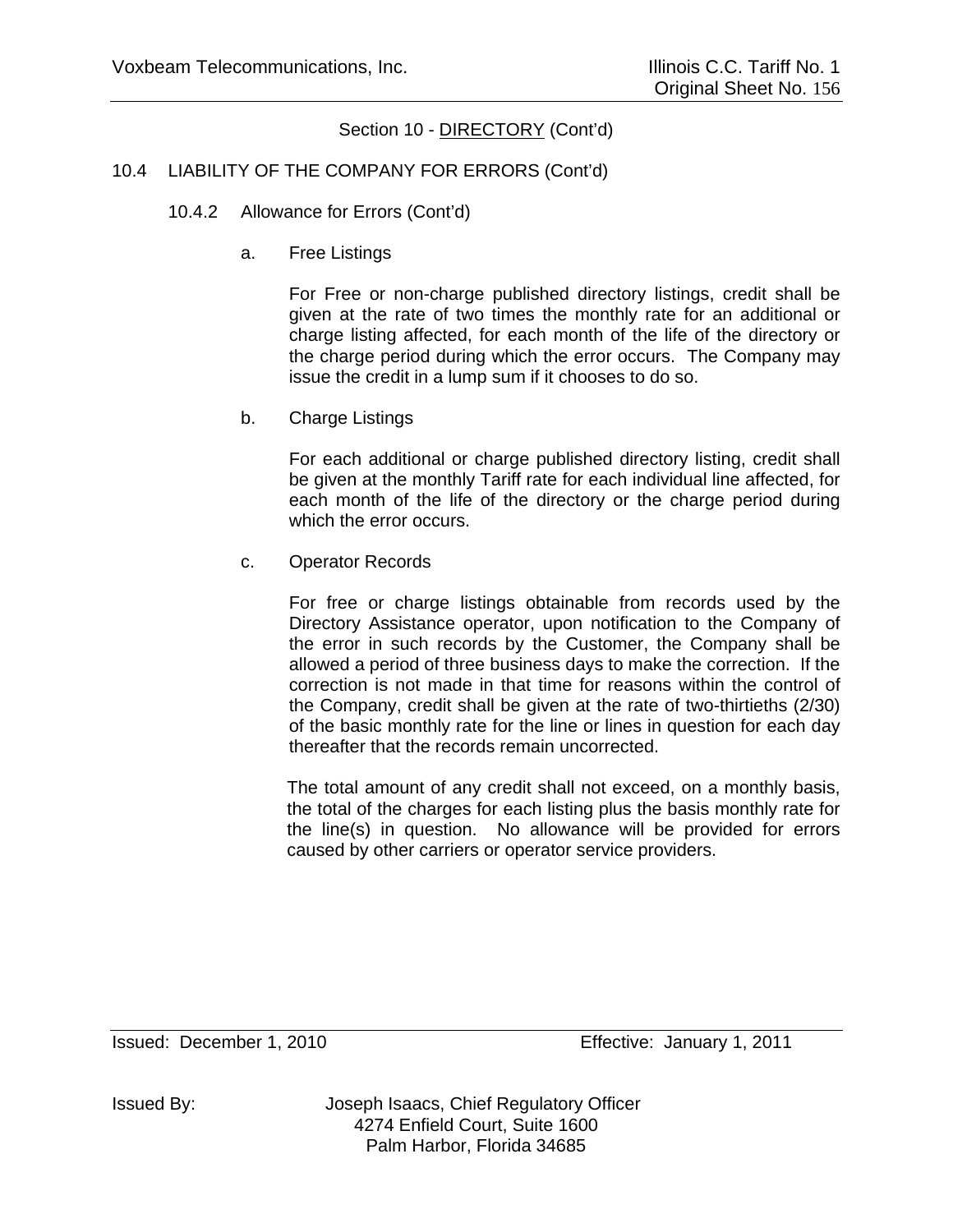Section 10 - DIRECTORY (Cont'd)

10.4 LIABILITY OF THE COMPANY FOR ERRORS (Cont'd)

10.4.2 Allowance for Errors (Cont'd)

a. Free Listings

For Free or non-charge published directory listings, credit shall be given at the rate of two times the monthly rate for an additional or charge listing affected, for each month of the life of the directory or the charge period during which the error occurs. The Company may issue the credit in a lump sum if it chooses to do so.

b. Charge Listings

For each additional or charge published directory listing, credit shall be given at the monthly Tariff rate for each individual line affected, for each month of the life of the directory or the charge period during which the error occurs.

c. Operator Records

For free or charge listings obtainable from records used by the Directory Assistance operator, upon notification to the Company of the error in such records by the Customer, the Company shall be allowed a period of three business days to make the correction. If the correction is not made in that time for reasons within the control of the Company, credit shall be given at the rate of two-thirtieths (2/30) of the basic monthly rate for the line or lines in question for each day thereafter that the records remain uncorrected.

The total amount of any credit shall not exceed, on a monthly basis, the total of the charges for each listing plus the basis monthly rate for the line(s) in question. No allowance will be provided for errors caused by other carriers or operator service providers.

Issued: December 1, 2010 Effective: January 1, 2011

Issued By: Joseph Isaacs, Chief Regulatory Officer
4274 Enfield Court, Suite 1600
Palm Harbor, Florida 34685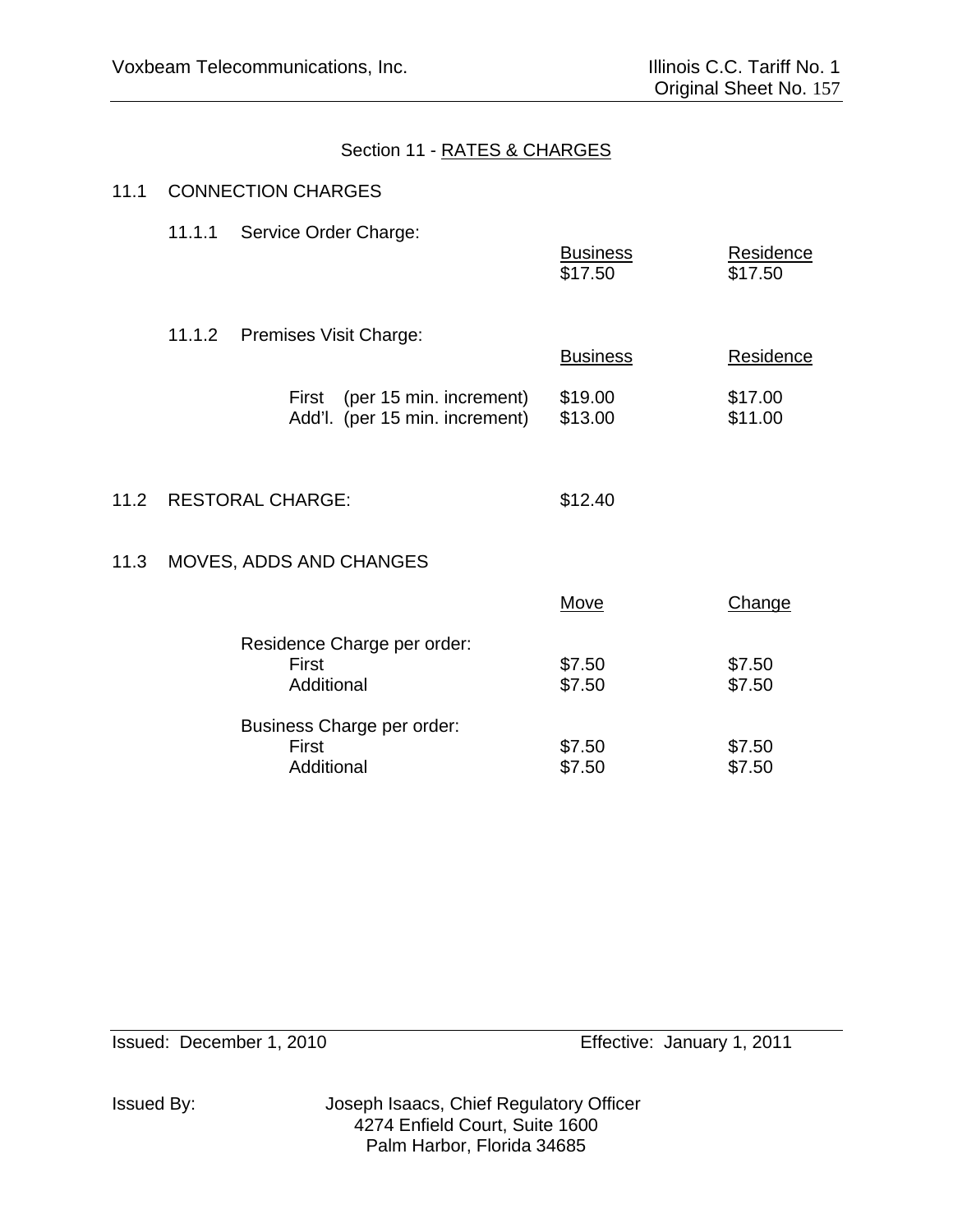## Section 11 - RATES & CHARGES

### 11.1 CONNECTION CHARGES

11.1.1 Service Order Charge:

| | Business | Residence |
|---|---|---|
| | $17.50 | $17.50 |

11.1.2 Premises Visit Charge:

| | Business | Residence |
|---|---|---|
| First (per 15 min. increment) | $19.00 | $17.00 |
| Add'l. (per 15 min. increment) | $13.00 | $11.00 |

### 11.2 RESTORAL CHARGE: $12.40

### 11.3 MOVES, ADDS AND CHANGES

| | Move | Change |
|---|---|---|
| Residence Charge per order: | | |
| First | $7.50 | $7.50 |
| Additional | $7.50 | $7.50 |
| Business Charge per order: | | |
| First | $7.50 | $7.50 |
| Additional | $7.50 | $7.50 |

Issued: December 1, 2010 Effective: January 1, 2011

Issued By: Joseph Isaacs, Chief Regulatory Officer
4274 Enfield Court, Suite 1600
Palm Harbor, Florida 34685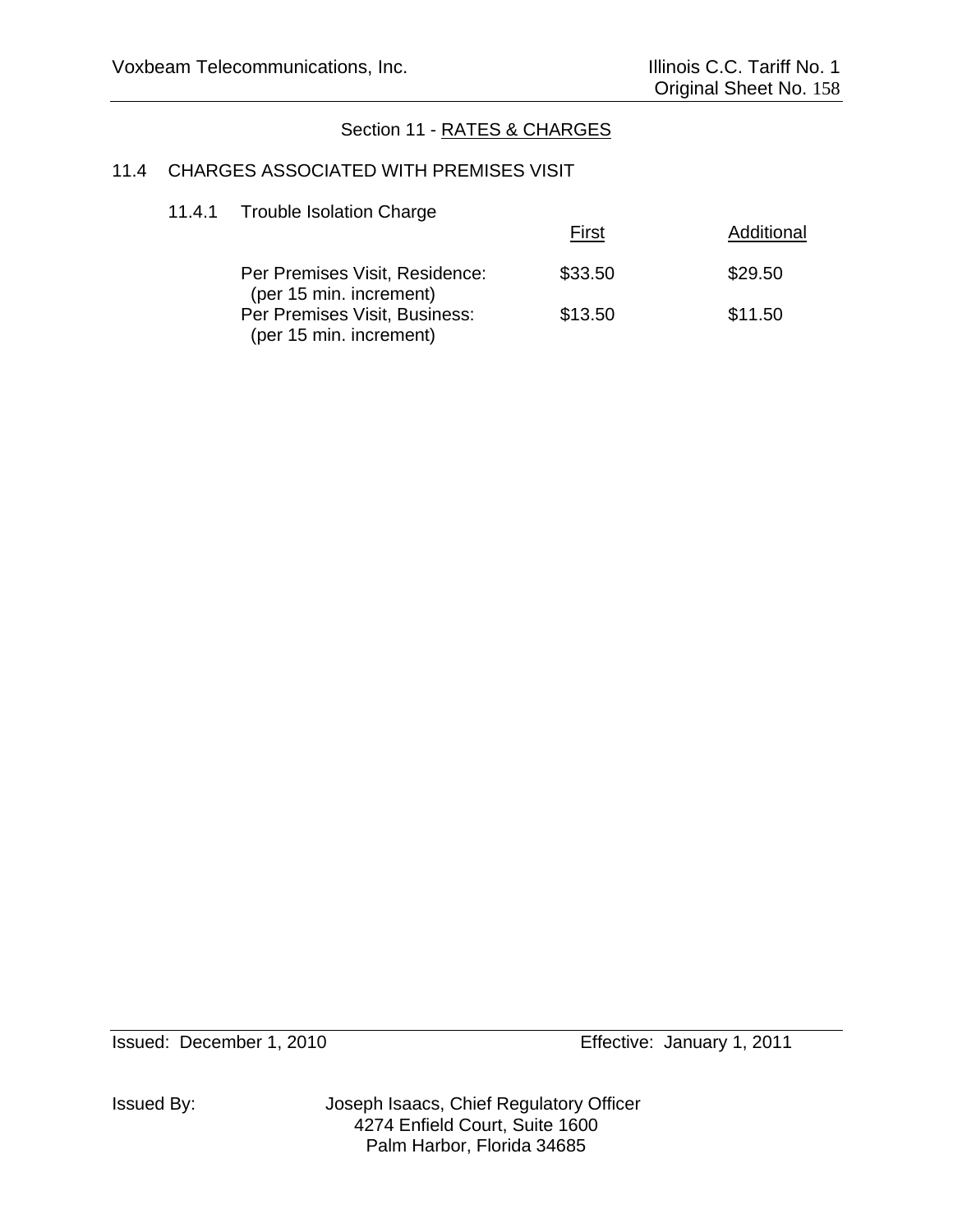Section 11 - RATES & CHARGES

## 11.4 CHARGES ASSOCIATED WITH PREMISES VISIT

### 11.4.1 Trouble Isolation Charge

| | First | Additional |
|---|---|---|
| Per Premises Visit, Residence: (per 15 min. increment) | $33.50 | $29.50 |
| Per Premises Visit, Business: (per 15 min. increment) | $13.50 | $11.50 |

Issued: December 1, 2010 Effective: January 1, 2011

Issued By: Joseph Isaacs, Chief Regulatory Officer
4274 Enfield Court, Suite 1600
Palm Harbor, Florida 34685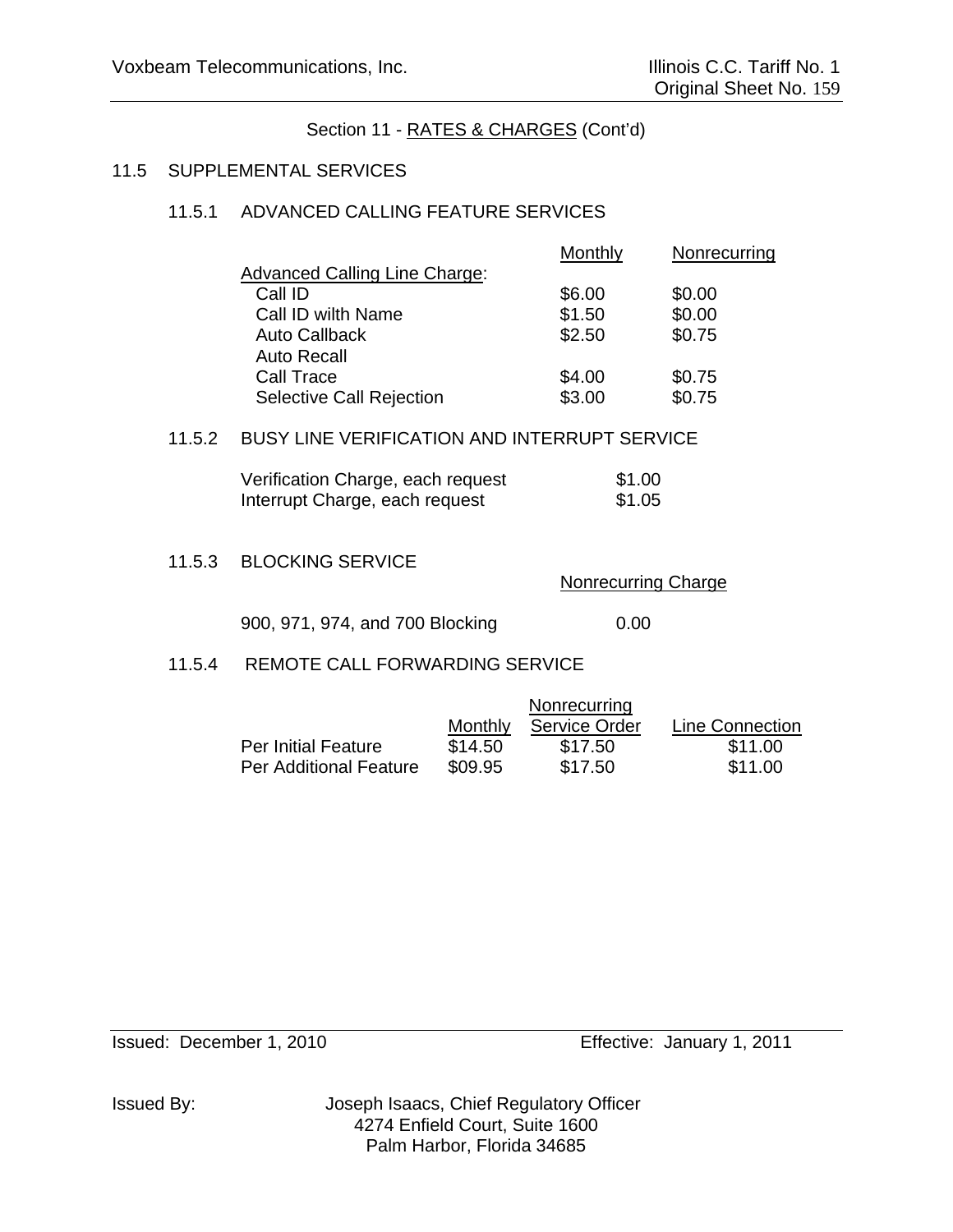Section 11 - RATES & CHARGES (Cont'd)

## 11.5 SUPPLEMENTAL SERVICES

### 11.5.1 ADVANCED CALLING FEATURE SERVICES

| | Monthly | Nonrecurring |
|---|---|---|
| Advanced Calling Line Charge: | | |
| Call ID | $6.00 | $0.00 |
| Call ID wilth Name | $1.50 | $0.00 |
| Auto Callback | $2.50 | $0.75 |
| Auto Recall | | |
| Call Trace | $4.00 | $0.75 |
| Selective Call Rejection | $3.00 | $0.75 |

### 11.5.2 BUSY LINE VERIFICATION AND INTERRUPT SERVICE

| | |
|---|---|
| Verification Charge, each request | $1.00 |
| Interrupt Charge, each request | $1.05 |

### 11.5.3 BLOCKING SERVICE

| | Nonrecurring Charge |
|---|---|
| 900, 971, 974, and 700 Blocking | 0.00 |

### 11.5.4 REMOTE CALL FORWARDING SERVICE

| | | Nonrecurring | |
|---|---|---|---|
| | Monthly | Service Order | Line Connection |
| Per Initial Feature | $14.50 | $17.50 | $11.00 |
| Per Additional Feature | $09.95 | $17.50 | $11.00 |

Issued: December 1, 2010 Effective: January 1, 2011

Issued By: Joseph Isaacs, Chief Regulatory Officer
4274 Enfield Court, Suite 1600
Palm Harbor, Florida 34685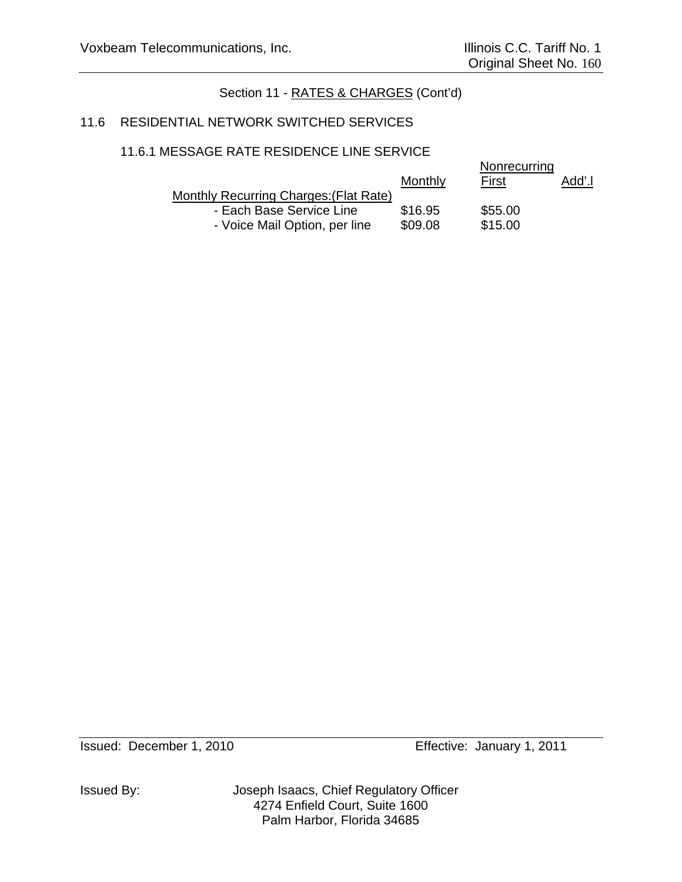Section 11 - RATES & CHARGES (Cont'd)

## 11.6 RESIDENTIAL NETWORK SWITCHED SERVICES

### 11.6.1 MESSAGE RATE RESIDENCE LINE SERVICE

| | Monthly | Nonrecurring First | Nonrecurring Add'.l |
|---|---|---|---|
| Monthly Recurring Charges:(Flat Rate) | | | |
| - Each Base Service Line | $16.95 | $55.00 | |
| - Voice Mail Option, per line | $09.08 | $15.00 | |

Issued: December 1, 2010

Effective: January 1, 2011

Issued By: Joseph Isaacs, Chief Regulatory Officer
4274 Enfield Court, Suite 1600
Palm Harbor, Florida 34685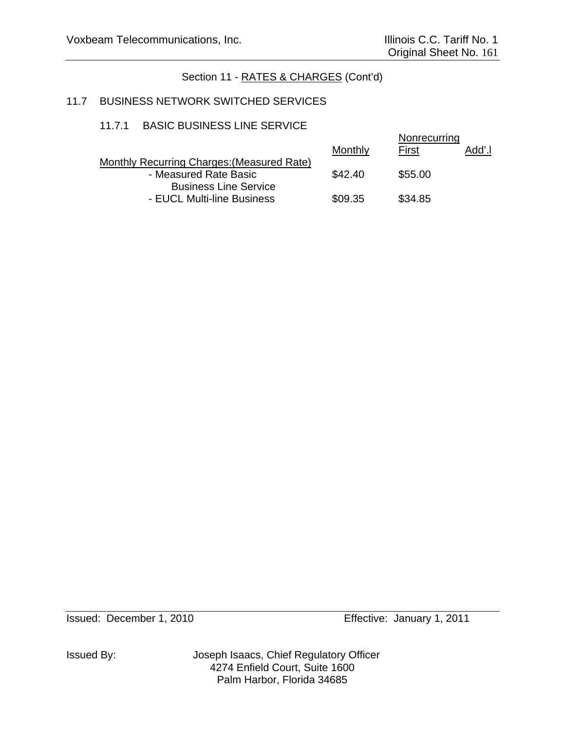Section 11 - RATES & CHARGES (Cont'd)

## 11.7 BUSINESS NETWORK SWITCHED SERVICES

### 11.7.1 BASIC BUSINESS LINE SERVICE

| | Monthly | Nonrecurring First | Nonrecurring Add'.l |
|---|---|---|---|
| Monthly Recurring Charges:(Measured Rate) | | | |
| - Measured Rate Basic Business Line Service | $42.40 | $55.00 | |
| - EUCL Multi-line Business | $09.35 | $34.85 | |

Issued: December 1, 2010 Effective: January 1, 2011

Issued By: Joseph Isaacs, Chief Regulatory Officer
4274 Enfield Court, Suite 1600
Palm Harbor, Florida 34685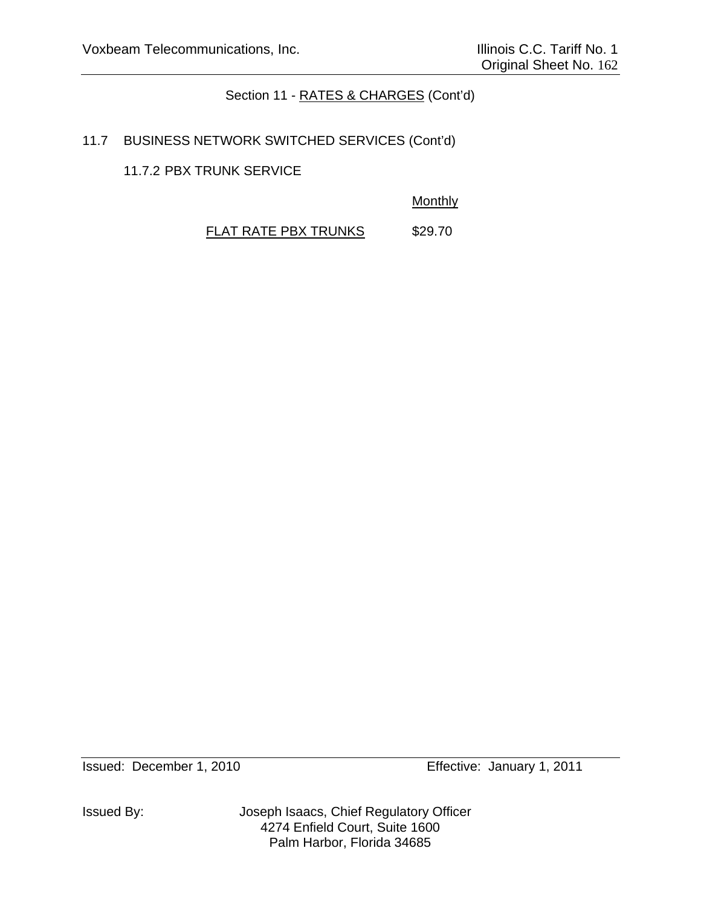Section 11 - RATES & CHARGES (Cont'd)

11.7 BUSINESS NETWORK SWITCHED SERVICES (Cont'd)

11.7.2 PBX TRUNK SERVICE

| | Monthly |
|---|---|
| FLAT RATE PBX TRUNKS | $29.70 |

Issued: December 1, 2010 Effective: January 1, 2011

Issued By: Joseph Isaacs, Chief Regulatory Officer
4274 Enfield Court, Suite 1600
Palm Harbor, Florida 34685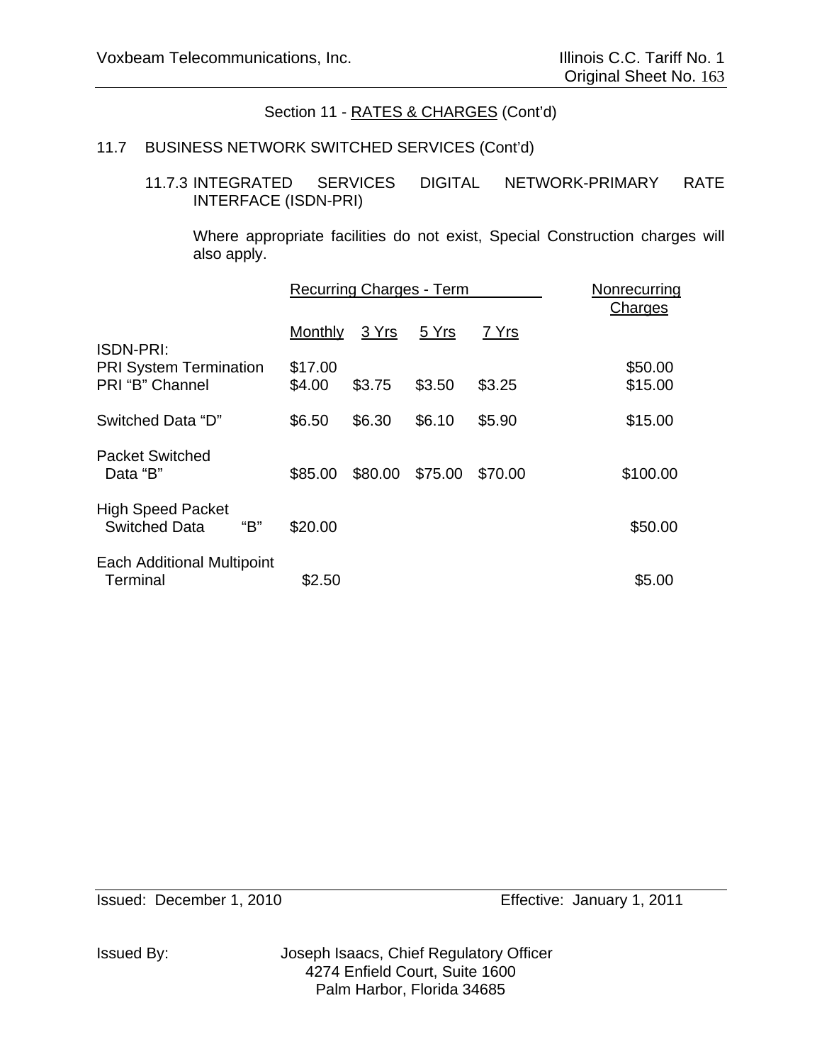Section 11 - RATES & CHARGES (Cont'd)

## 11.7 BUSINESS NETWORK SWITCHED SERVICES (Cont'd)

### 11.7.3 INTEGRATED SERVICES DIGITAL NETWORK-PRIMARY RATE INTERFACE (ISDN-PRI)

Where appropriate facilities do not exist, Special Construction charges will also apply.

| | Recurring Charges - Term | | | | Nonrecurring Charges |
|---|---|---|---|---|---|
| | Monthly | 3 Yrs | 5 Yrs | 7 Yrs | |
| ISDN-PRI: | | | | | |
| PRI System Termination | $17.00 | | | | $50.00 |
| PRI "B" Channel | $4.00 | $3.75 | $3.50 | $3.25 | $15.00 |
| Switched Data "D" | $6.50 | $6.30 | $6.10 | $5.90 | $15.00 |
| Packet Switched Data "B" | $85.00 | $80.00 | $75.00 | $70.00 | $100.00 |
| High Speed Packet Switched Data "B" | $20.00 | | | | $50.00 |
| Each Additional Multipoint Terminal | $2.50 | | | | $5.00 |

Issued: December 1, 2010

Effective: January 1, 2011

Issued By: Joseph Isaacs, Chief Regulatory Officer
4274 Enfield Court, Suite 1600
Palm Harbor, Florida 34685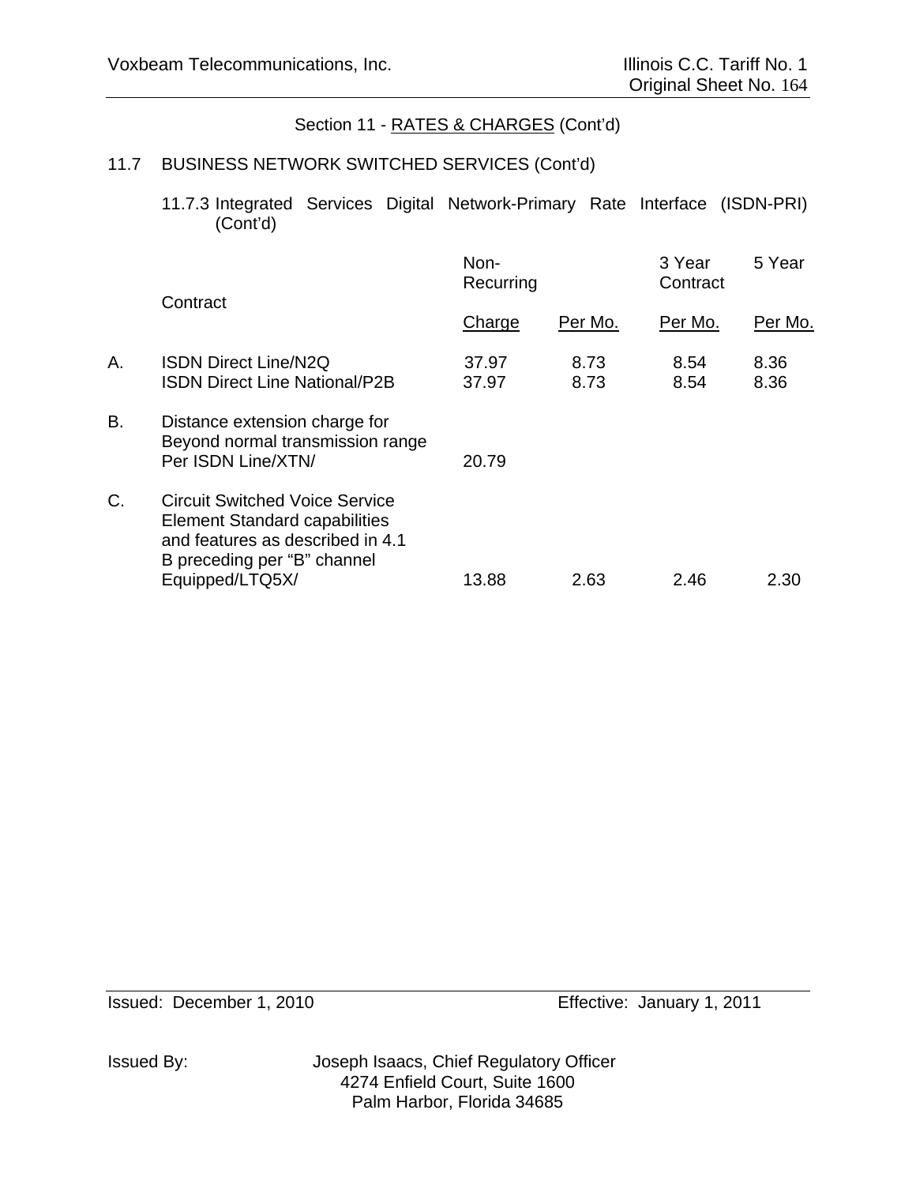Section 11 - RATES & CHARGES (Cont'd)

11.7 BUSINESS NETWORK SWITCHED SERVICES (Cont'd)

11.7.3 Integrated Services Digital Network-Primary Rate Interface (ISDN-PRI) (Cont'd)

| | Contract | Non-Recurring Charge | Per Mo. | 3 Year Contract Per Mo. | 5 Year Per Mo. |
|---|---|---|---|---|---|
| A. | ISDN Direct Line/N2Q | 37.97 | 8.73 | 8.54 | 8.36 |
| | ISDN Direct Line National/P2B | 37.97 | 8.73 | 8.54 | 8.36 |
| B. | Distance extension charge for Beyond normal transmission range Per ISDN Line/XTN/ | 20.79 | | | |
| C. | Circuit Switched Voice Service Element Standard capabilities and features as described in 4.1 B preceding per "B" channel Equipped/LTQ5X/ | 13.88 | 2.63 | 2.46 | 2.30 |

Issued: December 1, 2010 Effective: January 1, 2011

Issued By: Joseph Isaacs, Chief Regulatory Officer
4274 Enfield Court, Suite 1600
Palm Harbor, Florida 34685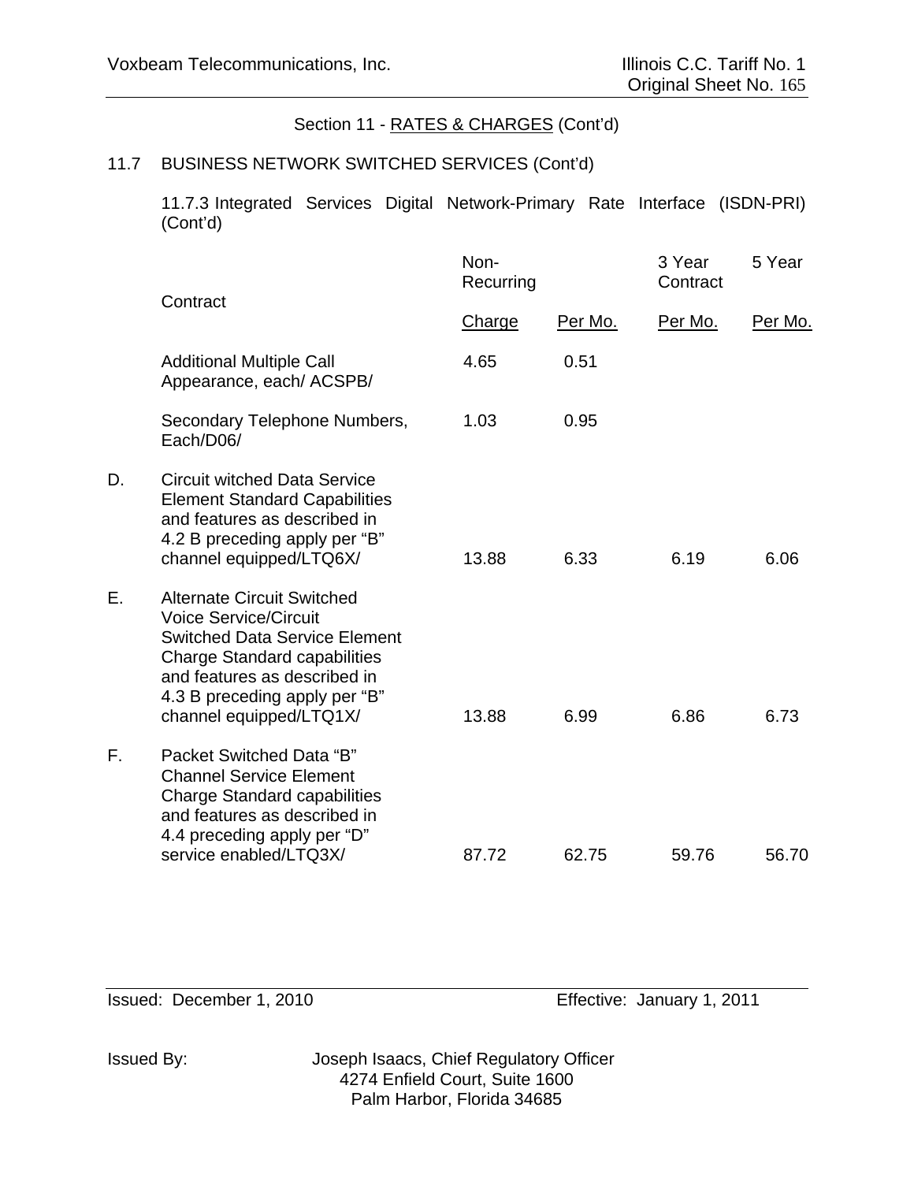Section 11 - RATES & CHARGES (Cont'd)

11.7 BUSINESS NETWORK SWITCHED SERVICES (Cont'd)

11.7.3 Integrated Services Digital Network-Primary Rate Interface (ISDN-PRI) (Cont'd)

| | Contract | Non-Recurring Charge | Per Mo. | 3 Year Contract Per Mo. | 5 Year Per Mo. |
|---|---|---|---|---|---|
| | Additional Multiple Call Appearance, each/ ACSPB/ | 4.65 | 0.51 | | |
| | Secondary Telephone Numbers, Each/D06/ | 1.03 | 0.95 | | |
| D. | Circuit witched Data Service Element Standard Capabilities and features as described in 4.2 B preceding apply per "B" channel equipped/LTQ6X/ | 13.88 | 6.33 | 6.19 | 6.06 |
| E. | Alternate Circuit Switched Voice Service/Circuit Switched Data Service Element Charge Standard capabilities and features as described in 4.3 B preceding apply per "B" channel equipped/LTQ1X/ | 13.88 | 6.99 | 6.86 | 6.73 |
| F. | Packet Switched Data "B" Channel Service Element Charge Standard capabilities and features as described in 4.4 preceding apply per "D" service enabled/LTQ3X/ | 87.72 | 62.75 | 59.76 | 56.70 |

Issued: December 1, 2010 Effective: January 1, 2011

Issued By: Joseph Isaacs, Chief Regulatory Officer
4274 Enfield Court, Suite 1600
Palm Harbor, Florida 34685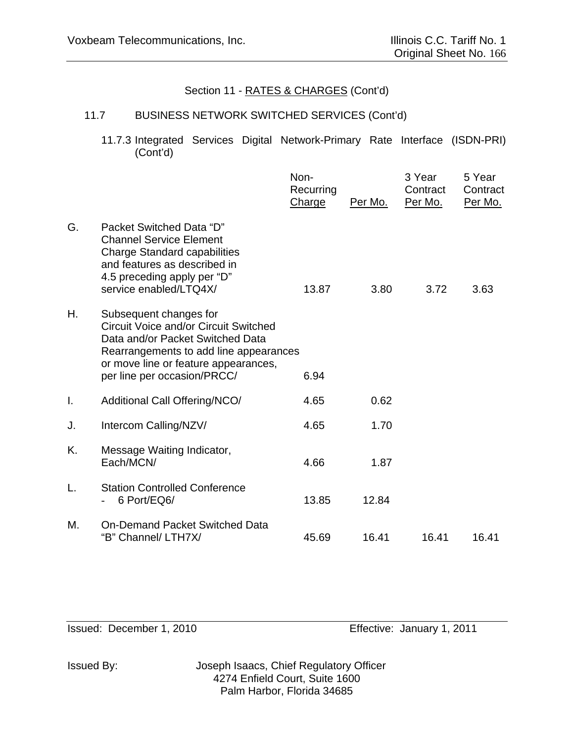Section 11 - RATES & CHARGES (Cont'd)

11.7 BUSINESS NETWORK SWITCHED SERVICES (Cont'd)

11.7.3 Integrated Services Digital Network-Primary Rate Interface (ISDN-PRI) (Cont'd)

| | | Non-Recurring Charge | Per Mo. | 3 Year Contract Per Mo. | 5 Year Contract Per Mo. |
|---|---|---|---|---|---|
| G. | Packet Switched Data "D" Channel Service Element Charge Standard capabilities and features as described in 4.5 preceding apply per "D" service enabled/LTQ4X/ | 13.87 | 3.80 | 3.72 | 3.63 |
| H. | Subsequent changes for Circuit Voice and/or Circuit Switched Data and/or Packet Switched Data Rearrangements to add line appearances or move line or feature appearances, per line per occasion/PRCC/ | 6.94 | | | |
| I. | Additional Call Offering/NCO/ | 4.65 | 0.62 | | |
| J. | Intercom Calling/NZV/ | 4.65 | 1.70 | | |
| K. | Message Waiting Indicator, Each/MCN/ | 4.66 | 1.87 | | |
| L. | Station Controlled Conference - 6 Port/EQ6/ | 13.85 | 12.84 | | |
| M. | On-Demand Packet Switched Data "B" Channel/ LTH7X/ | 45.69 | 16.41 | 16.41 | 16.41 |

Issued: December 1, 2010 Effective: January 1, 2011

Issued By: Joseph Isaacs, Chief Regulatory Officer
4274 Enfield Court, Suite 1600
Palm Harbor, Florida 34685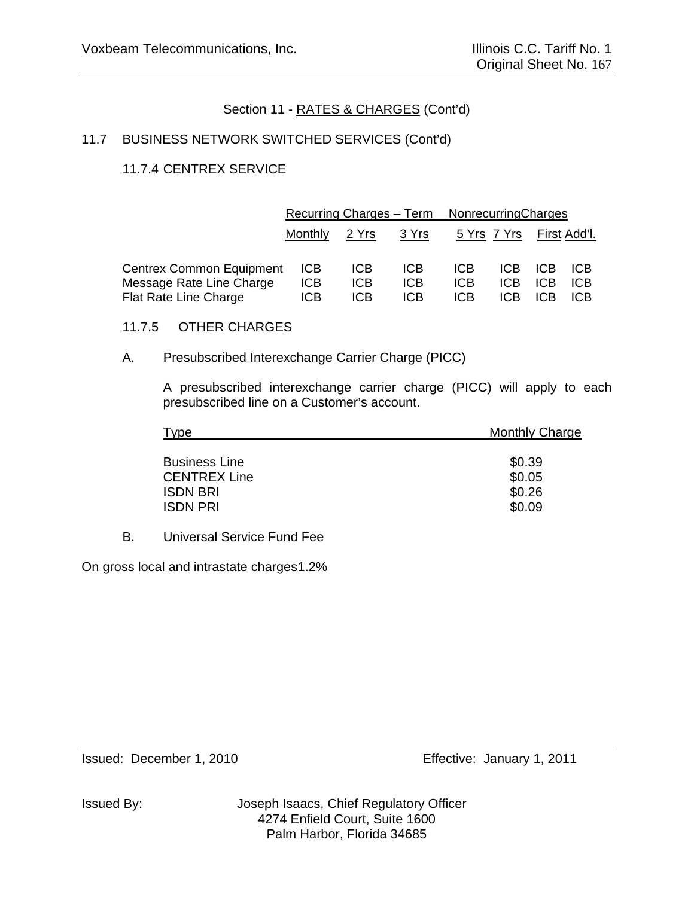Section 11 - RATES & CHARGES (Cont'd)

11.7 BUSINESS NETWORK SWITCHED SERVICES (Cont'd)

11.7.4 CENTREX SERVICE

| | Recurring Charges – Term | | | | | Nonrecurring Charges | |
|---|---|---|---|---|---|---|---|
| | Monthly | 2 Yrs | 3 Yrs | 5 Yrs | 7 Yrs | First | Add'l. |
| Centrex Common Equipment | ICB | ICB | ICB | ICB | ICB | ICB | ICB |
| Message Rate Line Charge | ICB | ICB | ICB | ICB | ICB | ICB | ICB |
| Flat Rate Line Charge | ICB | ICB | ICB | ICB | ICB | ICB | ICB |

11.7.5 OTHER CHARGES

A. Presubscribed Interexchange Carrier Charge (PICC)

A presubscribed interexchange carrier charge (PICC) will apply to each presubscribed line on a Customer's account.

| Type | Monthly Charge |
|---|---|
| Business Line | $0.39 |
| CENTREX Line | $0.05 |
| ISDN BRI | $0.26 |
| ISDN PRI | $0.09 |

B. Universal Service Fund Fee

On gross local and intrastate charges1.2%

Issued: December 1, 2010 Effective: January 1, 2011

Issued By: Joseph Isaacs, Chief Regulatory Officer
4274 Enfield Court, Suite 1600
Palm Harbor, Florida 34685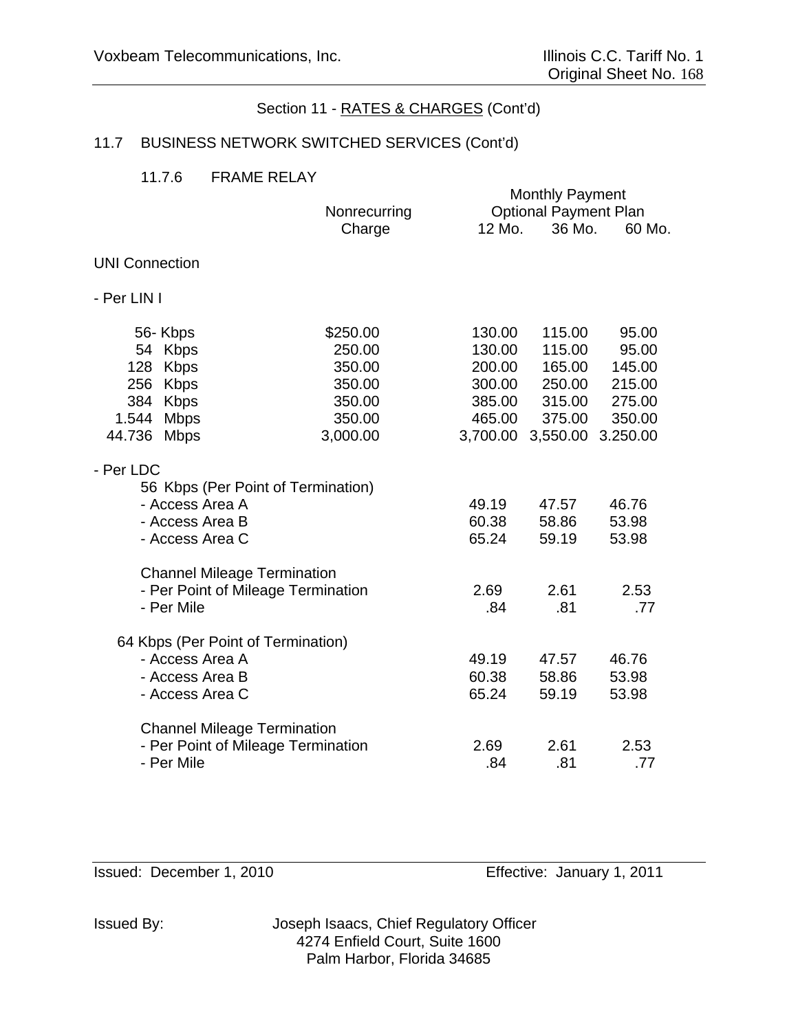Section 11 - RATES & CHARGES (Cont'd)

## 11.7 BUSINESS NETWORK SWITCHED SERVICES (Cont'd)

### 11.7.6 FRAME RELAY

| | Nonrecurring Charge | Monthly Payment Optional Payment Plan 12 Mo. | 36 Mo. | 60 Mo. |
|---|---|---|---|---|
| UNI Connection | | | | |
| - Per LIN I | | | | |
| 56- Kbps | $250.00 | 130.00 | 115.00 | 95.00 |
| 54 Kbps | 250.00 | 130.00 | 115.00 | 95.00 |
| 128 Kbps | 350.00 | 200.00 | 165.00 | 145.00 |
| 256 Kbps | 350.00 | 300.00 | 250.00 | 215.00 |
| 384 Kbps | 350.00 | 385.00 | 315.00 | 275.00 |
| 1.544 Mbps | 350.00 | 465.00 | 375.00 | 350.00 |
| 44.736 Mbps | 3,000.00 | 3,700.00 | 3,550.00 | 3.250.00 |
| - Per LDC | | | | |
| 56 Kbps (Per Point of Termination) | | | | |
| - Access Area A | | 49.19 | 47.57 | 46.76 |
| - Access Area B | | 60.38 | 58.86 | 53.98 |
| - Access Area C | | 65.24 | 59.19 | 53.98 |
| Channel Mileage Termination | | | | |
| - Per Point of Mileage Termination | | 2.69 | 2.61 | 2.53 |
| - Per Mile | | .84 | .81 | .77 |
| 64 Kbps (Per Point of Termination) | | | | |
| - Access Area A | | 49.19 | 47.57 | 46.76 |
| - Access Area B | | 60.38 | 58.86 | 53.98 |
| - Access Area C | | 65.24 | 59.19 | 53.98 |
| Channel Mileage Termination | | | | |
| - Per Point of Mileage Termination | | 2.69 | 2.61 | 2.53 |
| - Per Mile | | .84 | .81 | .77 |

Issued: December 1, 2010 Effective: January 1, 2011

Issued By: Joseph Isaacs, Chief Regulatory Officer
4274 Enfield Court, Suite 1600
Palm Harbor, Florida 34685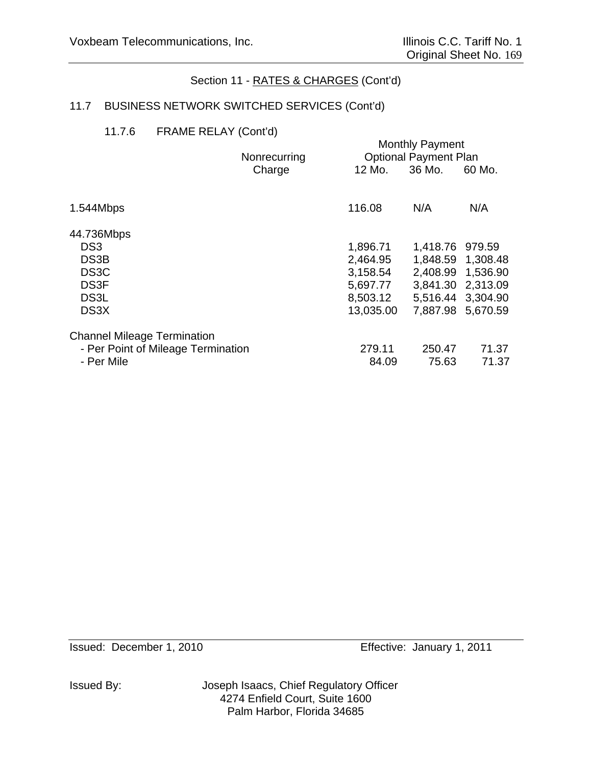Section 11 - RATES & CHARGES (Cont'd)

11.7 BUSINESS NETWORK SWITCHED SERVICES (Cont'd)

11.7.6 FRAME RELAY (Cont'd)

| | Nonrecurring Charge | Monthly Payment Optional Payment Plan 12 Mo. | 36 Mo. | 60 Mo. |
|---|---|---|---|---|
| 1.544Mbps | | 116.08 | N/A | N/A |
| 44.736Mbps | | | | |
| DS3 | | 1,896.71 | 1,418.76 | 979.59 |
| DS3B | | 2,464.95 | 1,848.59 | 1,308.48 |
| DS3C | | 3,158.54 | 2,408.99 | 1,536.90 |
| DS3F | | 5,697.77 | 3,841.30 | 2,313.09 |
| DS3L | | 8,503.12 | 5,516.44 | 3,304.90 |
| DS3X | | 13,035.00 | 7,887.98 | 5,670.59 |
| Channel Mileage Termination | | | | |
| - Per Point of Mileage Termination | | 279.11 | 250.47 | 71.37 |
| - Per Mile | | 84.09 | 75.63 | 71.37 |

Issued: December 1, 2010

Effective: January 1, 2011

Issued By: Joseph Isaacs, Chief Regulatory Officer
4274 Enfield Court, Suite 1600
Palm Harbor, Florida 34685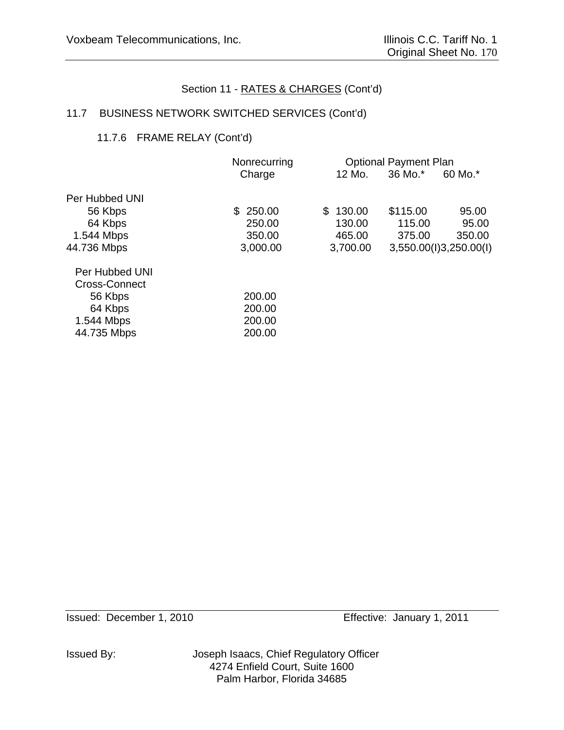## Section 11 - RATES & CHARGES (Cont'd)

### 11.7 BUSINESS NETWORK SWITCHED SERVICES (Cont'd)

#### 11.7.6 FRAME RELAY (Cont'd)

| | Nonrecurring Charge | Optional Payment Plan 12 Mo. | 36 Mo.* | 60 Mo.* |
|---|---|---|---|---|
| Per Hubbed UNI | | | | |
| 56 Kbps | $ 250.00 | $ 130.00 | $115.00 | 95.00 |
| 64 Kbps | 250.00 | 130.00 | 115.00 | 95.00 |
| 1.544 Mbps | 350.00 | 465.00 | 375.00 | 350.00 |
| 44.736 Mbps | 3,000.00 | 3,700.00 | 3,550.00(I) | 3,250.00(I) |
| Per Hubbed UNI Cross-Connect | | | | |
| 56 Kbps | 200.00 | | | |
| 64 Kbps | 200.00 | | | |
| 1.544 Mbps | 200.00 | | | |
| 44.735 Mbps | 200.00 | | | |

Issued: December 1, 2010

Effective: January 1, 2011

Issued By: Joseph Isaacs, Chief Regulatory Officer
4274 Enfield Court, Suite 1600
Palm Harbor, Florida 34685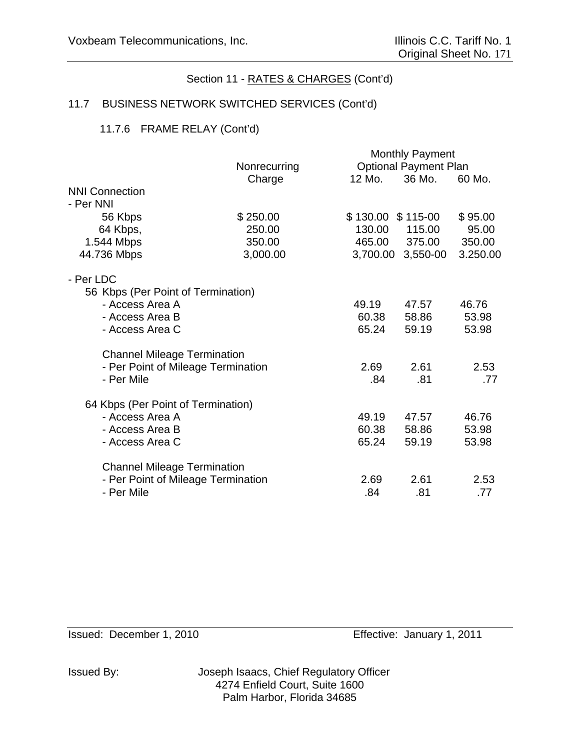Section 11 - RATES & CHARGES (Cont'd)

## 11.7 BUSINESS NETWORK SWITCHED SERVICES (Cont'd)

### 11.7.6 FRAME RELAY (Cont'd)

| | Nonrecurring Charge | Monthly Payment Optional Payment Plan 12 Mo. | 36 Mo. | 60 Mo. |
|---|---|---|---|---|
| NNI Connection | | | | |
| - Per NNI | | | | |
| 56 Kbps | $ 250.00 | $ 130.00 | $ 115-00 | $ 95.00 |
| 64 Kbps, | 250.00 | 130.00 | 115.00 | 95.00 |
| 1.544 Mbps | 350.00 | 465.00 | 375.00 | 350.00 |
| 44.736 Mbps | 3,000.00 | 3,700.00 | 3,550-00 | 3.250.00 |
| - Per LDC | | | | |
| 56 Kbps (Per Point of Termination) | | | | |
| - Access Area A | | 49.19 | 47.57 | 46.76 |
| - Access Area B | | 60.38 | 58.86 | 53.98 |
| - Access Area C | | 65.24 | 59.19 | 53.98 |
| Channel Mileage Termination | | | | |
| - Per Point of Mileage Termination | | 2.69 | 2.61 | 2.53 |
| - Per Mile | | .84 | .81 | .77 |
| 64 Kbps (Per Point of Termination) | | | | |
| - Access Area A | | 49.19 | 47.57 | 46.76 |
| - Access Area B | | 60.38 | 58.86 | 53.98 |
| - Access Area C | | 65.24 | 59.19 | 53.98 |
| Channel Mileage Termination | | | | |
| - Per Point of Mileage Termination | | 2.69 | 2.61 | 2.53 |
| - Per Mile | | .84 | .81 | .77 |

Issued: December 1, 2010 Effective: January 1, 2011

Issued By: Joseph Isaacs, Chief Regulatory Officer
4274 Enfield Court, Suite 1600
Palm Harbor, Florida 34685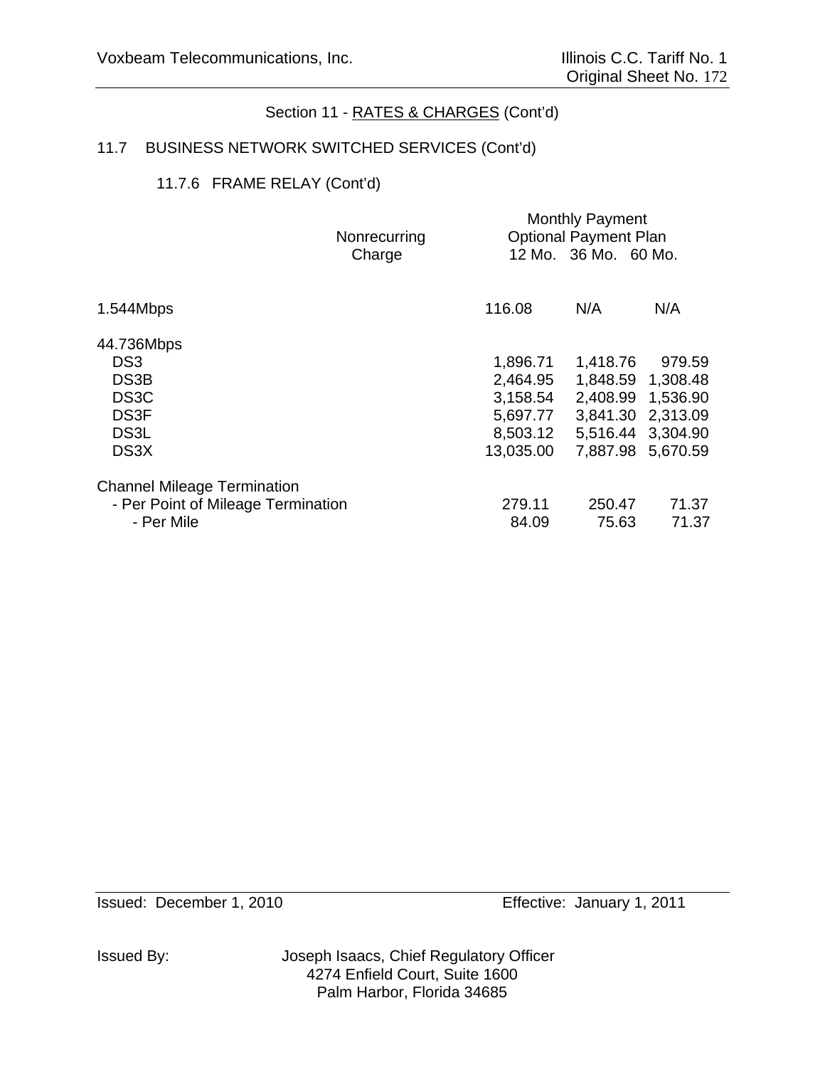Section 11 - RATES & CHARGES (Cont'd)

## 11.7 BUSINESS NETWORK SWITCHED SERVICES (Cont'd)

### 11.7.6 FRAME RELAY (Cont'd)

| | Nonrecurring Charge | Monthly Payment Optional Payment Plan 12 Mo. | 36 Mo. | 60 Mo. |
|---|---|---|---|---|
| 1.544Mbps | | 116.08 | N/A | N/A |
| 44.736Mbps | | | | |
| DS3 | | 1,896.71 | 1,418.76 | 979.59 |
| DS3B | | 2,464.95 | 1,848.59 | 1,308.48 |
| DS3C | | 3,158.54 | 2,408.99 | 1,536.90 |
| DS3F | | 5,697.77 | 3,841.30 | 2,313.09 |
| DS3L | | 8,503.12 | 5,516.44 | 3,304.90 |
| DS3X | | 13,035.00 | 7,887.98 | 5,670.59 |
| Channel Mileage Termination | | | | |
| - Per Point of Mileage Termination | | 279.11 | 250.47 | 71.37 |
| - Per Mile | | 84.09 | 75.63 | 71.37 |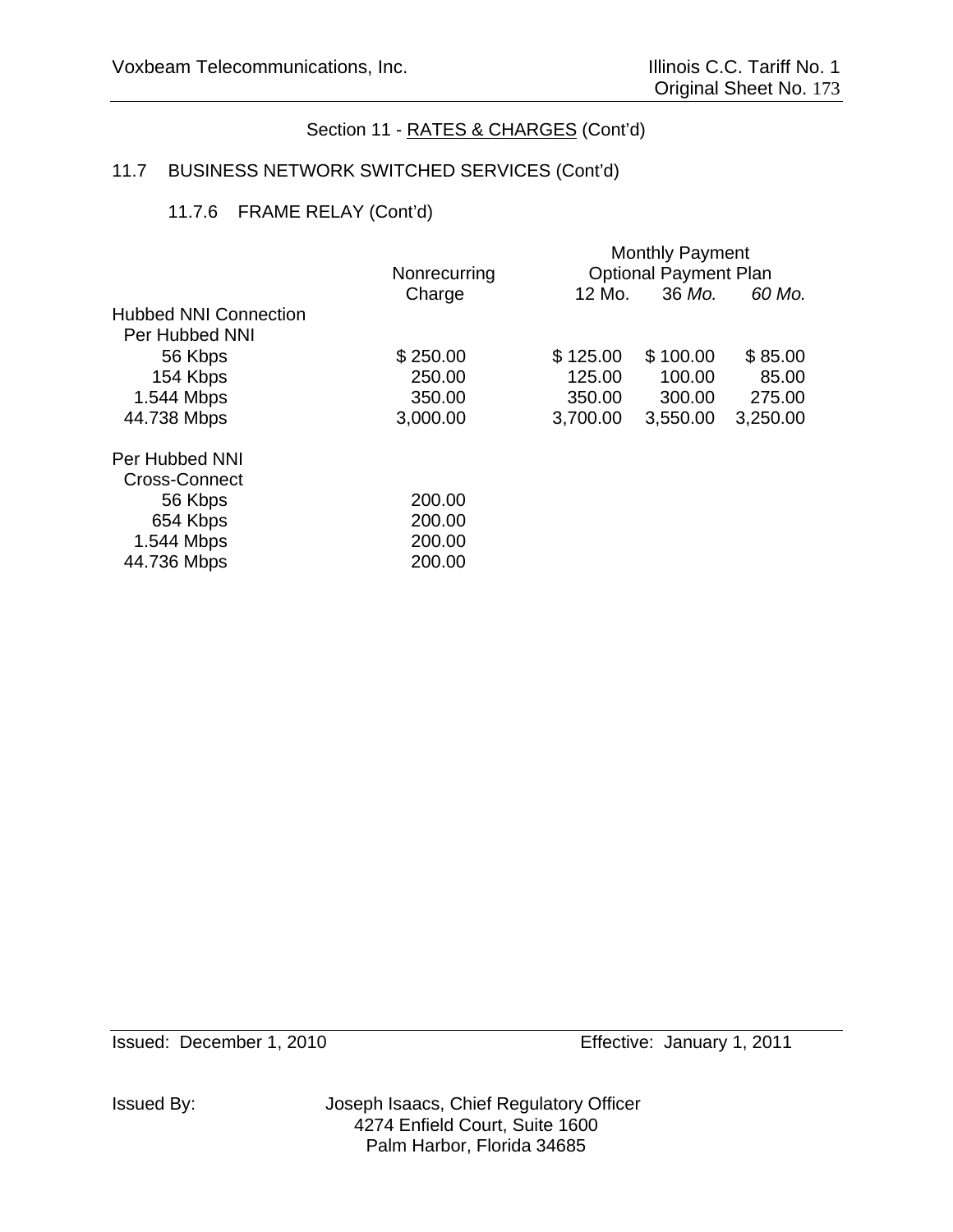Section 11 - RATES & CHARGES (Cont'd)

## 11.7 BUSINESS NETWORK SWITCHED SERVICES (Cont'd)

### 11.7.6 FRAME RELAY (Cont'd)

| | Nonrecurring Charge | Monthly Payment Optional Payment Plan 12 Mo. | 36 *Mo.* | *60 Mo.* |
|---|---|---|---|---|
| Hubbed NNI Connection | | | | |
| Per Hubbed NNI | | | | |
| 56 Kbps | $ 250.00 | $ 125.00 | $ 100.00 | $ 85.00 |
| 154 Kbps | 250.00 | 125.00 | 100.00 | 85.00 |
| 1.544 Mbps | 350.00 | 350.00 | 300.00 | 275.00 |
| 44.738 Mbps | 3,000.00 | 3,700.00 | 3,550.00 | 3,250.00 |
| Per Hubbed NNI Cross-Connect | | | | |
| 56 Kbps | 200.00 | | | |
| 654 Kbps | 200.00 | | | |
| 1.544 Mbps | 200.00 | | | |
| 44.736 Mbps | 200.00 | | | |

Issued: December 1, 2010 Effective: January 1, 2011

Issued By: Joseph Isaacs, Chief Regulatory Officer
4274 Enfield Court, Suite 1600
Palm Harbor, Florida 34685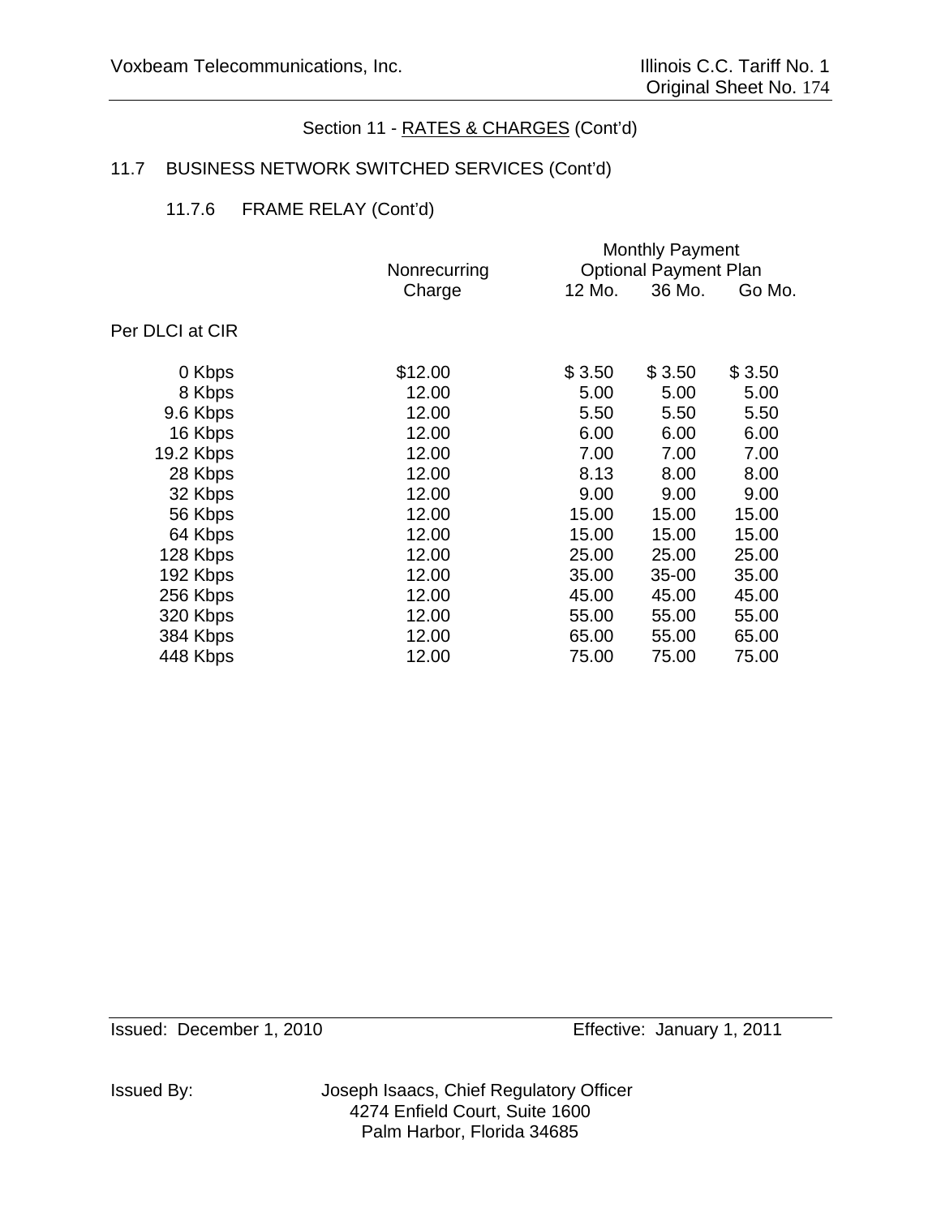Section 11 - RATES & CHARGES (Cont'd)

11.7 BUSINESS NETWORK SWITCHED SERVICES (Cont'd)

11.7.6 FRAME RELAY (Cont'd)

| | Nonrecurring Charge | Monthly Payment Optional Payment Plan | | |
|---|---|---|---|---|
| | | 12 Mo. | 36 Mo. | Go Mo. |
| Per DLCI at CIR | | | | |
| 0 Kbps | $12.00 | $ 3.50 | $ 3.50 | $ 3.50 |
| 8 Kbps | 12.00 | 5.00 | 5.00 | 5.00 |
| 9.6 Kbps | 12.00 | 5.50 | 5.50 | 5.50 |
| 16 Kbps | 12.00 | 6.00 | 6.00 | 6.00 |
| 19.2 Kbps | 12.00 | 7.00 | 7.00 | 7.00 |
| 28 Kbps | 12.00 | 8.13 | 8.00 | 8.00 |
| 32 Kbps | 12.00 | 9.00 | 9.00 | 9.00 |
| 56 Kbps | 12.00 | 15.00 | 15.00 | 15.00 |
| 64 Kbps | 12.00 | 15.00 | 15.00 | 15.00 |
| 128 Kbps | 12.00 | 25.00 | 25.00 | 25.00 |
| 192 Kbps | 12.00 | 35.00 | 35-00 | 35.00 |
| 256 Kbps | 12.00 | 45.00 | 45.00 | 45.00 |
| 320 Kbps | 12.00 | 55.00 | 55.00 | 55.00 |
| 384 Kbps | 12.00 | 65.00 | 55.00 | 65.00 |
| 448 Kbps | 12.00 | 75.00 | 75.00 | 75.00 |

Issued: December 1, 2010 Effective: January 1, 2011

Issued By: Joseph Isaacs, Chief Regulatory Officer
4274 Enfield Court, Suite 1600
Palm Harbor, Florida 34685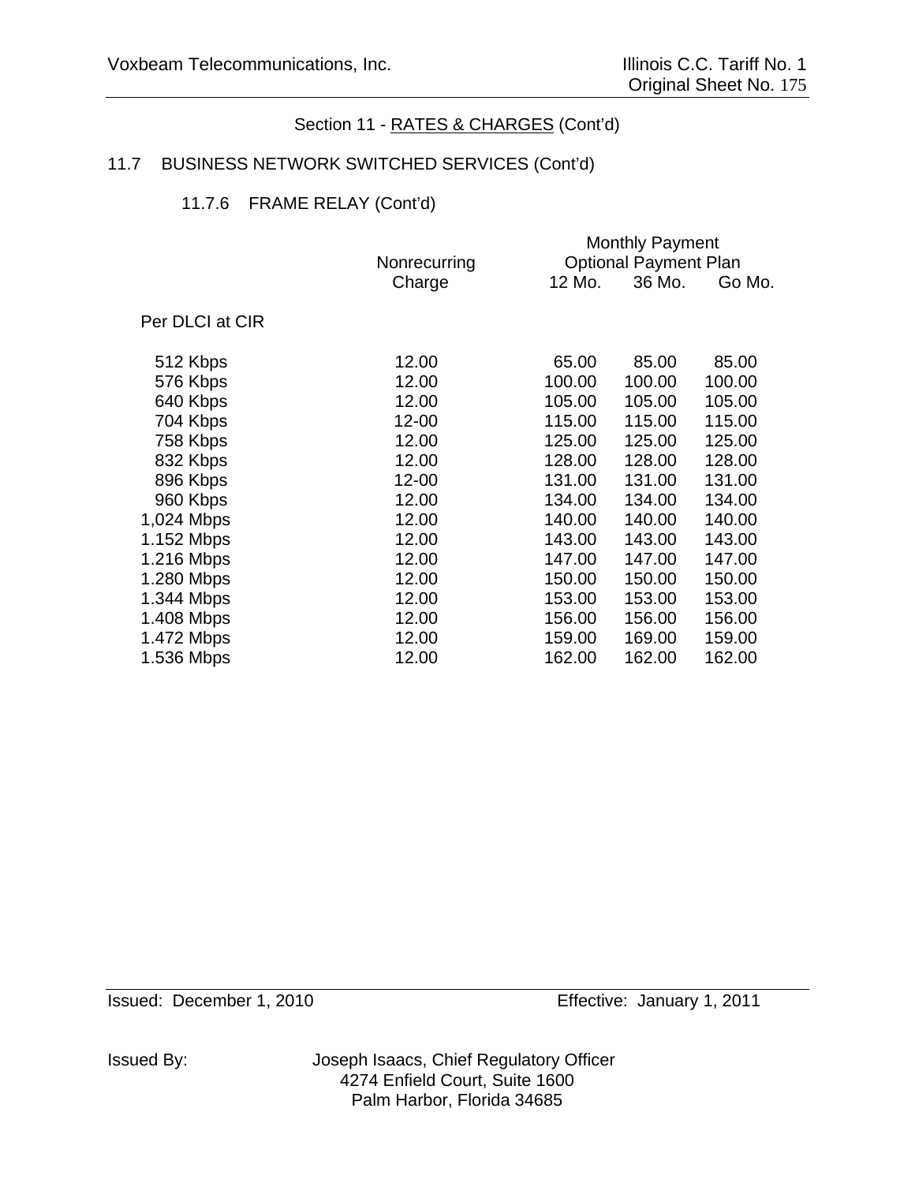Section 11 - RATES & CHARGES (Cont'd)

## 11.7 BUSINESS NETWORK SWITCHED SERVICES (Cont'd)

### 11.7.6 FRAME RELAY (Cont'd)

| | Nonrecurring Charge | Monthly Payment Optional Payment Plan | | |
|---|---|---|---|---|
| | | 12 Mo. | 36 Mo. | Go Mo. |
| Per DLCI at CIR | | | | |
| 512 Kbps | 12.00 | 65.00 | 85.00 | 85.00 |
| 576 Kbps | 12.00 | 100.00 | 100.00 | 100.00 |
| 640 Kbps | 12.00 | 105.00 | 105.00 | 105.00 |
| 704 Kbps | 12-00 | 115.00 | 115.00 | 115.00 |
| 758 Kbps | 12.00 | 125.00 | 125.00 | 125.00 |
| 832 Kbps | 12.00 | 128.00 | 128.00 | 128.00 |
| 896 Kbps | 12-00 | 131.00 | 131.00 | 131.00 |
| 960 Kbps | 12.00 | 134.00 | 134.00 | 134.00 |
| 1,024 Mbps | 12.00 | 140.00 | 140.00 | 140.00 |
| 1.152 Mbps | 12.00 | 143.00 | 143.00 | 143.00 |
| 1.216 Mbps | 12.00 | 147.00 | 147.00 | 147.00 |
| 1.280 Mbps | 12.00 | 150.00 | 150.00 | 150.00 |
| 1.344 Mbps | 12.00 | 153.00 | 153.00 | 153.00 |
| 1.408 Mbps | 12.00 | 156.00 | 156.00 | 156.00 |
| 1.472 Mbps | 12.00 | 159.00 | 169.00 | 159.00 |
| 1.536 Mbps | 12.00 | 162.00 | 162.00 | 162.00 |

Issued: December 1, 2010 Effective: January 1, 2011

Issued By: Joseph Isaacs, Chief Regulatory Officer
4274 Enfield Court, Suite 1600
Palm Harbor, Florida 34685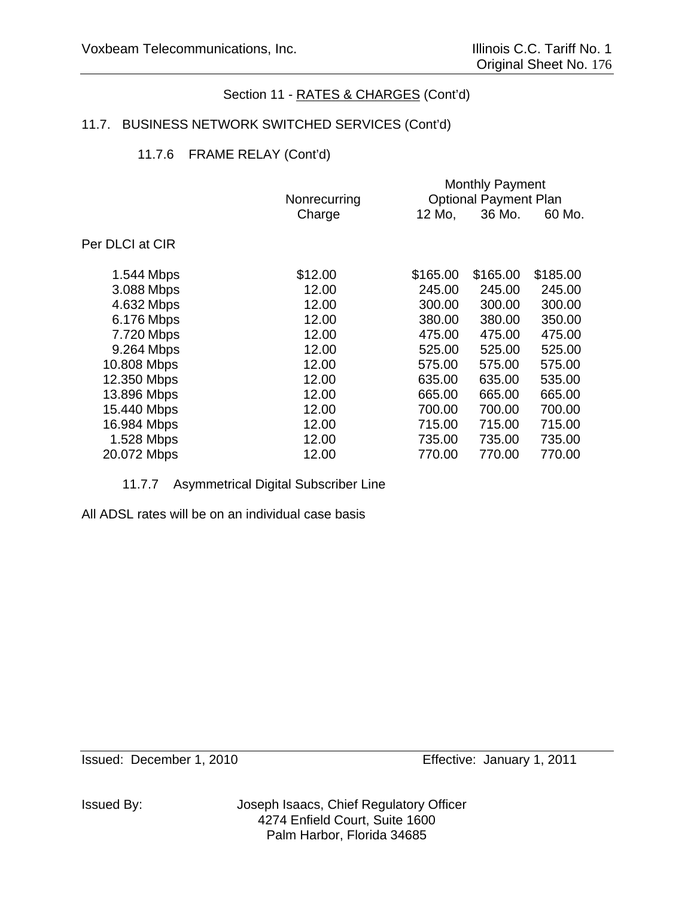Section 11 - RATES & CHARGES (Cont'd)

## 11.7. BUSINESS NETWORK SWITCHED SERVICES (Cont'd)

### 11.7.6 FRAME RELAY (Cont'd)

| | Nonrecurring Charge | Monthly Payment Optional Payment Plan 12 Mo, | 36 Mo. | 60 Mo. |
|---|---|---|---|---|
| Per DLCI at CIR | | | | |
| 1.544 Mbps | $12.00 | $165.00 | $165.00 | $185.00 |
| 3.088 Mbps | 12.00 | 245.00 | 245.00 | 245.00 |
| 4.632 Mbps | 12.00 | 300.00 | 300.00 | 300.00 |
| 6.176 Mbps | 12.00 | 380.00 | 380.00 | 350.00 |
| 7.720 Mbps | 12.00 | 475.00 | 475.00 | 475.00 |
| 9.264 Mbps | 12.00 | 525.00 | 525.00 | 525.00 |
| 10.808 Mbps | 12.00 | 575.00 | 575.00 | 575.00 |
| 12.350 Mbps | 12.00 | 635.00 | 635.00 | 535.00 |
| 13.896 Mbps | 12.00 | 665.00 | 665.00 | 665.00 |
| 15.440 Mbps | 12.00 | 700.00 | 700.00 | 700.00 |
| 16.984 Mbps | 12.00 | 715.00 | 715.00 | 715.00 |
| 1.528 Mbps | 12.00 | 735.00 | 735.00 | 735.00 |
| 20.072 Mbps | 12.00 | 770.00 | 770.00 | 770.00 |

### 11.7.7 Asymmetrical Digital Subscriber Line

All ADSL rates will be on an individual case basis

Issued: December 1, 2010 Effective: January 1, 2011

Issued By: Joseph Isaacs, Chief Regulatory Officer
4274 Enfield Court, Suite 1600
Palm Harbor, Florida 34685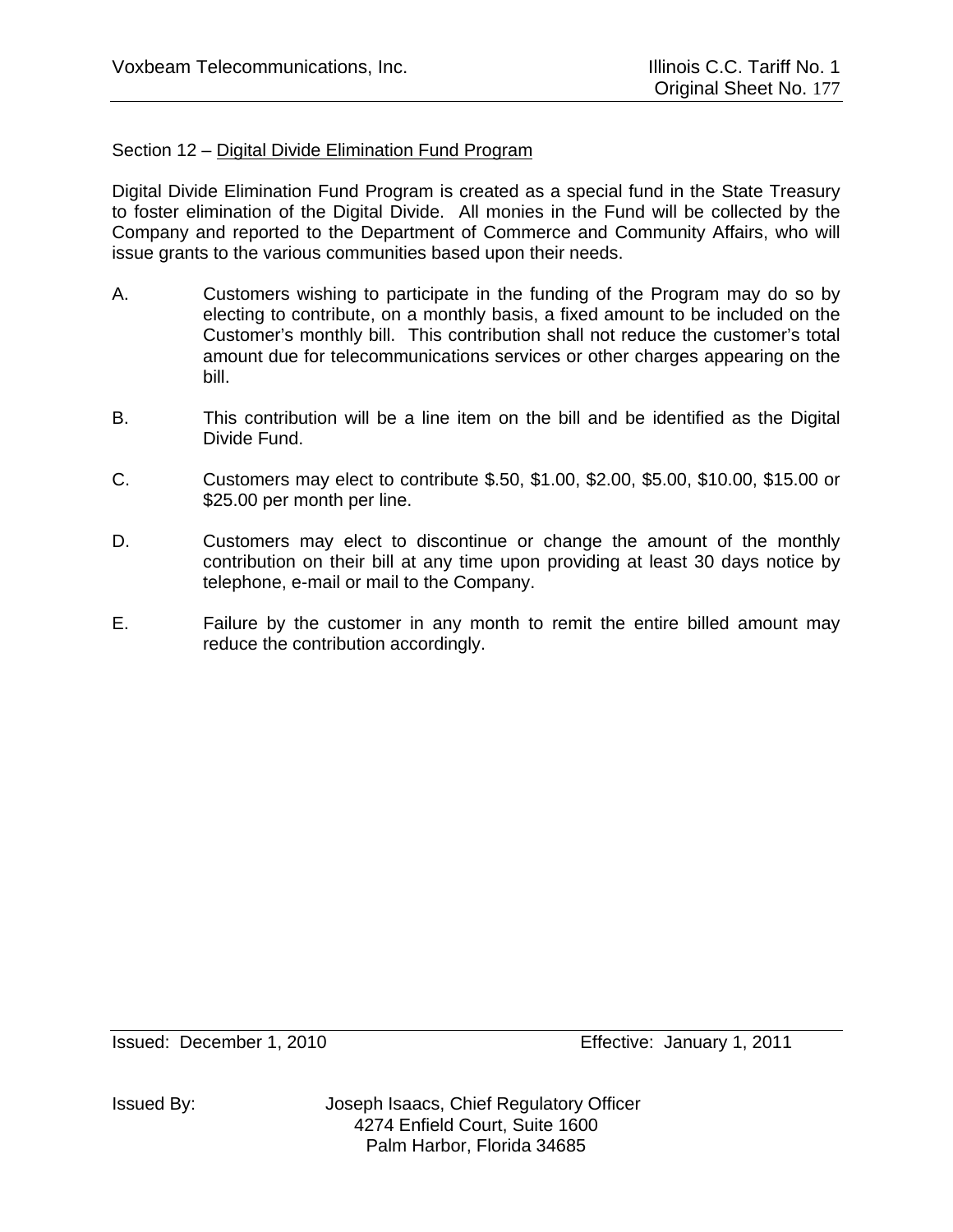Section 12 – Digital Divide Elimination Fund Program

Digital Divide Elimination Fund Program is created as a special fund in the State Treasury to foster elimination of the Digital Divide. All monies in the Fund will be collected by the Company and reported to the Department of Commerce and Community Affairs, who will issue grants to the various communities based upon their needs.

A. Customers wishing to participate in the funding of the Program may do so by electing to contribute, on a monthly basis, a fixed amount to be included on the Customer's monthly bill. This contribution shall not reduce the customer's total amount due for telecommunications services or other charges appearing on the bill.

B. This contribution will be a line item on the bill and be identified as the Digital Divide Fund.

C. Customers may elect to contribute $.50, $1.00, $2.00, $5.00, $10.00, $15.00 or $25.00 per month per line.

D. Customers may elect to discontinue or change the amount of the monthly contribution on their bill at any time upon providing at least 30 days notice by telephone, e-mail or mail to the Company.

E. Failure by the customer in any month to remit the entire billed amount may reduce the contribution accordingly.

Issued: December 1, 2010 Effective: January 1, 2011

Issued By: Joseph Isaacs, Chief Regulatory Officer
4274 Enfield Court, Suite 1600
Palm Harbor, Florida 34685